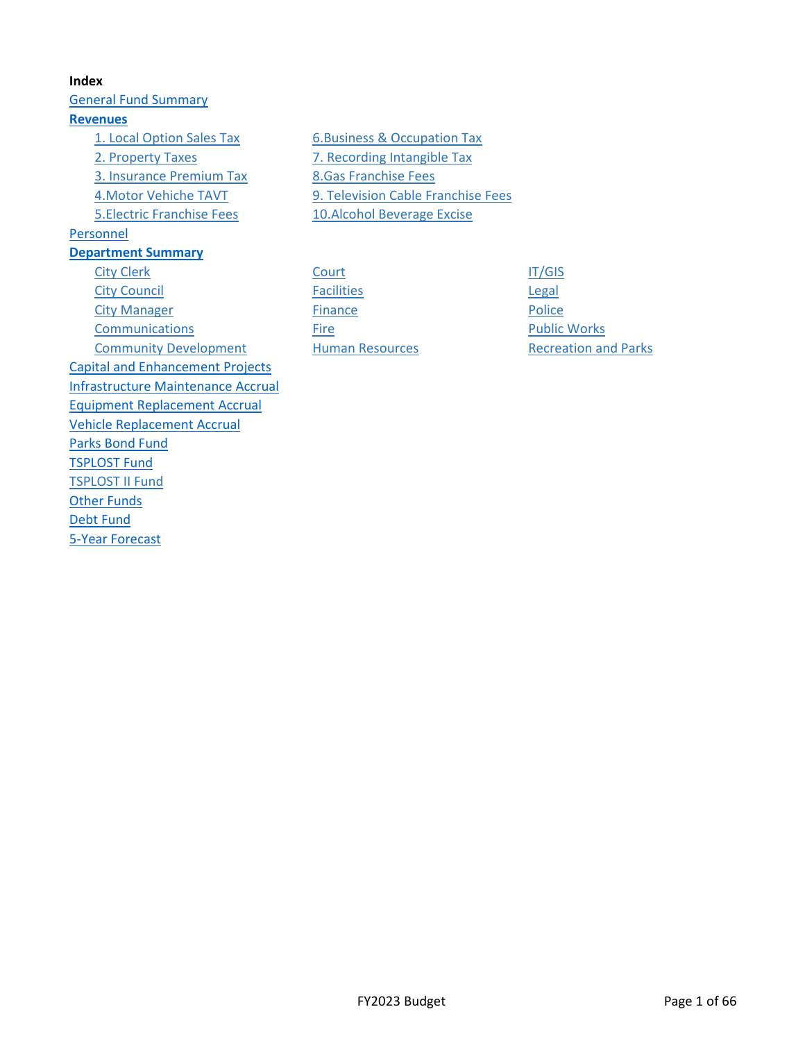**Index**

General Fund Summary

**Revenues**

- 1. Local Option Sales Tax
- 2. Property Taxes
- 3. Insurance Premium Tax
- 4.Motor Vehiche TAVT
- 5.Electric Franchise Fees
- 6.Business & Occupation Tax
- 7. Recording Intangible Tax
- 8.Gas Franchise Fees
- 9. Television Cable Franchise Fees
- 10.Alcohol Beverage Excise

Personnel

**Department Summary**

- City Clerk
- City Council
- City Manager
- Communications
- Community Development
- Court
- Facilities
- Finance
- Fire
- Human Resources
- IT/GIS
- Legal
- Police
- Public Works
- Recreation and Parks

Capital and Enhancement Projects

Infrastructure Maintenance Accrual

Equipment Replacement Accrual

Vehicle Replacement Accrual

Parks Bond Fund

TSPLOST Fund

TSPLOST II Fund

Other Funds

Debt Fund

5-Year Forecast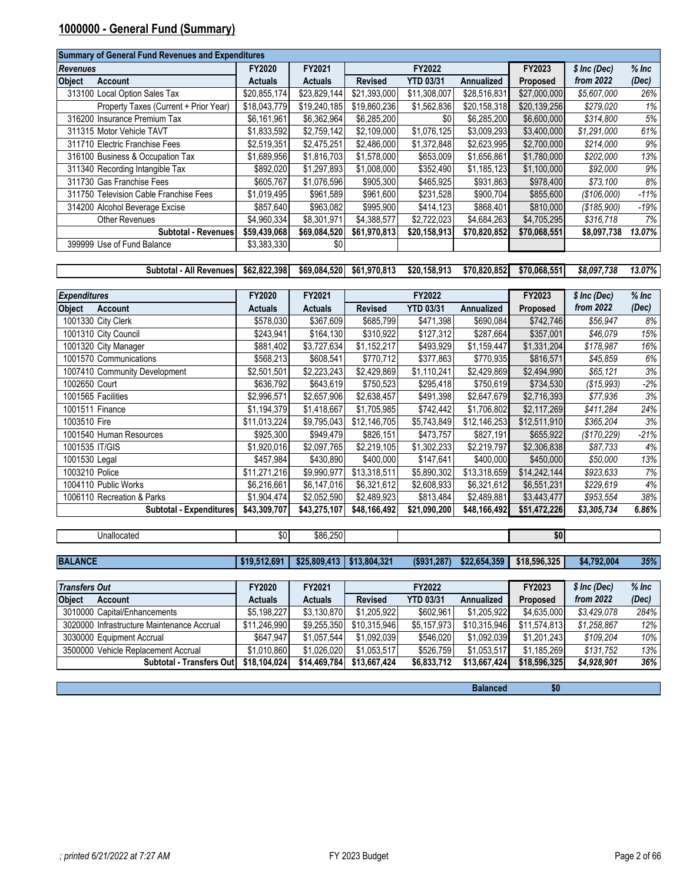## 1000000 - General Fund (Summary)

| Summary of General Fund Revenues and Expenditures | | | | | | | | |
|---|---|---|---|---|---|---|---|---|
| **Revenues** | **FY2020** | **FY2021** | **FY2022** | | | **FY2023** | ***$ Inc (Dec)*** | ***% Inc*** |
| **Object Account** | **Actuals** | **Actuals** | **Revised** | **YTD 03/31** | **Annualized** | **Proposed** | ***from 2022*** | ***(Dec)*** |
| 313100 Local Option Sales Tax | $20,855,174 | $23,829,144 | $21,393,000 | $11,308,007 | $28,516,831 | $27,000,000 | *$5,607,000* | *26%* |
| Property Taxes (Current + Prior Year) | $18,043,779 | $19,240,185 | $19,860,236 | $1,562,836 | $20,158,318 | $20,139,256 | *$279,020* | *1%* |
| 316200 Insurance Premium Tax | $6,161,961 | $6,362,964 | $6,285,200 | $0 | $6,285,200 | $6,600,000 | *$314,800* | *5%* |
| 311315 Motor Vehicle TAVT | $1,833,592 | $2,759,142 | $2,109,000 | $1,076,125 | $3,009,293 | $3,400,000 | *$1,291,000* | *61%* |
| 311710 Electric Franchise Fees | $2,519,351 | $2,475,251 | $2,486,000 | $1,372,848 | $2,623,995 | $2,700,000 | *$214,000* | *9%* |
| 316100 Business & Occupation Tax | $1,689,956 | $1,816,703 | $1,578,000 | $653,009 | $1,656,861 | $1,780,000 | *$202,000* | *13%* |
| 311340 Recording Intangible Tax | $892,020 | $1,297,893 | $1,008,000 | $352,490 | $1,185,123 | $1,100,000 | *$92,000* | *9%* |
| 311730 Gas Franchise Fees | $605,767 | $1,076,596 | $905,300 | $465,925 | $931,863 | $978,400 | *$73,100* | *8%* |
| 311750 Television Cable Franchise Fees | $1,019,495 | $961,589 | $961,600 | $231,528 | $900,704 | $855,600 | *($106,000)* | *-11%* |
| 314200 Alcohol Beverage Excise | $857,640 | $963,082 | $995,900 | $414,123 | $868,401 | $810,000 | *($185,900)* | *-19%* |
| Other Revenues | $4,960,334 | $8,301,971 | $4,388,577 | $2,722,023 | $4,684,263 | $4,705,295 | *$316,718* | *7%* |
| **Subtotal - Revenues** | **$59,439,068** | **$69,084,520** | **$61,970,813** | **$20,158,913** | **$70,820,852** | **$70,068,551** | **$8,097,738** | ***13.07%*** |
| 399999 Use of Fund Balance | $3,383,330 | $0 | | | | | | |
| **Subtotal - All Revenues** | **$62,822,398** | **$69,084,520** | **$61,970,813** | **$20,158,913** | **$70,820,852** | **$70,068,551** | ***$8,097,738*** | ***13.07%*** |

| **Expenditures** | **FY2020** | **FY2021** | **FY2022** | | | **FY2023** | ***$ Inc (Dec)*** | ***% Inc*** |
|---|---|---|---|---|---|---|---|---|
| **Object Account** | **Actuals** | **Actuals** | **Revised** | **YTD 03/31** | **Annualized** | **Proposed** | ***from 2022*** | ***(Dec)*** |
| 1001330 City Clerk | $578,030 | $367,609 | $685,799 | $471,398 | $690,084 | $742,746 | *$56,947* | *8%* |
| 1001310 City Council | $243,941 | $164,130 | $310,922 | $127,312 | $287,664 | $357,001 | *$46,079* | *15%* |
| 1001320 City Manager | $881,402 | $3,727,634 | $1,152,217 | $493,929 | $1,159,447 | $1,331,204 | *$178,987* | *16%* |
| 1001570 Communications | $568,213 | $608,541 | $770,712 | $377,863 | $770,935 | $816,571 | *$45,859* | *6%* |
| 1007410 Community Development | $2,501,501 | $2,223,243 | $2,429,869 | $1,110,241 | $2,429,869 | $2,494,990 | *$65,121* | *3%* |
| 1002650 Court | $636,792 | $643,619 | $750,523 | $295,418 | $750,619 | $734,530 | *($15,993)* | *-2%* |
| 1001565 Facilities | $2,996,571 | $2,657,906 | $2,638,457 | $491,398 | $2,647,679 | $2,716,393 | *$77,936* | *3%* |
| 1001511 Finance | $1,194,379 | $1,418,667 | $1,705,985 | $742,442 | $1,706,802 | $2,117,269 | *$411,284* | *24%* |
| 1003510 Fire | $11,013,224 | $9,795,043 | $12,146,705 | $5,743,849 | $12,146,253 | $12,511,910 | *$365,204* | *3%* |
| 1001540 Human Resources | $925,300 | $949,479 | $826,151 | $473,757 | $827,191 | $655,922 | *($170,229)* | *-21%* |
| 1001535 IT/GIS | $1,920,016 | $2,097,765 | $2,219,105 | $1,302,233 | $2,219,797 | $2,306,838 | *$87,733* | *4%* |
| 1001530 Legal | $457,984 | $430,890 | $400,000 | $147,641 | $400,000 | $450,000 | *$50,000* | *13%* |
| 1003210 Police | $11,271,216 | $9,990,977 | $13,318,511 | $5,890,302 | $13,318,659 | $14,242,144 | *$923,633* | *7%* |
| 1004110 Public Works | $6,216,661 | $6,147,016 | $6,321,612 | $2,608,933 | $6,321,612 | $6,551,231 | *$229,619* | *4%* |
| 1006110 Recreation & Parks | $1,904,474 | $2,052,590 | $2,489,923 | $813,484 | $2,489,881 | $3,443,477 | *$953,554* | *38%* |
| **Subtotal - Expenditures** | **$43,309,707** | **$43,275,107** | **$48,166,492** | **$21,090,200** | **$48,166,492** | **$51,472,226** | ***$3,305,734*** | ***6.86%*** |
| Unallocated | $0 | $86,250 | | | | $0 | | |
| **BALANCE** | **$19,512,691** | **$25,809,413** | **$13,804,321** | **($931,287)** | **$22,654,359** | **$18,596,325** | **$4,792,004** | ***35%*** |

| **Transfers Out** | **FY2020** | **FY2021** | **FY2022** | | | **FY2023** | ***$ Inc (Dec)*** | ***% Inc*** |
|---|---|---|---|---|---|---|---|---|
| **Object Account** | **Actuals** | **Actuals** | **Revised** | **YTD 03/31** | **Annualized** | **Proposed** | ***from 2022*** | ***(Dec)*** |
| 3010000 Capital/Enhancements | $5,198,227 | $3,130,870 | $1,205,922 | $602,961 | $1,205,922 | $4,635,000 | *$3,429,078* | *284%* |
| 3020000 Infrastructure Maintenance Accrual | $11,246,990 | $9,255,350 | $10,315,946 | $5,157,973 | $10,315,946 | $11,574,813 | *$1,258,867* | *12%* |
| 3030000 Equipment Accrual | $647,947 | $1,057,544 | $1,092,039 | $546,020 | $1,092,039 | $1,201,243 | *$109,204* | *10%* |
| 3500000 Vehicle Replacement Accrual | $1,010,860 | $1,026,020 | $1,053,517 | $526,759 | $1,053,517 | $1,185,269 | *$131,752* | *13%* |
| **Subtotal - Transfers Out** | **$18,104,024** | **$14,469,784** | **$13,667,424** | **$6,833,712** | **$13,667,424** | **$18,596,325** | ***$4,928,901*** | ***36%*** |
| | | | | | **Balanced** | **$0** | | |

*; printed 6/21/2022 at 7:27 AM*

FY 2023 Budget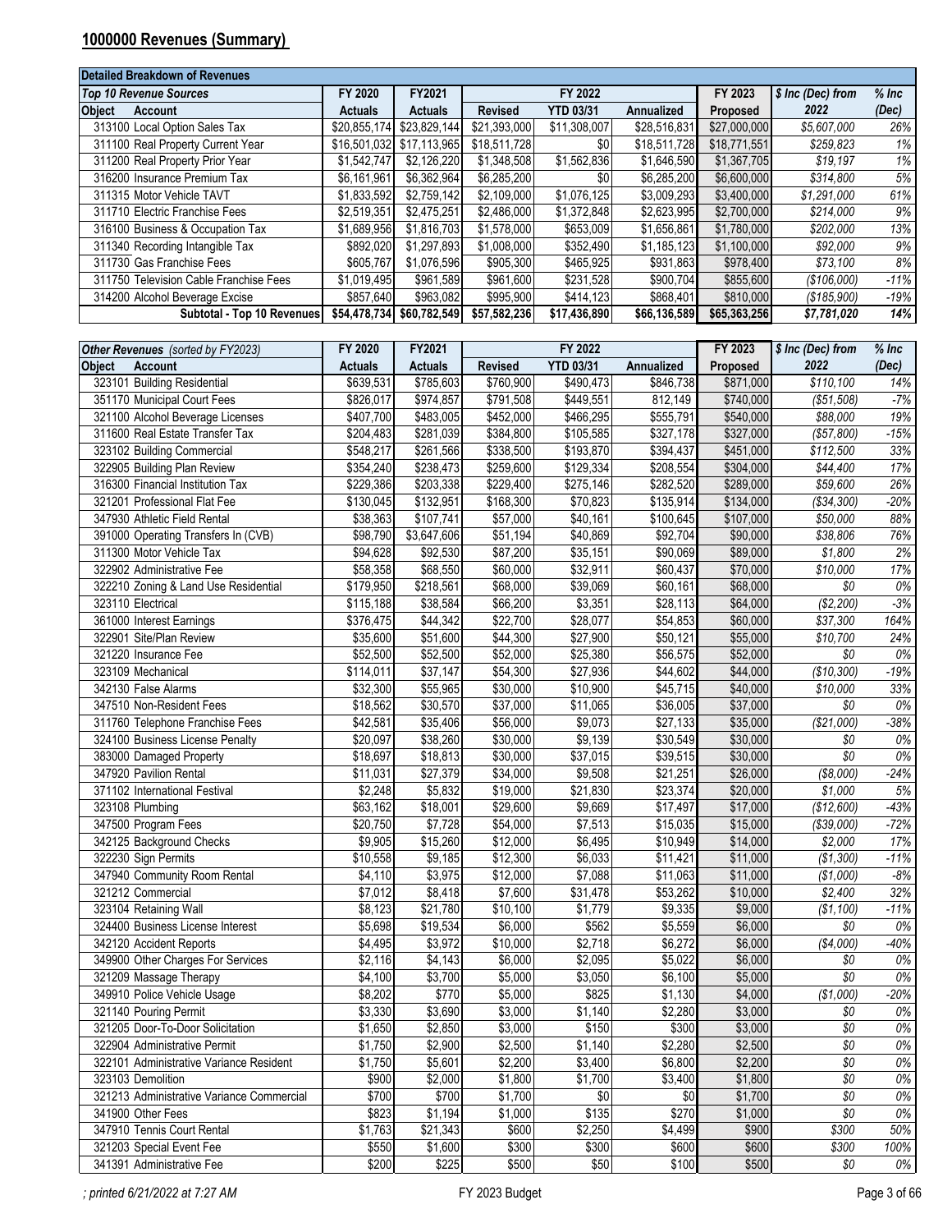## 1000000 Revenues (Summary)

**Detailed Breakdown of Revenues**

| *Top 10 Revenue Sources* | FY 2020 | FY2021 | FY 2022 | | | FY 2023 | *$ Inc (Dec) from* | *% Inc* |
|---|---|---|---|---|---|---|---|---|
| **Object Account** | **Actuals** | **Actuals** | **Revised** | **YTD 03/31** | **Annualized** | **Proposed** | **2022** | **(Dec)** |
| 313100 Local Option Sales Tax | $20,855,174 | $23,829,144 | $21,393,000 | $11,308,007 | $28,516,831 | $27,000,000 | *$5,607,000* | *26%* |
| 311100 Real Property Current Year | $16,501,032 | $17,113,965 | $18,511,728 | $0 | $18,511,728 | $18,771,551 | *$259,823* | *1%* |
| 311200 Real Property Prior Year | $1,542,747 | $2,126,220 | $1,348,508 | $1,562,836 | $1,646,590 | $1,367,705 | *$19,197* | *1%* |
| 316200 Insurance Premium Tax | $6,161,961 | $6,362,964 | $6,285,200 | $0 | $6,285,200 | $6,600,000 | *$314,800* | *5%* |
| 311315 Motor Vehicle TAVT | $1,833,592 | $2,759,142 | $2,109,000 | $1,076,125 | $3,009,293 | $3,400,000 | *$1,291,000* | *61%* |
| 311710 Electric Franchise Fees | $2,519,351 | $2,475,251 | $2,486,000 | $1,372,848 | $2,623,995 | $2,700,000 | *$214,000* | *9%* |
| 316100 Business & Occupation Tax | $1,689,956 | $1,816,703 | $1,578,000 | $653,009 | $1,656,861 | $1,780,000 | *$202,000* | *13%* |
| 311340 Recording Intangible Tax | $892,020 | $1,297,893 | $1,008,000 | $352,490 | $1,185,123 | $1,100,000 | *$92,000* | *9%* |
| 311730 Gas Franchise Fees | $605,767 | $1,076,596 | $905,300 | $465,925 | $931,863 | $978,400 | *$73,100* | *8%* |
| 311750 Television Cable Franchise Fees | $1,019,495 | $961,589 | $961,600 | $231,528 | $900,704 | $855,600 | *($106,000)* | *-11%* |
| 314200 Alcohol Beverage Excise | $857,640 | $963,082 | $995,900 | $414,123 | $868,401 | $810,000 | *($185,900)* | *-19%* |
| **Subtotal - Top 10 Revenues** | **$54,478,734** | **$60,782,549** | **$57,582,236** | **$17,436,890** | **$66,136,589** | **$65,363,256** | ***$7,781,020*** | ***14%*** |

| *Other Revenues (sorted by FY2023)* | FY 2020 | FY2021 | FY 2022 | | | FY 2023 | *$ Inc (Dec) from* | *% Inc* |
|---|---|---|---|---|---|---|---|---|
| **Object Account** | **Actuals** | **Actuals** | **Revised** | **YTD 03/31** | **Annualized** | **Proposed** | **2022** | **(Dec)** |
| 323101 Building Residential | $639,531 | $785,603 | $760,900 | $490,473 | $846,738 | $871,000 | *$110,100* | *14%* |
| 351170 Municipal Court Fees | $826,017 | $974,857 | $791,508 | $449,551 | 812,149 | $740,000 | *($51,508)* | *-7%* |
| 321100 Alcohol Beverage Licenses | $407,700 | $483,005 | $452,000 | $466,295 | $555,791 | $540,000 | *$88,000* | *19%* |
| 311600 Real Estate Transfer Tax | $204,483 | $281,039 | $384,800 | $105,585 | $327,178 | $327,000 | *($57,800)* | *-15%* |
| 323102 Building Commercial | $548,217 | $261,566 | $338,500 | $193,870 | $394,437 | $451,000 | *$112,500* | *33%* |
| 322905 Building Plan Review | $354,240 | $238,473 | $259,600 | $129,334 | $208,554 | $304,000 | *$44,400* | *17%* |
| 316300 Financial Institution Tax | $229,386 | $203,338 | $229,400 | $275,146 | $282,520 | $289,000 | *$59,600* | *26%* |
| 321201 Professional Flat Fee | $130,045 | $132,951 | $168,300 | $70,823 | $135,914 | $134,000 | *($34,300)* | *-20%* |
| 347930 Athletic Field Rental | $38,363 | $107,741 | $57,000 | $40,161 | $100,645 | $107,000 | *$50,000* | *88%* |
| 391000 Operating Transfers In (CVB) | $98,790 | $3,647,606 | $51,194 | $40,869 | $92,704 | $90,000 | *$38,806* | *76%* |
| 311300 Motor Vehicle Tax | $94,628 | $92,530 | $87,200 | $35,151 | $90,069 | $89,000 | *$1,800* | *2%* |
| 322902 Administrative Fee | $58,358 | $68,550 | $60,000 | $32,911 | $60,437 | $70,000 | *$10,000* | *17%* |
| 322210 Zoning & Land Use Residential | $179,950 | $218,561 | $68,000 | $39,069 | $60,161 | $68,000 | *$0* | *0%* |
| 323110 Electrical | $115,188 | $38,584 | $66,200 | $3,351 | $28,113 | $64,000 | *($2,200)* | *-3%* |
| 361000 Interest Earnings | $376,475 | $44,342 | $22,700 | $28,077 | $54,853 | $60,000 | *$37,300* | *164%* |
| 322901 Site/Plan Review | $35,600 | $51,600 | $44,300 | $27,900 | $50,121 | $55,000 | *$10,700* | *24%* |
| 321220 Insurance Fee | $52,500 | $52,500 | $52,000 | $25,380 | $56,575 | $52,000 | *$0* | *0%* |
| 323109 Mechanical | $114,011 | $37,147 | $54,300 | $27,936 | $44,602 | $44,000 | *($10,300)* | *-19%* |
| 342130 False Alarms | $32,300 | $55,965 | $30,000 | $10,900 | $45,715 | $40,000 | *$10,000* | *33%* |
| 347510 Non-Resident Fees | $18,562 | $30,570 | $37,000 | $11,065 | $36,005 | $37,000 | *$0* | *0%* |
| 311760 Telephone Franchise Fees | $42,581 | $35,406 | $56,000 | $9,073 | $27,133 | $35,000 | *($21,000)* | *-38%* |
| 324100 Business License Penalty | $20,097 | $38,260 | $30,000 | $9,139 | $30,549 | $30,000 | *$0* | *0%* |
| 383000 Damaged Property | $18,697 | $18,813 | $30,000 | $37,015 | $39,515 | $30,000 | *$0* | *0%* |
| 347920 Pavilion Rental | $11,031 | $27,379 | $34,000 | $9,508 | $21,251 | $26,000 | *($8,000)* | *-24%* |
| 371102 International Festival | $2,248 | $5,832 | $19,000 | $21,830 | $23,374 | $20,000 | *$1,000* | *5%* |
| 323108 Plumbing | $63,162 | $18,001 | $29,600 | $9,669 | $17,497 | $17,000 | *($12,600)* | *-43%* |
| 347500 Program Fees | $20,750 | $7,728 | $54,000 | $7,513 | $15,035 | $15,000 | *($39,000)* | *-72%* |
| 342125 Background Checks | $9,905 | $15,260 | $12,000 | $6,495 | $10,949 | $14,000 | *$2,000* | *17%* |
| 322230 Sign Permits | $10,558 | $9,185 | $12,300 | $6,033 | $11,421 | $11,000 | *($1,300)* | *-11%* |
| 347940 Community Room Rental | $4,110 | $3,975 | $12,000 | $7,088 | $11,063 | $11,000 | *($1,000)* | *-8%* |
| 321212 Commercial | $7,012 | $8,418 | $7,600 | $31,478 | $53,262 | $10,000 | *$2,400* | *32%* |
| 323104 Retaining Wall | $8,123 | $21,780 | $10,100 | $1,779 | $9,335 | $9,000 | *($1,100)* | *-11%* |
| 324400 Business License Interest | $5,698 | $19,534 | $6,000 | $562 | $5,559 | $6,000 | *$0* | *0%* |
| 342120 Accident Reports | $4,495 | $3,972 | $10,000 | $2,718 | $6,272 | $6,000 | *($4,000)* | *-40%* |
| 349900 Other Charges For Services | $2,116 | $4,143 | $6,000 | $2,095 | $5,022 | $6,000 | *$0* | *0%* |
| 321209 Massage Therapy | $4,100 | $3,700 | $5,000 | $3,050 | $6,100 | $5,000 | *$0* | *0%* |
| 349910 Police Vehicle Usage | $8,202 | $770 | $5,000 | $825 | $1,130 | $4,000 | *($1,000)* | *-20%* |
| 321140 Pouring Permit | $3,330 | $3,690 | $3,000 | $1,140 | $2,280 | $3,000 | *$0* | *0%* |
| 321205 Door-To-Door Solicitation | $1,650 | $2,850 | $3,000 | $150 | $300 | $3,000 | *$0* | *0%* |
| 322904 Administrative Permit | $1,750 | $2,900 | $2,500 | $1,140 | $2,280 | $2,500 | *$0* | *0%* |
| 322101 Administrative Variance Resident | $1,750 | $5,601 | $2,200 | $3,400 | $6,800 | $2,200 | *$0* | *0%* |
| 323103 Demolition | $900 | $2,000 | $1,800 | $1,700 | $3,400 | $1,800 | *$0* | *0%* |
| 321213 Administrative Variance Commercial | $700 | $700 | $1,700 | $0 | $0 | $1,700 | *$0* | *0%* |
| 341900 Other Fees | $823 | $1,194 | $1,000 | $135 | $270 | $1,000 | *$0* | *0%* |
| 347910 Tennis Court Rental | $1,763 | $21,343 | $600 | $2,250 | $4,499 | $900 | *$300* | *50%* |
| 321203 Special Event Fee | $550 | $1,600 | $300 | $300 | $600 | $600 | *$300* | *100%* |
| 341391 Administrative Fee | $200 | $225 | $500 | $50 | $100 | $500 | *$0* | *0%* |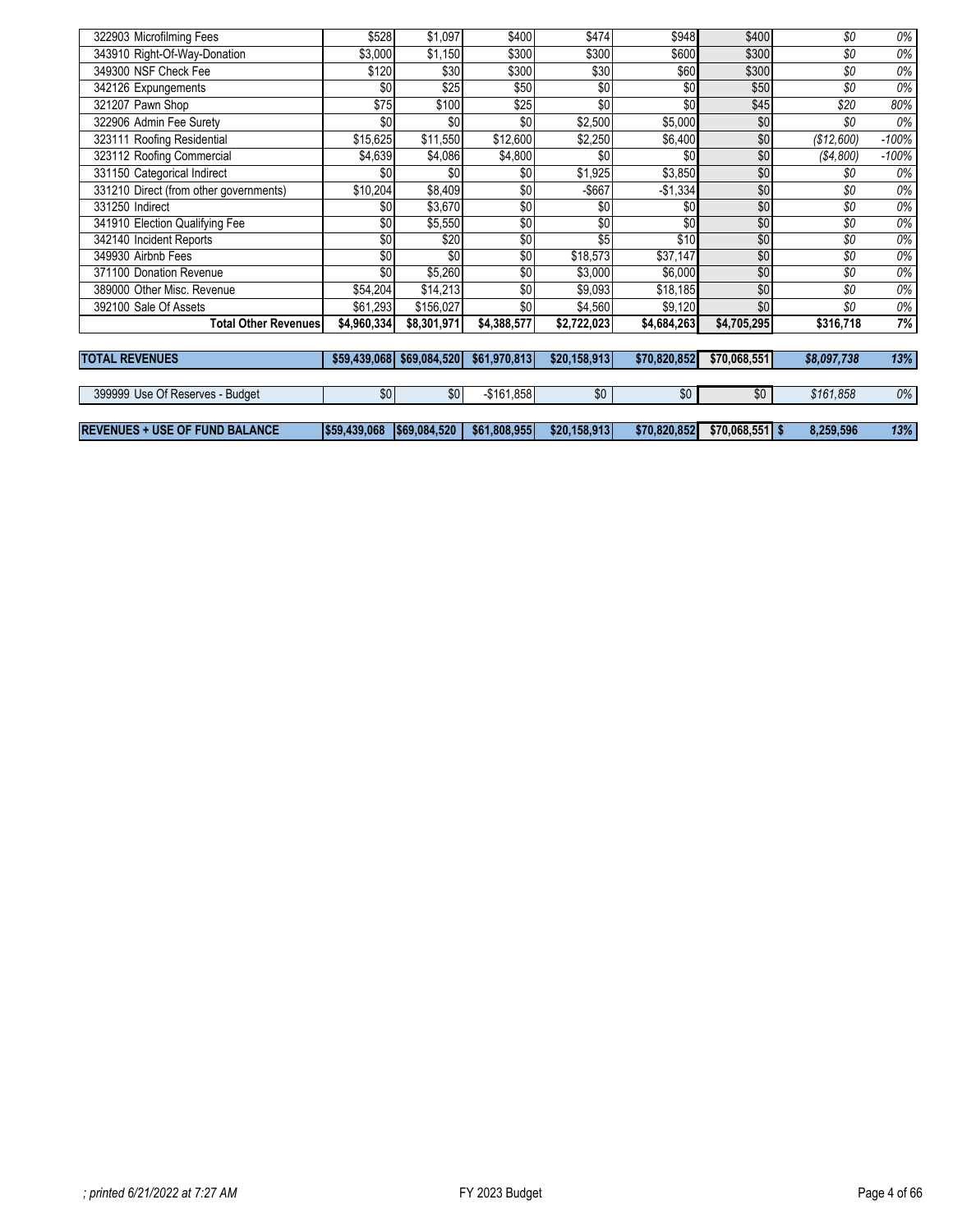| | | | | | | | | |
|---|---|---|---|---|---|---|---|---|
| 322903 Microfilming Fees | $528 | $1,097 | $400 | $474 | $948 | $400 | *$0* | *0%* |
| 343910 Right-Of-Way-Donation | $3,000 | $1,150 | $300 | $300 | $600 | $300 | *$0* | *0%* |
| 349300 NSF Check Fee | $120 | $30 | $300 | $30 | $60 | $300 | *$0* | *0%* |
| 342126 Expungements | $0 | $25 | $50 | $0 | $0 | $50 | *$0* | *0%* |
| 321207 Pawn Shop | $75 | $100 | $25 | $0 | $0 | $45 | *$20* | *80%* |
| 322906 Admin Fee Surety | $0 | $0 | $0 | $2,500 | $5,000 | $0 | *$0* | *0%* |
| 323111 Roofing Residential | $15,625 | $11,550 | $12,600 | $2,250 | $6,400 | $0 | *($12,600)* | *-100%* |
| 323112 Roofing Commercial | $4,639 | $4,086 | $4,800 | $0 | $0 | $0 | *($4,800)* | *-100%* |
| 331150 Categorical Indirect | $0 | $0 | $0 | $1,925 | $3,850 | $0 | *$0* | *0%* |
| 331210 Direct (from other governments) | $10,204 | $8,409 | $0 | -$667 | -$1,334 | $0 | *$0* | *0%* |
| 331250 Indirect | $0 | $3,670 | $0 | $0 | $0 | $0 | *$0* | *0%* |
| 341910 Election Qualifying Fee | $0 | $5,550 | $0 | $0 | $0 | $0 | *$0* | *0%* |
| 342140 Incident Reports | $0 | $20 | $0 | $5 | $10 | $0 | *$0* | *0%* |
| 349930 Airbnb Fees | $0 | $0 | $0 | $18,573 | $37,147 | $0 | *$0* | *0%* |
| 371100 Donation Revenue | $0 | $5,260 | $0 | $3,000 | $6,000 | $0 | *$0* | *0%* |
| 389000 Other Misc. Revenue | $54,204 | $14,213 | $0 | $9,093 | $18,185 | $0 | *$0* | *0%* |
| 392100 Sale Of Assets | $61,293 | $156,027 | $0 | $4,560 | $9,120 | $0 | *$0* | *0%* |
| **Total Other Revenues** | **$4,960,334** | **$8,301,971** | **$4,388,577** | **$2,722,023** | **$4,684,263** | **$4,705,295** | **$316,718** | **7%** |
| | | | | | | | | |
| **TOTAL REVENUES** | **$59,439,068** | **$69,084,520** | **$61,970,813** | **$20,158,913** | **$70,820,852** | **$70,068,551** | ***$8,097,738*** | ***13%*** |
| | | | | | | | | |
| 399999 Use Of Reserves - Budget | $0 | $0 | -$161,858 | $0 | $0 | $0 | *$161,858* | *0%* |
| | | | | | | | | |
| **REVENUES + USE OF FUND BALANCE** | **$59,439,068** | **$69,084,520** | **$61,808,955** | **$20,158,913** | **$70,820,852** | **$70,068,551** | **$ 8,259,596** | ***13%*** |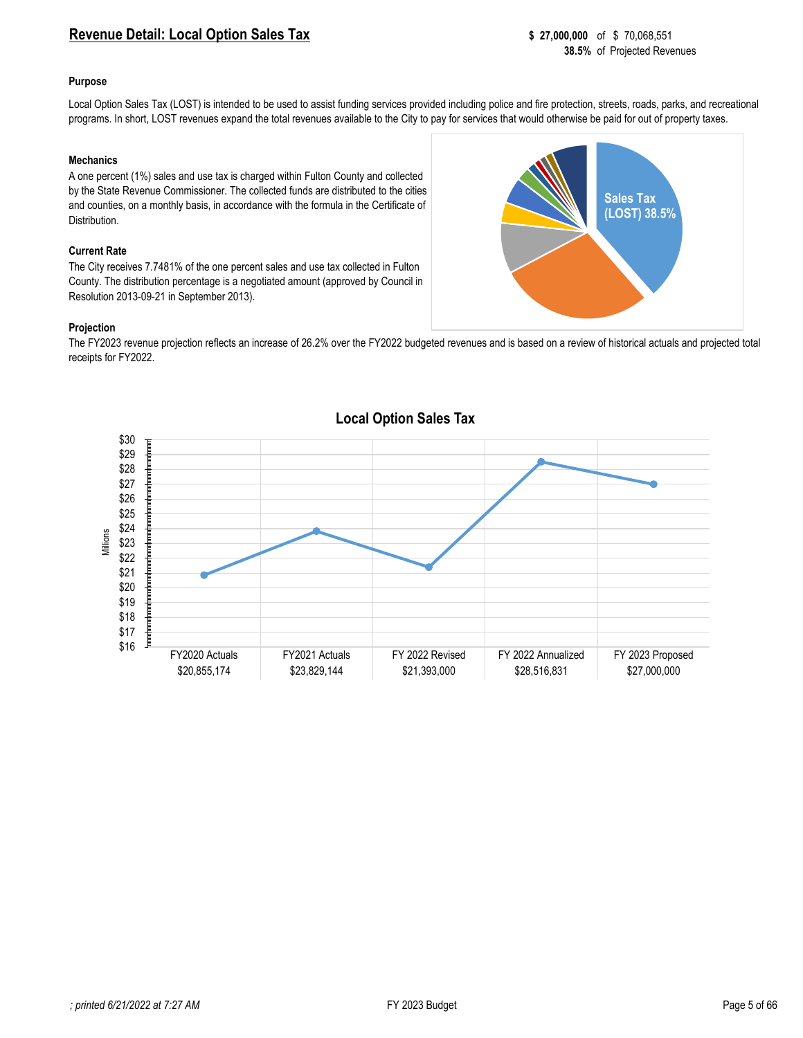## Revenue Detail: Local Option Sales Tax

**$ 27,000,000** of $ 70,068,551
**38.5%** of Projected Revenues

**Purpose**

Local Option Sales Tax (LOST) is intended to be used to assist funding services provided including police and fire protection, streets, roads, parks, and recreational programs. In short, LOST revenues expand the total revenues available to the City to pay for services that would otherwise be paid for out of property taxes.

**Mechanics**

A one percent (1%) sales and use tax is charged within Fulton County and collected by the State Revenue Commissioner. The collected funds are distributed to the cities and counties, on a monthly basis, in accordance with the formula in the Certificate of Distribution.

Sales Tax (LOST) 38.5%

**Current Rate**

The City receives 7.7481% of the one percent sales and use tax collected in Fulton County. The distribution percentage is a negotiated amount (approved by Council in Resolution 2013-09-21 in September 2013).

**Projection**

The FY2023 revenue projection reflects an increase of 26.2% over the FY2022 budgeted revenues and is based on a review of historical actuals and projected total receipts for FY2022.

**Local Option Sales Tax**

| FY2020 Actuals | FY2021 Actuals | FY 2022 Revised | FY 2022 Annualized | FY 2023 Proposed |
|---|---|---|---|---|
| $20,855,174 | $23,829,144 | $21,393,000 | $28,516,831 | $27,000,000 |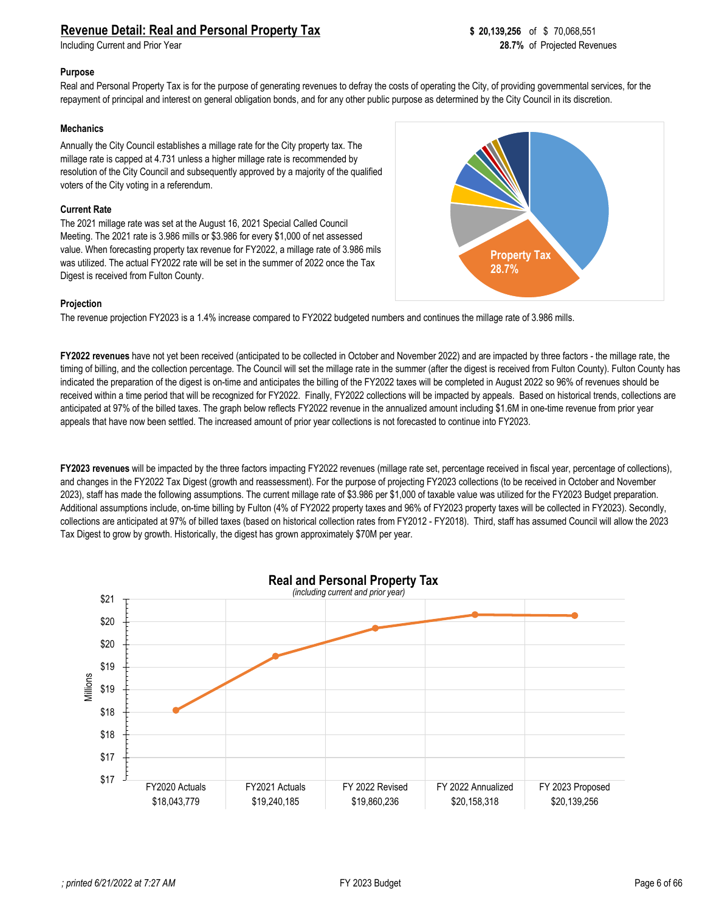## Revenue Detail: Real and Personal Property Tax

Including Current and Prior Year

**$ 20,139,256** of $ 70,068,551
**28.7%** of Projected Revenues

**Purpose**

Real and Personal Property Tax is for the purpose of generating revenues to defray the costs of operating the City, of providing governmental services, for the repayment of principal and interest on general obligation bonds, and for any other public purpose as determined by the City Council in its discretion.

**Mechanics**

Annually the City Council establishes a millage rate for the City property tax. The millage rate is capped at 4.731 unless a higher millage rate is recommended by resolution of the City Council and subsequently approved by a majority of the qualified voters of the City voting in a referendum.

**Current Rate**

The 2021 millage rate was set at the August 16, 2021 Special Called Council Meeting. The 2021 rate is 3.986 mills or $3.986 for every $1,000 of net assessed value. When forecasting property tax revenue for FY2022, a millage rate of 3.986 mils was utilized. The actual FY2022 rate will be set in the summer of 2022 once the Tax Digest is received from Fulton County.

Property Tax 28.7%

**Projection**

The revenue projection FY2023 is a 1.4% increase compared to FY2022 budgeted numbers and continues the millage rate of 3.986 mills.

**FY2022 revenues** have not yet been received (anticipated to be collected in October and November 2022) and are impacted by three factors - the millage rate, the timing of billing, and the collection percentage. The Council will set the millage rate in the summer (after the digest is received from Fulton County). Fulton County has indicated the preparation of the digest is on-time and anticipates the billing of the FY2022 taxes will be completed in August 2022 so 96% of revenues should be received within a time period that will be recognized for FY2022. Finally, FY2022 collections will be impacted by appeals. Based on historical trends, collections are anticipated at 97% of the billed taxes. The graph below reflects FY2022 revenue in the annualized amount including $1.6M in one-time revenue from prior year appeals that have now been settled. The increased amount of prior year collections is not forecasted to continue into FY2023.

**FY2023 revenues** will be impacted by the three factors impacting FY2022 revenues (millage rate set, percentage received in fiscal year, percentage of collections), and changes in the FY2022 Tax Digest (growth and reassessment). For the purpose of projecting FY2023 collections (to be received in October and November 2023), staff has made the following assumptions. The current millage rate of $3.986 per $1,000 of taxable value was utilized for the FY2023 Budget preparation. Additional assumptions include, on-time billing by Fulton (4% of FY2022 property taxes and 96% of FY2023 property taxes will be collected in FY2023). Secondly, collections are anticipated at 97% of billed taxes (based on historical collection rates from FY2012 - FY2018). Third, staff has assumed Council will allow the 2023 Tax Digest to grow by growth. Historically, the digest has grown approximately $70M per year.

**Real and Personal Property Tax**
*(including current and prior year)*

| FY2020 Actuals | FY2021 Actuals | FY 2022 Revised | FY 2022 Annualized | FY 2023 Proposed |
|---|---|---|---|---|
| $18,043,779 | $19,240,185 | $19,860,236 | $20,158,318 | $20,139,256 |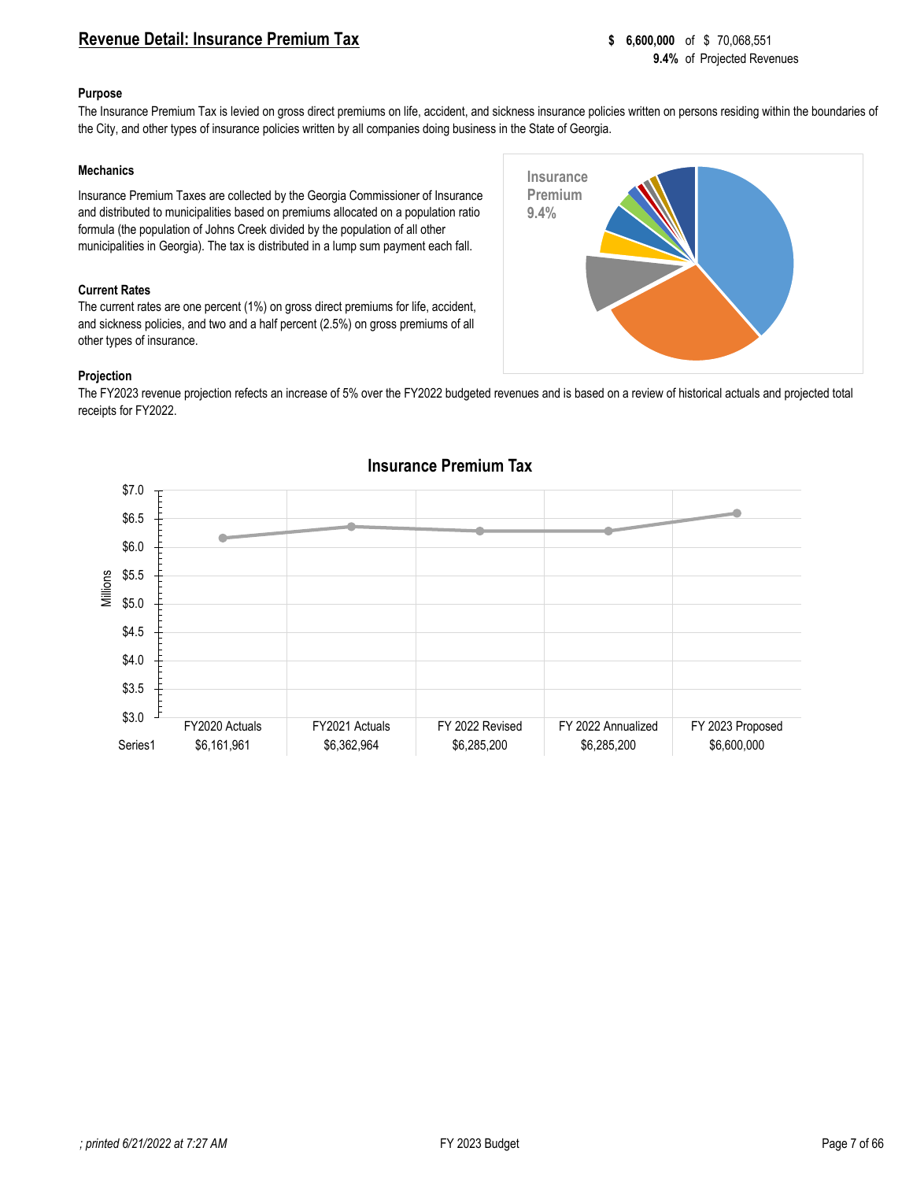## Revenue Detail: Insurance Premium Tax

**$ 6,600,000** of $ 70,068,551
**9.4%** of Projected Revenues

**Purpose**

The Insurance Premium Tax is levied on gross direct premiums on life, accident, and sickness insurance policies written on persons residing within the boundaries of the City, and other types of insurance policies written by all companies doing business in the State of Georgia.

**Mechanics**

Insurance Premium Taxes are collected by the Georgia Commissioner of Insurance and distributed to municipalities based on premiums allocated on a population ratio formula (the population of Johns Creek divided by the population of all other municipalities in Georgia). The tax is distributed in a lump sum payment each fall.

**Current Rates**

The current rates are one percent (1%) on gross direct premiums for life, accident, and sickness policies, and two and a half percent (2.5%) on gross premiums of all other types of insurance.

Insurance Premium 9.4%

**Projection**

The FY2023 revenue projection refects an increase of 5% over the FY2022 budgeted revenues and is based on a review of historical actuals and projected total receipts for FY2022.

**Insurance Premium Tax**

| | FY2020 Actuals | FY2021 Actuals | FY 2022 Revised | FY 2022 Annualized | FY 2023 Proposed |
|---|---|---|---|---|---|
| Series1 | $6,161,961 | $6,362,964 | $6,285,200 | $6,285,200 | $6,600,000 |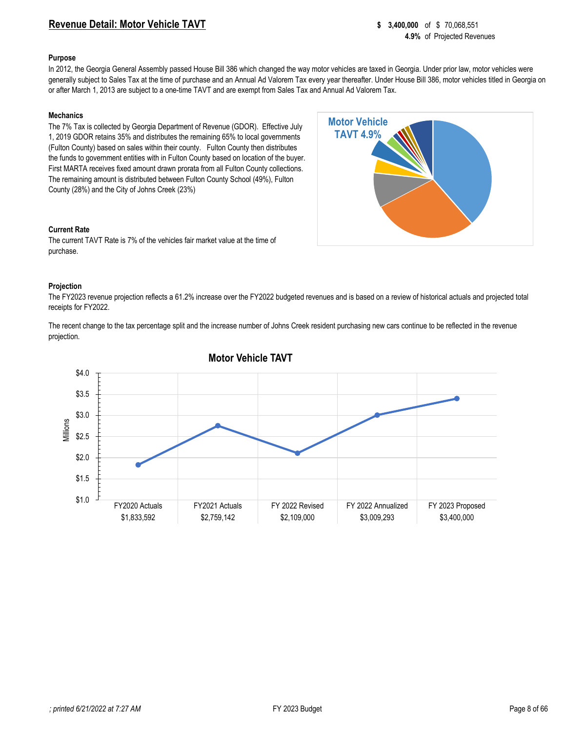## Revenue Detail: Motor Vehicle TAVT

**$ 3,400,000** of $ 70,068,551
**4.9%** of Projected Revenues

**Purpose**

In 2012, the Georgia General Assembly passed House Bill 386 which changed the way motor vehicles are taxed in Georgia. Under prior law, motor vehicles were generally subject to Sales Tax at the time of purchase and an Annual Ad Valorem Tax every year thereafter. Under House Bill 386, motor vehicles titled in Georgia on or after March 1, 2013 are subject to a one-time TAVT and are exempt from Sales Tax and Annual Ad Valorem Tax.

**Mechanics**

The 7% Tax is collected by Georgia Department of Revenue (GDOR). Effective July 1, 2019 GDOR retains 35% and distributes the remaining 65% to local governments (Fulton County) based on sales within their county. Fulton County then distributes the funds to government entities with in Fulton County based on location of the buyer. First MARTA receives fixed amount drawn prorata from all Fulton County collections. The remaining amount is distributed between Fulton County School (49%), Fulton County (28%) and the City of Johns Creek (23%)

Motor Vehicle TAVT 4.9%

**Current Rate**

The current TAVT Rate is 7% of the vehicles fair market value at the time of purchase.

**Projection**

The FY2023 revenue projection reflects a 61.2% increase over the FY2022 budgeted revenues and is based on a review of historical actuals and projected total receipts for FY2022.

The recent change to the tax percentage split and the increase number of Johns Creek resident purchasing new cars continue to be reflected in the revenue projection.

**Motor Vehicle TAVT**

| FY2020 Actuals | FY2021 Actuals | FY 2022 Revised | FY 2022 Annualized | FY 2023 Proposed |
|---|---|---|---|---|
| $1,833,592 | $2,759,142 | $2,109,000 | $3,009,293 | $3,400,000 |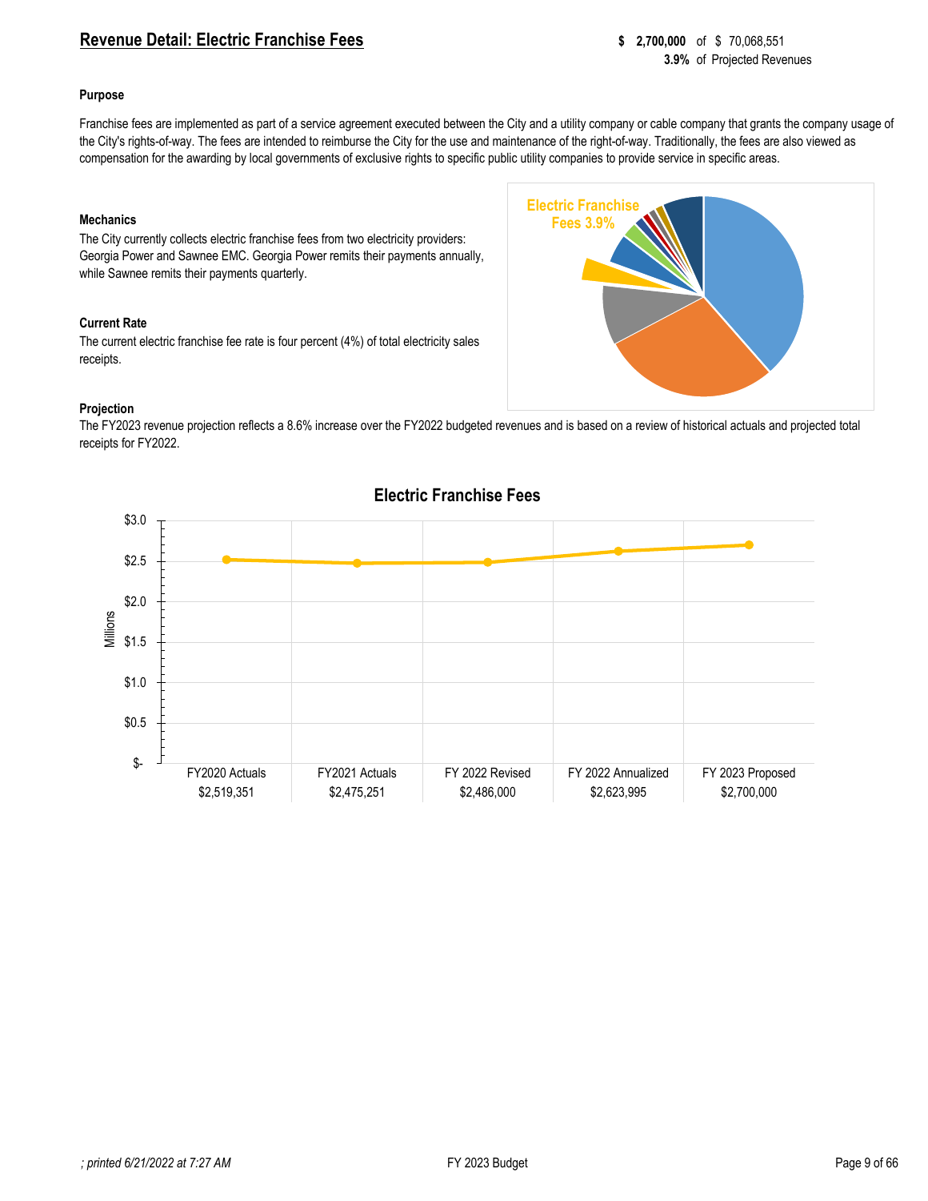## Revenue Detail: Electric Franchise Fees

**$ 2,700,000** of $ 70,068,551
**3.9%** of Projected Revenues

**Purpose**

Franchise fees are implemented as part of a service agreement executed between the City and a utility company or cable company that grants the company usage of the City's rights-of-way. The fees are intended to reimburse the City for the use and maintenance of the right-of-way. Traditionally, the fees are also viewed as compensation for the awarding by local governments of exclusive rights to specific public utility companies to provide service in specific areas.

**Mechanics**

The City currently collects electric franchise fees from two electricity providers: Georgia Power and Sawnee EMC. Georgia Power remits their payments annually, while Sawnee remits their payments quarterly.

**Current Rate**

The current electric franchise fee rate is four percent (4%) of total electricity sales receipts.

Electric Franchise Fees 3.9%

**Projection**

The FY2023 revenue projection reflects a 8.6% increase over the FY2022 budgeted revenues and is based on a review of historical actuals and projected total receipts for FY2022.

**Electric Franchise Fees**

| FY2020 Actuals | FY2021 Actuals | FY 2022 Revised | FY 2022 Annualized | FY 2023 Proposed |
|---|---|---|---|---|
| $2,519,351 | $2,475,251 | $2,486,000 | $2,623,995 | $2,700,000 |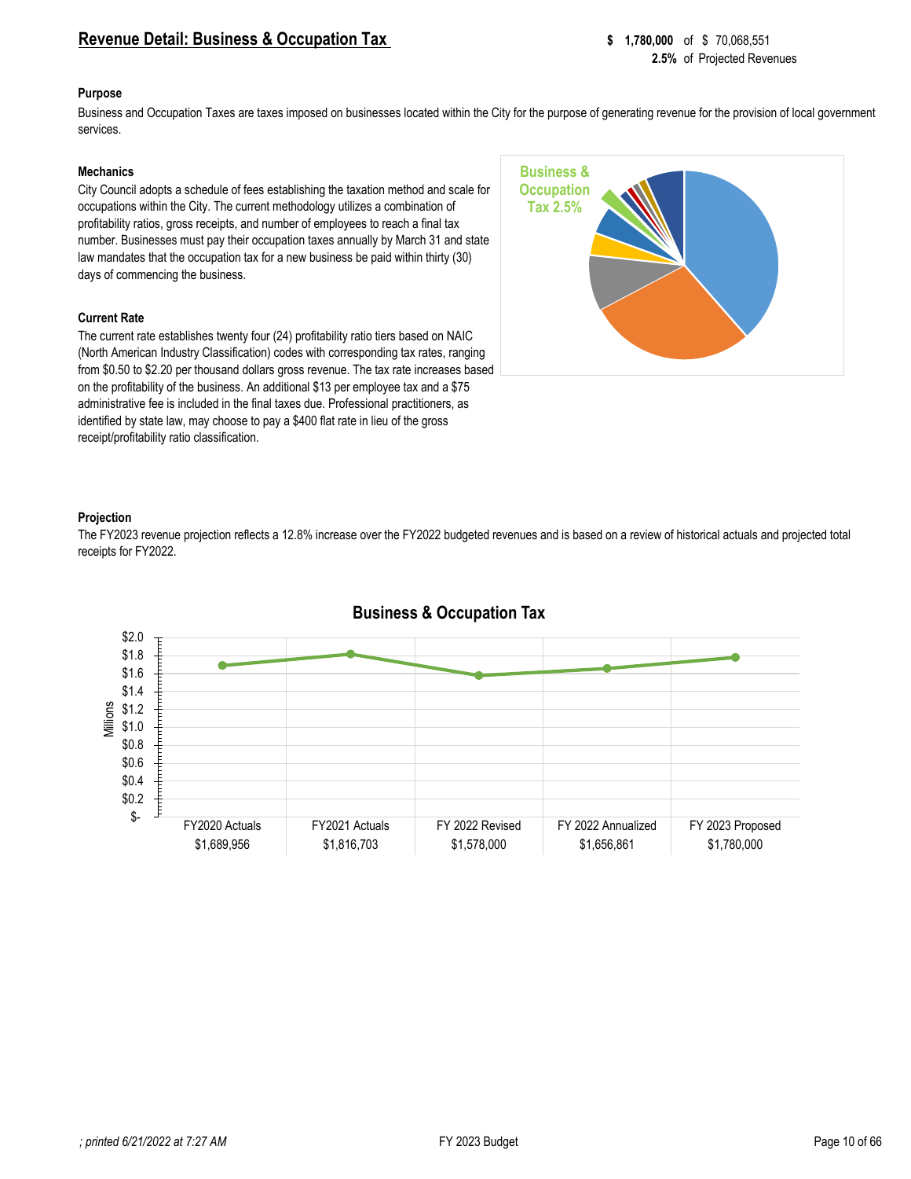## Revenue Detail: Business & Occupation Tax

**$ 1,780,000** of $ 70,068,551
**2.5%** of Projected Revenues

**Purpose**

Business and Occupation Taxes are taxes imposed on businesses located within the City for the purpose of generating revenue for the provision of local government services.

**Mechanics**

City Council adopts a schedule of fees establishing the taxation method and scale for occupations within the City. The current methodology utilizes a combination of profitability ratios, gross receipts, and number of employees to reach a final tax number. Businesses must pay their occupation taxes annually by March 31 and state law mandates that the occupation tax for a new business be paid within thirty (30) days of commencing the business.

Business & Occupation Tax 2.5%

**Current Rate**

The current rate establishes twenty four (24) profitability ratio tiers based on NAIC (North American Industry Classification) codes with corresponding tax rates, ranging from $0.50 to $2.20 per thousand dollars gross revenue. The tax rate increases based on the profitability of the business. An additional $13 per employee tax and a $75 administrative fee is included in the final taxes due. Professional practitioners, as identified by state law, may choose to pay a $400 flat rate in lieu of the gross receipt/profitability ratio classification.

**Projection**

The FY2023 revenue projection reflects a 12.8% increase over the FY2022 budgeted revenues and is based on a review of historical actuals and projected total receipts for FY2022.

**Business & Occupation Tax**

| FY2020 Actuals | FY2021 Actuals | FY 2022 Revised | FY 2022 Annualized | FY 2023 Proposed |
|---|---|---|---|---|
| $1,689,956 | $1,816,703 | $1,578,000 | $1,656,861 | $1,780,000 |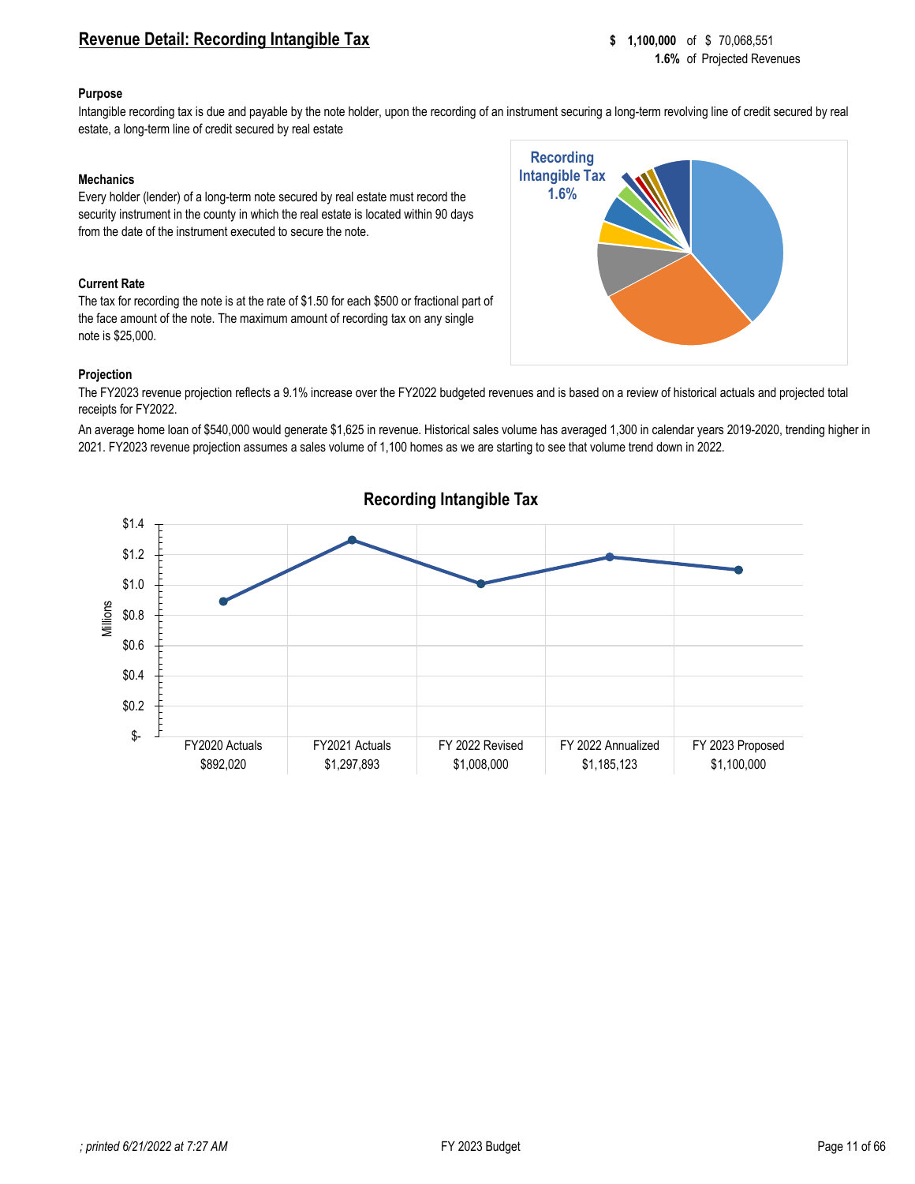## Revenue Detail: Recording Intangible Tax

**$ 1,100,000** of $ 70,068,551
**1.6%** of Projected Revenues

**Purpose**

Intangible recording tax is due and payable by the note holder, upon the recording of an instrument securing a long-term revolving line of credit secured by real estate, a long-term line of credit secured by real estate

**Mechanics**

Every holder (lender) of a long-term note secured by real estate must record the security instrument in the county in which the real estate is located within 90 days from the date of the instrument executed to secure the note.

**Current Rate**

The tax for recording the note is at the rate of $1.50 for each $500 or fractional part of the face amount of the note. The maximum amount of recording tax on any single note is $25,000.

Recording Intangible Tax 1.6%

**Projection**

The FY2023 revenue projection reflects a 9.1% increase over the FY2022 budgeted revenues and is based on a review of historical actuals and projected total receipts for FY2022.

An average home loan of $540,000 would generate $1,625 in revenue. Historical sales volume has averaged 1,300 in calendar years 2019-2020, trending higher in 2021. FY2023 revenue projection assumes a sales volume of 1,100 homes as we are starting to see that volume trend down in 2022.

**Recording Intangible Tax**

| FY2020 Actuals | FY2021 Actuals | FY 2022 Revised | FY 2022 Annualized | FY 2023 Proposed |
|---|---|---|---|---|
| $892,020 | $1,297,893 | $1,008,000 | $1,185,123 | $1,100,000 |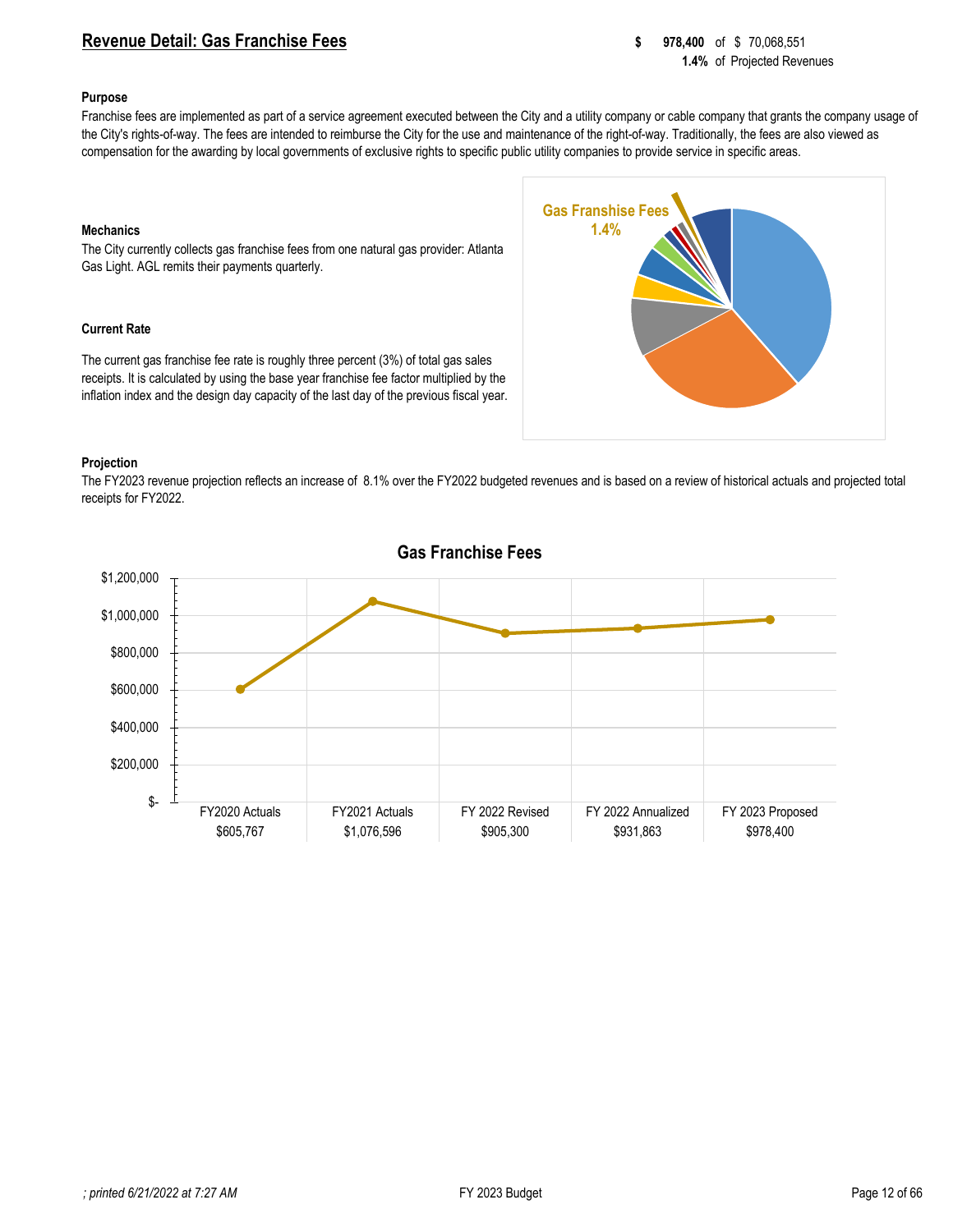## Revenue Detail: Gas Franchise Fees

**$ 978,400** of $ 70,068,551
**1.4%** of Projected Revenues

**Purpose**

Franchise fees are implemented as part of a service agreement executed between the City and a utility company or cable company that grants the company usage of the City's rights-of-way. The fees are intended to reimburse the City for the use and maintenance of the right-of-way. Traditionally, the fees are also viewed as compensation for the awarding by local governments of exclusive rights to specific public utility companies to provide service in specific areas.

**Mechanics**

The City currently collects gas franchise fees from one natural gas provider: Atlanta Gas Light. AGL remits their payments quarterly.

Gas Franshise Fees 1.4%

**Current Rate**

The current gas franchise fee rate is roughly three percent (3%) of total gas sales receipts. It is calculated by using the base year franchise fee factor multiplied by the inflation index and the design day capacity of the last day of the previous fiscal year.

**Projection**

The FY2023 revenue projection reflects an increase of 8.1% over the FY2022 budgeted revenues and is based on a review of historical actuals and projected total receipts for FY2022.

**Gas Franchise Fees**

| FY2020 Actuals | FY2021 Actuals | FY 2022 Revised | FY 2022 Annualized | FY 2023 Proposed |
|---|---|---|---|---|
| $605,767 | $1,076,596 | $905,300 | $931,863 | $978,400 |

*; printed 6/21/2022 at 7:27 AM*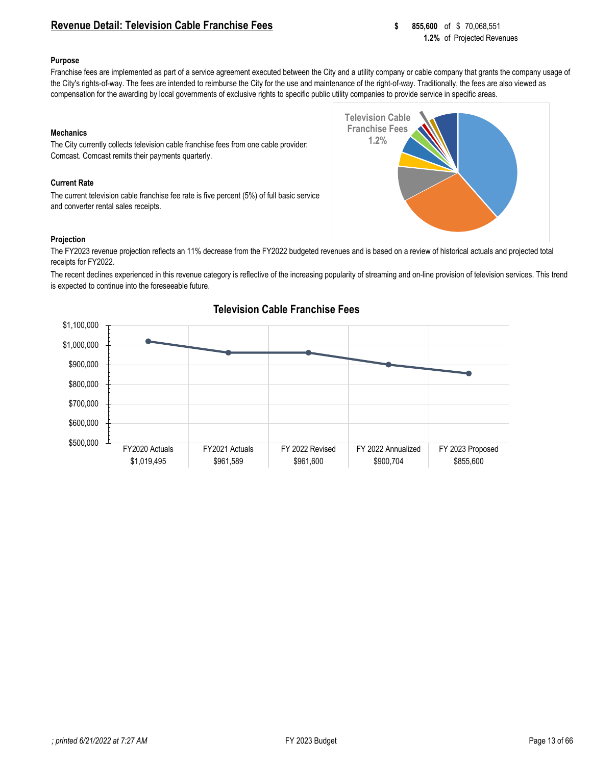## Revenue Detail: Television Cable Franchise Fees

**$ 855,600** of $ 70,068,551
**1.2%** of Projected Revenues

**Purpose**

Franchise fees are implemented as part of a service agreement executed between the City and a utility company or cable company that grants the company usage of the City's rights-of-way. The fees are intended to reimburse the City for the use and maintenance of the right-of-way. Traditionally, the fees are also viewed as compensation for the awarding by local governments of exclusive rights to specific public utility companies to provide service in specific areas.

**Mechanics**

The City currently collects television cable franchise fees from one cable provider: Comcast. Comcast remits their payments quarterly.

**Current Rate**

The current television cable franchise fee rate is five percent (5%) of full basic service and converter rental sales receipts.

Television Cable Franchise Fees 1.2%

**Projection**

The FY2023 revenue projection reflects an 11% decrease from the FY2022 budgeted revenues and is based on a review of historical actuals and projected total receipts for FY2022.

The recent declines experienced in this revenue category is reflective of the increasing popularity of streaming and on-line provision of television services. This trend is expected to continue into the foreseeable future.

**Television Cable Franchise Fees**

| FY2020 Actuals | FY2021 Actuals | FY 2022 Revised | FY 2022 Annualized | FY 2023 Proposed |
|---|---|---|---|---|
| $1,019,495 | $961,589 | $961,600 | $900,704 | $855,600 |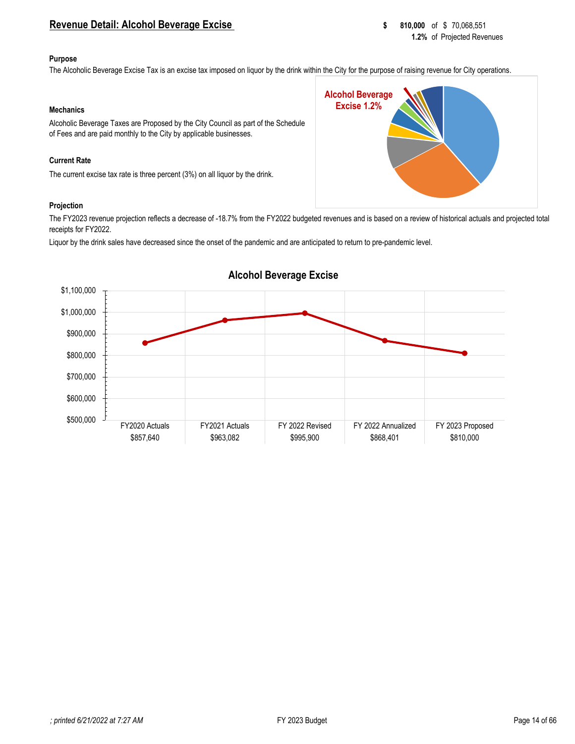## Revenue Detail: Alcohol Beverage Excise

**$ 810,000** of $ 70,068,551
**1.2%** of Projected Revenues

**Purpose**

The Alcoholic Beverage Excise Tax is an excise tax imposed on liquor by the drink within the City for the purpose of raising revenue for City operations.

**Mechanics**

Alcoholic Beverage Taxes are Proposed by the City Council as part of the Schedule of Fees and are paid monthly to the City by applicable businesses.

**Current Rate**

The current excise tax rate is three percent (3%) on all liquor by the drink.

Alcohol Beverage Excise 1.2%

**Projection**

The FY2023 revenue projection reflects a decrease of -18.7% from the FY2022 budgeted revenues and is based on a review of historical actuals and projected total receipts for FY2022.

Liquor by the drink sales have decreased since the onset of the pandemic and are anticipated to return to pre-pandemic level.

**Alcohol Beverage Excise**

| FY2020 Actuals | FY2021 Actuals | FY 2022 Revised | FY 2022 Annualized | FY 2023 Proposed |
|---|---|---|---|---|
| $857,640 | $963,082 | $995,900 | $868,401 | $810,000 |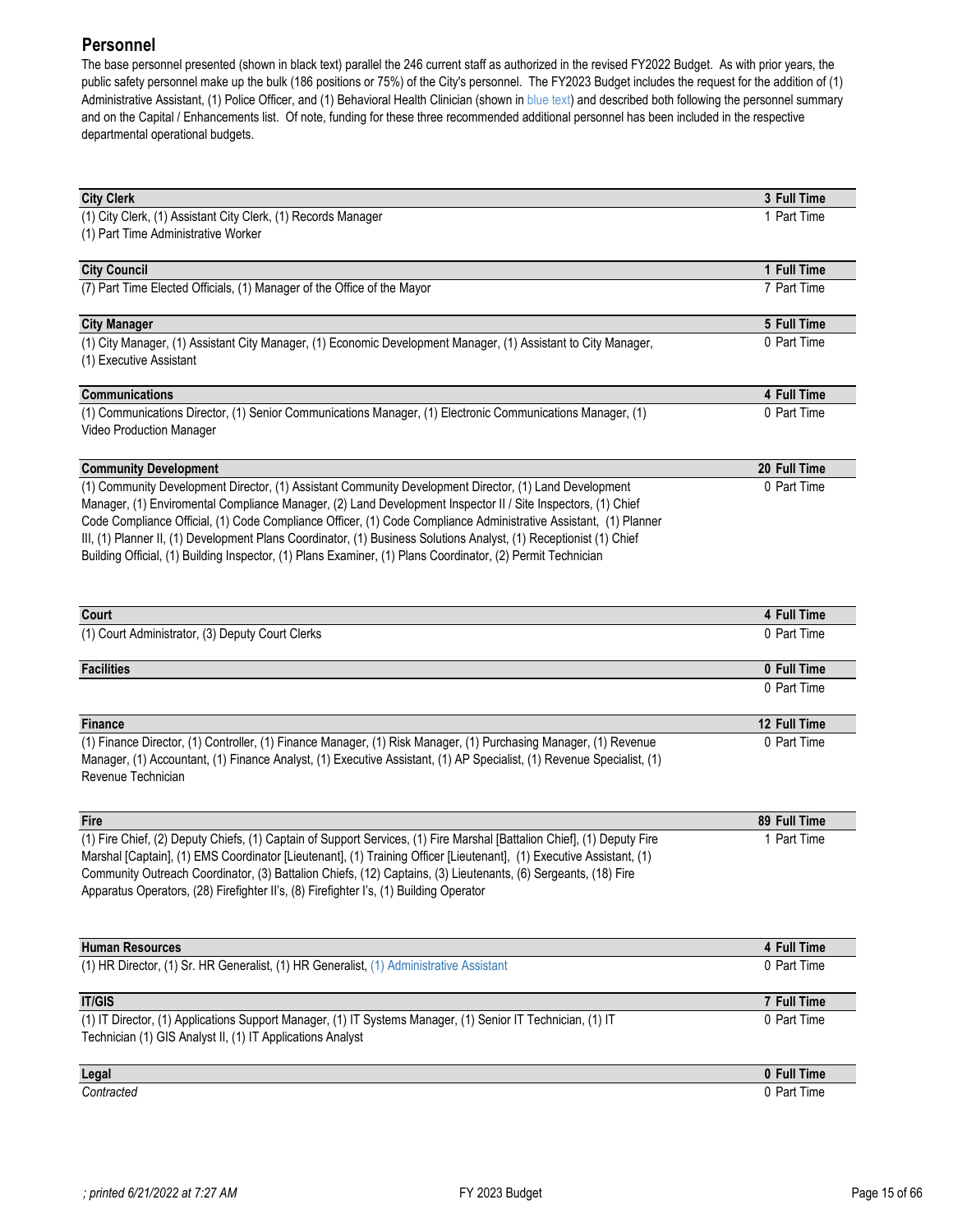## Personnel

The base personnel presented (shown in black text) parallel the 246 current staff as authorized in the revised FY2022 Budget. As with prior years, the public safety personnel make up the bulk (186 positions or 75%) of the City's personnel. The FY2023 Budget includes the request for the addition of (1) Administrative Assistant, (1) Police Officer, and (1) Behavioral Health Clinician (shown in blue text) and described both following the personnel summary and on the Capital / Enhancements list. Of note, funding for these three recommended additional personnel has been included in the respective departmental operational budgets.

| **City Clerk** | **3 Full Time** |
|---|---|
| (1) City Clerk, (1) Assistant City Clerk, (1) Records Manager<br>(1) Part Time Administrative Worker | 1 Part Time |

| **City Council** | **1 Full Time** |
|---|---|
| (7) Part Time Elected Officials, (1) Manager of the Office of the Mayor | 7 Part Time |

| **City Manager** | **5 Full Time** |
|---|---|
| (1) City Manager, (1) Assistant City Manager, (1) Economic Development Manager, (1) Assistant to City Manager, (1) Executive Assistant | 0 Part Time |

| **Communications** | **4 Full Time** |
|---|---|
| (1) Communications Director, (1) Senior Communications Manager, (1) Electronic Communications Manager, (1) Video Production Manager | 0 Part Time |

| **Community Development** | **20 Full Time** |
|---|---|
| (1) Community Development Director, (1) Assistant Community Development Director, (1) Land Development Manager, (1) Enviromental Compliance Manager, (2) Land Development Inspector II / Site Inspectors, (1) Chief Code Compliance Official, (1) Code Compliance Officer, (1) Code Compliance Administrative Assistant, (1) Planner III, (1) Planner II, (1) Development Plans Coordinator, (1) Business Solutions Analyst, (1) Receptionist (1) Chief Building Official, (1) Building Inspector, (1) Plans Examiner, (1) Plans Coordinator, (2) Permit Technician | 0 Part Time |

| **Court** | **4 Full Time** |
|---|---|
| (1) Court Administrator, (3) Deputy Court Clerks | 0 Part Time |

| **Facilities** | **0 Full Time** |
|---|---|
| | 0 Part Time |

| **Finance** | **12 Full Time** |
|---|---|
| (1) Finance Director, (1) Controller, (1) Finance Manager, (1) Risk Manager, (1) Purchasing Manager, (1) Revenue Manager, (1) Accountant, (1) Finance Analyst, (1) Executive Assistant, (1) AP Specialist, (1) Revenue Specialist, (1) Revenue Technician | 0 Part Time |

| **Fire** | **89 Full Time** |
|---|---|
| (1) Fire Chief, (2) Deputy Chiefs, (1) Captain of Support Services, (1) Fire Marshal [Battalion Chief], (1) Deputy Fire Marshal [Captain], (1) EMS Coordinator [Lieutenant], (1) Training Officer [Lieutenant], (1) Executive Assistant, (1) Community Outreach Coordinator, (3) Battalion Chiefs, (12) Captains, (3) Lieutenants, (6) Sergeants, (18) Fire Apparatus Operators, (28) Firefighter II's, (8) Firefighter I's, (1) Building Operator | 1 Part Time |

| **Human Resources** | **4 Full Time** |
|---|---|
| (1) HR Director, (1) Sr. HR Generalist, (1) HR Generalist, (1) Administrative Assistant | 0 Part Time |

| **IT/GIS** | **7 Full Time** |
|---|---|
| (1) IT Director, (1) Applications Support Manager, (1) IT Systems Manager, (1) Senior IT Technician, (1) IT Technician (1) GIS Analyst II, (1) IT Applications Analyst | 0 Part Time |

| **Legal** | **0 Full Time** |
|---|---|
| *Contracted* | 0 Part Time |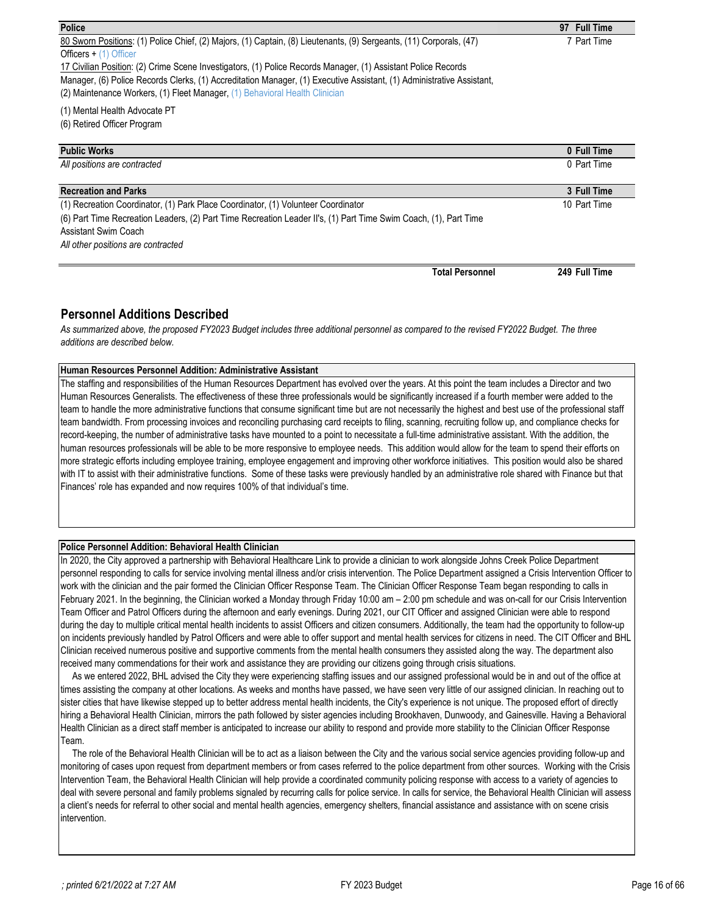| Police | 97 Full Time |
|---|---|
| 80 Sworn Positions: (1) Police Chief, (2) Majors, (1) Captain, (8) Lieutenants, (9) Sergeants, (11) Corporals, (47) Officers + (1) Officer | 7 Part Time |
| 17 Civilian Position: (2) Crime Scene Investigators, (1) Police Records Manager, (1) Assistant Police Records Manager, (6) Police Records Clerks, (1) Accreditation Manager, (1) Executive Assistant, (1) Administrative Assistant, (2) Maintenance Workers, (1) Fleet Manager, (1) Behavioral Health Clinician | |
| (1) Mental Health Advocate PT | |
| (6) Retired Officer Program | |

| Public Works | 0 Full Time |
|---|---|
| *All positions are contracted* | 0 Part Time |

| Recreation and Parks | 3 Full Time |
|---|---|
| (1) Recreation Coordinator, (1) Park Place Coordinator, (1) Volunteer Coordinator | 10 Part Time |
| (6) Part Time Recreation Leaders, (2) Part Time Recreation Leader II's, (1) Part Time Swim Coach, (1), Part Time Assistant Swim Coach | |
| *All other positions are contracted* | |

| Total Personnel | 249 Full Time |
|---|---|

## Personnel Additions Described

*As summarized above, the proposed FY2023 Budget includes three additional personnel as compared to the revised FY2022 Budget. The three additions are described below.*

### Human Resources Personnel Addition: Administrative Assistant

The staffing and responsibilities of the Human Resources Department has evolved over the years. At this point the team includes a Director and two Human Resources Generalists. The effectiveness of these three professionals would be significantly increased if a fourth member were added to the team to handle the more administrative functions that consume significant time but are not necessarily the highest and best use of the professional staff team bandwidth. From processing invoices and reconciling purchasing card receipts to filing, scanning, recruiting follow up, and compliance checks for record-keeping, the number of administrative tasks have mounted to a point to necessitate a full-time administrative assistant. With the addition, the human resources professionals will be able to be more responsive to employee needs. This addition would allow for the team to spend their efforts on more strategic efforts including employee training, employee engagement and improving other workforce initiatives. This position would also be shared with IT to assist with their administrative functions. Some of these tasks were previously handled by an administrative role shared with Finance but that Finances' role has expanded and now requires 100% of that individual's time.

### Police Personnel Addition: Behavioral Health Clinician

In 2020, the City approved a partnership with Behavioral Healthcare Link to provide a clinician to work alongside Johns Creek Police Department personnel responding to calls for service involving mental illness and/or crisis intervention. The Police Department assigned a Crisis Intervention Officer to work with the clinician and the pair formed the Clinician Officer Response Team. The Clinician Officer Response Team began responding to calls in February 2021. In the beginning, the Clinician worked a Monday through Friday 10:00 am – 2:00 pm schedule and was on-call for our Crisis Intervention Team Officer and Patrol Officers during the afternoon and early evenings. During 2021, our CIT Officer and assigned Clinician were able to respond during the day to multiple critical mental health incidents to assist Officers and citizen consumers. Additionally, the team had the opportunity to follow-up on incidents previously handled by Patrol Officers and were able to offer support and mental health services for citizens in need. The CIT Officer and BHL Clinician received numerous positive and supportive comments from the mental health consumers they assisted along the way. The department also received many commendations for their work and assistance they are providing our citizens going through crisis situations.

As we entered 2022, BHL advised the City they were experiencing staffing issues and our assigned professional would be in and out of the office at times assisting the company at other locations. As weeks and months have passed, we have seen very little of our assigned clinician. In reaching out to sister cities that have likewise stepped up to better address mental health incidents, the City's experience is not unique. The proposed effort of directly hiring a Behavioral Health Clinician, mirrors the path followed by sister agencies including Brookhaven, Dunwoody, and Gainesville. Having a Behavioral Health Clinician as a direct staff member is anticipated to increase our ability to respond and provide more stability to the Clinician Officer Response Team.

The role of the Behavioral Health Clinician will be to act as a liaison between the City and the various social service agencies providing follow-up and monitoring of cases upon request from department members or from cases referred to the police department from other sources. Working with the Crisis Intervention Team, the Behavioral Health Clinician will help provide a coordinated community policing response with access to a variety of agencies to deal with severe personal and family problems signaled by recurring calls for police service. In calls for service, the Behavioral Health Clinician will assess a client's needs for referral to other social and mental health agencies, emergency shelters, financial assistance and assistance with on scene crisis intervention.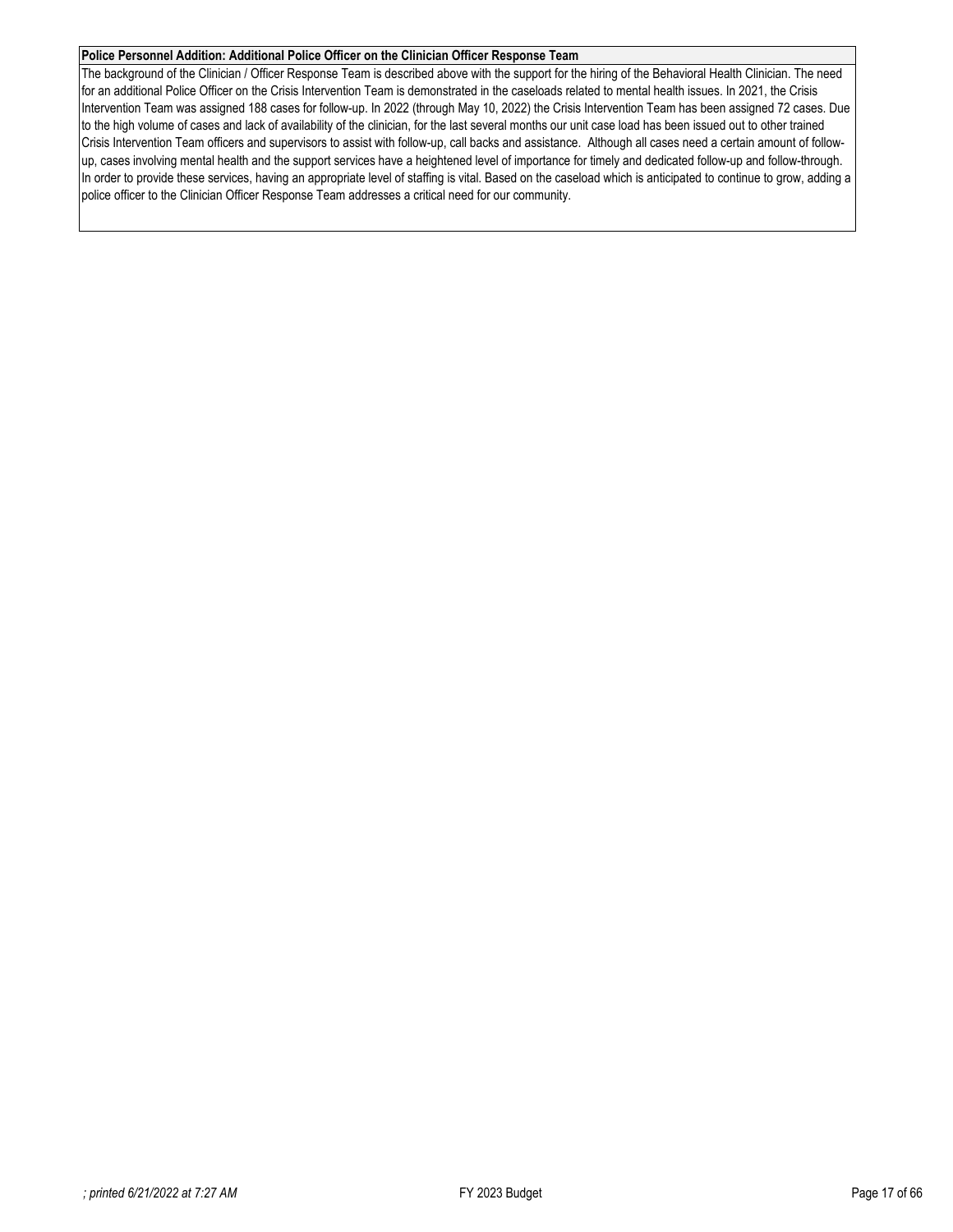**Police Personnel Addition: Additional Police Officer on the Clinician Officer Response Team**

The background of the Clinician / Officer Response Team is described above with the support for the hiring of the Behavioral Health Clinician. The need for an additional Police Officer on the Crisis Intervention Team is demonstrated in the caseloads related to mental health issues. In 2021, the Crisis Intervention Team was assigned 188 cases for follow-up. In 2022 (through May 10, 2022) the Crisis Intervention Team has been assigned 72 cases. Due to the high volume of cases and lack of availability of the clinician, for the last several months our unit case load has been issued out to other trained Crisis Intervention Team officers and supervisors to assist with follow-up, call backs and assistance. Although all cases need a certain amount of follow-up, cases involving mental health and the support services have a heightened level of importance for timely and dedicated follow-up and follow-through. In order to provide these services, having an appropriate level of staffing is vital. Based on the caseload which is anticipated to continue to grow, adding a police officer to the Clinician Officer Response Team addresses a critical need for our community.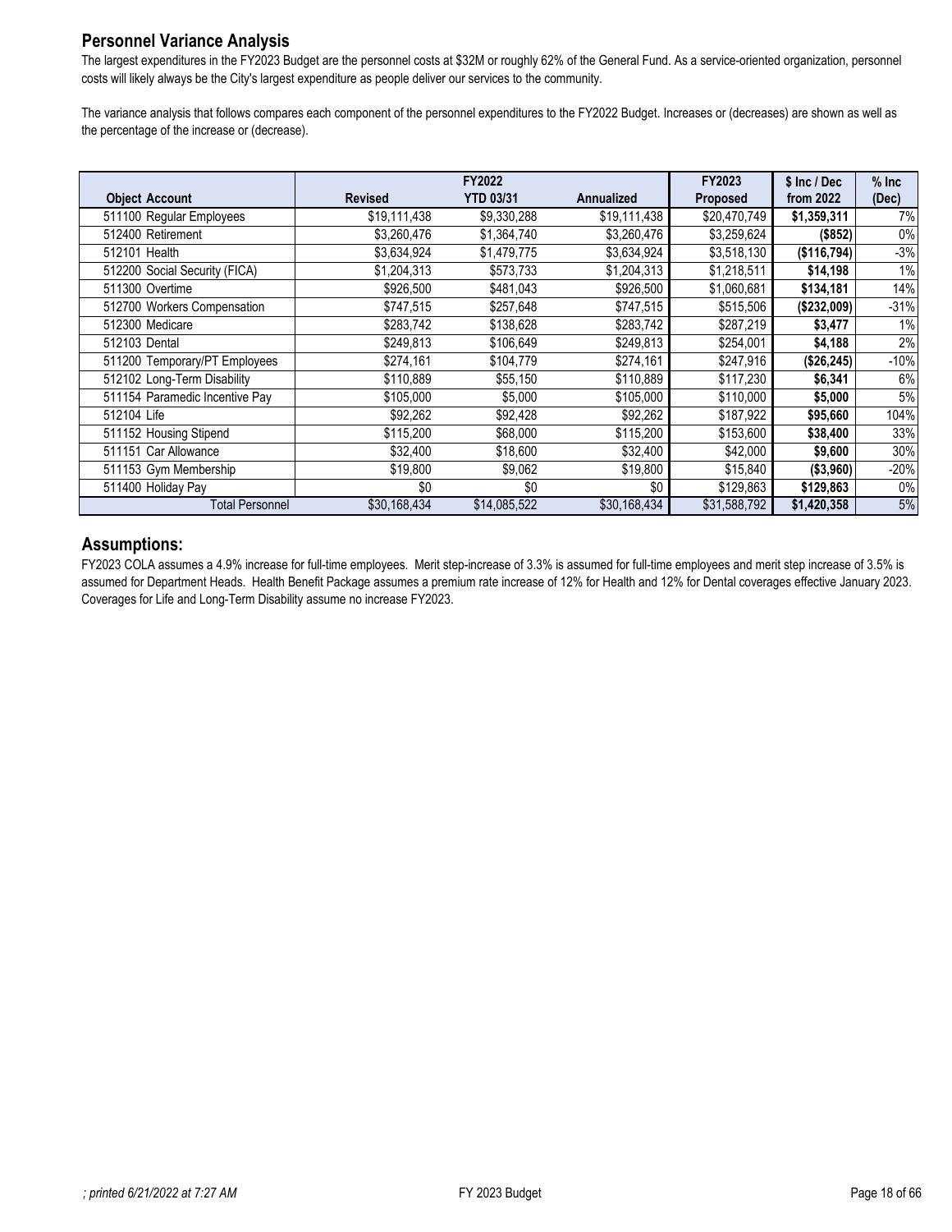## Personnel Variance Analysis

The largest expenditures in the FY2023 Budget are the personnel costs at $32M or roughly 62% of the General Fund. As a service-oriented organization, personnel costs will likely always be the City's largest expenditure as people deliver our services to the community.

The variance analysis that follows compares each component of the personnel expenditures to the FY2022 Budget. Increases or (decreases) are shown as well as the percentage of the increase or (decrease).

| Object Account | FY2022 Revised | FY2022 YTD 03/31 | FY2022 Annualized | FY2023 Proposed | $ Inc / Dec from 2022 | % Inc (Dec) |
|---|---|---|---|---|---|---|
| 511100 Regular Employees | $19,111,438 | $9,330,288 | $19,111,438 | $20,470,749 | **$1,359,311** | 7% |
| 512400 Retirement | $3,260,476 | $1,364,740 | $3,260,476 | $3,259,624 | **($852)** | 0% |
| 512101 Health | $3,634,924 | $1,479,775 | $3,634,924 | $3,518,130 | **($116,794)** | -3% |
| 512200 Social Security (FICA) | $1,204,313 | $573,733 | $1,204,313 | $1,218,511 | **$14,198** | 1% |
| 511300 Overtime | $926,500 | $481,043 | $926,500 | $1,060,681 | **$134,181** | 14% |
| 512700 Workers Compensation | $747,515 | $257,648 | $747,515 | $515,506 | **($232,009)** | -31% |
| 512300 Medicare | $283,742 | $138,628 | $283,742 | $287,219 | **$3,477** | 1% |
| 512103 Dental | $249,813 | $106,649 | $249,813 | $254,001 | **$4,188** | 2% |
| 511200 Temporary/PT Employees | $274,161 | $104,779 | $274,161 | $247,916 | **($26,245)** | -10% |
| 512102 Long-Term Disability | $110,889 | $55,150 | $110,889 | $117,230 | **$6,341** | 6% |
| 511154 Paramedic Incentive Pay | $105,000 | $5,000 | $105,000 | $110,000 | **$5,000** | 5% |
| 512104 Life | $92,262 | $92,428 | $92,262 | $187,922 | **$95,660** | 104% |
| 511152 Housing Stipend | $115,200 | $68,000 | $115,200 | $153,600 | **$38,400** | 33% |
| 511151 Car Allowance | $32,400 | $18,600 | $32,400 | $42,000 | **$9,600** | 30% |
| 511153 Gym Membership | $19,800 | $9,062 | $19,800 | $15,840 | **($3,960)** | -20% |
| 511400 Holiday Pay | $0 | $0 | $0 | $129,863 | **$129,863** | 0% |
| Total Personnel | $30,168,434 | $14,085,522 | $30,168,434 | $31,588,792 | **$1,420,358** | 5% |

## Assumptions:

FY2023 COLA assumes a 4.9% increase for full-time employees. Merit step-increase of 3.3% is assumed for full-time employees and merit step increase of 3.5% is assumed for Department Heads. Health Benefit Package assumes a premium rate increase of 12% for Health and 12% for Dental coverages effective January 2023. Coverages for Life and Long-Term Disability assume no increase FY2023.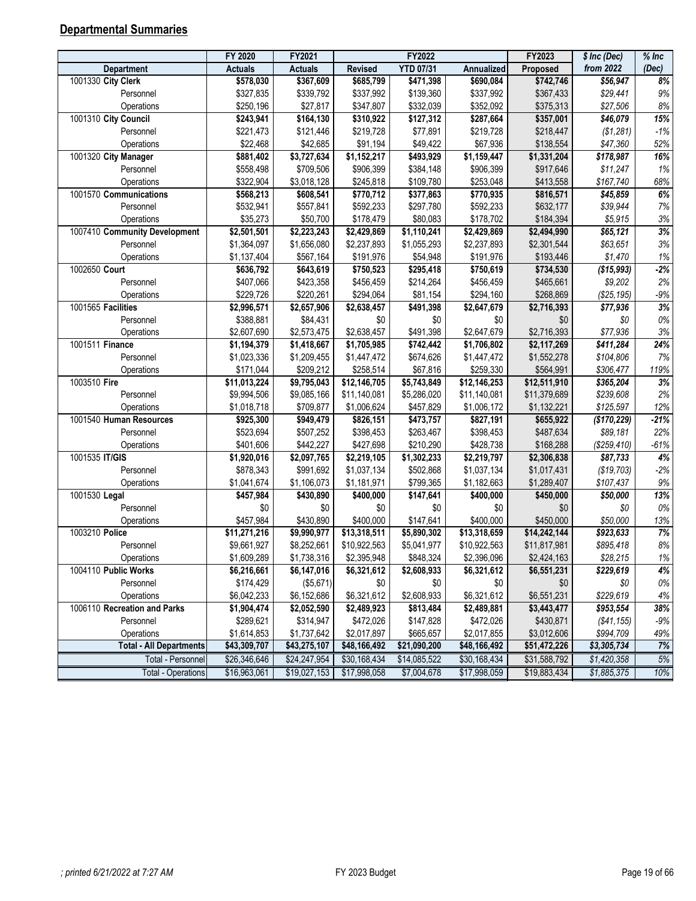## Departmental Summaries

| | FY 2020 | FY2021 | FY2022 | | | FY2023 | $ Inc (Dec) | % Inc |
|---|---|---|---|---|---|---|---|---|
| Department | Actuals | Actuals | Revised | YTD 07/31 | Annualized | Proposed | from 2022 | (Dec) |
| 1001330 **City Clerk** | **$578,030** | **$367,609** | **$685,799** | **$471,398** | **$690,084** | **$742,746** | ***$56,947*** | ***8%*** |
| Personnel | $327,835 | $339,792 | $337,992 | $139,360 | $337,992 | $367,433 | *$29,441* | *9%* |
| Operations | $250,196 | $27,817 | $347,807 | $332,039 | $352,092 | $375,313 | *$27,506* | *8%* |
| 1001310 **City Council** | **$243,941** | **$164,130** | **$310,922** | **$127,312** | **$287,664** | **$357,001** | ***$46,079*** | ***15%*** |
| Personnel | $221,473 | $121,446 | $219,728 | $77,891 | $219,728 | $218,447 | *($1,281)* | *-1%* |
| Operations | $22,468 | $42,685 | $91,194 | $49,422 | $67,936 | $138,554 | *$47,360* | *52%* |
| 1001320 **City Manager** | **$881,402** | **$3,727,634** | **$1,152,217** | **$493,929** | **$1,159,447** | **$1,331,204** | ***$178,987*** | ***16%*** |
| Personnel | $558,498 | $709,506 | $906,399 | $384,148 | $906,399 | $917,646 | *$11,247* | *1%* |
| Operations | $322,904 | $3,018,128 | $245,818 | $109,780 | $253,048 | $413,558 | *$167,740* | *68%* |
| 1001570 **Communications** | **$568,213** | **$608,541** | **$770,712** | **$377,863** | **$770,935** | **$816,571** | ***$45,859*** | ***6%*** |
| Personnel | $532,941 | $557,841 | $592,233 | $297,780 | $592,233 | $632,177 | *$39,944* | *7%* |
| Operations | $35,273 | $50,700 | $178,479 | $80,083 | $178,702 | $184,394 | *$5,915* | *3%* |
| 1007410 **Community Development** | **$2,501,501** | **$2,223,243** | **$2,429,869** | **$1,110,241** | **$2,429,869** | **$2,494,990** | ***$65,121*** | ***3%*** |
| Personnel | $1,364,097 | $1,656,080 | $2,237,893 | $1,055,293 | $2,237,893 | $2,301,544 | *$63,651* | *3%* |
| Operations | $1,137,404 | $567,164 | $191,976 | $54,948 | $191,976 | $193,446 | *$1,470* | *1%* |
| 1002650 **Court** | **$636,792** | **$643,619** | **$750,523** | **$295,418** | **$750,619** | **$734,530** | ***($15,993)*** | ***-2%*** |
| Personnel | $407,066 | $423,358 | $456,459 | $214,264 | $456,459 | $465,661 | *$9,202* | *2%* |
| Operations | $229,726 | $220,261 | $294,064 | $81,154 | $294,160 | $268,869 | *($25,195)* | *-9%* |
| 1001565 **Facilities** | **$2,996,571** | **$2,657,906** | **$2,638,457** | **$491,398** | **$2,647,679** | **$2,716,393** | ***$77,936*** | ***3%*** |
| Personnel | $388,881 | $84,431 | $0 | $0 | $0 | $0 | *$0* | *0%* |
| Operations | $2,607,690 | $2,573,475 | $2,638,457 | $491,398 | $2,647,679 | $2,716,393 | *$77,936* | *3%* |
| 1001511 **Finance** | **$1,194,379** | **$1,418,667** | **$1,705,985** | **$742,442** | **$1,706,802** | **$2,117,269** | ***$411,284*** | ***24%*** |
| Personnel | $1,023,336 | $1,209,455 | $1,447,472 | $674,626 | $1,447,472 | $1,552,278 | *$104,806* | *7%* |
| Operations | $171,044 | $209,212 | $258,514 | $67,816 | $259,330 | $564,991 | *$306,477* | *119%* |
| 1003510 **Fire** | **$11,013,224** | **$9,795,043** | **$12,146,705** | **$5,743,849** | **$12,146,253** | **$12,511,910** | ***$365,204*** | ***3%*** |
| Personnel | $9,994,506 | $9,085,166 | $11,140,081 | $5,286,020 | $11,140,081 | $11,379,689 | *$239,608* | *2%* |
| Operations | $1,018,718 | $709,877 | $1,006,624 | $457,829 | $1,006,172 | $1,132,221 | *$125,597* | *12%* |
| 1001540 **Human Resources** | **$925,300** | **$949,479** | **$826,151** | **$473,757** | **$827,191** | **$655,922** | ***($170,229)*** | ***-21%*** |
| Personnel | $523,694 | $507,252 | $398,453 | $263,467 | $398,453 | $487,634 | *$89,181* | *22%* |
| Operations | $401,606 | $442,227 | $427,698 | $210,290 | $428,738 | $168,288 | *($259,410)* | *-61%* |
| 1001535 **IT/GIS** | **$1,920,016** | **$2,097,765** | **$2,219,105** | **$1,302,233** | **$2,219,797** | **$2,306,838** | ***$87,733*** | ***4%*** |
| Personnel | $878,343 | $991,692 | $1,037,134 | $502,868 | $1,037,134 | $1,017,431 | *($19,703)* | *-2%* |
| Operations | $1,041,674 | $1,106,073 | $1,181,971 | $799,365 | $1,182,663 | $1,289,407 | *$107,437* | *9%* |
| 1001530 **Legal** | **$457,984** | **$430,890** | **$400,000** | **$147,641** | **$400,000** | **$450,000** | ***$50,000*** | ***13%*** |
| Personnel | $0 | $0 | $0 | $0 | $0 | $0 | *$0* | *0%* |
| Operations | $457,984 | $430,890 | $400,000 | $147,641 | $400,000 | $450,000 | *$50,000* | *13%* |
| 1003210 **Police** | **$11,271,216** | **$9,990,977** | **$13,318,511** | **$5,890,302** | **$13,318,659** | **$14,242,144** | ***$923,633*** | ***7%*** |
| Personnel | $9,661,927 | $8,252,661 | $10,922,563 | $5,041,977 | $10,922,563 | $11,817,981 | *$895,418* | *8%* |
| Operations | $1,609,289 | $1,738,316 | $2,395,948 | $848,324 | $2,396,096 | $2,424,163 | *$28,215* | *1%* |
| 1004110 **Public Works** | **$6,216,661** | **$6,147,016** | **$6,321,612** | **$2,608,933** | **$6,321,612** | **$6,551,231** | ***$229,619*** | ***4%*** |
| Personnel | $174,429 | ($5,671) | $0 | $0 | $0 | $0 | *$0* | *0%* |
| Operations | $6,042,233 | $6,152,686 | $6,321,612 | $2,608,933 | $6,321,612 | $6,551,231 | *$229,619* | *4%* |
| 1006110 **Recreation and Parks** | **$1,904,474** | **$2,052,590** | **$2,489,923** | **$813,484** | **$2,489,881** | **$3,443,477** | ***$953,554*** | ***38%*** |
| Personnel | $289,621 | $314,947 | $472,026 | $147,828 | $472,026 | $430,871 | *($41,155)* | *-9%* |
| Operations | $1,614,853 | $1,737,642 | $2,017,897 | $665,657 | $2,017,855 | $3,012,606 | *$994,709* | *49%* |
| **Total - All Departments** | **$43,309,707** | **$43,275,107** | **$48,166,492** | **$21,090,200** | **$48,166,492** | **$51,472,226** | ***$3,305,734*** | ***7%*** |
| Total - Personnel | $26,346,646 | $24,247,954 | $30,168,434 | $14,085,522 | $30,168,434 | $31,588,792 | *$1,420,358* | *5%* |
| Total - Operations | $16,963,061 | $19,027,153 | $17,998,058 | $7,004,678 | $17,998,059 | $19,883,434 | *$1,885,375* | *10%* |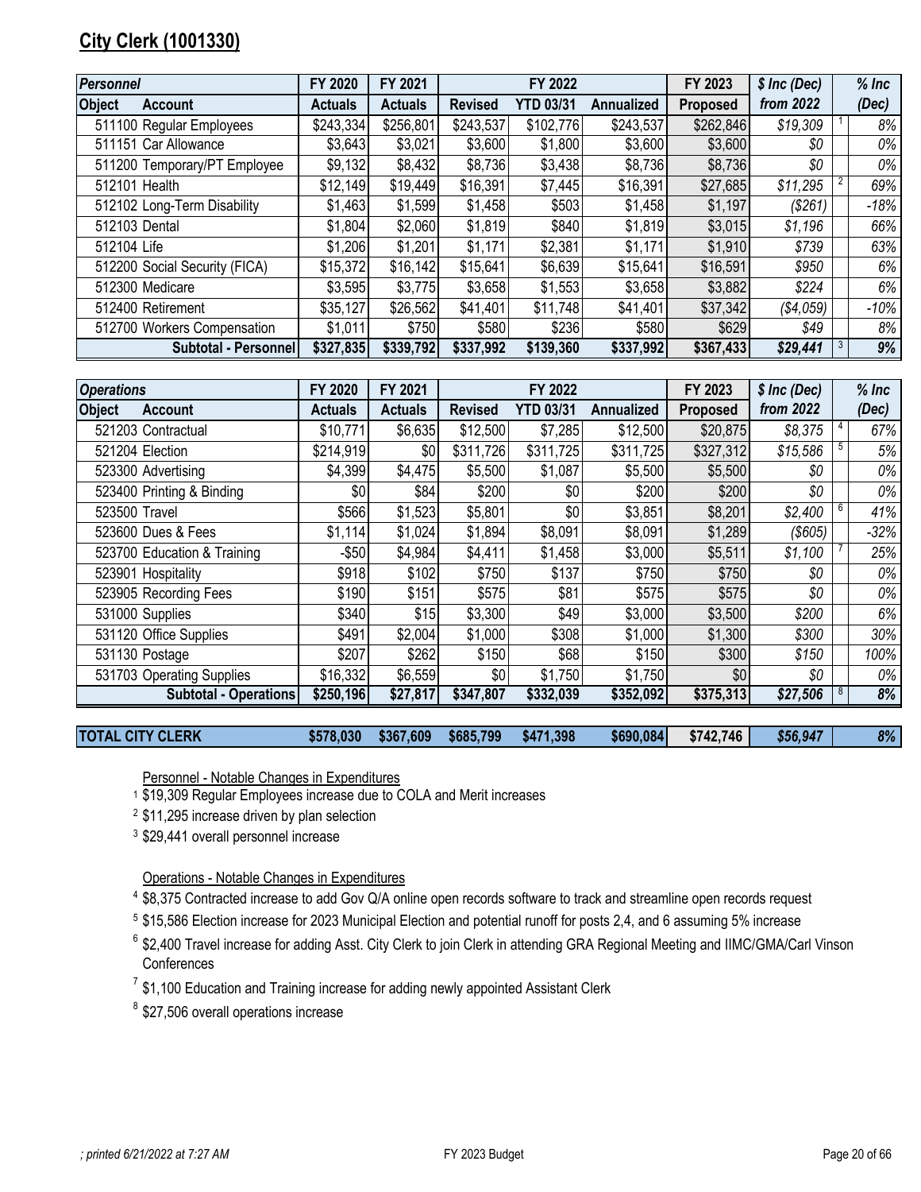## City Clerk (1001330)

| *Personnel* | | FY 2020 | FY 2021 | FY 2022 | | | FY 2023 | *$ Inc (Dec)* | | *% Inc* |
|---|---|---|---|---|---|---|---|---|---|---|
| **Object** | **Account** | **Actuals** | **Actuals** | **Revised** | **YTD 03/31** | **Annualized** | **Proposed** | ***from 2022*** | | ***(Dec)*** |
| 511100 | Regular Employees | $243,334 | $256,801 | $243,537 | $102,776 | $243,537 | $262,846 | *$19,309* | 1 | *8%* |
| 511151 | Car Allowance | $3,643 | $3,021 | $3,600 | $1,800 | $3,600 | $3,600 | *$0* | | *0%* |
| 511200 | Temporary/PT Employee | $9,132 | $8,432 | $8,736 | $3,438 | $8,736 | $8,736 | *$0* | | *0%* |
| 512101 | Health | $12,149 | $19,449 | $16,391 | $7,445 | $16,391 | $27,685 | *$11,295* | 2 | *69%* |
| 512102 | Long-Term Disability | $1,463 | $1,599 | $1,458 | $503 | $1,458 | $1,197 | *($261)* | | *-18%* |
| 512103 | Dental | $1,804 | $2,060 | $1,819 | $840 | $1,819 | $3,015 | *$1,196* | | *66%* |
| 512104 | Life | $1,206 | $1,201 | $1,171 | $2,381 | $1,171 | $1,910 | *$739* | | *63%* |
| 512200 | Social Security (FICA) | $15,372 | $16,142 | $15,641 | $6,639 | $15,641 | $16,591 | *$950* | | *6%* |
| 512300 | Medicare | $3,595 | $3,775 | $3,658 | $1,553 | $3,658 | $3,882 | *$224* | | *6%* |
| 512400 | Retirement | $35,127 | $26,562 | $41,401 | $11,748 | $41,401 | $37,342 | *($4,059)* | | *-10%* |
| 512700 | Workers Compensation | $1,011 | $750 | $580 | $236 | $580 | $629 | *$49* | | *8%* |
| | **Subtotal - Personnel** | **$327,835** | **$339,792** | **$337,992** | **$139,360** | **$337,992** | **$367,433** | ***$29,441*** | 3 | ***9%*** |

| *Operations* | | FY 2020 | FY 2021 | FY 2022 | | | FY 2023 | *$ Inc (Dec)* | | *% Inc* |
|---|---|---|---|---|---|---|---|---|---|---|
| **Object** | **Account** | **Actuals** | **Actuals** | **Revised** | **YTD 03/31** | **Annualized** | **Proposed** | ***from 2022*** | | ***(Dec)*** |
| 521203 | Contractual | $10,771 | $6,635 | $12,500 | $7,285 | $12,500 | $20,875 | *$8,375* | 4 | *67%* |
| 521204 | Election | $214,919 | $0 | $311,726 | $311,725 | $311,725 | $327,312 | *$15,586* | 5 | *5%* |
| 523300 | Advertising | $4,399 | $4,475 | $5,500 | $1,087 | $5,500 | $5,500 | *$0* | | *0%* |
| 523400 | Printing & Binding | $0 | $84 | $200 | $0 | $200 | $200 | *$0* | | *0%* |
| 523500 | Travel | $566 | $1,523 | $5,801 | $0 | $3,851 | $8,201 | *$2,400* | 6 | *41%* |
| 523600 | Dues & Fees | $1,114 | $1,024 | $1,894 | $8,091 | $8,091 | $1,289 | *($605)* | | *-32%* |
| 523700 | Education & Training | -$50 | $4,984 | $4,411 | $1,458 | $3,000 | $5,511 | *$1,100* | 7 | *25%* |
| 523901 | Hospitality | $918 | $102 | $750 | $137 | $750 | $750 | *$0* | | *0%* |
| 523905 | Recording Fees | $190 | $151 | $575 | $81 | $575 | $575 | *$0* | | *0%* |
| 531000 | Supplies | $340 | $15 | $3,300 | $49 | $3,000 | $3,500 | *$200* | | *6%* |
| 531120 | Office Supplies | $491 | $2,004 | $1,000 | $308 | $1,000 | $1,300 | *$300* | | *30%* |
| 531130 | Postage | $207 | $262 | $150 | $68 | $150 | $300 | *$150* | | *100%* |
| 531703 | Operating Supplies | $16,332 | $6,559 | $0 | $1,750 | $1,750 | $0 | *$0* | | *0%* |
| | **Subtotal - Operations** | **$250,196** | **$27,817** | **$347,807** | **$332,039** | **$352,092** | **$375,313** | ***$27,506*** | 8 | ***8%*** |

| **TOTAL CITY CLERK** | | **$578,030** | **$367,609** | **$685,799** | **$471,398** | **$690,084** | **$742,746** | ***$56,947*** | | ***8%*** |
|---|---|---|---|---|---|---|---|---|---|---|

Personnel - Notable Changes in Expenditures

1 $19,309 Regular Employees increase due to COLA and Merit increases

2 $11,295 increase driven by plan selection

3 $29,441 overall personnel increase

Operations - Notable Changes in Expenditures

4 $8,375 Contracted increase to add Gov Q/A online open records software to track and streamline open records request

5 $15,586 Election increase for 2023 Municipal Election and potential runoff for posts 2,4, and 6 assuming 5% increase

6 $2,400 Travel increase for adding Asst. City Clerk to join Clerk in attending GRA Regional Meeting and IIMC/GMA/Carl Vinson Conferences

7 $1,100 Education and Training increase for adding newly appointed Assistant Clerk

8 $27,506 overall operations increase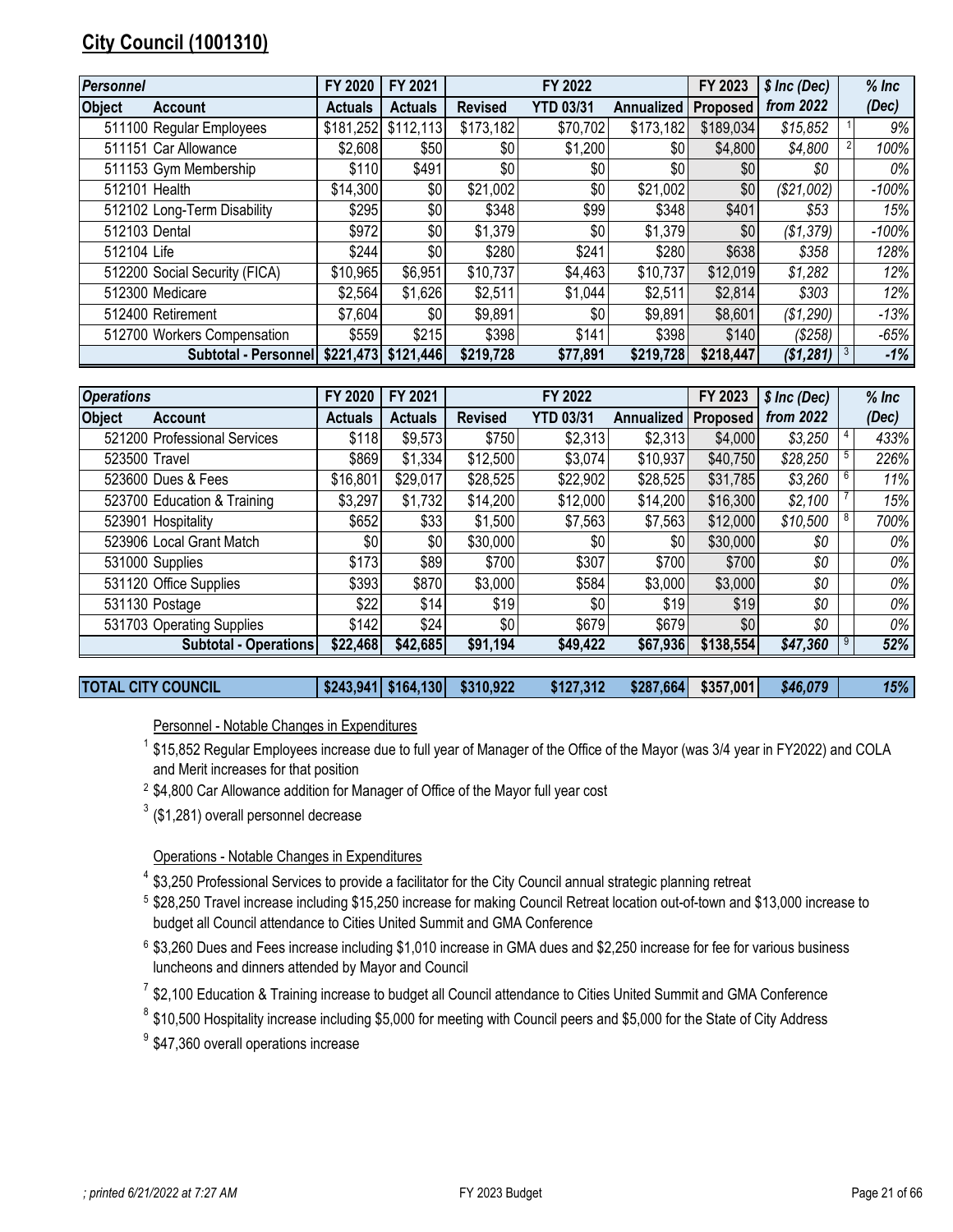## City Council (1001310)

| *Personnel* | | FY 2020 | FY 2021 | FY 2022 | | | FY 2023 | *$ Inc (Dec)* | | *% Inc* |
|---|---|---|---|---|---|---|---|---|---|---|
| **Object** | **Account** | **Actuals** | **Actuals** | **Revised** | **YTD 03/31** | **Annualized** | **Proposed** | ***from 2022*** | | ***(Dec)*** |
| 511100 | Regular Employees | $181,252 | $112,113 | $173,182 | $70,702 | $173,182 | $189,034 | *$15,852* | 1 | *9%* |
| 511151 | Car Allowance | $2,608 | $50 | $0 | $1,200 | $0 | $4,800 | *$4,800* | 2 | *100%* |
| 511153 | Gym Membership | $110 | $491 | $0 | $0 | $0 | $0 | *$0* | | *0%* |
| 512101 | Health | $14,300 | $0 | $21,002 | $0 | $21,002 | $0 | *($21,002)* | | *-100%* |
| 512102 | Long-Term Disability | $295 | $0 | $348 | $99 | $348 | $401 | *$53* | | *15%* |
| 512103 | Dental | $972 | $0 | $1,379 | $0 | $1,379 | $0 | *($1,379)* | | *-100%* |
| 512104 | Life | $244 | $0 | $280 | $241 | $280 | $638 | *$358* | | *128%* |
| 512200 | Social Security (FICA) | $10,965 | $6,951 | $10,737 | $4,463 | $10,737 | $12,019 | *$1,282* | | *12%* |
| 512300 | Medicare | $2,564 | $1,626 | $2,511 | $1,044 | $2,511 | $2,814 | *$303* | | *12%* |
| 512400 | Retirement | $7,604 | $0 | $9,891 | $0 | $9,891 | $8,601 | *($1,290)* | | *-13%* |
| 512700 | Workers Compensation | $559 | $215 | $398 | $141 | $398 | $140 | *($258)* | | *-65%* |
| | **Subtotal - Personnel** | **$221,473** | **$121,446** | **$219,728** | **$77,891** | **$219,728** | **$218,447** | ***($1,281)*** | 3 | ***-1%*** |

| *Operations* | | FY 2020 | FY 2021 | FY 2022 | | | FY 2023 | *$ Inc (Dec)* | | *% Inc* |
|---|---|---|---|---|---|---|---|---|---|---|
| **Object** | **Account** | **Actuals** | **Actuals** | **Revised** | **YTD 03/31** | **Annualized** | **Proposed** | ***from 2022*** | | ***(Dec)*** |
| 521200 | Professional Services | $118 | $9,573 | $750 | $2,313 | $2,313 | $4,000 | *$3,250* | 4 | *433%* |
| 523500 | Travel | $869 | $1,334 | $12,500 | $3,074 | $10,937 | $40,750 | *$28,250* | 5 | *226%* |
| 523600 | Dues & Fees | $16,801 | $29,017 | $28,525 | $22,902 | $28,525 | $31,785 | *$3,260* | 6 | *11%* |
| 523700 | Education & Training | $3,297 | $1,732 | $14,200 | $12,000 | $14,200 | $16,300 | *$2,100* | 7 | *15%* |
| 523901 | Hospitality | $652 | $33 | $1,500 | $7,563 | $7,563 | $12,000 | *$10,500* | 8 | *700%* |
| 523906 | Local Grant Match | $0 | $0 | $30,000 | $0 | $0 | $30,000 | *$0* | | *0%* |
| 531000 | Supplies | $173 | $89 | $700 | $307 | $700 | $700 | *$0* | | *0%* |
| 531120 | Office Supplies | $393 | $870 | $3,000 | $584 | $3,000 | $3,000 | *$0* | | *0%* |
| 531130 | Postage | $22 | $14 | $19 | $0 | $19 | $19 | *$0* | | *0%* |
| 531703 | Operating Supplies | $142 | $24 | $0 | $679 | $679 | $0 | *$0* | | *0%* |
| | **Subtotal - Operations** | **$22,468** | **$42,685** | **$91,194** | **$49,422** | **$67,936** | **$138,554** | ***$47,360*** | 9 | ***52%*** |

| **TOTAL CITY COUNCIL** | | **$243,941** | **$164,130** | **$310,922** | **$127,312** | **$287,664** | **$357,001** | ***$46,079*** | | ***15%*** |
|---|---|---|---|---|---|---|---|---|---|---|

Personnel - Notable Changes in Expenditures

[1] $15,852 Regular Employees increase due to full year of Manager of the Office of the Mayor (was 3/4 year in FY2022) and COLA and Merit increases for that position

[2] $4,800 Car Allowance addition for Manager of Office of the Mayor full year cost

[3] ($1,281) overall personnel decrease

Operations - Notable Changes in Expenditures

[4] $3,250 Professional Services to provide a facilitator for the City Council annual strategic planning retreat

[5] $28,250 Travel increase including $15,250 increase for making Council Retreat location out-of-town and $13,000 increase to budget all Council attendance to Cities United Summit and GMA Conference

[6] $3,260 Dues and Fees increase including $1,010 increase in GMA dues and $2,250 increase for fee for various business luncheons and dinners attended by Mayor and Council

[7] $2,100 Education & Training increase to budget all Council attendance to Cities United Summit and GMA Conference

[8] $10,500 Hospitality increase including $5,000 for meeting with Council peers and $5,000 for the State of City Address

[9] $47,360 overall operations increase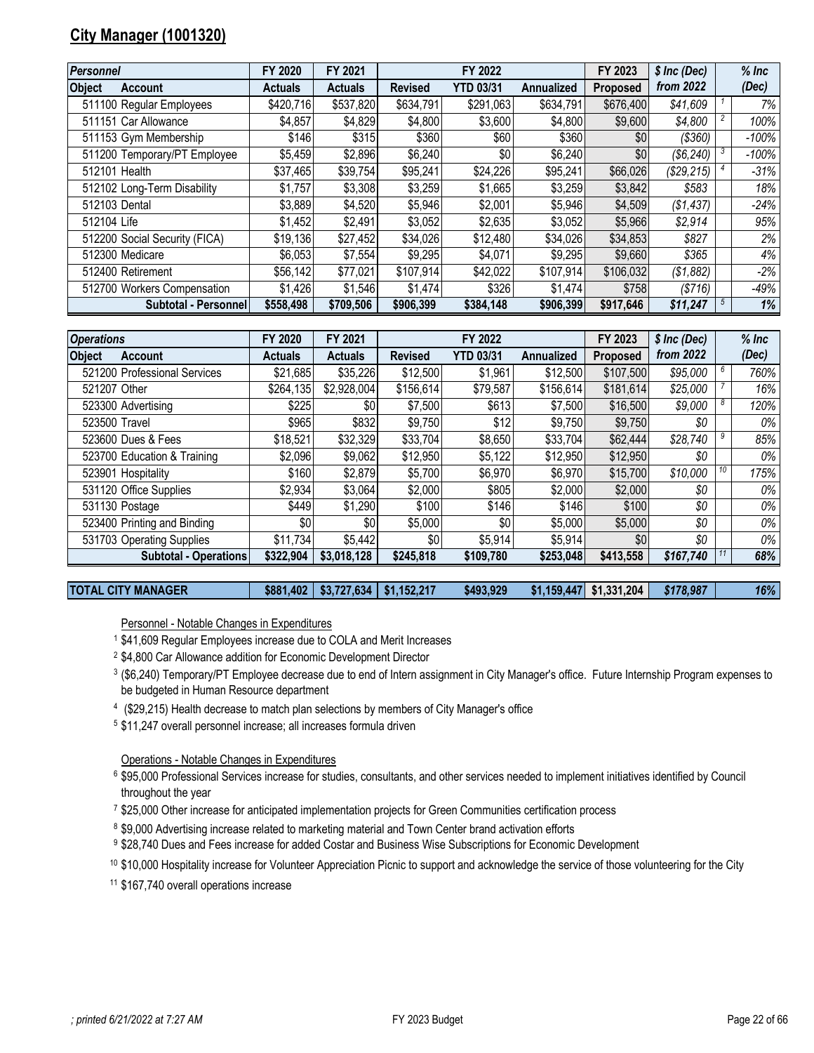## City Manager (1001320)

| *Personnel* | FY 2020 | FY 2021 | FY 2022 | | | FY 2023 | *$ Inc (Dec)* | | *% Inc* |
|---|---|---|---|---|---|---|---|---|---|
| **Object Account** | **Actuals** | **Actuals** | **Revised** | **YTD 03/31** | **Annualized** | **Proposed** | ***from 2022*** | | ***(Dec)*** |
| 511100 Regular Employees | $420,716 | $537,820 | $634,791 | $291,063 | $634,791 | $676,400 | *$41,609* | 1 | *7%* |
| 511151 Car Allowance | $4,857 | $4,829 | $4,800 | $3,600 | $4,800 | $9,600 | *$4,800* | 2 | *100%* |
| 511153 Gym Membership | $146 | $315 | $360 | $60 | $360 | $0 | *($360)* | | *-100%* |
| 511200 Temporary/PT Employee | $5,459 | $2,896 | $6,240 | $0 | $6,240 | $0 | *($6,240)* | 3 | *-100%* |
| 512101 Health | $37,465 | $39,754 | $95,241 | $24,226 | $95,241 | $66,026 | *($29,215)* | 4 | *-31%* |
| 512102 Long-Term Disability | $1,757 | $3,308 | $3,259 | $1,665 | $3,259 | $3,842 | *$583* | | *18%* |
| 512103 Dental | $3,889 | $4,520 | $5,946 | $2,001 | $5,946 | $4,509 | *($1,437)* | | *-24%* |
| 512104 Life | $1,452 | $2,491 | $3,052 | $2,635 | $3,052 | $5,966 | *$2,914* | | *95%* |
| 512200 Social Security (FICA) | $19,136 | $27,452 | $34,026 | $12,480 | $34,026 | $34,853 | *$827* | | *2%* |
| 512300 Medicare | $6,053 | $7,554 | $9,295 | $4,071 | $9,295 | $9,660 | *$365* | | *4%* |
| 512400 Retirement | $56,142 | $77,021 | $107,914 | $42,022 | $107,914 | $106,032 | *($1,882)* | | *-2%* |
| 512700 Workers Compensation | $1,426 | $1,546 | $1,474 | $326 | $1,474 | $758 | *($716)* | | *-49%* |
| **Subtotal - Personnel** | **$558,498** | **$709,506** | **$906,399** | **$384,148** | **$906,399** | **$917,646** | ***$11,247*** | 5 | ***1%*** |

| *Operations* | FY 2020 | FY 2021 | FY 2022 | | | FY 2023 | *$ Inc (Dec)* | | *% Inc* |
|---|---|---|---|---|---|---|---|---|---|
| **Object Account** | **Actuals** | **Actuals** | **Revised** | **YTD 03/31** | **Annualized** | **Proposed** | ***from 2022*** | | ***(Dec)*** |
| 521200 Professional Services | $21,685 | $35,226 | $12,500 | $1,961 | $12,500 | $107,500 | *$95,000* | 6 | *760%* |
| 521207 Other | $264,135 | $2,928,004 | $156,614 | $79,587 | $156,614 | $181,614 | *$25,000* | 7 | *16%* |
| 523300 Advertising | $225 | $0 | $7,500 | $613 | $7,500 | $16,500 | *$9,000* | 8 | *120%* |
| 523500 Travel | $965 | $832 | $9,750 | $12 | $9,750 | $9,750 | *$0* | | *0%* |
| 523600 Dues & Fees | $18,521 | $32,329 | $33,704 | $8,650 | $33,704 | $62,444 | *$28,740* | 9 | *85%* |
| 523700 Education & Training | $2,096 | $9,062 | $12,950 | $5,122 | $12,950 | $12,950 | *$0* | | *0%* |
| 523901 Hospitality | $160 | $2,879 | $5,700 | $6,970 | $6,970 | $15,700 | *$10,000* | 10 | *175%* |
| 531120 Office Supplies | $2,934 | $3,064 | $2,000 | $805 | $2,000 | $2,000 | *$0* | | *0%* |
| 531130 Postage | $449 | $1,290 | $100 | $146 | $146 | $100 | *$0* | | *0%* |
| 523400 Printing and Binding | $0 | $0 | $5,000 | $0 | $5,000 | $5,000 | *$0* | | *0%* |
| 531703 Operating Supplies | $11,734 | $5,442 | $0 | $5,914 | $5,914 | $0 | *$0* | | *0%* |
| **Subtotal - Operations** | **$322,904** | **$3,018,128** | **$245,818** | **$109,780** | **$253,048** | **$413,558** | ***$167,740*** | 11 | ***68%*** |
| **TOTAL CITY MANAGER** | **$881,402** | **$3,727,634** | **$1,152,217** | **$493,929** | **$1,159,447** | **$1,331,204** | ***$178,987*** | | ***16%*** |

Personnel - Notable Changes in Expenditures

[1] $41,609 Regular Employees increase due to COLA and Merit Increases

[2] $4,800 Car Allowance addition for Economic Development Director

[3] ($6,240) Temporary/PT Employee decrease due to end of Intern assignment in City Manager's office. Future Internship Program expenses to be budgeted in Human Resource department

[4] ($29,215) Health decrease to match plan selections by members of City Manager's office

[5] $11,247 overall personnel increase; all increases formula driven

Operations - Notable Changes in Expenditures

[6] $95,000 Professional Services increase for studies, consultants, and other services needed to implement initiatives identified by Council throughout the year

[7] $25,000 Other increase for anticipated implementation projects for Green Communities certification process

[8] $9,000 Advertising increase related to marketing material and Town Center brand activation efforts

[9] $28,740 Dues and Fees increase for added Costar and Business Wise Subscriptions for Economic Development

[10] $10,000 Hospitality increase for Volunteer Appreciation Picnic to support and acknowledge the service of those volunteering for the City

[11] $167,740 overall operations increase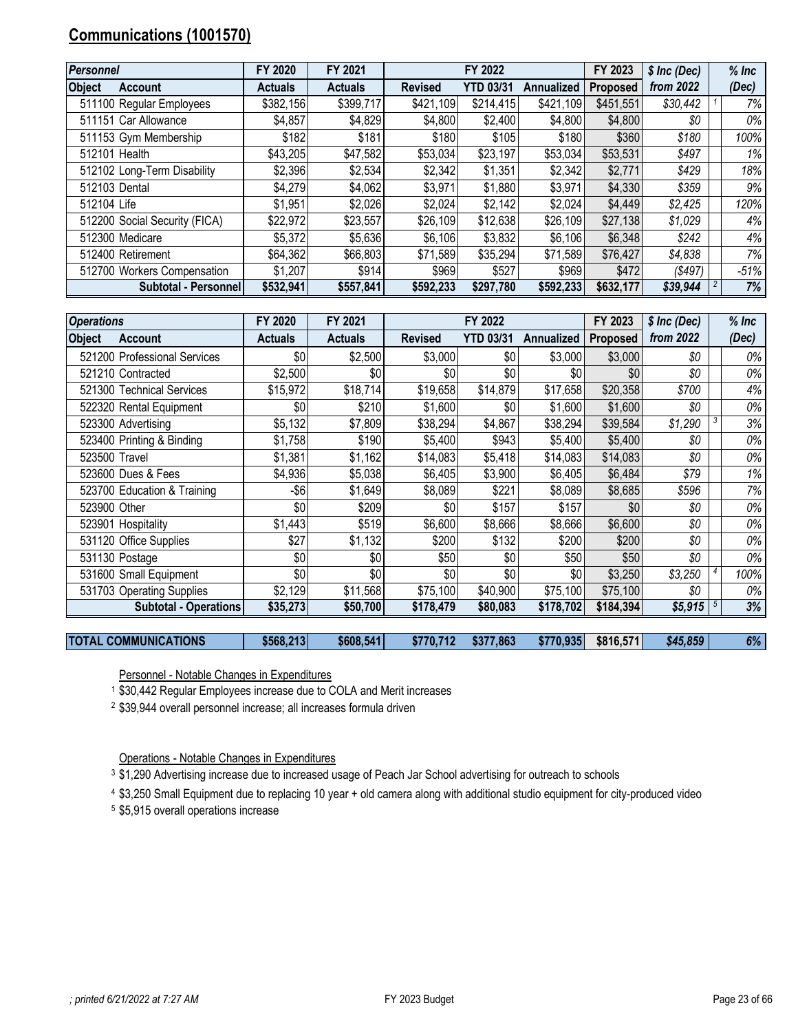## Communications (1001570)

| *Personnel* | | FY 2020 | FY 2021 | FY 2022 | | | FY 2023 | *$ Inc (Dec)* | | *% Inc* |
|---|---|---|---|---|---|---|---|---|---|---|
| **Object** | **Account** | **Actuals** | **Actuals** | **Revised** | **YTD 03/31** | **Annualized** | **Proposed** | ***from 2022*** | | ***(Dec)*** |
| 511100 | Regular Employees | $382,156 | $399,717 | $421,109 | $214,415 | $421,109 | $451,551 | *$30,442* | 1 | 7% |
| 511151 | Car Allowance | $4,857 | $4,829 | $4,800 | $2,400 | $4,800 | $4,800 | *$0* | | 0% |
| 511153 | Gym Membership | $182 | $181 | $180 | $105 | $180 | $360 | *$180* | | 100% |
| 512101 | Health | $43,205 | $47,582 | $53,034 | $23,197 | $53,034 | $53,531 | *$497* | | 1% |
| 512102 | Long-Term Disability | $2,396 | $2,534 | $2,342 | $1,351 | $2,342 | $2,771 | *$429* | | 18% |
| 512103 | Dental | $4,279 | $4,062 | $3,971 | $1,880 | $3,971 | $4,330 | *$359* | | 9% |
| 512104 | Life | $1,951 | $2,026 | $2,024 | $2,142 | $2,024 | $4,449 | *$2,425* | | 120% |
| 512200 | Social Security (FICA) | $22,972 | $23,557 | $26,109 | $12,638 | $26,109 | $27,138 | *$1,029* | | 4% |
| 512300 | Medicare | $5,372 | $5,636 | $6,106 | $3,832 | $6,106 | $6,348 | *$242* | | 4% |
| 512400 | Retirement | $64,362 | $66,803 | $71,589 | $35,294 | $71,589 | $76,427 | *$4,838* | | 7% |
| 512700 | Workers Compensation | $1,207 | $914 | $969 | $527 | $969 | $472 | *($497)* | | -51% |
| | **Subtotal - Personnel** | **$532,941** | **$557,841** | **$592,233** | **$297,780** | **$592,233** | **$632,177** | ***$39,944*** | 2 | **7%** |

| *Operations* | | FY 2020 | FY 2021 | FY 2022 | | | FY 2023 | *$ Inc (Dec)* | | *% Inc* |
|---|---|---|---|---|---|---|---|---|---|---|
| **Object** | **Account** | **Actuals** | **Actuals** | **Revised** | **YTD 03/31** | **Annualized** | **Proposed** | ***from 2022*** | | ***(Dec)*** |
| 521200 | Professional Services | $0 | $2,500 | $3,000 | $0 | $3,000 | $3,000 | *$0* | | 0% |
| 521210 | Contracted | $2,500 | $0 | $0 | $0 | $0 | $0 | *$0* | | 0% |
| 521300 | Technical Services | $15,972 | $18,714 | $19,658 | $14,879 | $17,658 | $20,358 | *$700* | | 4% |
| 522320 | Rental Equipment | $0 | $210 | $1,600 | $0 | $1,600 | $1,600 | *$0* | | 0% |
| 523300 | Advertising | $5,132 | $7,809 | $38,294 | $4,867 | $38,294 | $39,584 | *$1,290* | 3 | 3% |
| 523400 | Printing & Binding | $1,758 | $190 | $5,400 | $943 | $5,400 | $5,400 | *$0* | | 0% |
| 523500 | Travel | $1,381 | $1,162 | $14,083 | $5,418 | $14,083 | $14,083 | *$0* | | 0% |
| 523600 | Dues & Fees | $4,936 | $5,038 | $6,405 | $3,900 | $6,405 | $6,484 | *$79* | | 1% |
| 523700 | Education & Training | -$6 | $1,649 | $8,089 | $221 | $8,089 | $8,685 | *$596* | | 7% |
| 523900 | Other | $0 | $209 | $0 | $157 | $157 | $0 | *$0* | | 0% |
| 523901 | Hospitality | $1,443 | $519 | $6,600 | $8,666 | $8,666 | $6,600 | *$0* | | 0% |
| 531120 | Office Supplies | $27 | $1,132 | $200 | $132 | $200 | $200 | *$0* | | 0% |
| 531130 | Postage | $0 | $0 | $50 | $0 | $50 | $50 | *$0* | | 0% |
| 531600 | Small Equipment | $0 | $0 | $0 | $0 | $0 | $3,250 | *$3,250* | 4 | 100% |
| 531703 | Operating Supplies | $2,129 | $11,568 | $75,100 | $40,900 | $75,100 | $75,100 | *$0* | | 0% |
| | **Subtotal - Operations** | **$35,273** | **$50,700** | **$178,479** | **$80,083** | **$178,702** | **$184,394** | ***$5,915*** | 5 | **3%** |

| **TOTAL COMMUNICATIONS** | | **$568,213** | **$608,541** | **$770,712** | **$377,863** | **$770,935** | **$816,571** | ***$45,859*** | | **6%** |
|---|---|---|---|---|---|---|---|---|---|---|

Personnel - Notable Changes in Expenditures

[1] $30,442 Regular Employees increase due to COLA and Merit increases

[2] $39,944 overall personnel increase; all increases formula driven

Operations - Notable Changes in Expenditures

[3] $1,290 Advertising increase due to increased usage of Peach Jar School advertising for outreach to schools

[4] $3,250 Small Equipment due to replacing 10 year + old camera along with additional studio equipment for city-produced video

[5] $5,915 overall operations increase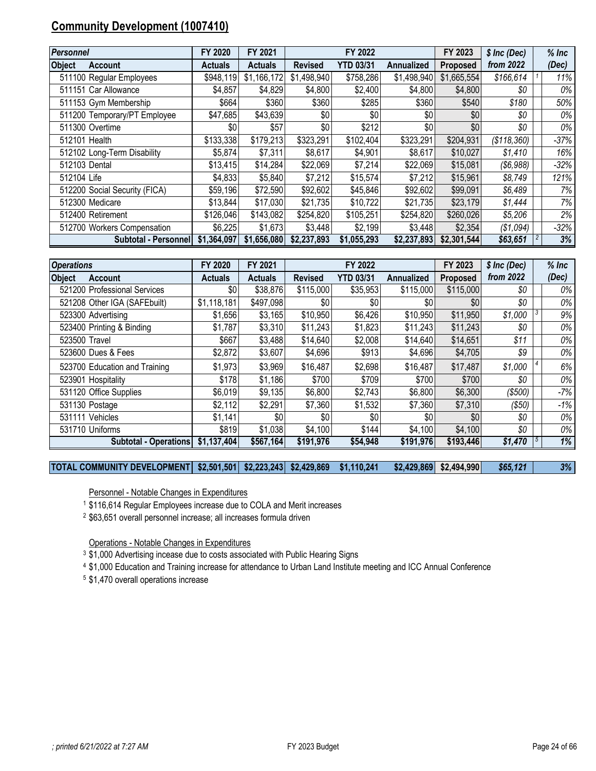## Community Development (1007410)

| Personnel | | FY 2020 | FY 2021 | FY 2022 | | | FY 2023 | $ Inc (Dec) | | % Inc |
|---|---|---|---|---|---|---|---|---|---|---|
| Object | Account | Actuals | Actuals | Revised | YTD 03/31 | Annualized | Proposed | from 2022 | | (Dec) |
| 511100 | Regular Employees | $948,119 | $1,166,172 | $1,498,940 | $758,286 | $1,498,940 | $1,665,554 | $166,614 | 1 | 11% |
| 511151 | Car Allowance | $4,857 | $4,829 | $4,800 | $2,400 | $4,800 | $4,800 | $0 | | 0% |
| 511153 | Gym Membership | $664 | $360 | $360 | $285 | $360 | $540 | $180 | | 50% |
| 511200 | Temporary/PT Employee | $47,685 | $43,639 | $0 | $0 | $0 | $0 | $0 | | 0% |
| 511300 | Overtime | $0 | $57 | $0 | $212 | $0 | $0 | $0 | | 0% |
| 512101 | Health | $133,338 | $179,213 | $323,291 | $102,404 | $323,291 | $204,931 | ($118,360) | | -37% |
| 512102 | Long-Term Disability | $5,874 | $7,311 | $8,617 | $4,901 | $8,617 | $10,027 | $1,410 | | 16% |
| 512103 | Dental | $13,415 | $14,284 | $22,069 | $7,214 | $22,069 | $15,081 | ($6,988) | | -32% |
| 512104 | Life | $4,833 | $5,840 | $7,212 | $15,574 | $7,212 | $15,961 | $8,749 | | 121% |
| 512200 | Social Security (FICA) | $59,196 | $72,590 | $92,602 | $45,846 | $92,602 | $99,091 | $6,489 | | 7% |
| 512300 | Medicare | $13,844 | $17,030 | $21,735 | $10,722 | $21,735 | $23,179 | $1,444 | | 7% |
| 512400 | Retirement | $126,046 | $143,082 | $254,820 | $105,251 | $254,820 | $260,026 | $5,206 | | 2% |
| 512700 | Workers Compensation | $6,225 | $1,673 | $3,448 | $2,199 | $3,448 | $2,354 | ($1,094) | | -32% |
| | **Subtotal - Personnel** | **$1,364,097** | **$1,656,080** | **$2,237,893** | **$1,055,293** | **$2,237,893** | **$2,301,544** | **$63,651** | 2 | **3%** |

| Operations | | FY 2020 | FY 2021 | FY 2022 | | | FY 2023 | $ Inc (Dec) | | % Inc |
|---|---|---|---|---|---|---|---|---|---|---|
| Object | Account | Actuals | Actuals | Revised | YTD 03/31 | Annualized | Proposed | from 2022 | | (Dec) |
| 521200 | Professional Services | $0 | $38,876 | $115,000 | $35,953 | $115,000 | $115,000 | $0 | | 0% |
| 521208 | Other IGA (SAFEbuilt) | $1,118,181 | $497,098 | $0 | $0 | $0 | $0 | $0 | | 0% |
| 523300 | Advertising | $1,656 | $3,165 | $10,950 | $6,426 | $10,950 | $11,950 | $1,000 | 3 | 9% |
| 523400 | Printing & Binding | $1,787 | $3,310 | $11,243 | $1,823 | $11,243 | $11,243 | $0 | | 0% |
| 523500 | Travel | $667 | $3,488 | $14,640 | $2,008 | $14,640 | $14,651 | $11 | | 0% |
| 523600 | Dues & Fees | $2,872 | $3,607 | $4,696 | $913 | $4,696 | $4,705 | $9 | | 0% |
| 523700 | Education and Training | $1,973 | $3,969 | $16,487 | $2,698 | $16,487 | $17,487 | $1,000 | 4 | 6% |
| 523901 | Hospitality | $178 | $1,186 | $700 | $709 | $700 | $700 | $0 | | 0% |
| 531120 | Office Supplies | $6,019 | $9,135 | $6,800 | $2,743 | $6,800 | $6,300 | ($500) | | -7% |
| 531130 | Postage | $2,112 | $2,291 | $7,360 | $1,532 | $7,360 | $7,310 | ($50) | | -1% |
| 531111 | Vehicles | $1,141 | $0 | $0 | $0 | $0 | $0 | $0 | | 0% |
| 531710 | Uniforms | $819 | $1,038 | $4,100 | $144 | $4,100 | $4,100 | $0 | | 0% |
| | **Subtotal - Operations** | **$1,137,404** | **$567,164** | **$191,976** | **$54,948** | **$191,976** | **$193,446** | **$1,470** | 5 | **1%** |
| | **TOTAL COMMUNITY DEVELOPMENT** | **$2,501,501** | **$2,223,243** | **$2,429,869** | **$1,110,241** | **$2,429,869** | **$2,494,990** | **$65,121** | | **3%** |

Personnel - Notable Changes in Expenditures

[1] $116,614 Regular Employees increase due to COLA and Merit increases

[2] $63,651 overall personnel increase; all increases formula driven

Operations - Notable Changes in Expenditures

[3] $1,000 Advertising incease due to costs associated with Public Hearing Signs

[4] $1,000 Education and Training increase for attendance to Urban Land Institute meeting and ICC Annual Conference

[5] $1,470 overall operations increase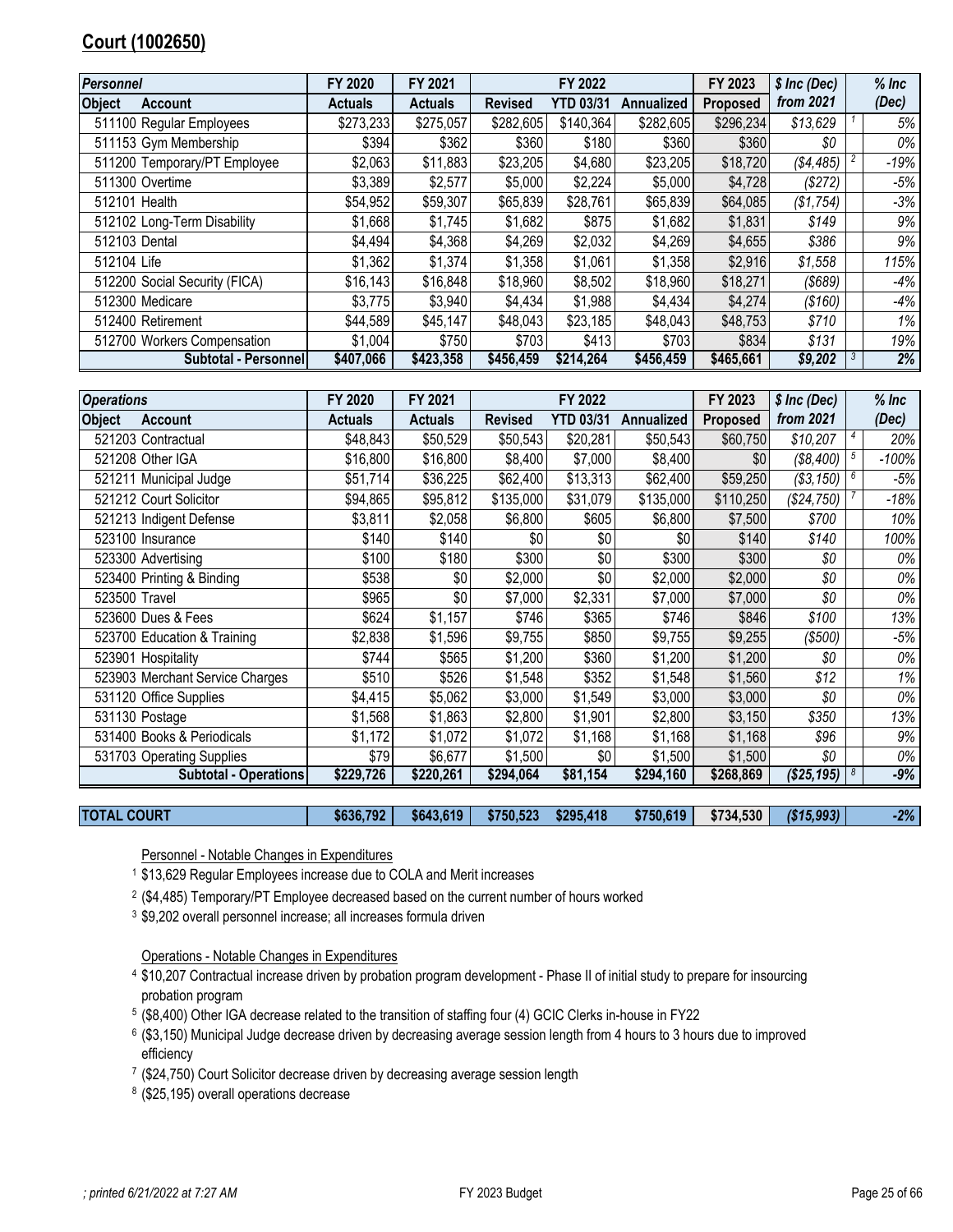## Court (1002650)

| Personnel | | FY 2020 | FY 2021 | FY 2022 | | | FY 2023 | $ Inc (Dec) | | % Inc |
|---|---|---|---|---|---|---|---|---|---|---|
| Object | Account | Actuals | Actuals | Revised | YTD 03/31 | Annualized | Proposed | from 2021 | | (Dec) |
| 511100 | Regular Employees | $273,233 | $275,057 | $282,605 | $140,364 | $282,605 | $296,234 | $13,629 | 1 | 5% |
| 511153 | Gym Membership | $394 | $362 | $360 | $180 | $360 | $360 | $0 | | 0% |
| 511200 | Temporary/PT Employee | $2,063 | $11,883 | $23,205 | $4,680 | $23,205 | $18,720 | ($4,485) | 2 | -19% |
| 511300 | Overtime | $3,389 | $2,577 | $5,000 | $2,224 | $5,000 | $4,728 | ($272) | | -5% |
| 512101 | Health | $54,952 | $59,307 | $65,839 | $28,761 | $65,839 | $64,085 | ($1,754) | | -3% |
| 512102 | Long-Term Disability | $1,668 | $1,745 | $1,682 | $875 | $1,682 | $1,831 | $149 | | 9% |
| 512103 | Dental | $4,494 | $4,368 | $4,269 | $2,032 | $4,269 | $4,655 | $386 | | 9% |
| 512104 | Life | $1,362 | $1,374 | $1,358 | $1,061 | $1,358 | $2,916 | $1,558 | | 115% |
| 512200 | Social Security (FICA) | $16,143 | $16,848 | $18,960 | $8,502 | $18,960 | $18,271 | ($689) | | -4% |
| 512300 | Medicare | $3,775 | $3,940 | $4,434 | $1,988 | $4,434 | $4,274 | ($160) | | -4% |
| 512400 | Retirement | $44,589 | $45,147 | $48,043 | $23,185 | $48,043 | $48,753 | $710 | | 1% |
| 512700 | Workers Compensation | $1,004 | $750 | $703 | $413 | $703 | $834 | $131 | | 19% |
| | **Subtotal - Personnel** | **$407,066** | **$423,358** | **$456,459** | **$214,264** | **$456,459** | **$465,661** | **$9,202** | 3 | **2%** |

| Operations | | FY 2020 | FY 2021 | FY 2022 | | | FY 2023 | $ Inc (Dec) | | % Inc |
|---|---|---|---|---|---|---|---|---|---|---|
| Object | Account | Actuals | Actuals | Revised | YTD 03/31 | Annualized | Proposed | from 2021 | | (Dec) |
| 521203 | Contractual | $48,843 | $50,529 | $50,543 | $20,281 | $50,543 | $60,750 | $10,207 | 4 | 20% |
| 521208 | Other IGA | $16,800 | $16,800 | $8,400 | $7,000 | $8,400 | $0 | ($8,400) | 5 | -100% |
| 521211 | Municipal Judge | $51,714 | $36,225 | $62,400 | $13,313 | $62,400 | $59,250 | ($3,150) | 6 | -5% |
| 521212 | Court Solicitor | $94,865 | $95,812 | $135,000 | $31,079 | $135,000 | $110,250 | ($24,750) | 7 | -18% |
| 521213 | Indigent Defense | $3,811 | $2,058 | $6,800 | $605 | $6,800 | $7,500 | $700 | | 10% |
| 523100 | Insurance | $140 | $140 | $0 | $0 | $0 | $140 | $140 | | 100% |
| 523300 | Advertising | $100 | $180 | $300 | $0 | $300 | $300 | $0 | | 0% |
| 523400 | Printing & Binding | $538 | $0 | $2,000 | $0 | $2,000 | $2,000 | $0 | | 0% |
| 523500 | Travel | $965 | $0 | $7,000 | $2,331 | $7,000 | $7,000 | $0 | | 0% |
| 523600 | Dues & Fees | $624 | $1,157 | $746 | $365 | $746 | $846 | $100 | | 13% |
| 523700 | Education & Training | $2,838 | $1,596 | $9,755 | $850 | $9,755 | $9,255 | ($500) | | -5% |
| 523901 | Hospitality | $744 | $565 | $1,200 | $360 | $1,200 | $1,200 | $0 | | 0% |
| 523903 | Merchant Service Charges | $510 | $526 | $1,548 | $352 | $1,548 | $1,560 | $12 | | 1% |
| 531120 | Office Supplies | $4,415 | $5,062 | $3,000 | $1,549 | $3,000 | $3,000 | $0 | | 0% |
| 531130 | Postage | $1,568 | $1,863 | $2,800 | $1,901 | $2,800 | $3,150 | $350 | | 13% |
| 531400 | Books & Periodicals | $1,172 | $1,072 | $1,072 | $1,168 | $1,168 | $1,168 | $96 | | 9% |
| 531703 | Operating Supplies | $79 | $6,677 | $1,500 | $0 | $1,500 | $1,500 | $0 | | 0% |
| | **Subtotal - Operations** | **$229,726** | **$220,261** | **$294,064** | **$81,154** | **$294,160** | **$268,869** | **($25,195)** | 8 | **-9%** |
| **TOTAL COURT** | | **$636,792** | **$643,619** | **$750,523** | **$295,418** | **$750,619** | **$734,530** | **($15,993)** | | **-2%** |

Personnel - Notable Changes in Expenditures

1. $13,629 Regular Employees increase due to COLA and Merit increases
2. ($4,485) Temporary/PT Employee decreased based on the current number of hours worked
3. $9,202 overall personnel increase; all increases formula driven

Operations - Notable Changes in Expenditures

4. $10,207 Contractual increase driven by probation program development - Phase II of initial study to prepare for insourcing probation program
5. ($8,400) Other IGA decrease related to the transition of staffing four (4) GCIC Clerks in-house in FY22
6. ($3,150) Municipal Judge decrease driven by decreasing average session length from 4 hours to 3 hours due to improved efficiency
7. ($24,750) Court Solicitor decrease driven by decreasing average session length
8. ($25,195) overall operations decrease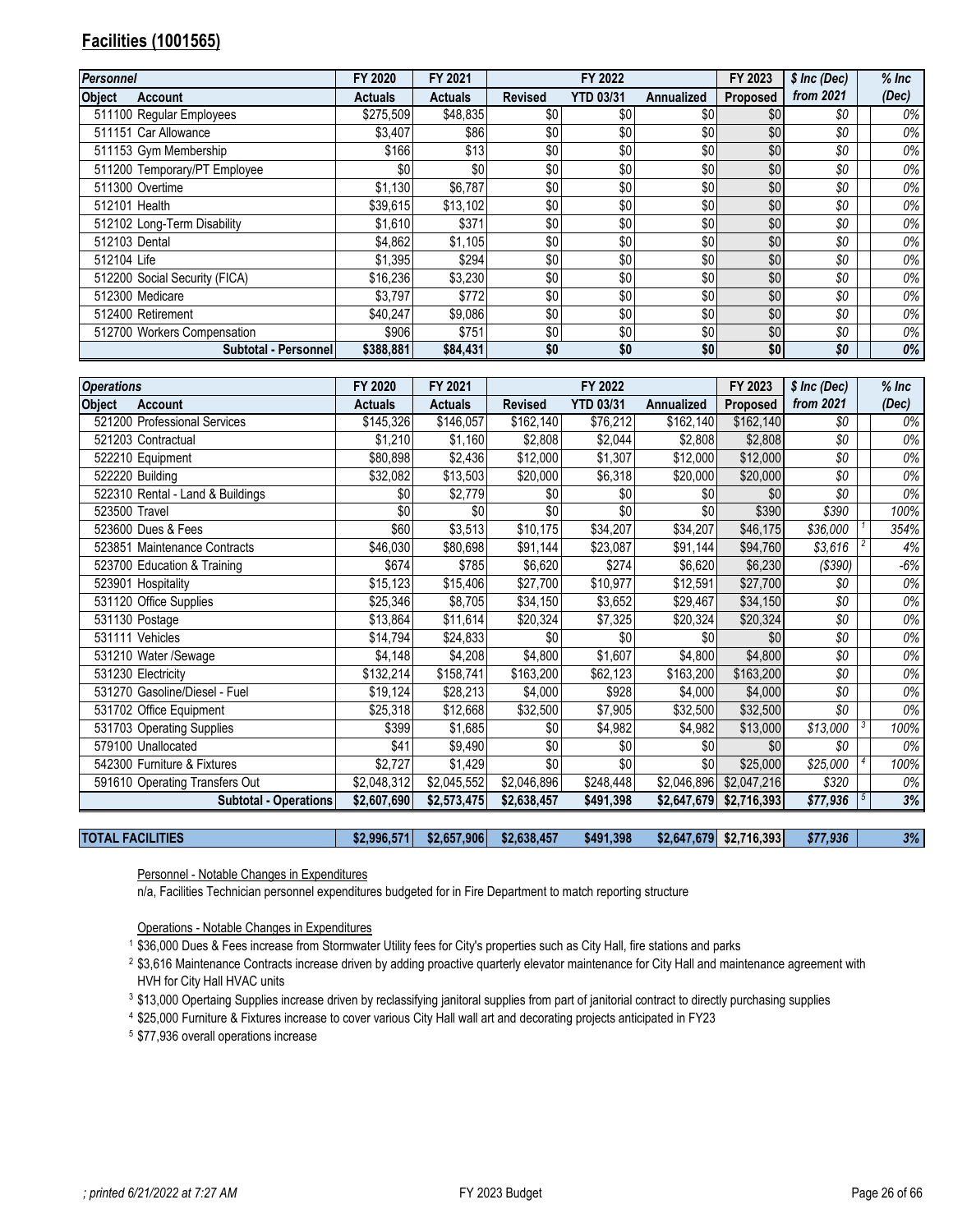## Facilities (1001565)

| Personnel | | FY 2020 | FY 2021 | FY 2022 | | | FY 2023 | $ Inc (Dec) | | % Inc |
|---|---|---|---|---|---|---|---|---|---|---|
| Object | Account | Actuals | Actuals | Revised | YTD 03/31 | Annualized | Proposed | from 2021 | | (Dec) |
| 511100 | Regular Employees | $275,509 | $48,835 | $0 | $0 | $0 | $0 | $0 | | 0% |
| 511151 | Car Allowance | $3,407 | $86 | $0 | $0 | $0 | $0 | $0 | | 0% |
| 511153 | Gym Membership | $166 | $13 | $0 | $0 | $0 | $0 | $0 | | 0% |
| 511200 | Temporary/PT Employee | $0 | $0 | $0 | $0 | $0 | $0 | $0 | | 0% |
| 511300 | Overtime | $1,130 | $6,787 | $0 | $0 | $0 | $0 | $0 | | 0% |
| 512101 | Health | $39,615 | $13,102 | $0 | $0 | $0 | $0 | $0 | | 0% |
| 512102 | Long-Term Disability | $1,610 | $371 | $0 | $0 | $0 | $0 | $0 | | 0% |
| 512103 | Dental | $4,862 | $1,105 | $0 | $0 | $0 | $0 | $0 | | 0% |
| 512104 | Life | $1,395 | $294 | $0 | $0 | $0 | $0 | $0 | | 0% |
| 512200 | Social Security (FICA) | $16,236 | $3,230 | $0 | $0 | $0 | $0 | $0 | | 0% |
| 512300 | Medicare | $3,797 | $772 | $0 | $0 | $0 | $0 | $0 | | 0% |
| 512400 | Retirement | $40,247 | $9,086 | $0 | $0 | $0 | $0 | $0 | | 0% |
| 512700 | Workers Compensation | $906 | $751 | $0 | $0 | $0 | $0 | $0 | | 0% |
| | **Subtotal - Personnel** | **$388,881** | **$84,431** | **$0** | **$0** | **$0** | **$0** | **$0** | | **0%** |

| Operations | | FY 2020 | FY 2021 | FY 2022 | | | FY 2023 | $ Inc (Dec) | | % Inc |
|---|---|---|---|---|---|---|---|---|---|---|
| Object | Account | Actuals | Actuals | Revised | YTD 03/31 | Annualized | Proposed | from 2021 | | (Dec) |
| 521200 | Professional Services | $145,326 | $146,057 | $162,140 | $76,212 | $162,140 | $162,140 | $0 | | 0% |
| 521203 | Contractual | $1,210 | $1,160 | $2,808 | $2,044 | $2,808 | $2,808 | $0 | | 0% |
| 522210 | Equipment | $80,898 | $2,436 | $12,000 | $1,307 | $12,000 | $12,000 | $0 | | 0% |
| 522220 | Building | $32,082 | $13,503 | $20,000 | $6,318 | $20,000 | $20,000 | $0 | | 0% |
| 522310 | Rental - Land & Buildings | $0 | $2,779 | $0 | $0 | $0 | $0 | $0 | | 0% |
| 523500 | Travel | $0 | $0 | $0 | $0 | $0 | $390 | $390 | | 100% |
| 523600 | Dues & Fees | $60 | $3,513 | $10,175 | $34,207 | $34,207 | $46,175 | $36,000 | 1 | 354% |
| 523851 | Maintenance Contracts | $46,030 | $80,698 | $91,144 | $23,087 | $91,144 | $94,760 | $3,616 | 2 | 4% |
| 523700 | Education & Training | $674 | $785 | $6,620 | $274 | $6,620 | $6,230 | ($390) | | -6% |
| 523901 | Hospitality | $15,123 | $15,406 | $27,700 | $10,977 | $12,591 | $27,700 | $0 | | 0% |
| 531120 | Office Supplies | $25,346 | $8,705 | $34,150 | $3,652 | $29,467 | $34,150 | $0 | | 0% |
| 531130 | Postage | $13,864 | $11,614 | $20,324 | $7,325 | $20,324 | $20,324 | $0 | | 0% |
| 531111 | Vehicles | $14,794 | $24,833 | $0 | $0 | $0 | $0 | $0 | | 0% |
| 531210 | Water /Sewage | $4,148 | $4,208 | $4,800 | $1,607 | $4,800 | $4,800 | $0 | | 0% |
| 531230 | Electricity | $132,214 | $158,741 | $163,200 | $62,123 | $163,200 | $163,200 | $0 | | 0% |
| 531270 | Gasoline/Diesel - Fuel | $19,124 | $28,213 | $4,000 | $928 | $4,000 | $4,000 | $0 | | 0% |
| 531702 | Office Equipment | $25,318 | $12,668 | $32,500 | $7,905 | $32,500 | $32,500 | $0 | | 0% |
| 531703 | Operating Supplies | $399 | $1,685 | $0 | $4,982 | $4,982 | $13,000 | $13,000 | 3 | 100% |
| 579100 | Unallocated | $41 | $9,490 | $0 | $0 | $0 | $0 | $0 | | 0% |
| 542300 | Furniture & Fixtures | $2,727 | $1,429 | $0 | $0 | $0 | $25,000 | $25,000 | 4 | 100% |
| 591610 | Operating Transfers Out | $2,048,312 | $2,045,552 | $2,046,896 | $248,448 | $2,046,896 | $2,047,216 | $320 | | 0% |
| | **Subtotal - Operations** | **$2,607,690** | **$2,573,475** | **$2,638,457** | **$491,398** | **$2,647,679** | **$2,716,393** | **$77,936** | 5 | **3%** |

| TOTAL FACILITIES | | $2,996,571 | $2,657,906 | $2,638,457 | $491,398 | $2,647,679 | $2,716,393 | $77,936 | | 3% |
|---|---|---|---|---|---|---|---|---|---|---|

Personnel - Notable Changes in Expenditures

n/a, Facilities Technician personnel expenditures budgeted for in Fire Department to match reporting structure

Operations - Notable Changes in Expenditures

[1] $36,000 Dues & Fees increase from Stormwater Utility fees for City's properties such as City Hall, fire stations and parks

[2] $3,616 Maintenance Contracts increase driven by adding proactive quarterly elevator maintenance for City Hall and maintenance agreement with HVH for City Hall HVAC units

[3] $13,000 Opertaing Supplies increase driven by reclassifying janitoral supplies from part of janitorial contract to directly purchasing supplies

[4] $25,000 Furniture & Fixtures increase to cover various City Hall wall art and decorating projects anticipated in FY23

[5] $77,936 overall operations increase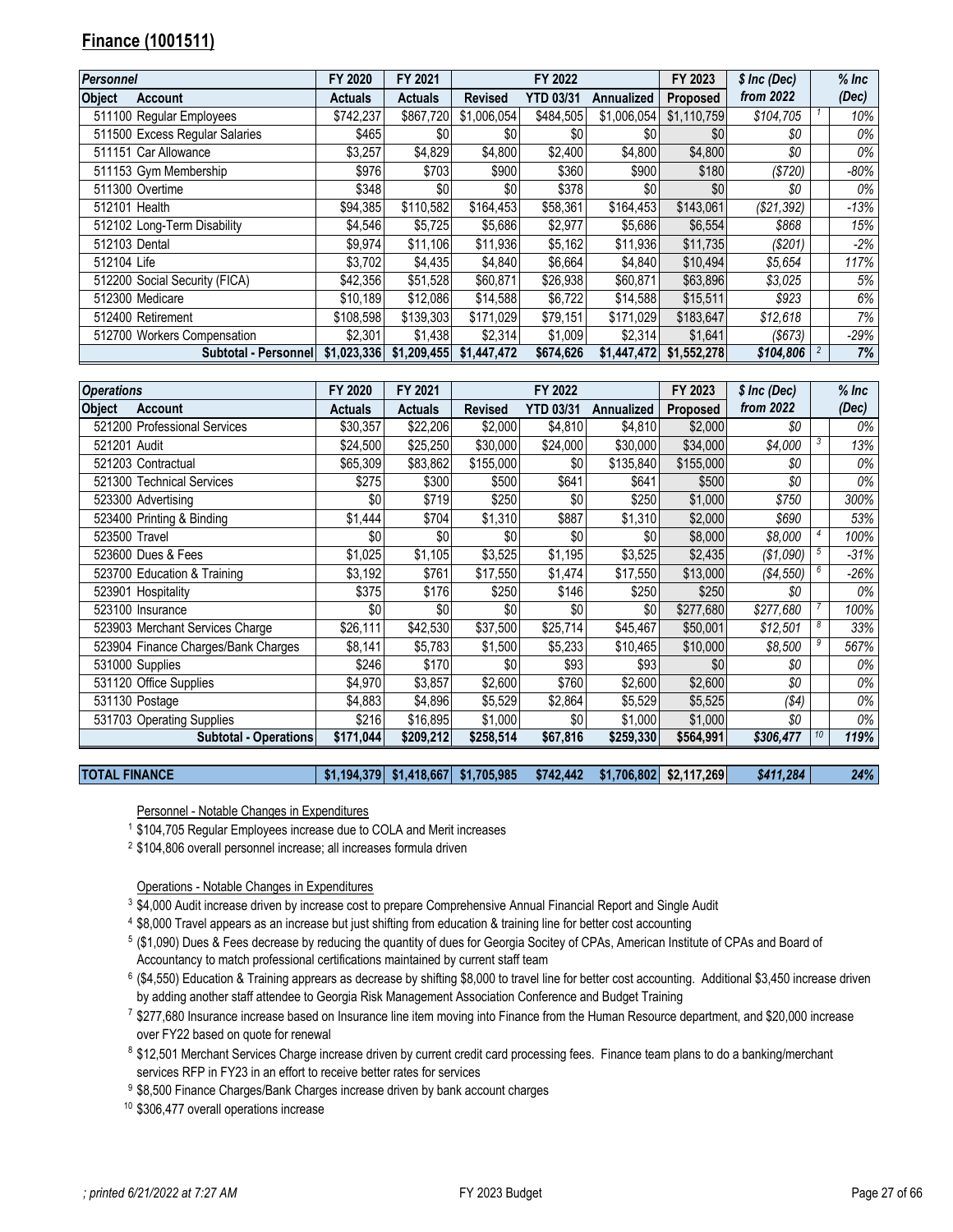## Finance (1001511)

| Personnel | | FY 2020 | FY 2021 | FY 2022 | | | FY 2023 | $ Inc (Dec) | | % Inc |
|---|---|---|---|---|---|---|---|---|---|---|
| Object | Account | Actuals | Actuals | Revised | YTD 03/31 | Annualized | Proposed | from 2022 | | (Dec) |
| 511100 | Regular Employees | $742,237 | $867,720 | $1,006,054 | $484,505 | $1,006,054 | $1,110,759 | $104,705 | 1 | 10% |
| 511500 | Excess Regular Salaries | $465 | $0 | $0 | $0 | $0 | $0 | $0 | | 0% |
| 511151 | Car Allowance | $3,257 | $4,829 | $4,800 | $2,400 | $4,800 | $4,800 | $0 | | 0% |
| 511153 | Gym Membership | $976 | $703 | $900 | $360 | $900 | $180 | ($720) | | -80% |
| 511300 | Overtime | $348 | $0 | $0 | $378 | $0 | $0 | $0 | | 0% |
| 512101 | Health | $94,385 | $110,582 | $164,453 | $58,361 | $164,453 | $143,061 | ($21,392) | | -13% |
| 512102 | Long-Term Disability | $4,546 | $5,725 | $5,686 | $2,977 | $5,686 | $6,554 | $868 | | 15% |
| 512103 | Dental | $9,974 | $11,106 | $11,936 | $5,162 | $11,936 | $11,735 | ($201) | | -2% |
| 512104 | Life | $3,702 | $4,435 | $4,840 | $6,664 | $4,840 | $10,494 | $5,654 | | 117% |
| 512200 | Social Security (FICA) | $42,356 | $51,528 | $60,871 | $26,938 | $60,871 | $63,896 | $3,025 | | 5% |
| 512300 | Medicare | $10,189 | $12,086 | $14,588 | $6,722 | $14,588 | $15,511 | $923 | | 6% |
| 512400 | Retirement | $108,598 | $139,303 | $171,029 | $79,151 | $171,029 | $183,647 | $12,618 | | 7% |
| 512700 | Workers Compensation | $2,301 | $1,438 | $2,314 | $1,009 | $2,314 | $1,641 | ($673) | | -29% |
| | **Subtotal - Personnel** | **$1,023,336** | **$1,209,455** | **$1,447,472** | **$674,626** | **$1,447,472** | **$1,552,278** | **$104,806** | 2 | **7%** |

| Operations | | FY 2020 | FY 2021 | FY 2022 | | | FY 2023 | $ Inc (Dec) | | % Inc |
|---|---|---|---|---|---|---|---|---|---|---|
| Object | Account | Actuals | Actuals | Revised | YTD 03/31 | Annualized | Proposed | from 2022 | | (Dec) |
| 521200 | Professional Services | $30,357 | $22,206 | $2,000 | $4,810 | $4,810 | $2,000 | $0 | | 0% |
| 521201 | Audit | $24,500 | $25,250 | $30,000 | $24,000 | $30,000 | $34,000 | $4,000 | 3 | 13% |
| 521203 | Contractual | $65,309 | $83,862 | $155,000 | $0 | $135,840 | $155,000 | $0 | | 0% |
| 521300 | Technical Services | $275 | $300 | $500 | $641 | $641 | $500 | $0 | | 0% |
| 523300 | Advertising | $0 | $719 | $250 | $0 | $250 | $1,000 | $750 | | 300% |
| 523400 | Printing & Binding | $1,444 | $704 | $1,310 | $887 | $1,310 | $2,000 | $690 | | 53% |
| 523500 | Travel | $0 | $0 | $0 | $0 | $0 | $8,000 | $8,000 | 4 | 100% |
| 523600 | Dues & Fees | $1,025 | $1,105 | $3,525 | $1,195 | $3,525 | $2,435 | ($1,090) | 5 | -31% |
| 523700 | Education & Training | $3,192 | $761 | $17,550 | $1,474 | $17,550 | $13,000 | ($4,550) | 6 | -26% |
| 523901 | Hospitality | $375 | $176 | $250 | $146 | $250 | $250 | $0 | | 0% |
| 523100 | Insurance | $0 | $0 | $0 | $0 | $0 | $277,680 | $277,680 | 7 | 100% |
| 523903 | Merchant Services Charge | $26,111 | $42,530 | $37,500 | $25,714 | $45,467 | $50,001 | $12,501 | 8 | 33% |
| 523904 | Finance Charges/Bank Charges | $8,141 | $5,783 | $1,500 | $5,233 | $10,465 | $10,000 | $8,500 | 9 | 567% |
| 531000 | Supplies | $246 | $170 | $0 | $93 | $93 | $0 | $0 | | 0% |
| 531120 | Office Supplies | $4,970 | $3,857 | $2,600 | $760 | $2,600 | $2,600 | $0 | | 0% |
| 531130 | Postage | $4,883 | $4,896 | $5,529 | $2,864 | $5,529 | $5,525 | ($4) | | 0% |
| 531703 | Operating Supplies | $216 | $16,895 | $1,000 | $0 | $1,000 | $1,000 | $0 | | 0% |
| | **Subtotal - Operations** | **$171,044** | **$209,212** | **$258,514** | **$67,816** | **$259,330** | **$564,991** | **$306,477** | 10 | **119%** |

| | | | | | | | | | | |
|---|---|---|---|---|---|---|---|---|---|---|
| **TOTAL FINANCE** | | **$1,194,379** | **$1,418,667** | **$1,705,985** | **$742,442** | **$1,706,802** | **$2,117,269** | **$411,284** | | **24%** |

Personnel - Notable Changes in Expenditures

[1] $104,705 Regular Employees increase due to COLA and Merit increases

[2] $104,806 overall personnel increase; all increases formula driven

Operations - Notable Changes in Expenditures

[3] $4,000 Audit increase driven by increase cost to prepare Comprehensive Annual Financial Report and Single Audit

[4] $8,000 Travel appears as an increase but just shifting from education & training line for better cost accounting

[5] ($1,090) Dues & Fees decrease by reducing the quantity of dues for Georgia Socitey of CPAs, American Institute of CPAs and Board of Accountancy to match professional certifications maintained by current staff team

[6] ($4,550) Education & Training apprears as decrease by shifting $8,000 to travel line for better cost accounting. Additional $3,450 increase driven by adding another staff attendee to Georgia Risk Management Association Conference and Budget Training

[7] $277,680 Insurance increase based on Insurance line item moving into Finance from the Human Resource department, and $20,000 increase over FY22 based on quote for renewal

[8] $12,501 Merchant Services Charge increase driven by current credit card processing fees. Finance team plans to do a banking/merchant services RFP in FY23 in an effort to receive better rates for services

[9] $8,500 Finance Charges/Bank Charges increase driven by bank account charges

[10] $306,477 overall operations increase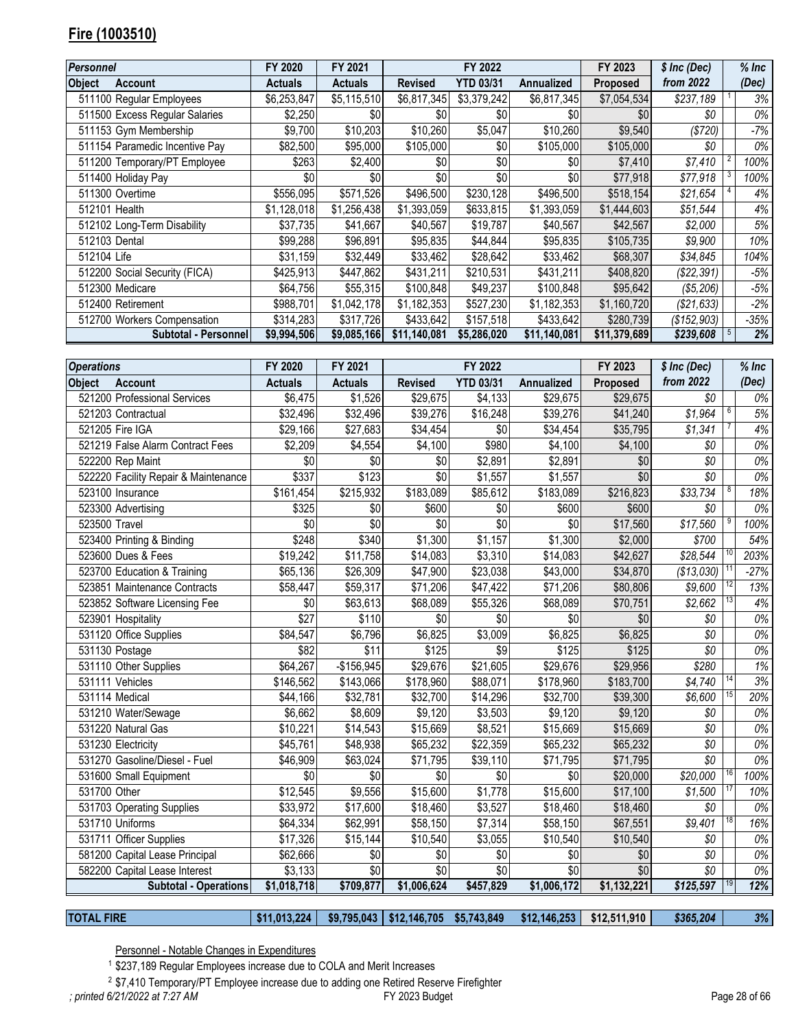## Fire (1003510)

| Personnel | | FY 2020 | FY 2021 | FY 2022 | | | FY 2023 | $ Inc (Dec) | | % Inc |
|---|---|---|---|---|---|---|---|---|---|---|
| Object | Account | Actuals | Actuals | Revised | YTD 03/31 | Annualized | Proposed | from 2022 | | (Dec) |
| 511100 | Regular Employees | $6,253,847 | $5,115,510 | $6,817,345 | $3,379,242 | $6,817,345 | $7,054,534 | *$237,189* | 1 | *3%* |
| 511500 | Excess Regular Salaries | $2,250 | $0 | $0 | $0 | $0 | $0 | *$0* | | *0%* |
| 511153 | Gym Membership | $9,700 | $10,203 | $10,260 | $5,047 | $10,260 | $9,540 | *($720)* | | *-7%* |
| 511154 | Paramedic Incentive Pay | $82,500 | $95,000 | $105,000 | $0 | $105,000 | $105,000 | *$0* | | *0%* |
| 511200 | Temporary/PT Employee | $263 | $2,400 | $0 | $0 | $0 | $7,410 | *$7,410* | 2 | *100%* |
| 511400 | Holiday Pay | $0 | $0 | $0 | $0 | $0 | $77,918 | *$77,918* | 3 | *100%* |
| 511300 | Overtime | $556,095 | $571,526 | $496,500 | $230,128 | $496,500 | $518,154 | *$21,654* | 4 | *4%* |
| 512101 | Health | $1,128,018 | $1,256,438 | $1,393,059 | $633,815 | $1,393,059 | $1,444,603 | *$51,544* | | *4%* |
| 512102 | Long-Term Disability | $37,735 | $41,667 | $40,567 | $19,787 | $40,567 | $42,567 | *$2,000* | | *5%* |
| 512103 | Dental | $99,288 | $96,891 | $95,835 | $44,844 | $95,835 | $105,735 | *$9,900* | | *10%* |
| 512104 | Life | $31,159 | $32,449 | $33,462 | $28,642 | $33,462 | $68,307 | *$34,845* | | *104%* |
| 512200 | Social Security (FICA) | $425,913 | $447,862 | $431,211 | $210,531 | $431,211 | $408,820 | *($22,391)* | | *-5%* |
| 512300 | Medicare | $64,756 | $55,315 | $100,848 | $49,237 | $100,848 | $95,642 | *($5,206)* | | *-5%* |
| 512400 | Retirement | $988,701 | $1,042,178 | $1,182,353 | $527,230 | $1,182,353 | $1,160,720 | *($21,633)* | | *-2%* |
| 512700 | Workers Compensation | $314,283 | $317,726 | $433,642 | $157,518 | $433,642 | $280,739 | *($152,903)* | | *-35%* |
| | **Subtotal - Personnel** | **$9,994,506** | **$9,085,166** | **$11,140,081** | **$5,286,020** | **$11,140,081** | **$11,379,689** | ***$239,608*** | 5 | ***2%*** |

| Operations | | FY 2020 | FY 2021 | FY 2022 | | | FY 2023 | $ Inc (Dec) | | % Inc |
|---|---|---|---|---|---|---|---|---|---|---|
| Object | Account | Actuals | Actuals | Revised | YTD 03/31 | Annualized | Proposed | from 2022 | | (Dec) |
| 521200 | Professional Services | $6,475 | $1,526 | $29,675 | $4,133 | $29,675 | $29,675 | *$0* | | *0%* |
| 521203 | Contractual | $32,496 | $32,496 | $39,276 | $16,248 | $39,276 | $41,240 | *$1,964* | 6 | *5%* |
| 521205 | Fire IGA | $29,166 | $27,683 | $34,454 | $0 | $34,454 | $35,795 | *$1,341* | 7 | *4%* |
| 521219 | False Alarm Contract Fees | $2,209 | $4,554 | $4,100 | $980 | $4,100 | $4,100 | *$0* | | *0%* |
| 522200 | Rep Maint | $0 | $0 | $0 | $2,891 | $2,891 | $0 | *$0* | | *0%* |
| 522220 | Facility Repair & Maintenance | $337 | $123 | $0 | $1,557 | $1,557 | $0 | *$0* | | *0%* |
| 523100 | Insurance | $161,454 | $215,932 | $183,089 | $85,612 | $183,089 | $216,823 | *$33,734* | 8 | *18%* |
| 523300 | Advertising | $325 | $0 | $600 | $0 | $600 | $600 | *$0* | | *0%* |
| 523500 | Travel | $0 | $0 | $0 | $0 | $0 | $17,560 | *$17,560* | 9 | *100%* |
| 523400 | Printing & Binding | $248 | $340 | $1,300 | $1,157 | $1,300 | $2,000 | *$700* | | *54%* |
| 523600 | Dues & Fees | $19,242 | $11,758 | $14,083 | $3,310 | $14,083 | $42,627 | *$28,544* | 10 | *203%* |
| 523700 | Education & Training | $65,136 | $26,309 | $47,900 | $23,038 | $43,000 | $34,870 | *($13,030)* | 11 | *-27%* |
| 523851 | Maintenance Contracts | $58,447 | $59,317 | $71,206 | $47,422 | $71,206 | $80,806 | *$9,600* | 12 | *13%* |
| 523852 | Software Licensing Fee | $0 | $63,613 | $68,089 | $55,326 | $68,089 | $70,751 | *$2,662* | 13 | *4%* |
| 523901 | Hospitality | $27 | $110 | $0 | $0 | $0 | $0 | *$0* | | *0%* |
| 531120 | Office Supplies | $84,547 | $6,796 | $6,825 | $3,009 | $6,825 | $6,825 | *$0* | | *0%* |
| 531130 | Postage | $82 | $11 | $125 | $9 | $125 | $125 | *$0* | | *0%* |
| 531110 | Other Supplies | $64,267 | -$156,945 | $29,676 | $21,605 | $29,676 | $29,956 | *$280* | | *1%* |
| 531111 | Vehicles | $146,562 | $143,066 | $178,960 | $88,071 | $178,960 | $183,700 | *$4,740* | 14 | *3%* |
| 531114 | Medical | $44,166 | $32,781 | $32,700 | $14,296 | $32,700 | $39,300 | *$6,600* | 15 | *20%* |
| 531210 | Water/Sewage | $6,662 | $8,609 | $9,120 | $3,503 | $9,120 | $9,120 | *$0* | | *0%* |
| 531220 | Natural Gas | $10,221 | $14,543 | $15,669 | $8,521 | $15,669 | $15,669 | *$0* | | *0%* |
| 531230 | Electricity | $45,761 | $48,938 | $65,232 | $22,359 | $65,232 | $65,232 | *$0* | | *0%* |
| 531270 | Gasoline/Diesel - Fuel | $46,909 | $63,024 | $71,795 | $39,110 | $71,795 | $71,795 | *$0* | | *0%* |
| 531600 | Small Equipment | $0 | $0 | $0 | $0 | $0 | $20,000 | *$20,000* | 16 | *100%* |
| 531700 | Other | $12,545 | $9,556 | $15,600 | $1,778 | $15,600 | $17,100 | *$1,500* | 17 | *10%* |
| 531703 | Operating Supplies | $33,972 | $17,600 | $18,460 | $3,527 | $18,460 | $18,460 | *$0* | | *0%* |
| 531710 | Uniforms | $64,334 | $62,991 | $58,150 | $7,314 | $58,150 | $67,551 | *$9,401* | 18 | *16%* |
| 531711 | Officer Supplies | $17,326 | $15,144 | $10,540 | $3,055 | $10,540 | $10,540 | *$0* | | *0%* |
| 581200 | Capital Lease Principal | $62,666 | $0 | $0 | $0 | $0 | $0 | *$0* | | *0%* |
| 582200 | Capital Lease Interest | $3,133 | $0 | $0 | $0 | $0 | $0 | *$0* | | *0%* |
| | **Subtotal - Operations** | **$1,018,718** | **$709,877** | **$1,006,624** | **$457,829** | **$1,006,172** | **$1,132,221** | ***$125,597*** | 19 | ***12%*** |
| **TOTAL FIRE** | | **$11,013,224** | **$9,795,043** | **$12,146,705** | **$5,743,849** | **$12,146,253** | **$12,511,910** | ***$365,204*** | | ***3%*** |

Personnel - Notable Changes in Expenditures

[1] $237,189 Regular Employees increase due to COLA and Merit Increases

[2] $7,410 Temporary/PT Employee increase due to adding one Retired Reserve Firefighter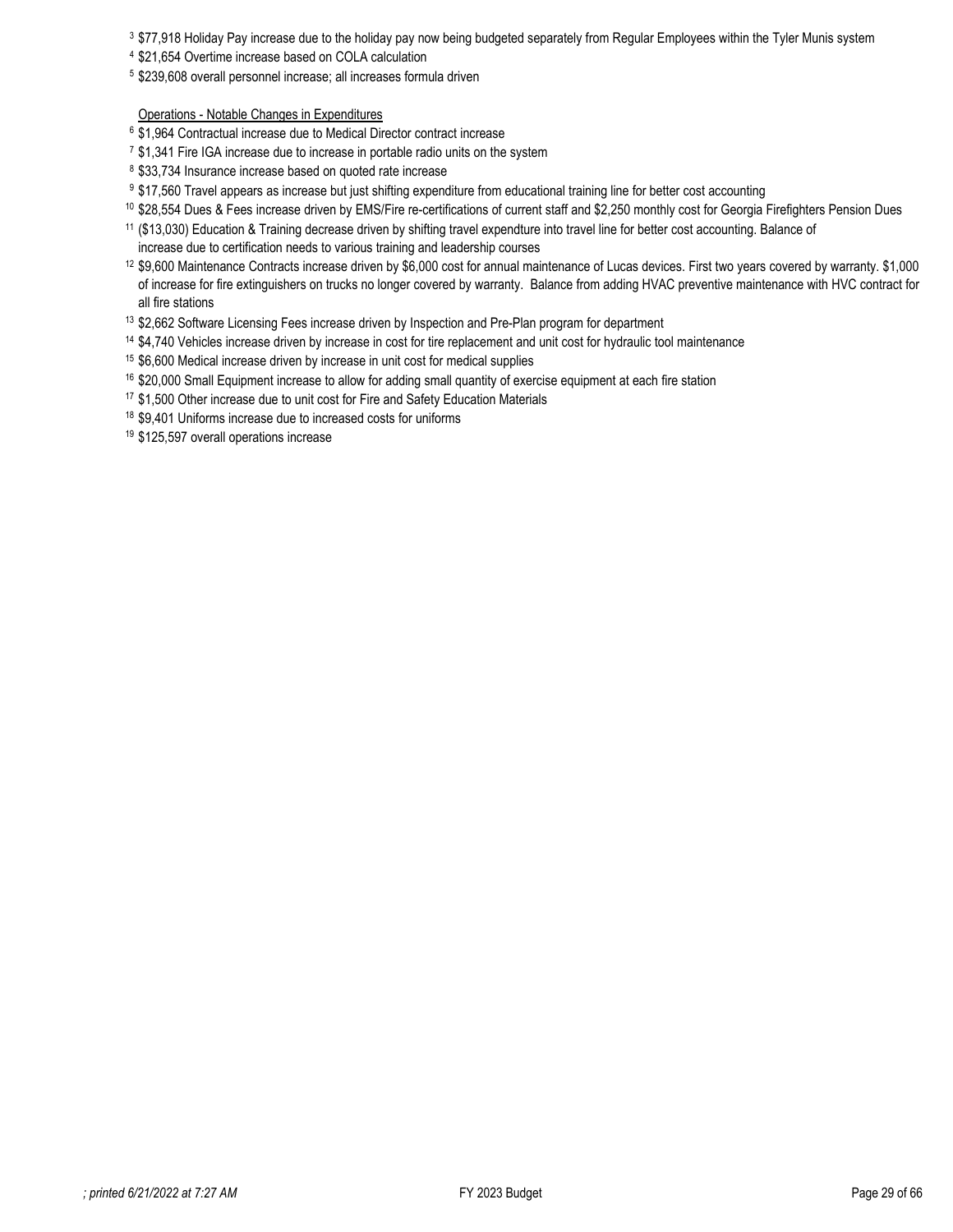[3] $77,918 Holiday Pay increase due to the holiday pay now being budgeted separately from Regular Employees within the Tyler Munis system

[4] $21,654 Overtime increase based on COLA calculation

[5] $239,608 overall personnel increase; all increases formula driven

Operations - Notable Changes in Expenditures

[6] $1,964 Contractual increase due to Medical Director contract increase

[7] $1,341 Fire IGA increase due to increase in portable radio units on the system

[8] $33,734 Insurance increase based on quoted rate increase

[9] $17,560 Travel appears as increase but just shifting expenditure from educational training line for better cost accounting

[10] $28,554 Dues & Fees increase driven by EMS/Fire re-certifications of current staff and $2,250 monthly cost for Georgia Firefighters Pension Dues

[11] ($13,030) Education & Training decrease driven by shifting travel expendture into travel line for better cost accounting. Balance of increase due to certification needs to various training and leadership courses

[12] $9,600 Maintenance Contracts increase driven by $6,000 cost for annual maintenance of Lucas devices. First two years covered by warranty. $1,000 of increase for fire extinguishers on trucks no longer covered by warranty. Balance from adding HVAC preventive maintenance with HVC contract for all fire stations

[13] $2,662 Software Licensing Fees increase driven by Inspection and Pre-Plan program for department

[14] $4,740 Vehicles increase driven by increase in cost for tire replacement and unit cost for hydraulic tool maintenance

[15] $6,600 Medical increase driven by increase in unit cost for medical supplies

[16] $20,000 Small Equipment increase to allow for adding small quantity of exercise equipment at each fire station

[17] $1,500 Other increase due to unit cost for Fire and Safety Education Materials

[18] $9,401 Uniforms increase due to increased costs for uniforms

[19] $125,597 overall operations increase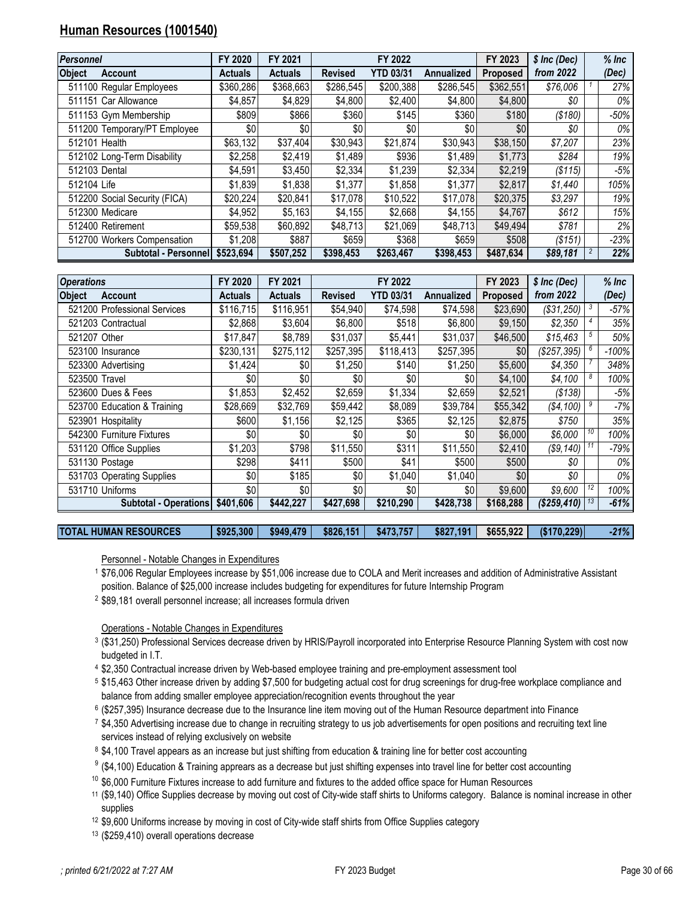## Human Resources (1001540)

| *Personnel* | | FY 2020 | FY 2021 | FY 2022 | | | FY 2023 | *$ Inc (Dec)* | | *% Inc* |
|---|---|---|---|---|---|---|---|---|---|---|
| **Object** | **Account** | **Actuals** | **Actuals** | **Revised** | **YTD 03/31** | **Annualized** | **Proposed** | ***from 2022*** | | ***(Dec)*** |
| 511100 | Regular Employees | $360,286 | $368,663 | $286,545 | $200,388 | $286,545 | $362,551 | *$76,006* | 1 | *27%* |
| 511151 | Car Allowance | $4,857 | $4,829 | $4,800 | $2,400 | $4,800 | $4,800 | *$0* | | *0%* |
| 511153 | Gym Membership | $809 | $866 | $360 | $145 | $360 | $180 | *($180)* | | *-50%* |
| 511200 | Temporary/PT Employee | $0 | $0 | $0 | $0 | $0 | $0 | *$0* | | *0%* |
| 512101 | Health | $63,132 | $37,404 | $30,943 | $21,874 | $30,943 | $38,150 | *$7,207* | | *23%* |
| 512102 | Long-Term Disability | $2,258 | $2,419 | $1,489 | $936 | $1,489 | $1,773 | *$284* | | *19%* |
| 512103 | Dental | $4,591 | $3,450 | $2,334 | $1,239 | $2,334 | $2,219 | *($115)* | | *-5%* |
| 512104 | Life | $1,839 | $1,838 | $1,377 | $1,858 | $1,377 | $2,817 | *$1,440* | | *105%* |
| 512200 | Social Security (FICA) | $20,224 | $20,841 | $17,078 | $10,522 | $17,078 | $20,375 | *$3,297* | | *19%* |
| 512300 | Medicare | $4,952 | $5,163 | $4,155 | $2,668 | $4,155 | $4,767 | *$612* | | *15%* |
| 512400 | Retirement | $59,538 | $60,892 | $48,713 | $21,069 | $48,713 | $49,494 | *$781* | | *2%* |
| 512700 | Workers Compensation | $1,208 | $887 | $659 | $368 | $659 | $508 | *($151)* | | *-23%* |
| | **Subtotal - Personnel** | **$523,694** | **$507,252** | **$398,453** | **$263,467** | **$398,453** | **$487,634** | ***$89,181*** | 2 | ***22%*** |

| *Operations* | | FY 2020 | FY 2021 | FY 2022 | | | FY 2023 | *$ Inc (Dec)* | | *% Inc* |
|---|---|---|---|---|---|---|---|---|---|---|
| **Object** | **Account** | **Actuals** | **Actuals** | **Revised** | **YTD 03/31** | **Annualized** | **Proposed** | ***from 2022*** | | ***(Dec)*** |
| 521200 | Professional Services | $116,715 | $116,951 | $54,940 | $74,598 | $74,598 | $23,690 | *($31,250)* | 3 | *-57%* |
| 521203 | Contractual | $2,868 | $3,604 | $6,800 | $518 | $6,800 | $9,150 | *$2,350* | 4 | *35%* |
| 521207 | Other | $17,847 | $8,789 | $31,037 | $5,441 | $31,037 | $46,500 | *$15,463* | 5 | *50%* |
| 523100 | Insurance | $230,131 | $275,112 | $257,395 | $118,413 | $257,395 | $0 | *($257,395)* | 6 | *-100%* |
| 523300 | Advertising | $1,424 | $0 | $1,250 | $140 | $1,250 | $5,600 | *$4,350* | 7 | *348%* |
| 523500 | Travel | $0 | $0 | $0 | $0 | $0 | $4,100 | *$4,100* | 8 | *100%* |
| 523600 | Dues & Fees | $1,853 | $2,452 | $2,659 | $1,334 | $2,659 | $2,521 | *($138)* | | *-5%* |
| 523700 | Education & Training | $28,669 | $32,769 | $59,442 | $8,089 | $39,784 | $55,342 | *($4,100)* | 9 | *-7%* |
| 523901 | Hospitality | $600 | $1,156 | $2,125 | $365 | $2,125 | $2,875 | *$750* | | *35%* |
| 542300 | Furniture Fixtures | $0 | $0 | $0 | $0 | $0 | $6,000 | *$6,000* | 10 | *100%* |
| 531120 | Office Supplies | $1,203 | $798 | $11,550 | $311 | $11,550 | $2,410 | *($9,140)* | 11 | *-79%* |
| 531130 | Postage | $298 | $411 | $500 | $41 | $500 | $500 | *$0* | | *0%* |
| 531703 | Operating Supplies | $0 | $185 | $0 | $1,040 | $1,040 | $0 | *$0* | | *0%* |
| 531710 | Uniforms | $0 | $0 | $0 | $0 | $0 | $9,600 | *$9,600* | 12 | *100%* |
| | **Subtotal - Operations** | **$401,606** | **$442,227** | **$427,698** | **$210,290** | **$428,738** | **$168,288** | ***($259,410)*** | 13 | ***-61%*** |

| **TOTAL HUMAN RESOURCES** | **$925,300** | **$949,479** | **$826,151** | **$473,757** | **$827,191** | **$655,922** | **($170,229)** | ***-21%*** |
|---|---|---|---|---|---|---|---|---|

Personnel - Notable Changes in Expenditures

[1] $76,006 Regular Employees increase by $51,006 increase due to COLA and Merit increases and addition of Administrative Assistant position. Balance of $25,000 increase includes budgeting for expenditures for future Internship Program

[2] $89,181 overall personnel increase; all increases formula driven

Operations - Notable Changes in Expenditures

[3] ($31,250) Professional Services decrease driven by HRIS/Payroll incorporated into Enterprise Resource Planning System with cost now budgeted in I.T.

[4] $2,350 Contractual increase driven by Web-based employee training and pre-employment assessment tool

[5] $15,463 Other increase driven by adding $7,500 for budgeting actual cost for drug screenings for drug-free workplace compliance and balance from adding smaller employee appreciation/recognition events throughout the year

[6] ($257,395) Insurance decrease due to the Insurance line item moving out of the Human Resource department into Finance

[7] $4,350 Advertising increase due to change in recruiting strategy to us job advertisements for open positions and recruiting text line services instead of relying exclusively on website

[8] $4,100 Travel appears as an increase but just shifting from education & training line for better cost accounting

[9] ($4,100) Education & Training apprears as a decrease but just shifting expenses into travel line for better cost accounting

[10] $6,000 Furniture Fixtures increase to add furniture and fixtures to the added office space for Human Resources

[11] ($9,140) Office Supplies decrease by moving out cost of City-wide staff shirts to Uniforms category. Balance is nominal increase in other supplies

[12] $9,600 Uniforms increase by moving in cost of City-wide staff shirts from Office Supplies category

[13] ($259,410) overall operations decrease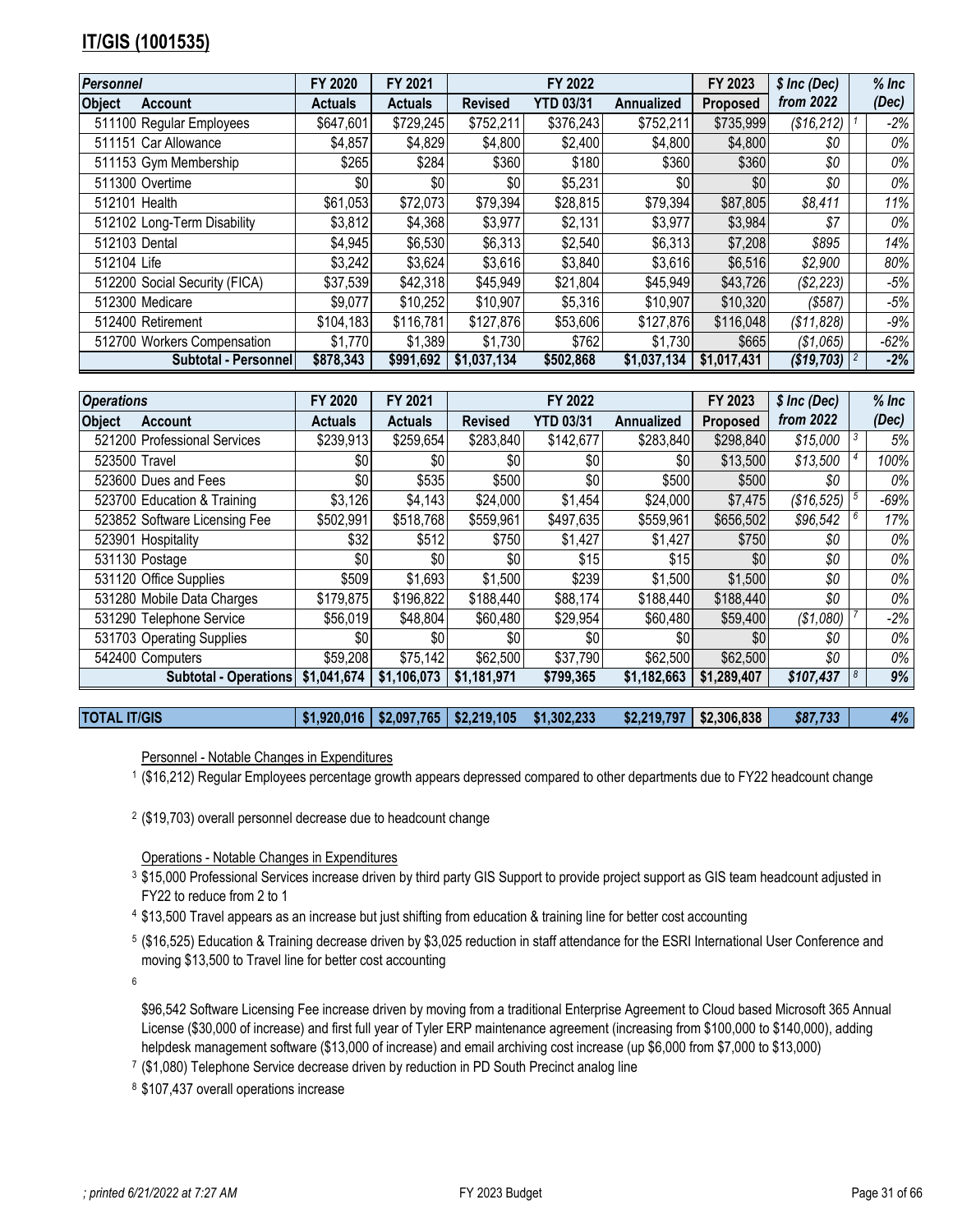## IT/GIS (1001535)

| *Personnel* | | FY 2020 | FY 2021 | FY 2022 | | | FY 2023 | *$ Inc (Dec)* | | *% Inc* |
|---|---|---|---|---|---|---|---|---|---|---|
| **Object** | **Account** | **Actuals** | **Actuals** | **Revised** | **YTD 03/31** | **Annualized** | **Proposed** | ***from 2022*** | | ***(Dec)*** |
| 511100 | Regular Employees | $647,601 | $729,245 | $752,211 | $376,243 | $752,211 | $735,999 | *($16,212)* | 1 | *-2%* |
| 511151 | Car Allowance | $4,857 | $4,829 | $4,800 | $2,400 | $4,800 | $4,800 | *$0* | | *0%* |
| 511153 | Gym Membership | $265 | $284 | $360 | $180 | $360 | $360 | *$0* | | *0%* |
| 511300 | Overtime | $0 | $0 | $0 | $5,231 | $0 | $0 | *$0* | | *0%* |
| 512101 | Health | $61,053 | $72,073 | $79,394 | $28,815 | $79,394 | $87,805 | *$8,411* | | *11%* |
| 512102 | Long-Term Disability | $3,812 | $4,368 | $3,977 | $2,131 | $3,977 | $3,984 | *$7* | | *0%* |
| 512103 | Dental | $4,945 | $6,530 | $6,313 | $2,540 | $6,313 | $7,208 | *$895* | | *14%* |
| 512104 | Life | $3,242 | $3,624 | $3,616 | $3,840 | $3,616 | $6,516 | *$2,900* | | *80%* |
| 512200 | Social Security (FICA) | $37,539 | $42,318 | $45,949 | $21,804 | $45,949 | $43,726 | *($2,223)* | | *-5%* |
| 512300 | Medicare | $9,077 | $10,252 | $10,907 | $5,316 | $10,907 | $10,320 | *($587)* | | *-5%* |
| 512400 | Retirement | $104,183 | $116,781 | $127,876 | $53,606 | $127,876 | $116,048 | *($11,828)* | | *-9%* |
| 512700 | Workers Compensation | $1,770 | $1,389 | $1,730 | $762 | $1,730 | $665 | *($1,065)* | | *-62%* |
| | **Subtotal - Personnel** | **$878,343** | **$991,692** | **$1,037,134** | **$502,868** | **$1,037,134** | **$1,017,431** | ***($19,703)*** | 2 | ***-2%*** |

| *Operations* | | FY 2020 | FY 2021 | FY 2022 | | | FY 2023 | *$ Inc (Dec)* | | *% Inc* |
|---|---|---|---|---|---|---|---|---|---|---|
| **Object** | **Account** | **Actuals** | **Actuals** | **Revised** | **YTD 03/31** | **Annualized** | **Proposed** | ***from 2022*** | | ***(Dec)*** |
| 521200 | Professional Services | $239,913 | $259,654 | $283,840 | $142,677 | $283,840 | $298,840 | *$15,000* | 3 | *5%* |
| 523500 | Travel | $0 | $0 | $0 | $0 | $0 | $13,500 | *$13,500* | 4 | *100%* |
| 523600 | Dues and Fees | $0 | $535 | $500 | $0 | $500 | $500 | *$0* | | *0%* |
| 523700 | Education & Training | $3,126 | $4,143 | $24,000 | $1,454 | $24,000 | $7,475 | *($16,525)* | 5 | *-69%* |
| 523852 | Software Licensing Fee | $502,991 | $518,768 | $559,961 | $497,635 | $559,961 | $656,502 | *$96,542* | 6 | *17%* |
| 523901 | Hospitality | $32 | $512 | $750 | $1,427 | $1,427 | $750 | *$0* | | *0%* |
| 531130 | Postage | $0 | $0 | $0 | $15 | $15 | $0 | *$0* | | *0%* |
| 531120 | Office Supplies | $509 | $1,693 | $1,500 | $239 | $1,500 | $1,500 | *$0* | | *0%* |
| 531280 | Mobile Data Charges | $179,875 | $196,822 | $188,440 | $88,174 | $188,440 | $188,440 | *$0* | | *0%* |
| 531290 | Telephone Service | $56,019 | $48,804 | $60,480 | $29,954 | $60,480 | $59,400 | *($1,080)* | 7 | *-2%* |
| 531703 | Operating Supplies | $0 | $0 | $0 | $0 | $0 | $0 | *$0* | | *0%* |
| 542400 | Computers | $59,208 | $75,142 | $62,500 | $37,790 | $62,500 | $62,500 | *$0* | | *0%* |
| | **Subtotal - Operations** | **$1,041,674** | **$1,106,073** | **$1,181,971** | **$799,365** | **$1,182,663** | **$1,289,407** | ***$107,437*** | 8 | ***9%*** |

| **TOTAL IT/GIS** | | **$1,920,016** | **$2,097,765** | **$2,219,105** | **$1,302,233** | **$2,219,797** | **$2,306,838** | ***$87,733*** | | ***4%*** |
|---|---|---|---|---|---|---|---|---|---|---|

Personnel - Notable Changes in Expenditures

[1] ($16,212) Regular Employees percentage growth appears depressed compared to other departments due to FY22 headcount change

[2] ($19,703) overall personnel decrease due to headcount change

Operations - Notable Changes in Expenditures

[3] $15,000 Professional Services increase driven by third party GIS Support to provide project support as GIS team headcount adjusted in FY22 to reduce from 2 to 1

[4] $13,500 Travel appears as an increase but just shifting from education & training line for better cost accounting

[5] ($16,525) Education & Training decrease driven by $3,025 reduction in staff attendance for the ESRI International User Conference and moving $13,500 to Travel line for better cost accounting

[6] $96,542 Software Licensing Fee increase driven by moving from a traditional Enterprise Agreement to Cloud based Microsoft 365 Annual License ($30,000 of increase) and first full year of Tyler ERP maintenance agreement (increasing from $100,000 to $140,000), adding helpdesk management software ($13,000 of increase) and email archiving cost increase (up $6,000 from $7,000 to $13,000)

[7] ($1,080) Telephone Service decrease driven by reduction in PD South Precinct analog line

[8] $107,437 overall operations increase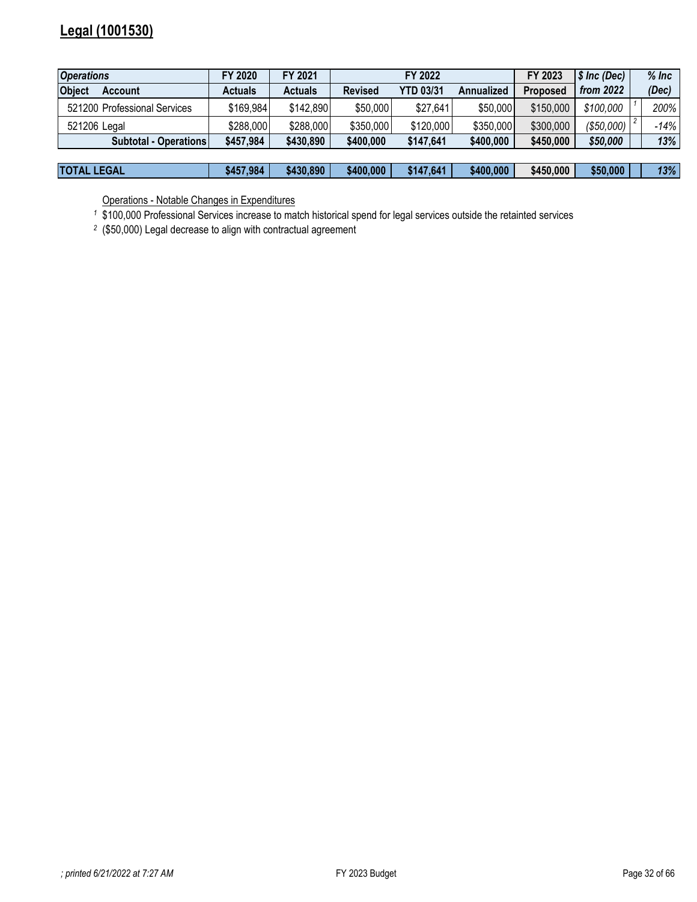## Legal (1001530)

| *Operations* | FY 2020 | FY 2021 | FY 2022 | | | FY 2023 | *$ Inc (Dec)* | | *% Inc* |
|---|---|---|---|---|---|---|---|---|---|
| **Object Account** | **Actuals** | **Actuals** | **Revised** | **YTD 03/31** | **Annualized** | **Proposed** | ***from 2022*** | | ***(Dec)*** |
| 521200 Professional Services | $169,984 | $142,890 | $50,000 | $27,641 | $50,000 | $150,000 | *$100,000* | 1 | *200%* |
| 521206 Legal | $288,000 | $288,000 | $350,000 | $120,000 | $350,000 | $300,000 | *($50,000)* | 2 | *-14%* |
| **Subtotal - Operations** | **$457,984** | **$430,890** | **$400,000** | **$147,641** | **$400,000** | **$450,000** | ***$50,000*** | | ***13%*** |
| | | | | | | | | | |
| **TOTAL LEGAL** | **$457,984** | **$430,890** | **$400,000** | **$147,641** | **$400,000** | **$450,000** | **$50,000** | | ***13%*** |

Operations - Notable Changes in Expenditures

[1] $100,000 Professional Services increase to match historical spend for legal services outside the retainted services

[2] ($50,000) Legal decrease to align with contractual agreement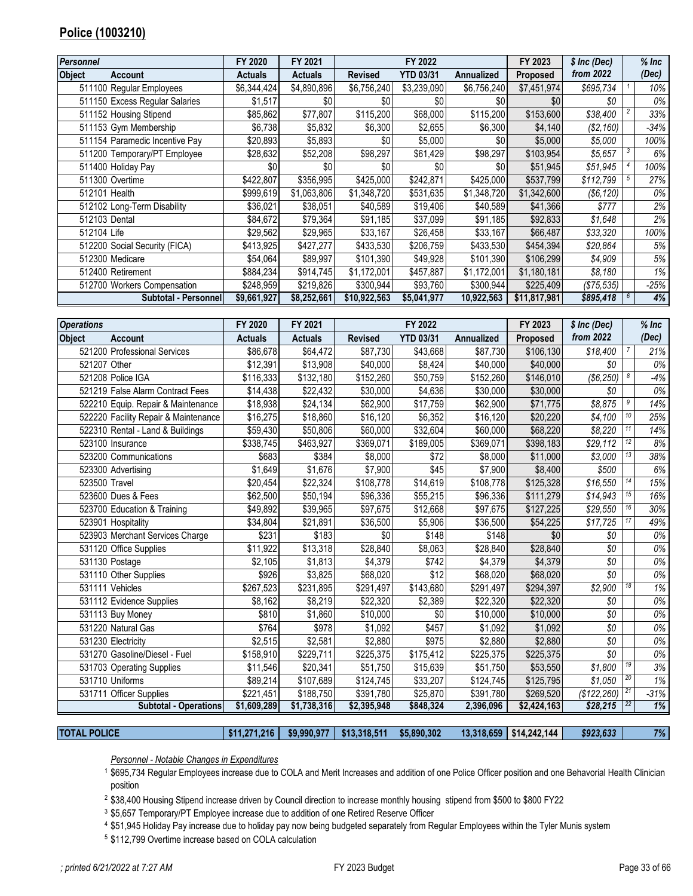## Police (1003210)

| *Personnel* | | FY 2020 | FY 2021 | FY 2022 | | | FY 2023 | *$ Inc (Dec)* | | *% Inc* |
|---|---|---|---|---|---|---|---|---|---|---|
| **Object** | **Account** | **Actuals** | **Actuals** | **Revised** | **YTD 03/31** | **Annualized** | **Proposed** | ***from 2022*** | | ***(Dec)*** |
| 511100 | Regular Employees | $6,344,424 | $4,890,896 | $6,756,240 | $3,239,090 | $6,756,240 | $7,451,974 | *$695,734* | 1 | *10%* |
| 511150 | Excess Regular Salaries | $1,517 | $0 | $0 | $0 | $0 | $0 | *$0* | | *0%* |
| 511152 | Housing Stipend | $85,862 | $77,807 | $115,200 | $68,000 | $115,200 | $153,600 | *$38,400* | 2 | *33%* |
| 511153 | Gym Membership | $6,738 | $5,832 | $6,300 | $2,655 | $6,300 | $4,140 | *($2,160)* | | *-34%* |
| 511154 | Paramedic Incentive Pay | $20,893 | $5,893 | $0 | $5,000 | $0 | $5,000 | *$5,000* | | *100%* |
| 511200 | Temporary/PT Employee | $28,632 | $52,208 | $98,297 | $61,429 | $98,297 | $103,954 | *$5,657* | 3 | *6%* |
| 511400 | Holiday Pay | $0 | $0 | $0 | $0 | $0 | $51,945 | *$51,945* | 4 | *100%* |
| 511300 | Overtime | $422,807 | $356,995 | $425,000 | $242,871 | $425,000 | $537,799 | *$112,799* | 5 | *27%* |
| 512101 | Health | $999,619 | $1,063,806 | $1,348,720 | $531,635 | $1,348,720 | $1,342,600 | *($6,120)* | | *0%* |
| 512102 | Long-Term Disability | $36,021 | $38,051 | $40,589 | $19,406 | $40,589 | $41,366 | *$777* | | *2%* |
| 512103 | Dental | $84,672 | $79,364 | $91,185 | $37,099 | $91,185 | $92,833 | *$1,648* | | *2%* |
| 512104 | Life | $29,562 | $29,965 | $33,167 | $26,458 | $33,167 | $66,487 | *$33,320* | | *100%* |
| 512200 | Social Security (FICA) | $413,925 | $427,277 | $433,530 | $206,759 | $433,530 | $454,394 | *$20,864* | | *5%* |
| 512300 | Medicare | $54,064 | $89,997 | $101,390 | $49,928 | $101,390 | $106,299 | *$4,909* | | *5%* |
| 512400 | Retirement | $884,234 | $914,745 | $1,172,001 | $457,887 | $1,172,001 | $1,180,181 | *$8,180* | | *1%* |
| 512700 | Workers Compensation | $248,959 | $219,826 | $300,944 | $93,760 | $300,944 | $225,409 | *($75,535)* | | *-25%* |
| | **Subtotal - Personnel** | **$9,661,927** | **$8,252,661** | **$10,922,563** | **$5,041,977** | **10,922,563** | **$11,817,981** | ***$895,418*** | 6 | ***4%*** |

| *Operations* | | FY 2020 | FY 2021 | FY 2022 | | | FY 2023 | *$ Inc (Dec)* | | *% Inc* |
|---|---|---|---|---|---|---|---|---|---|---|
| **Object** | **Account** | **Actuals** | **Actuals** | **Revised** | **YTD 03/31** | **Annualized** | **Proposed** | ***from 2022*** | | ***(Dec)*** |
| 521200 | Professional Services | $86,678 | $64,472 | $87,730 | $43,668 | $87,730 | $106,130 | *$18,400* | 7 | *21%* |
| 521207 | Other | $12,391 | $13,908 | $40,000 | $8,424 | $40,000 | $40,000 | *$0* | | *0%* |
| 521208 | Police IGA | $116,333 | $132,180 | $152,260 | $50,759 | $152,260 | $146,010 | *($6,250)* | 8 | *-4%* |
| 521219 | False Alarm Contract Fees | $14,438 | $22,432 | $30,000 | $4,636 | $30,000 | $30,000 | *$0* | | *0%* |
| 522210 | Equip. Repair & Maintenance | $18,938 | $24,134 | $62,900 | $17,759 | $62,900 | $71,775 | *$8,875* | 9 | *14%* |
| 522220 | Facility Repair & Maintenance | $16,275 | $18,860 | $16,120 | $6,352 | $16,120 | $20,220 | *$4,100* | 10 | *25%* |
| 522310 | Rental - Land & Buildings | $59,430 | $50,806 | $60,000 | $32,604 | $60,000 | $68,220 | *$8,220* | 11 | *14%* |
| 523100 | Insurance | $338,745 | $463,927 | $369,071 | $189,005 | $369,071 | $398,183 | *$29,112* | 12 | *8%* |
| 523200 | Communications | $683 | $384 | $8,000 | $72 | $8,000 | $11,000 | *$3,000* | 13 | *38%* |
| 523300 | Advertising | $1,649 | $1,676 | $7,900 | $45 | $7,900 | $8,400 | *$500* | | *6%* |
| 523500 | Travel | $20,454 | $22,324 | $108,778 | $14,619 | $108,778 | $125,328 | *$16,550* | 14 | *15%* |
| 523600 | Dues & Fees | $62,500 | $50,194 | $96,336 | $55,215 | $96,336 | $111,279 | *$14,943* | 15 | *16%* |
| 523700 | Education & Training | $49,892 | $39,965 | $97,675 | $12,668 | $97,675 | $127,225 | *$29,550* | 16 | *30%* |
| 523901 | Hospitality | $34,804 | $21,891 | $36,500 | $5,906 | $36,500 | $54,225 | *$17,725* | 17 | *49%* |
| 523903 | Merchant Services Charge | $231 | $183 | $0 | $148 | $148 | $0 | *$0* | | *0%* |
| 531120 | Office Supplies | $11,922 | $13,318 | $28,840 | $8,063 | $28,840 | $28,840 | *$0* | | *0%* |
| 531130 | Postage | $2,105 | $1,813 | $4,379 | $742 | $4,379 | $4,379 | *$0* | | *0%* |
| 531110 | Other Supplies | $926 | $3,825 | $68,020 | $12 | $68,020 | $68,020 | *$0* | | *0%* |
| 531111 | Vehicles | $267,523 | $231,895 | $291,497 | $143,680 | $291,497 | $294,397 | *$2,900* | 18 | *1%* |
| 531112 | Evidence Supplies | $8,162 | $8,219 | $22,320 | $2,389 | $22,320 | $22,320 | *$0* | | *0%* |
| 531113 | Buy Money | $810 | $1,860 | $10,000 | $0 | $10,000 | $10,000 | *$0* | | *0%* |
| 531220 | Natural Gas | $764 | $978 | $1,092 | $457 | $1,092 | $1,092 | *$0* | | *0%* |
| 531230 | Electricity | $2,515 | $2,581 | $2,880 | $975 | $2,880 | $2,880 | *$0* | | *0%* |
| 531270 | Gasoline/Diesel - Fuel | $158,910 | $229,711 | $225,375 | $175,412 | $225,375 | $225,375 | *$0* | | *0%* |
| 531703 | Operating Supplies | $11,546 | $20,341 | $51,750 | $15,639 | $51,750 | $53,550 | *$1,800* | 19 | *3%* |
| 531710 | Uniforms | $89,214 | $107,689 | $124,745 | $33,207 | $124,745 | $125,795 | *$1,050* | 20 | *1%* |
| 531711 | Officer Supplies | $221,451 | $188,750 | $391,780 | $25,870 | $391,780 | $269,520 | *($122,260)* | 21 | *-31%* |
| | **Subtotal - Operations** | **$1,609,289** | **$1,738,316** | **$2,395,948** | **$848,324** | **2,396,096** | **$2,424,163** | ***$28,215*** | 22 | ***1%*** |

| **TOTAL POLICE** | | **$11,271,216** | **$9,990,977** | **$13,318,511** | **$5,890,302** | **13,318,659** | **$14,242,144** | ***$923,633*** | | ***7%*** |
|---|---|---|---|---|---|---|---|---|---|---|

*Personnel - Notable Changes in Expenditures*

[1] $695,734 Regular Employees increase due to COLA and Merit Increases and addition of one Police Officer position and one Behavorial Health Clinician position

[2] $38,400 Housing Stipend increase driven by Council direction to increase monthly housing stipend from $500 to $800 FY22

[3] $5,657 Temporary/PT Employee increase due to addition of one Retired Reserve Officer

[4] $51,945 Holiday Pay increase due to holiday pay now being budgeted separately from Regular Employees within the Tyler Munis system

[5] $112,799 Overtime increase based on COLA calculation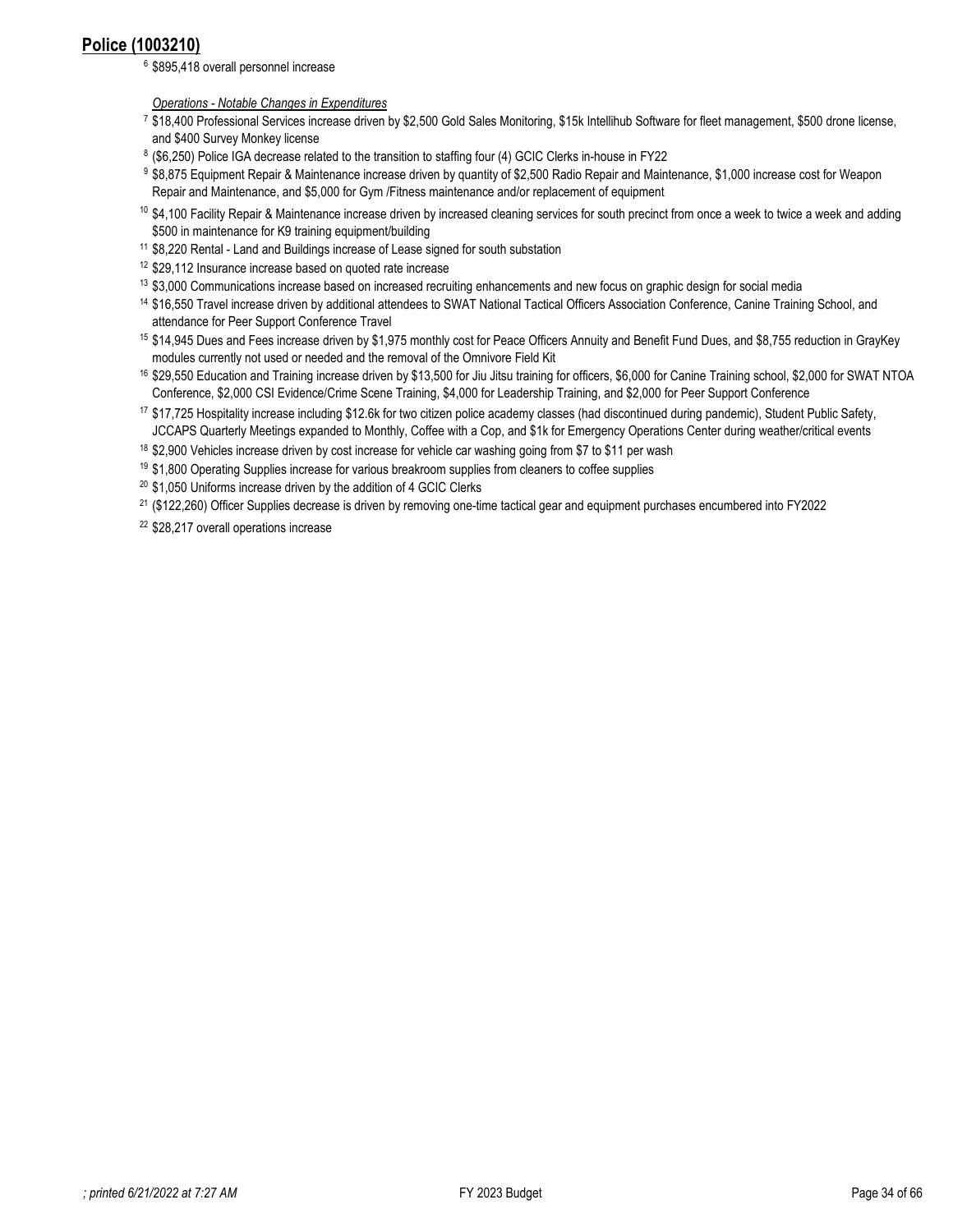## Police (1003210)

[6] $895,418 overall personnel increase

*Operations - Notable Changes in Expenditures*

[7] $18,400 Professional Services increase driven by $2,500 Gold Sales Monitoring, $15k Intellihub Software for fleet management, $500 drone license, and $400 Survey Monkey license

[8] ($6,250) Police IGA decrease related to the transition to staffing four (4) GCIC Clerks in-house in FY22

[9] $8,875 Equipment Repair & Maintenance increase driven by quantity of $2,500 Radio Repair and Maintenance, $1,000 increase cost for Weapon Repair and Maintenance, and $5,000 for Gym /Fitness maintenance and/or replacement of equipment

[10] $4,100 Facility Repair & Maintenance increase driven by increased cleaning services for south precinct from once a week to twice a week and adding $500 in maintenance for K9 training equipment/building

[11] $8,220 Rental - Land and Buildings increase of Lease signed for south substation

[12] $29,112 Insurance increase based on quoted rate increase

[13] $3,000 Communications increase based on increased recruiting enhancements and new focus on graphic design for social media

[14] $16,550 Travel increase driven by additional attendees to SWAT National Tactical Officers Association Conference, Canine Training School, and attendance for Peer Support Conference Travel

[15] $14,945 Dues and Fees increase driven by $1,975 monthly cost for Peace Officers Annuity and Benefit Fund Dues, and $8,755 reduction in GrayKey modules currently not used or needed and the removal of the Omnivore Field Kit

[16] $29,550 Education and Training increase driven by $13,500 for Jiu Jitsu training for officers, $6,000 for Canine Training school, $2,000 for SWAT NTOA Conference, $2,000 CSI Evidence/Crime Scene Training, $4,000 for Leadership Training, and $2,000 for Peer Support Conference

[17] $17,725 Hospitality increase including $12.6k for two citizen police academy classes (had discontinued during pandemic), Student Public Safety, JCCAPS Quarterly Meetings expanded to Monthly, Coffee with a Cop, and $1k for Emergency Operations Center during weather/critical events

[18] $2,900 Vehicles increase driven by cost increase for vehicle car washing going from $7 to $11 per wash

[19] $1,800 Operating Supplies increase for various breakroom supplies from cleaners to coffee supplies

[20] $1,050 Uniforms increase driven by the addition of 4 GCIC Clerks

[21] ($122,260) Officer Supplies decrease is driven by removing one-time tactical gear and equipment purchases encumbered into FY2022

[22] $28,217 overall operations increase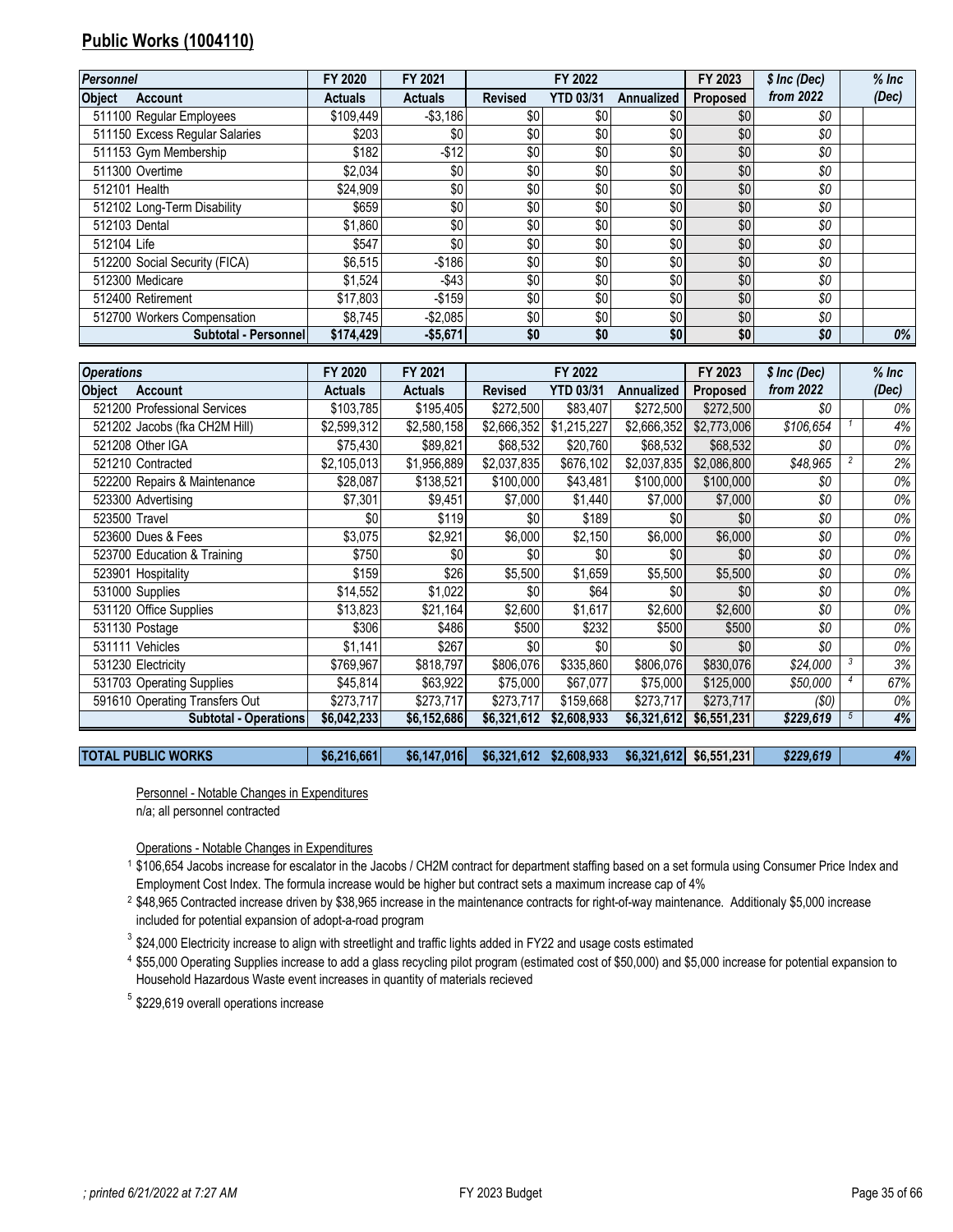## Public Works (1004110)

| Personnel | | FY 2020 | FY 2021 | FY 2022 | | | FY 2023 | $ Inc (Dec) | | % Inc |
|---|---|---|---|---|---|---|---|---|---|---|
| Object | Account | Actuals | Actuals | Revised | YTD 03/31 | Annualized | Proposed | from 2022 | | (Dec) |
| 511100 | Regular Employees | $109,449 | -$3,186 | $0 | $0 | $0 | $0 | $0 | | |
| 511150 | Excess Regular Salaries | $203 | $0 | $0 | $0 | $0 | $0 | $0 | | |
| 511153 | Gym Membership | $182 | -$12 | $0 | $0 | $0 | $0 | $0 | | |
| 511300 | Overtime | $2,034 | $0 | $0 | $0 | $0 | $0 | $0 | | |
| 512101 | Health | $24,909 | $0 | $0 | $0 | $0 | $0 | $0 | | |
| 512102 | Long-Term Disability | $659 | $0 | $0 | $0 | $0 | $0 | $0 | | |
| 512103 | Dental | $1,860 | $0 | $0 | $0 | $0 | $0 | $0 | | |
| 512104 | Life | $547 | $0 | $0 | $0 | $0 | $0 | $0 | | |
| 512200 | Social Security (FICA) | $6,515 | -$186 | $0 | $0 | $0 | $0 | $0 | | |
| 512300 | Medicare | $1,524 | -$43 | $0 | $0 | $0 | $0 | $0 | | |
| 512400 | Retirement | $17,803 | -$159 | $0 | $0 | $0 | $0 | $0 | | |
| 512700 | Workers Compensation | $8,745 | -$2,085 | $0 | $0 | $0 | $0 | $0 | | |
| | **Subtotal - Personnel** | **$174,429** | **-$5,671** | **$0** | **$0** | **$0** | **$0** | **$0** | | **0%** |

| Operations | | FY 2020 | FY 2021 | FY 2022 | | | FY 2023 | $ Inc (Dec) | | % Inc |
|---|---|---|---|---|---|---|---|---|---|---|
| Object | Account | Actuals | Actuals | Revised | YTD 03/31 | Annualized | Proposed | from 2022 | | (Dec) |
| 521200 | Professional Services | $103,785 | $195,405 | $272,500 | $83,407 | $272,500 | $272,500 | $0 | | 0% |
| 521202 | Jacobs (fka CH2M Hill) | $2,599,312 | $2,580,158 | $2,666,352 | $1,215,227 | $2,666,352 | $2,773,006 | $106,654 | 1 | 4% |
| 521208 | Other IGA | $75,430 | $89,821 | $68,532 | $20,760 | $68,532 | $68,532 | $0 | | 0% |
| 521210 | Contracted | $2,105,013 | $1,956,889 | $2,037,835 | $676,102 | $2,037,835 | $2,086,800 | $48,965 | 2 | 2% |
| 522200 | Repairs & Maintenance | $28,087 | $138,521 | $100,000 | $43,481 | $100,000 | $100,000 | $0 | | 0% |
| 523300 | Advertising | $7,301 | $9,451 | $7,000 | $1,440 | $7,000 | $7,000 | $0 | | 0% |
| 523500 | Travel | $0 | $119 | $0 | $189 | $0 | $0 | $0 | | 0% |
| 523600 | Dues & Fees | $3,075 | $2,921 | $6,000 | $2,150 | $6,000 | $6,000 | $0 | | 0% |
| 523700 | Education & Training | $750 | $0 | $0 | $0 | $0 | $0 | $0 | | 0% |
| 523901 | Hospitality | $159 | $26 | $5,500 | $1,659 | $5,500 | $5,500 | $0 | | 0% |
| 531000 | Supplies | $14,552 | $1,022 | $0 | $64 | $0 | $0 | $0 | | 0% |
| 531120 | Office Supplies | $13,823 | $21,164 | $2,600 | $1,617 | $2,600 | $2,600 | $0 | | 0% |
| 531130 | Postage | $306 | $486 | $500 | $232 | $500 | $500 | $0 | | 0% |
| 531111 | Vehicles | $1,141 | $267 | $0 | $0 | $0 | $0 | $0 | | 0% |
| 531230 | Electricity | $769,967 | $818,797 | $806,076 | $335,860 | $806,076 | $830,076 | $24,000 | 3 | 3% |
| 531703 | Operating Supplies | $45,814 | $63,922 | $75,000 | $67,077 | $75,000 | $125,000 | $50,000 | 4 | 67% |
| 591610 | Operating Transfers Out | $273,717 | $273,717 | $273,717 | $159,668 | $273,717 | $273,717 | ($0) | | 0% |
| | **Subtotal - Operations** | **$6,042,233** | **$6,152,686** | **$6,321,612** | **$2,608,933** | **$6,321,612** | **$6,551,231** | **$229,619** | 5 | **4%** |

| | | | | | | | | | |
|---|---|---|---|---|---|---|---|---|---|
| **TOTAL PUBLIC WORKS** | **$6,216,661** | **$6,147,016** | **$6,321,612** | **$2,608,933** | **$6,321,612** | **$6,551,231** | **$229,619** | | **4%** |

Personnel - Notable Changes in Expenditures

n/a; all personnel contracted

Operations - Notable Changes in Expenditures

[1] $106,654 Jacobs increase for escalator in the Jacobs / CH2M contract for department staffing based on a set formula using Consumer Price Index and Employment Cost Index. The formula increase would be higher but contract sets a maximum increase cap of 4%

[2] $48,965 Contracted increase driven by $38,965 increase in the maintenance contracts for right-of-way maintenance. Additionaly $5,000 increase included for potential expansion of adopt-a-road program

[3] $24,000 Electricity increase to align with streetlight and traffic lights added in FY22 and usage costs estimated

[4] $55,000 Operating Supplies increase to add a glass recycling pilot program (estimated cost of $50,000) and $5,000 increase for potential expansion to Household Hazardous Waste event increases in quantity of materials recieved

[5] $229,619 overall operations increase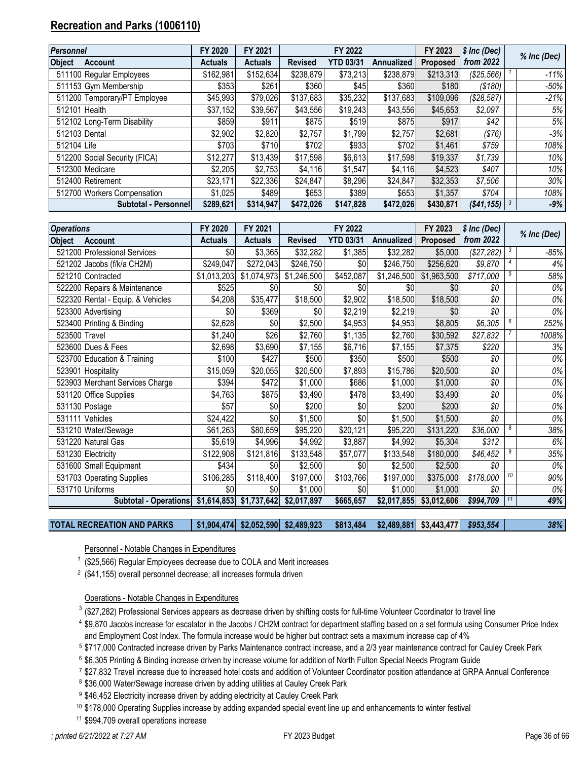## Recreation and Parks (1006110)

| Personnel | | FY 2020 | FY 2021 | FY 2022 | | | FY 2023 | $ Inc (Dec) | | % Inc (Dec) |
|---|---|---|---|---|---|---|---|---|---|---|
| Object | Account | Actuals | Actuals | Revised | YTD 03/31 | Annualized | Proposed | from 2022 | | |
| 511100 | Regular Employees | $162,981 | $152,634 | $238,879 | $73,213 | $238,879 | $213,313 | *($25,566)* | 1 | *-11%* |
| 511153 | Gym Membership | $353 | $261 | $360 | $45 | $360 | $180 | *($180)* | | *-50%* |
| 511200 | Temporary/PT Employee | $45,993 | $79,026 | $137,683 | $35,232 | $137,683 | $109,096 | *($28,587)* | | *-21%* |
| 512101 | Health | $37,152 | $39,567 | $43,556 | $19,243 | $43,556 | $45,653 | *$2,097* | | *5%* |
| 512102 | Long-Term Disability | $859 | $911 | $875 | $519 | $875 | $917 | *$42* | | *5%* |
| 512103 | Dental | $2,902 | $2,820 | $2,757 | $1,799 | $2,757 | $2,681 | *($76)* | | *-3%* |
| 512104 | Life | $703 | $710 | $702 | $933 | $702 | $1,461 | *$759* | | *108%* |
| 512200 | Social Security (FICA) | $12,277 | $13,439 | $17,598 | $6,613 | $17,598 | $19,337 | *$1,739* | | *10%* |
| 512300 | Medicare | $2,205 | $2,753 | $4,116 | $1,547 | $4,116 | $4,523 | *$407* | | *10%* |
| 512400 | Retirement | $23,171 | $22,336 | $24,847 | $8,296 | $24,847 | $32,353 | *$7,506* | | *30%* |
| 512700 | Workers Compensation | $1,025 | $489 | $653 | $389 | $653 | $1,357 | *$704* | | *108%* |
| | **Subtotal - Personnel** | **$289,621** | **$314,947** | **$472,026** | **$147,828** | **$472,026** | **$430,871** | ***($41,155)*** | 3 | ***-9%*** |

| Operations | | FY 2020 | FY 2021 | FY 2022 | | | FY 2023 | $ Inc (Dec) | | % Inc (Dec) |
|---|---|---|---|---|---|---|---|---|---|---|
| Object | Account | Actuals | Actuals | Revised | YTD 03/31 | Annualized | Proposed | from 2022 | | |
| 521200 | Professional Services | $0 | $3,365 | $32,282 | $1,385 | $32,282 | $5,000 | *($27,282)* | 3 | *-85%* |
| 521202 | Jacobs (f/k/a CH2M) | $249,047 | $272,043 | $246,750 | $0 | $246,750 | $256,620 | *$9,870* | 4 | *4%* |
| 521210 | Contracted | $1,013,203 | $1,074,973 | $1,246,500 | $452,087 | $1,246,500 | $1,963,500 | *$717,000* | 5 | *58%* |
| 522200 | Repairs & Maintenance | $525 | $0 | $0 | $0 | $0 | $0 | *$0* | | *0%* |
| 522320 | Rental - Equip. & Vehicles | $4,208 | $35,477 | $18,500 | $2,902 | $18,500 | $18,500 | *$0* | | *0%* |
| 523300 | Advertising | $0 | $369 | $0 | $2,219 | $2,219 | $0 | *$0* | | *0%* |
| 523400 | Printing & Binding | $2,628 | $0 | $2,500 | $4,953 | $4,953 | $8,805 | *$6,305* | 6 | *252%* |
| 523500 | Travel | $1,240 | $26 | $2,760 | $1,135 | $2,760 | $30,592 | *$27,832* | 7 | *1008%* |
| 523600 | Dues & Fees | $2,698 | $3,690 | $7,155 | $6,716 | $7,155 | $7,375 | *$220* | | *3%* |
| 523700 | Education & Training | $100 | $427 | $500 | $350 | $500 | $500 | *$0* | | *0%* |
| 523901 | Hospitality | $15,059 | $20,055 | $20,500 | $7,893 | $15,786 | $20,500 | *$0* | | *0%* |
| 523903 | Merchant Services Charge | $394 | $472 | $1,000 | $686 | $1,000 | $1,000 | *$0* | | *0%* |
| 531120 | Office Supplies | $4,763 | $875 | $3,490 | $478 | $3,490 | $3,490 | *$0* | | *0%* |
| 531130 | Postage | $57 | $0 | $200 | $0 | $200 | $200 | *$0* | | *0%* |
| 531111 | Vehicles | $24,422 | $0 | $1,500 | $0 | $1,500 | $1,500 | *$0* | | *0%* |
| 531210 | Water/Sewage | $61,263 | $80,659 | $95,220 | $20,121 | $95,220 | $131,220 | *$36,000* | 8 | *38%* |
| 531220 | Natural Gas | $5,619 | $4,996 | $4,992 | $3,887 | $4,992 | $5,304 | *$312* | | *6%* |
| 531230 | Electricity | $122,908 | $121,816 | $133,548 | $57,077 | $133,548 | $180,000 | *$46,452* | 9 | *35%* |
| 531600 | Small Equipment | $434 | $0 | $2,500 | $0 | $2,500 | $2,500 | *$0* | | *0%* |
| 531703 | Operating Supplies | $106,285 | $118,400 | $197,000 | $103,766 | $197,000 | $375,000 | *$178,000* | 10 | *90%* |
| 531710 | Uniforms | $0 | $0 | $1,000 | $0 | $1,000 | $1,000 | *$0* | | *0%* |
| | **Subtotal - Operations** | **$1,614,853** | **$1,737,642** | **$2,017,897** | **$665,657** | **$2,017,855** | **$3,012,606** | ***$994,709*** | 11 | ***49%*** |

| **TOTAL RECREATION AND PARKS** | **$1,904,474** | **$2,052,590** | **$2,489,923** | **$813,484** | **$2,489,881** | **$3,443,477** | ***$953,554*** | ***38%*** |
|---|---|---|---|---|---|---|---|---|

Personnel - Notable Changes in Expenditures

[1] ($25,566) Regular Employees decrease due to COLA and Merit increases

[2] ($41,155) overall personnel decrease; all increases formula driven

Operations - Notable Changes in Expenditures

[3] ($27,282) Professional Services appears as decrease driven by shifting costs for full-time Volunteer Coordinator to travel line

[4] $9,870 Jacobs increase for escalator in the Jacobs / CH2M contract for department staffing based on a set formula using Consumer Price Index and Employment Cost Index. The formula increase would be higher but contract sets a maximum increase cap of 4%

[5] $717,000 Contracted increase driven by Parks Maintenance contract increase, and a 2/3 year maintenance contract for Cauley Creek Park

[6] $6,305 Printing & Binding increase driven by increase volume for addition of North Fulton Special Needs Program Guide

[7] $27,832 Travel increase due to increased hotel costs and addition of Volunteer Coordinator position attendance at GRPA Annual Conference

[8] $36,000 Water/Sewage increase driven by adding utilities at Cauley Creek Park

[9] $46,452 Electricity increase driven by adding electricity at Cauley Creek Park

[10] $178,000 Operating Supplies increase by adding expanded special event line up and enhancements to winter festival

[11] $994,709 overall operations increase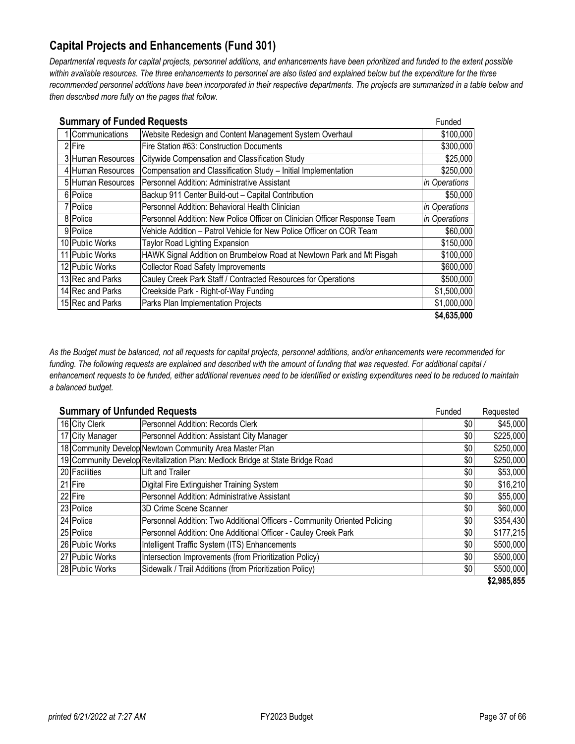## Capital Projects and Enhancements (Fund 301)

*Departmental requests for capital projects, personnel additions, and enhancements have been prioritized and funded to the extent possible within available resources. The three enhancements to personnel are also listed and explained below but the expenditure for the three recommended personnel additions have been incorporated in their respective departments. The projects are summarized in a table below and then described more fully on the pages that follow.*

**Summary of Funded Requests**

| # | Department | Request | Funded |
|---|---|---|---|
| 1 | Communications | Website Redesign and Content Management System Overhaul | $100,000 |
| 2 | Fire | Fire Station #63: Construction Documents | $300,000 |
| 3 | Human Resources | Citywide Compensation and Classification Study | $25,000 |
| 4 | Human Resources | Compensation and Classification Study – Initial Implementation | $250,000 |
| 5 | Human Resources | Personnel Addition: Administrative Assistant | *in Operations* |
| 6 | Police | Backup 911 Center Build-out – Capital Contribution | $50,000 |
| 7 | Police | Personnel Addition: Behavioral Health Clinician | *in Operations* |
| 8 | Police | Personnel Addition: New Police Officer on Clinician Officer Response Team | *in Operations* |
| 9 | Police | Vehicle Addition – Patrol Vehicle for New Police Officer on COR Team | $60,000 |
| 10 | Public Works | Taylor Road Lighting Expansion | $150,000 |
| 11 | Public Works | HAWK Signal Addition on Brumbelow Road at Newtown Park and Mt Pisgah | $100,000 |
| 12 | Public Works | Collector Road Safety Improvements | $600,000 |
| 13 | Rec and Parks | Cauley Creek Park Staff / Contracted Resources for Operations | $500,000 |
| 14 | Rec and Parks | Creekside Park - Right-of-Way Funding | $1,500,000 |
| 15 | Rec and Parks | Parks Plan Implementation Projects | $1,000,000 |
| | | | **$4,635,000** |

*As the Budget must be balanced, not all requests for capital projects, personnel additions, and/or enhancements were recommended for funding. The following requests are explained and described with the amount of funding that was requested. For additional capital / enhancement requests to be funded, either additional revenues need to be identified or existing expenditures need to be reduced to maintain a balanced budget.*

**Summary of Unfunded Requests**

| # | Department | Request | Funded | Requested |
|---|---|---|---|---|
| 16 | City Clerk | Personnel Addition: Records Clerk | $0 | $45,000 |
| 17 | City Manager | Personnel Addition: Assistant City Manager | $0 | $225,000 |
| 18 | Community Develop | Newtown Community Area Master Plan | $0 | $250,000 |
| 19 | Community Develop | Revitalization Plan: Medlock Bridge at State Bridge Road | $0 | $250,000 |
| 20 | Facilities | Lift and Trailer | $0 | $53,000 |
| 21 | Fire | Digital Fire Extinguisher Training System | $0 | $16,210 |
| 22 | Fire | Personnel Addition: Administrative Assistant | $0 | $55,000 |
| 23 | Police | 3D Crime Scene Scanner | $0 | $60,000 |
| 24 | Police | Personnel Addition: Two Additional Officers - Community Oriented Policing | $0 | $354,430 |
| 25 | Police | Personnel Addition: One Additional Officer - Cauley Creek Park | $0 | $177,215 |
| 26 | Public Works | Intelligent Traffic System (ITS) Enhancements | $0 | $500,000 |
| 27 | Public Works | Intersection Improvements (from Prioritization Policy) | $0 | $500,000 |
| 28 | Public Works | Sidewalk / Trail Additions (from Prioritization Policy) | $0 | $500,000 |
| | | | | **$2,985,855** |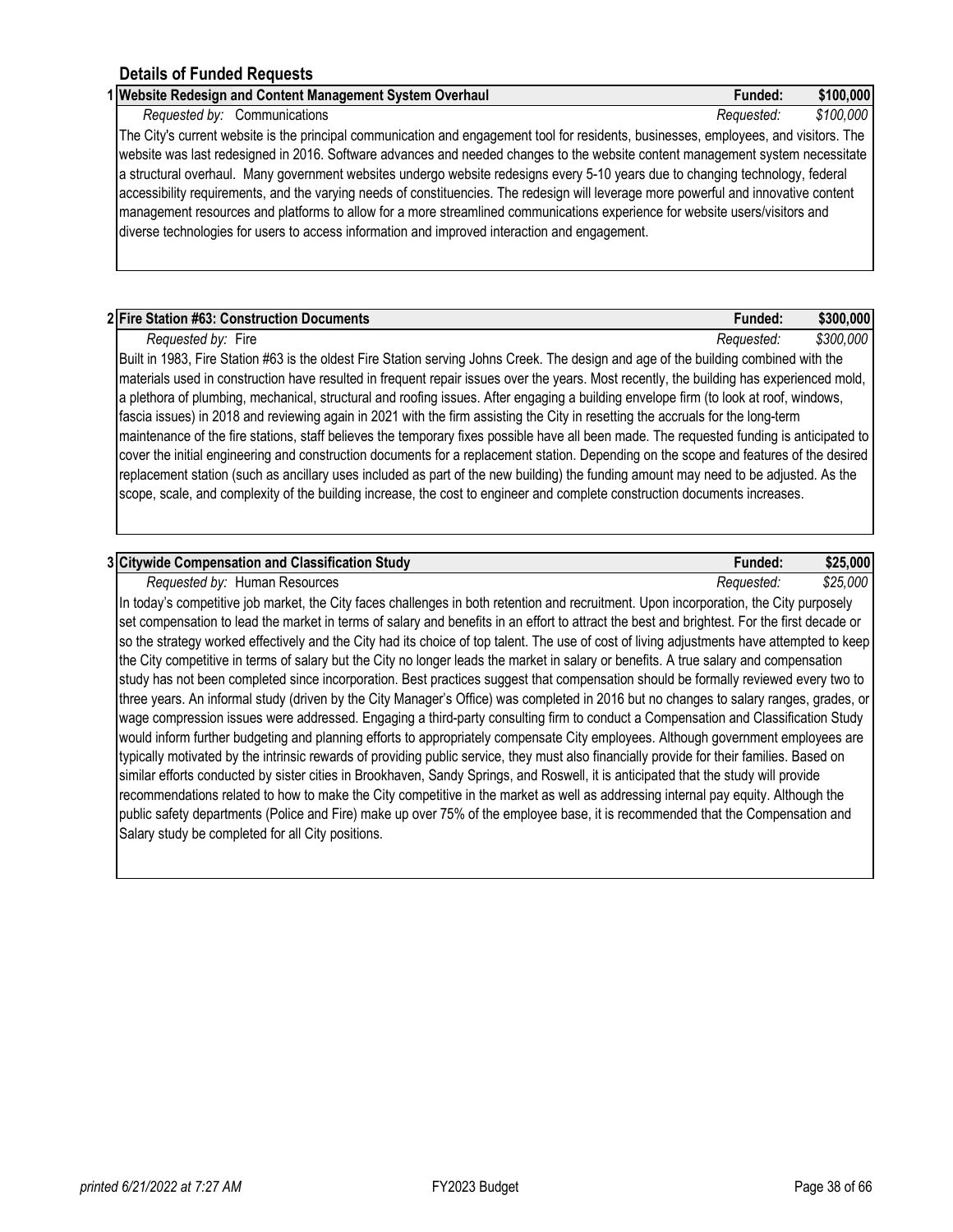## Details of Funded Requests

### 1 Website Redesign and Content Management System Overhaul

**Funded: $100,000**

*Requested by:* Communications — *Requested: $100,000*

The City's current website is the principal communication and engagement tool for residents, businesses, employees, and visitors. The website was last redesigned in 2016. Software advances and needed changes to the website content management system necessitate a structural overhaul. Many government websites undergo website redesigns every 5-10 years due to changing technology, federal accessibility requirements, and the varying needs of constituencies. The redesign will leverage more powerful and innovative content management resources and platforms to allow for a more streamlined communications experience for website users/visitors and diverse technologies for users to access information and improved interaction and engagement.

### 2 Fire Station #63: Construction Documents

**Funded: $300,000**

*Requested by:* Fire — *Requested: $300,000*

Built in 1983, Fire Station #63 is the oldest Fire Station serving Johns Creek. The design and age of the building combined with the materials used in construction have resulted in frequent repair issues over the years. Most recently, the building has experienced mold, a plethora of plumbing, mechanical, structural and roofing issues. After engaging a building envelope firm (to look at roof, windows, fascia issues) in 2018 and reviewing again in 2021 with the firm assisting the City in resetting the accruals for the long-term maintenance of the fire stations, staff believes the temporary fixes possible have all been made. The requested funding is anticipated to cover the initial engineering and construction documents for a replacement station. Depending on the scope and features of the desired replacement station (such as ancillary uses included as part of the new building) the funding amount may need to be adjusted. As the scope, scale, and complexity of the building increase, the cost to engineer and complete construction documents increases.

### 3 Citywide Compensation and Classification Study

**Funded: $25,000**

*Requested by:* Human Resources — *Requested: $25,000*

In today's competitive job market, the City faces challenges in both retention and recruitment. Upon incorporation, the City purposely set compensation to lead the market in terms of salary and benefits in an effort to attract the best and brightest. For the first decade or so the strategy worked effectively and the City had its choice of top talent. The use of cost of living adjustments have attempted to keep the City competitive in terms of salary but the City no longer leads the market in salary or benefits. A true salary and compensation study has not been completed since incorporation. Best practices suggest that compensation should be formally reviewed every two to three years. An informal study (driven by the City Manager's Office) was completed in 2016 but no changes to salary ranges, grades, or wage compression issues were addressed. Engaging a third-party consulting firm to conduct a Compensation and Classification Study would inform further budgeting and planning efforts to appropriately compensate City employees. Although government employees are typically motivated by the intrinsic rewards of providing public service, they must also financially provide for their families. Based on similar efforts conducted by sister cities in Brookhaven, Sandy Springs, and Roswell, it is anticipated that the study will provide recommendations related to how to make the City competitive in the market as well as addressing internal pay equity. Although the public safety departments (Police and Fire) make up over 75% of the employee base, it is recommended that the Compensation and Salary study be completed for all City positions.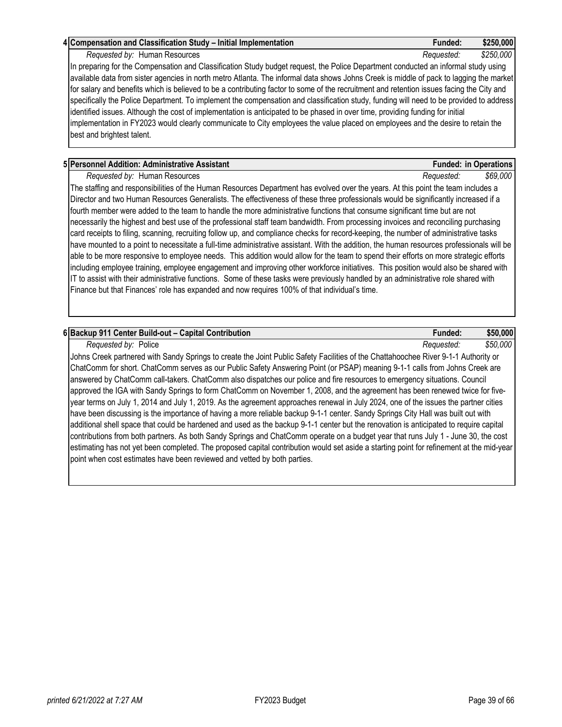**4 Compensation and Classification Study – Initial Implementation** — **Funded: $250,000**

*Requested by:* Human Resources — *Requested: $250,000*

In preparing for the Compensation and Classification Study budget request, the Police Department conducted an informal study using available data from sister agencies in north metro Atlanta. The informal data shows Johns Creek is middle of pack to lagging the market for salary and benefits which is believed to be a contributing factor to some of the recruitment and retention issues facing the City and specifically the Police Department. To implement the compensation and classification study, funding will need to be provided to address identified issues. Although the cost of implementation is anticipated to be phased in over time, providing funding for initial implementation in FY2023 would clearly communicate to City employees the value placed on employees and the desire to retain the best and brightest talent.

**5 Personnel Addition: Administrative Assistant** — **Funded: in Operations**

*Requested by:* Human Resources — *Requested: $69,000*

The staffing and responsibilities of the Human Resources Department has evolved over the years. At this point the team includes a Director and two Human Resources Generalists. The effectiveness of these three professionals would be significantly increased if a fourth member were added to the team to handle the more administrative functions that consume significant time but are not necessarily the highest and best use of the professional staff team bandwidth. From processing invoices and reconciling purchasing card receipts to filing, scanning, recruiting follow up, and compliance checks for record-keeping, the number of administrative tasks have mounted to a point to necessitate a full-time administrative assistant. With the addition, the human resources professionals will be able to be more responsive to employee needs. This addition would allow for the team to spend their efforts on more strategic efforts including employee training, employee engagement and improving other workforce initiatives. This position would also be shared with IT to assist with their administrative functions. Some of these tasks were previously handled by an administrative role shared with Finance but that Finances' role has expanded and now requires 100% of that individual's time.

**6 Backup 911 Center Build-out – Capital Contribution** — **Funded: $50,000**

*Requested by:* Police — *Requested: $50,000*

Johns Creek partnered with Sandy Springs to create the Joint Public Safety Facilities of the Chattahoochee River 9-1-1 Authority or ChatComm for short. ChatComm serves as our Public Safety Answering Point (or PSAP) meaning 9-1-1 calls from Johns Creek are answered by ChatComm call-takers. ChatComm also dispatches our police and fire resources to emergency situations. Council approved the IGA with Sandy Springs to form ChatComm on November 1, 2008, and the agreement has been renewed twice for five-year terms on July 1, 2014 and July 1, 2019. As the agreement approaches renewal in July 2024, one of the issues the partner cities have been discussing is the importance of having a more reliable backup 9-1-1 center. Sandy Springs City Hall was built out with additional shell space that could be hardened and used as the backup 9-1-1 center but the renovation is anticipated to require capital contributions from both partners. As both Sandy Springs and ChatComm operate on a budget year that runs July 1 - June 30, the cost estimating has not yet been completed. The proposed capital contribution would set aside a starting point for refinement at the mid-year point when cost estimates have been reviewed and vetted by both parties.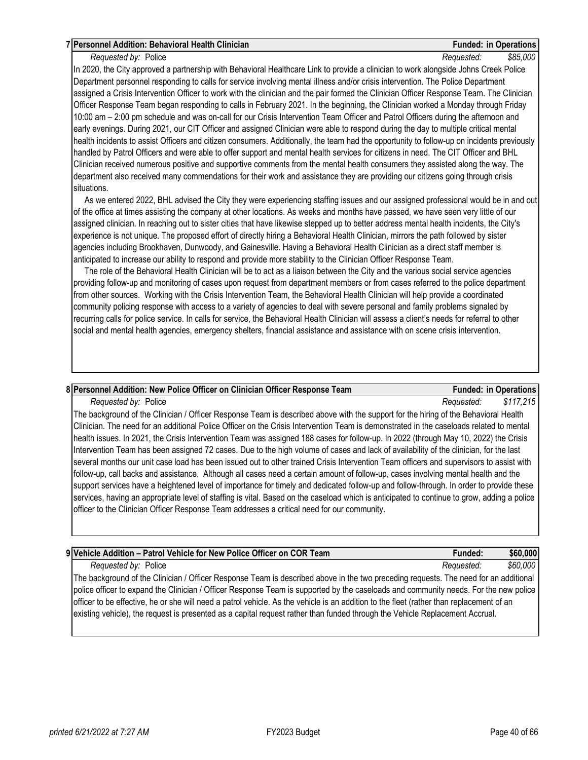### 7 Personnel Addition: Behavioral Health Clinician

**Funded: in Operations**

*Requested by:* Police — *Requested:* *$85,000*

In 2020, the City approved a partnership with Behavioral Healthcare Link to provide a clinician to work alongside Johns Creek Police Department personnel responding to calls for service involving mental illness and/or crisis intervention. The Police Department assigned a Crisis Intervention Officer to work with the clinician and the pair formed the Clinician Officer Response Team. The Clinician Officer Response Team began responding to calls in February 2021. In the beginning, the Clinician worked a Monday through Friday 10:00 am – 2:00 pm schedule and was on-call for our Crisis Intervention Team Officer and Patrol Officers during the afternoon and early evenings. During 2021, our CIT Officer and assigned Clinician were able to respond during the day to multiple critical mental health incidents to assist Officers and citizen consumers. Additionally, the team had the opportunity to follow-up on incidents previously handled by Patrol Officers and were able to offer support and mental health services for citizens in need. The CIT Officer and BHL Clinician received numerous positive and supportive comments from the mental health consumers they assisted along the way. The department also received many commendations for their work and assistance they are providing our citizens going through crisis situations.

As we entered 2022, BHL advised the City they were experiencing staffing issues and our assigned professional would be in and out of the office at times assisting the company at other locations. As weeks and months have passed, we have seen very little of our assigned clinician. In reaching out to sister cities that have likewise stepped up to better address mental health incidents, the City's experience is not unique. The proposed effort of directly hiring a Behavioral Health Clinician, mirrors the path followed by sister agencies including Brookhaven, Dunwoody, and Gainesville. Having a Behavioral Health Clinician as a direct staff member is anticipated to increase our ability to respond and provide more stability to the Clinician Officer Response Team.

The role of the Behavioral Health Clinician will be to act as a liaison between the City and the various social service agencies providing follow-up and monitoring of cases upon request from department members or from cases referred to the police department from other sources. Working with the Crisis Intervention Team, the Behavioral Health Clinician will help provide a coordinated community policing response with access to a variety of agencies to deal with severe personal and family problems signaled by recurring calls for police service. In calls for service, the Behavioral Health Clinician will assess a client's needs for referral to other social and mental health agencies, emergency shelters, financial assistance and assistance with on scene crisis intervention.

### 8 Personnel Addition: New Police Officer on Clinician Officer Response Team

**Funded: in Operations**

*Requested by:* Police — *Requested:* *$117,215*

The background of the Clinician / Officer Response Team is described above with the support for the hiring of the Behavioral Health Clinician. The need for an additional Police Officer on the Crisis Intervention Team is demonstrated in the caseloads related to mental health issues. In 2021, the Crisis Intervention Team was assigned 188 cases for follow-up. In 2022 (through May 10, 2022) the Crisis Intervention Team has been assigned 72 cases. Due to the high volume of cases and lack of availability of the clinician, for the last several months our unit case load has been issued out to other trained Crisis Intervention Team officers and supervisors to assist with follow-up, call backs and assistance. Although all cases need a certain amount of follow-up, cases involving mental health and the support services have a heightened level of importance for timely and dedicated follow-up and follow-through. In order to provide these services, having an appropriate level of staffing is vital. Based on the caseload which is anticipated to continue to grow, adding a police officer to the Clinician Officer Response Team addresses a critical need for our community.

### 9 Vehicle Addition – Patrol Vehicle for New Police Officer on COR Team

**Funded: $60,000**

*Requested by:* Police — *Requested:* *$60,000*

The background of the Clinician / Officer Response Team is described above in the two preceding requests. The need for an additional police officer to expand the Clinician / Officer Response Team is supported by the caseloads and community needs. For the new police officer to be effective, he or she will need a patrol vehicle. As the vehicle is an addition to the fleet (rather than replacement of an existing vehicle), the request is presented as a capital request rather than funded through the Vehicle Replacement Accrual.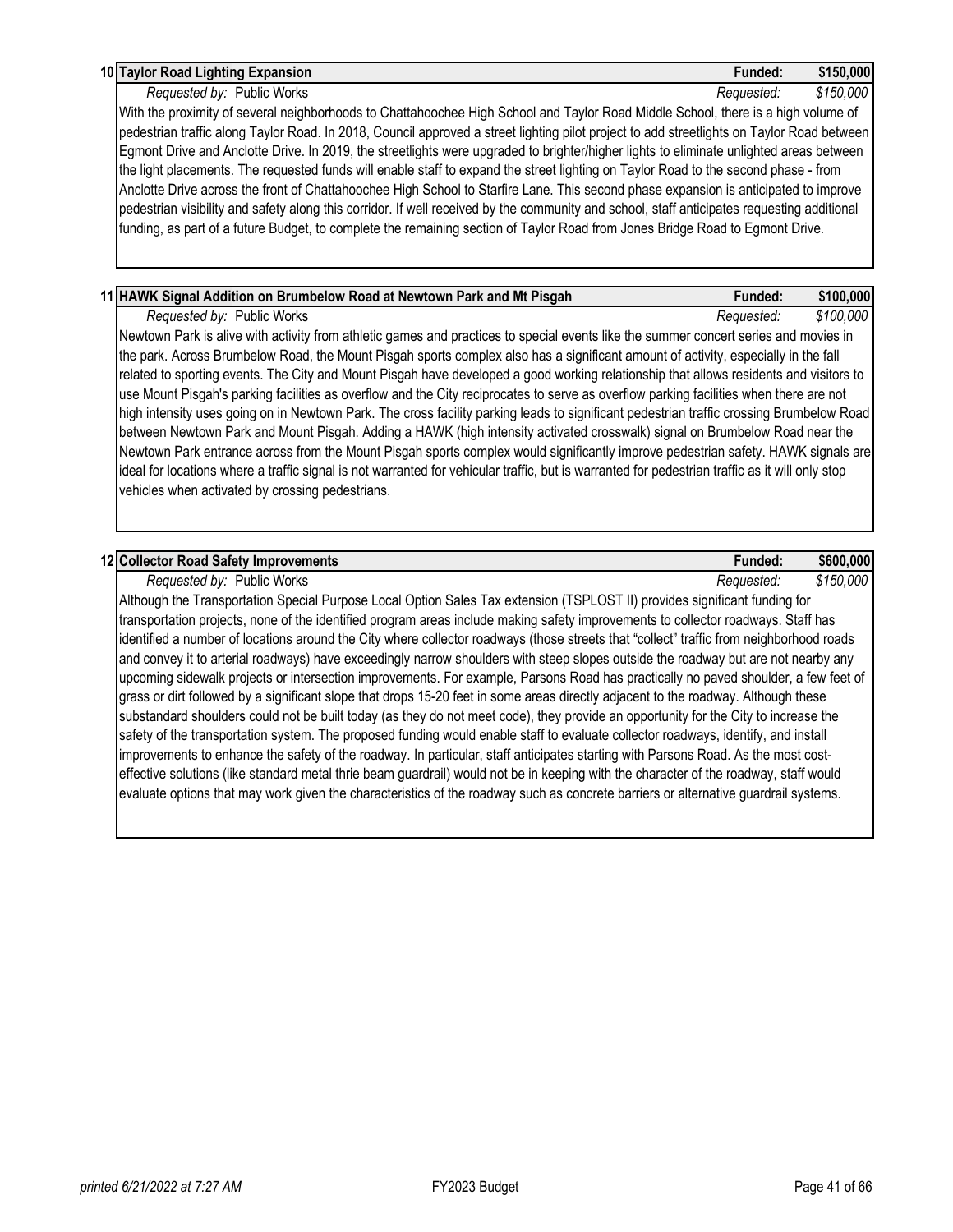## 10 Taylor Road Lighting Expansion

**Funded: $150,000**

*Requested by:* Public Works — *Requested: $150,000*

With the proximity of several neighborhoods to Chattahoochee High School and Taylor Road Middle School, there is a high volume of pedestrian traffic along Taylor Road. In 2018, Council approved a street lighting pilot project to add streetlights on Taylor Road between Egmont Drive and Anclotte Drive. In 2019, the streetlights were upgraded to brighter/higher lights to eliminate unlighted areas between the light placements. The requested funds will enable staff to expand the street lighting on Taylor Road to the second phase - from Anclotte Drive across the front of Chattahoochee High School to Starfire Lane. This second phase expansion is anticipated to improve pedestrian visibility and safety along this corridor. If well received by the community and school, staff anticipates requesting additional funding, as part of a future Budget, to complete the remaining section of Taylor Road from Jones Bridge Road to Egmont Drive.

## 11 HAWK Signal Addition on Brumbelow Road at Newtown Park and Mt Pisgah

**Funded: $100,000**

*Requested by:* Public Works — *Requested: $100,000*

Newtown Park is alive with activity from athletic games and practices to special events like the summer concert series and movies in the park. Across Brumbelow Road, the Mount Pisgah sports complex also has a significant amount of activity, especially in the fall related to sporting events. The City and Mount Pisgah have developed a good working relationship that allows residents and visitors to use Mount Pisgah's parking facilities as overflow and the City reciprocates to serve as overflow parking facilities when there are not high intensity uses going on in Newtown Park. The cross facility parking leads to significant pedestrian traffic crossing Brumbelow Road between Newtown Park and Mount Pisgah. Adding a HAWK (high intensity activated crosswalk) signal on Brumbelow Road near the Newtown Park entrance across from the Mount Pisgah sports complex would significantly improve pedestrian safety. HAWK signals are ideal for locations where a traffic signal is not warranted for vehicular traffic, but is warranted for pedestrian traffic as it will only stop vehicles when activated by crossing pedestrians.

## 12 Collector Road Safety Improvements

**Funded: $600,000**

*Requested by:* Public Works — *Requested: $150,000*

Although the Transportation Special Purpose Local Option Sales Tax extension (TSPLOST II) provides significant funding for transportation projects, none of the identified program areas include making safety improvements to collector roadways. Staff has identified a number of locations around the City where collector roadways (those streets that "collect" traffic from neighborhood roads and convey it to arterial roadways) have exceedingly narrow shoulders with steep slopes outside the roadway but are not nearby any upcoming sidewalk projects or intersection improvements. For example, Parsons Road has practically no paved shoulder, a few feet of grass or dirt followed by a significant slope that drops 15-20 feet in some areas directly adjacent to the roadway. Although these substandard shoulders could not be built today (as they do not meet code), they provide an opportunity for the City to increase the safety of the transportation system. The proposed funding would enable staff to evaluate collector roadways, identify, and install improvements to enhance the safety of the roadway. In particular, staff anticipates starting with Parsons Road. As the most cost-effective solutions (like standard metal thrie beam guardrail) would not be in keeping with the character of the roadway, staff would evaluate options that may work given the characteristics of the roadway such as concrete barriers or alternative guardrail systems.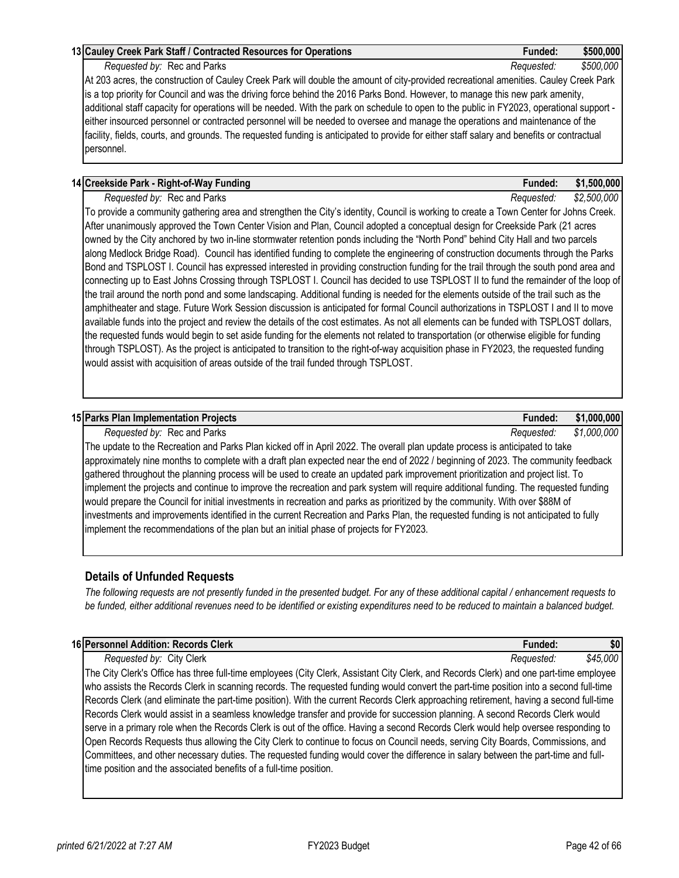**13 Cauley Creek Park Staff / Contracted Resources for Operations** — **Funded: $500,000**

*Requested by:* Rec and Parks — *Requested: $500,000*

At 203 acres, the construction of Cauley Creek Park will double the amount of city-provided recreational amenities. Cauley Creek Park is a top priority for Council and was the driving force behind the 2016 Parks Bond. However, to manage this new park amenity, additional staff capacity for operations will be needed. With the park on schedule to open to the public in FY2023, operational support - either insourced personnel or contracted personnel will be needed to oversee and manage the operations and maintenance of the facility, fields, courts, and grounds. The requested funding is anticipated to provide for either staff salary and benefits or contractual personnel.

**14 Creekside Park - Right-of-Way Funding** — **Funded: $1,500,000**

*Requested by:* Rec and Parks — *Requested: $2,500,000*

To provide a community gathering area and strengthen the City's identity, Council is working to create a Town Center for Johns Creek. After unanimously approved the Town Center Vision and Plan, Council adopted a conceptual design for Creekside Park (21 acres owned by the City anchored by two in-line stormwater retention ponds including the "North Pond" behind City Hall and two parcels along Medlock Bridge Road). Council has identified funding to complete the engineering of construction documents through the Parks Bond and TSPLOST I. Council has expressed interested in providing construction funding for the trail through the south pond area and connecting up to East Johns Crossing through TSPLOST I. Council has decided to use TSPLOST II to fund the remainder of the loop of the trail around the north pond and some landscaping. Additional funding is needed for the elements outside of the trail such as the amphitheater and stage. Future Work Session discussion is anticipated for formal Council authorizations in TSPLOST I and II to move available funds into the project and review the details of the cost estimates. As not all elements can be funded with TSPLOST dollars, the requested funds would begin to set aside funding for the elements not related to transportation (or otherwise eligible for funding through TSPLOST). As the project is anticipated to transition to the right-of-way acquisition phase in FY2023, the requested funding would assist with acquisition of areas outside of the trail funded through TSPLOST.

**15 Parks Plan Implementation Projects** — **Funded: $1,000,000**

*Requested by:* Rec and Parks — *Requested: $1,000,000*

The update to the Recreation and Parks Plan kicked off in April 2022. The overall plan update process is anticipated to take approximately nine months to complete with a draft plan expected near the end of 2022 / beginning of 2023. The community feedback gathered throughout the planning process will be used to create an updated park improvement prioritization and project list. To implement the projects and continue to improve the recreation and park system will require additional funding. The requested funding would prepare the Council for initial investments in recreation and parks as prioritized by the community. With over $88M of investments and improvements identified in the current Recreation and Parks Plan, the requested funding is not anticipated to fully implement the recommendations of the plan but an initial phase of projects for FY2023.

## Details of Unfunded Requests

*The following requests are not presently funded in the presented budget. For any of these additional capital / enhancement requests to be funded, either additional revenues need to be identified or existing expenditures need to be reduced to maintain a balanced budget.*

**16 Personnel Addition: Records Clerk** — **Funded: $0**

*Requested by:* City Clerk — *Requested: $45,000*

The City Clerk's Office has three full-time employees (City Clerk, Assistant City Clerk, and Records Clerk) and one part-time employee who assists the Records Clerk in scanning records. The requested funding would convert the part-time position into a second full-time Records Clerk (and eliminate the part-time position). With the current Records Clerk approaching retirement, having a second full-time Records Clerk would assist in a seamless knowledge transfer and provide for succession planning. A second Records Clerk would serve in a primary role when the Records Clerk is out of the office. Having a second Records Clerk would help oversee responding to Open Records Requests thus allowing the City Clerk to continue to focus on Council needs, serving City Boards, Commissions, and Committees, and other necessary duties. The requested funding would cover the difference in salary between the part-time and full-time position and the associated benefits of a full-time position.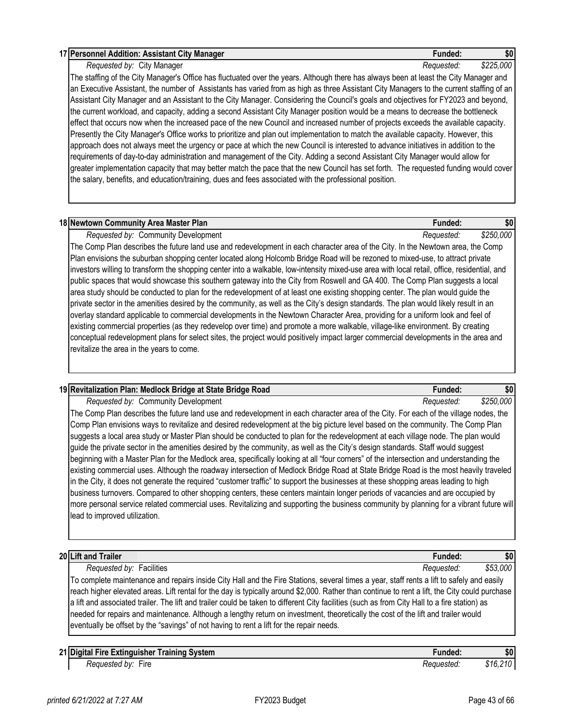## 17 Personnel Addition: Assistant City Manager

**Funded:** $0

*Requested by:* City Manager — *Requested:* *$225,000*

The staffing of the City Manager's Office has fluctuated over the years. Although there has always been at least the City Manager and an Executive Assistant, the number of Assistants has varied from as high as three Assistant City Managers to the current staffing of an Assistant City Manager and an Assistant to the City Manager. Considering the Council's goals and objectives for FY2023 and beyond, the current workload, and capacity, adding a second Assistant City Manager position would be a means to decrease the bottleneck effect that occurs now when the increased pace of the new Council and increased number of projects exceeds the available capacity. Presently the City Manager's Office works to prioritize and plan out implementation to match the available capacity. However, this approach does not always meet the urgency or pace at which the new Council is interested to advance initiatives in addition to the requirements of day-to-day administration and management of the City. Adding a second Assistant City Manager would allow for greater implementation capacity that may better match the pace that the new Council has set forth. The requested funding would cover the salary, benefits, and education/training, dues and fees associated with the professional position.

## 18 Newtown Community Area Master Plan

**Funded:** $0

*Requested by:* Community Development — *Requested:* *$250,000*

The Comp Plan describes the future land use and redevelopment in each character area of the City. In the Newtown area, the Comp Plan envisions the suburban shopping center located along Holcomb Bridge Road will be rezoned to mixed-use, to attract private investors willing to transform the shopping center into a walkable, low-intensity mixed-use area with local retail, office, residential, and public spaces that would showcase this southern gateway into the City from Roswell and GA 400. The Comp Plan suggests a local area study should be conducted to plan for the redevelopment of at least one existing shopping center. The plan would guide the private sector in the amenities desired by the community, as well as the City's design standards. The plan would likely result in an overlay standard applicable to commercial developments in the Newtown Character Area, providing for a uniform look and feel of existing commercial properties (as they redevelop over time) and promote a more walkable, village-like environment. By creating conceptual redevelopment plans for select sites, the project would positively impact larger commercial developments in the area and revitalize the area in the years to come.

## 19 Revitalization Plan: Medlock Bridge at State Bridge Road

**Funded:** $0

*Requested by:* Community Development — *Requested:* *$250,000*

The Comp Plan describes the future land use and redevelopment in each character area of the City. For each of the village nodes, the Comp Plan envisions ways to revitalize and desired redevelopment at the big picture level based on the community. The Comp Plan suggests a local area study or Master Plan should be conducted to plan for the redevelopment at each village node. The plan would guide the private sector in the amenities desired by the community, as well as the City's design standards. Staff would suggest beginning with a Master Plan for the Medlock area, specifically looking at all "four corners" of the intersection and understanding the existing commercial uses. Although the roadway intersection of Medlock Bridge Road at State Bridge Road is the most heavily traveled in the City, it does not generate the required "customer traffic" to support the businesses at these shopping areas leading to high business turnovers. Compared to other shopping centers, these centers maintain longer periods of vacancies and are occupied by more personal service related commercial uses. Revitalizing and supporting the business community by planning for a vibrant future will lead to improved utilization.

## 20 Lift and Trailer

**Funded:** $0

*Requested by:* Facilities — *Requested:* *$53,000*

To complete maintenance and repairs inside City Hall and the Fire Stations, several times a year, staff rents a lift to safely and easily reach higher elevated areas. Lift rental for the day is typically around $2,000. Rather than continue to rent a lift, the City could purchase a lift and associated trailer. The lift and trailer could be taken to different City facilities (such as from City Hall to a fire station) as needed for repairs and maintenance. Although a lengthy return on investment, theoretically the cost of the lift and trailer would eventually be offset by the "savings" of not having to rent a lift for the repair needs.

## 21 Digital Fire Extinguisher Training System

**Funded:** $0

*Requested by:* Fire — *Requested:* *$16,210*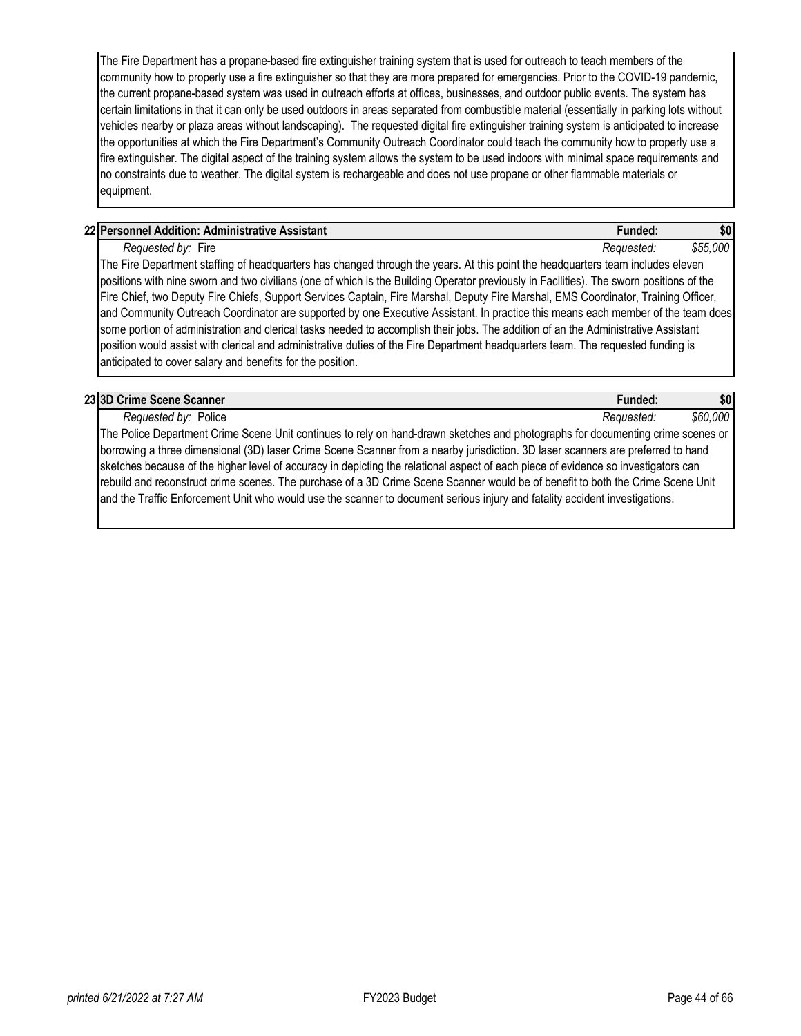The Fire Department has a propane-based fire extinguisher training system that is used for outreach to teach members of the community how to properly use a fire extinguisher so that they are more prepared for emergencies. Prior to the COVID-19 pandemic, the current propane-based system was used in outreach efforts at offices, businesses, and outdoor public events. The system has certain limitations in that it can only be used outdoors in areas separated from combustible material (essentially in parking lots without vehicles nearby or plaza areas without landscaping). The requested digital fire extinguisher training system is anticipated to increase the opportunities at which the Fire Department's Community Outreach Coordinator could teach the community how to properly use a fire extinguisher. The digital aspect of the training system allows the system to be used indoors with minimal space requirements and no constraints due to weather. The digital system is rechargeable and does not use propane or other flammable materials or equipment.

| 22 | **Personnel Addition: Administrative Assistant** | **Funded:** | **$0** |
|---|---|---|---|
| | *Requested by:* Fire | *Requested:* | *$55,000* |

The Fire Department staffing of headquarters has changed through the years. At this point the headquarters team includes eleven positions with nine sworn and two civilians (one of which is the Building Operator previously in Facilities). The sworn positions of the Fire Chief, two Deputy Fire Chiefs, Support Services Captain, Fire Marshal, Deputy Fire Marshal, EMS Coordinator, Training Officer, and Community Outreach Coordinator are supported by one Executive Assistant. In practice this means each member of the team does some portion of administration and clerical tasks needed to accomplish their jobs. The addition of an the Administrative Assistant position would assist with clerical and administrative duties of the Fire Department headquarters team. The requested funding is anticipated to cover salary and benefits for the position.

| 23 | **3D Crime Scene Scanner** | **Funded:** | **$0** |
|---|---|---|---|
| | *Requested by:* Police | *Requested:* | *$60,000* |

The Police Department Crime Scene Unit continues to rely on hand-drawn sketches and photographs for documenting crime scenes or borrowing a three dimensional (3D) laser Crime Scene Scanner from a nearby jurisdiction. 3D laser scanners are preferred to hand sketches because of the higher level of accuracy in depicting the relational aspect of each piece of evidence so investigators can rebuild and reconstruct crime scenes. The purchase of a 3D Crime Scene Scanner would be of benefit to both the Crime Scene Unit and the Traffic Enforcement Unit who would use the scanner to document serious injury and fatality accident investigations.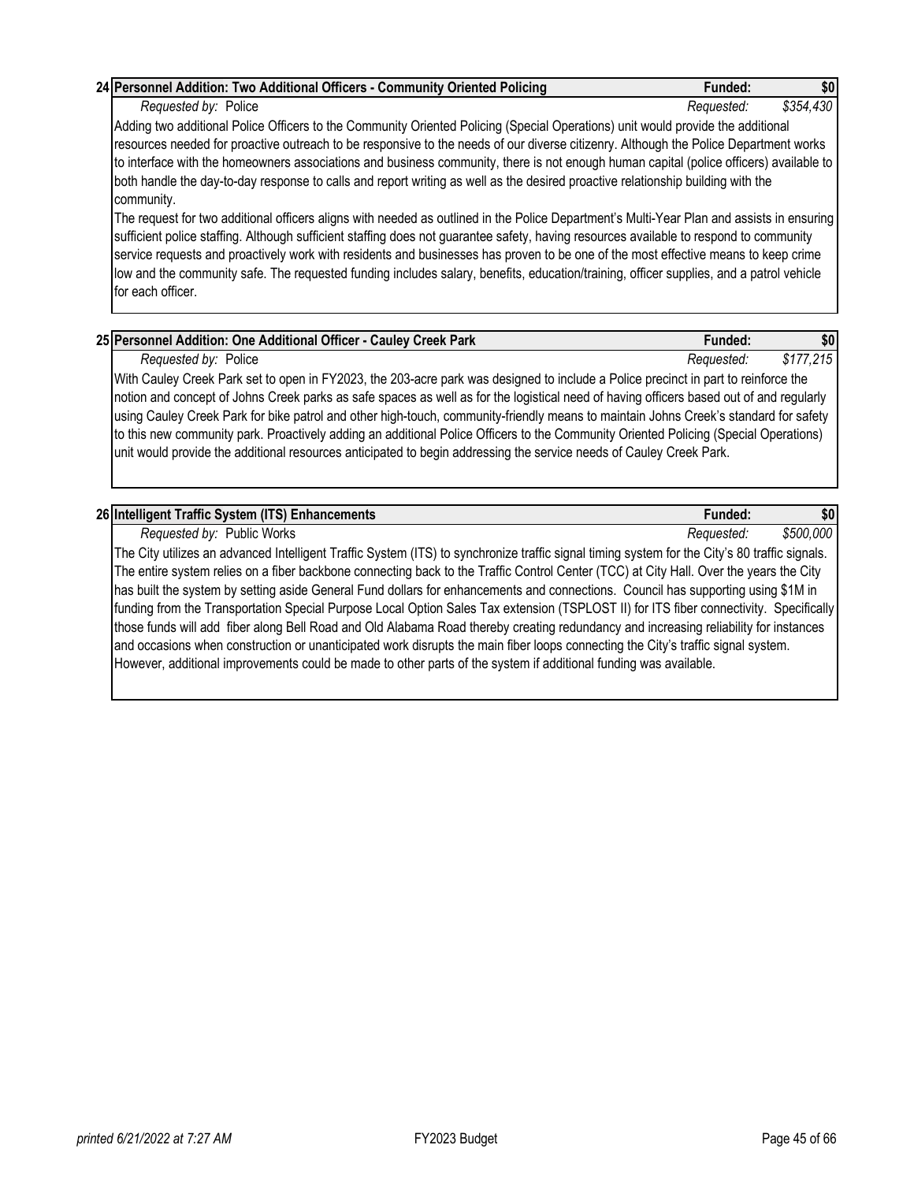**24 Personnel Addition: Two Additional Officers - Community Oriented Policing** — **Funded: $0**

*Requested by:* Police — *Requested: $354,430*

Adding two additional Police Officers to the Community Oriented Policing (Special Operations) unit would provide the additional resources needed for proactive outreach to be responsive to the needs of our diverse citizenry. Although the Police Department works to interface with the homeowners associations and business community, there is not enough human capital (police officers) available to both handle the day-to-day response to calls and report writing as well as the desired proactive relationship building with the community.

The request for two additional officers aligns with needed as outlined in the Police Department's Multi-Year Plan and assists in ensuring sufficient police staffing. Although sufficient staffing does not guarantee safety, having resources available to respond to community service requests and proactively work with residents and businesses has proven to be one of the most effective means to keep crime low and the community safe. The requested funding includes salary, benefits, education/training, officer supplies, and a patrol vehicle for each officer.

**25 Personnel Addition: One Additional Officer - Cauley Creek Park** — **Funded: $0**

*Requested by:* Police — *Requested: $177,215*

With Cauley Creek Park set to open in FY2023, the 203-acre park was designed to include a Police precinct in part to reinforce the notion and concept of Johns Creek parks as safe spaces as well as for the logistical need of having officers based out of and regularly using Cauley Creek Park for bike patrol and other high-touch, community-friendly means to maintain Johns Creek's standard for safety to this new community park. Proactively adding an additional Police Officers to the Community Oriented Policing (Special Operations) unit would provide the additional resources anticipated to begin addressing the service needs of Cauley Creek Park.

**26 Intelligent Traffic System (ITS) Enhancements** — **Funded: $0**

*Requested by:* Public Works — *Requested: $500,000*

The City utilizes an advanced Intelligent Traffic System (ITS) to synchronize traffic signal timing system for the City's 80 traffic signals. The entire system relies on a fiber backbone connecting back to the Traffic Control Center (TCC) at City Hall. Over the years the City has built the system by setting aside General Fund dollars for enhancements and connections. Council has supporting using $1M in funding from the Transportation Special Purpose Local Option Sales Tax extension (TSPLOST II) for ITS fiber connectivity. Specifically those funds will add fiber along Bell Road and Old Alabama Road thereby creating redundancy and increasing reliability for instances and occasions when construction or unanticipated work disrupts the main fiber loops connecting the City's traffic signal system. However, additional improvements could be made to other parts of the system if additional funding was available.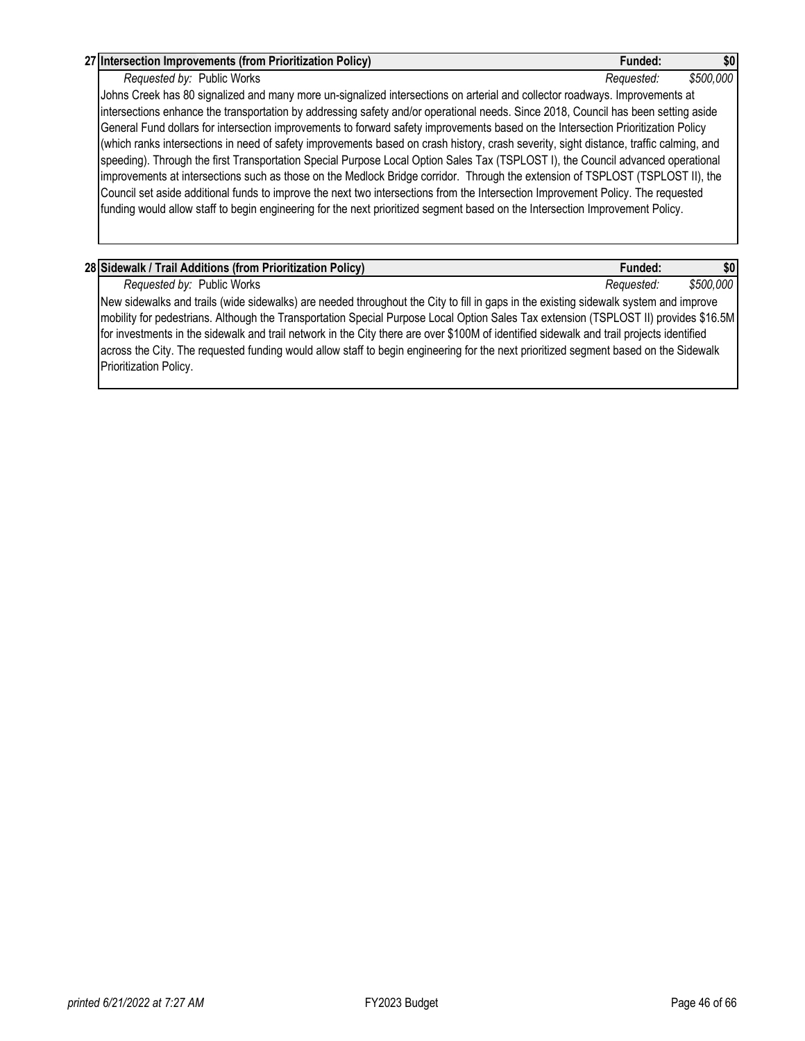**27 Intersection Improvements (from Prioritization Policy)** **Funded: $0**

*Requested by:* Public Works *Requested: $500,000*

Johns Creek has 80 signalized and many more un-signalized intersections on arterial and collector roadways. Improvements at intersections enhance the transportation by addressing safety and/or operational needs. Since 2018, Council has been setting aside General Fund dollars for intersection improvements to forward safety improvements based on the Intersection Prioritization Policy (which ranks intersections in need of safety improvements based on crash history, crash severity, sight distance, traffic calming, and speeding). Through the first Transportation Special Purpose Local Option Sales Tax (TSPLOST I), the Council advanced operational improvements at intersections such as those on the Medlock Bridge corridor. Through the extension of TSPLOST (TSPLOST II), the Council set aside additional funds to improve the next two intersections from the Intersection Improvement Policy. The requested funding would allow staff to begin engineering for the next prioritized segment based on the Intersection Improvement Policy.

**28 Sidewalk / Trail Additions (from Prioritization Policy)** **Funded: $0**

*Requested by:* Public Works *Requested: $500,000*

New sidewalks and trails (wide sidewalks) are needed throughout the City to fill in gaps in the existing sidewalk system and improve mobility for pedestrians. Although the Transportation Special Purpose Local Option Sales Tax extension (TSPLOST II) provides $16.5M for investments in the sidewalk and trail network in the City there are over $100M of identified sidewalk and trail projects identified across the City. The requested funding would allow staff to begin engineering for the next prioritized segment based on the Sidewalk Prioritization Policy.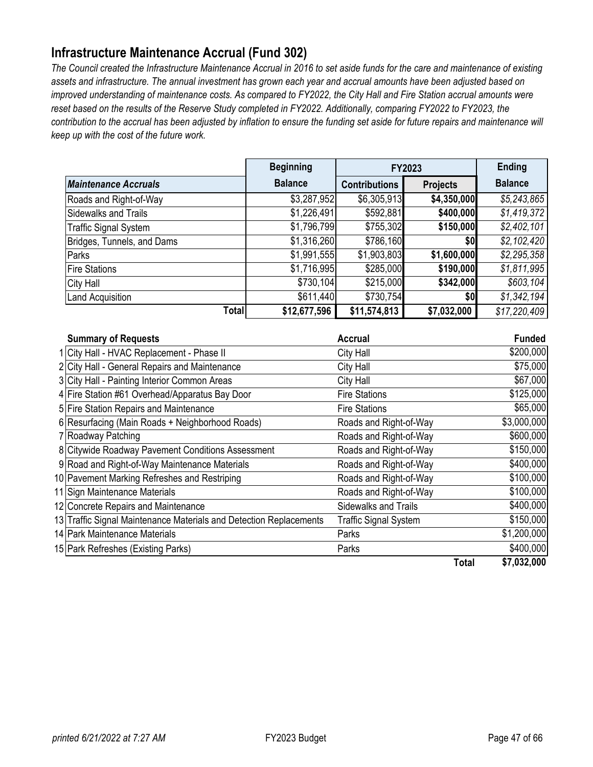## Infrastructure Maintenance Accrual (Fund 302)

*The Council created the Infrastructure Maintenance Accrual in 2016 to set aside funds for the care and maintenance of existing assets and infrastructure. The annual investment has grown each year and accrual amounts have been adjusted based on improved understanding of maintenance costs. As compared to FY2022, the City Hall and Fire Station accrual amounts were reset based on the results of the Reserve Study completed in FY2022. Additionally, comparing FY2022 to FY2023, the contribution to the accrual has been adjusted by inflation to ensure the funding set aside for future repairs and maintenance will keep up with the cost of the future work.*

| | Beginning | FY2023 | | Ending |
|---|---|---|---|---|
| ***Maintenance Accruals*** | **Balance** | **Contributions** | **Projects** | **Balance** |
| Roads and Right-of-Way | $3,287,952 | $6,305,913 | **$4,350,000** | *$5,243,865* |
| Sidewalks and Trails | $1,226,491 | $592,881 | **$400,000** | *$1,419,372* |
| Traffic Signal System | $1,796,799 | $755,302 | **$150,000** | *$2,402,101* |
| Bridges, Tunnels, and Dams | $1,316,260 | $786,160 | **$0** | *$2,102,420* |
| Parks | $1,991,555 | $1,903,803 | **$1,600,000** | *$2,295,358* |
| Fire Stations | $1,716,995 | $285,000 | **$190,000** | *$1,811,995* |
| City Hall | $730,104 | $215,000 | **$342,000** | *$603,104* |
| Land Acquisition | $611,440 | $730,754 | **$0** | *$1,342,194* |
| **Total** | **$12,677,596** | **$11,574,813** | **$7,032,000** | *$17,220,409* |

| | Summary of Requests | Accrual | Funded |
|---|---|---|---|
| 1 | City Hall - HVAC Replacement - Phase II | City Hall | $200,000 |
| 2 | City Hall - General Repairs and Maintenance | City Hall | $75,000 |
| 3 | City Hall - Painting Interior Common Areas | City Hall | $67,000 |
| 4 | Fire Station #61 Overhead/Apparatus Bay Door | Fire Stations | $125,000 |
| 5 | Fire Station Repairs and Maintenance | Fire Stations | $65,000 |
| 6 | Resurfacing (Main Roads + Neighborhood Roads) | Roads and Right-of-Way | $3,000,000 |
| 7 | Roadway Patching | Roads and Right-of-Way | $600,000 |
| 8 | Citywide Roadway Pavement Conditions Assessment | Roads and Right-of-Way | $150,000 |
| 9 | Road and Right-of-Way Maintenance Materials | Roads and Right-of-Way | $400,000 |
| 10 | Pavement Marking Refreshes and Restriping | Roads and Right-of-Way | $100,000 |
| 11 | Sign Maintenance Materials | Roads and Right-of-Way | $100,000 |
| 12 | Concrete Repairs and Maintenance | Sidewalks and Trails | $400,000 |
| 13 | Traffic Signal Maintenance Materials and Detection Replacements | Traffic Signal System | $150,000 |
| 14 | Park Maintenance Materials | Parks | $1,200,000 |
| 15 | Park Refreshes (Existing Parks) | Parks | $400,000 |
| | | **Total** | **$7,032,000** |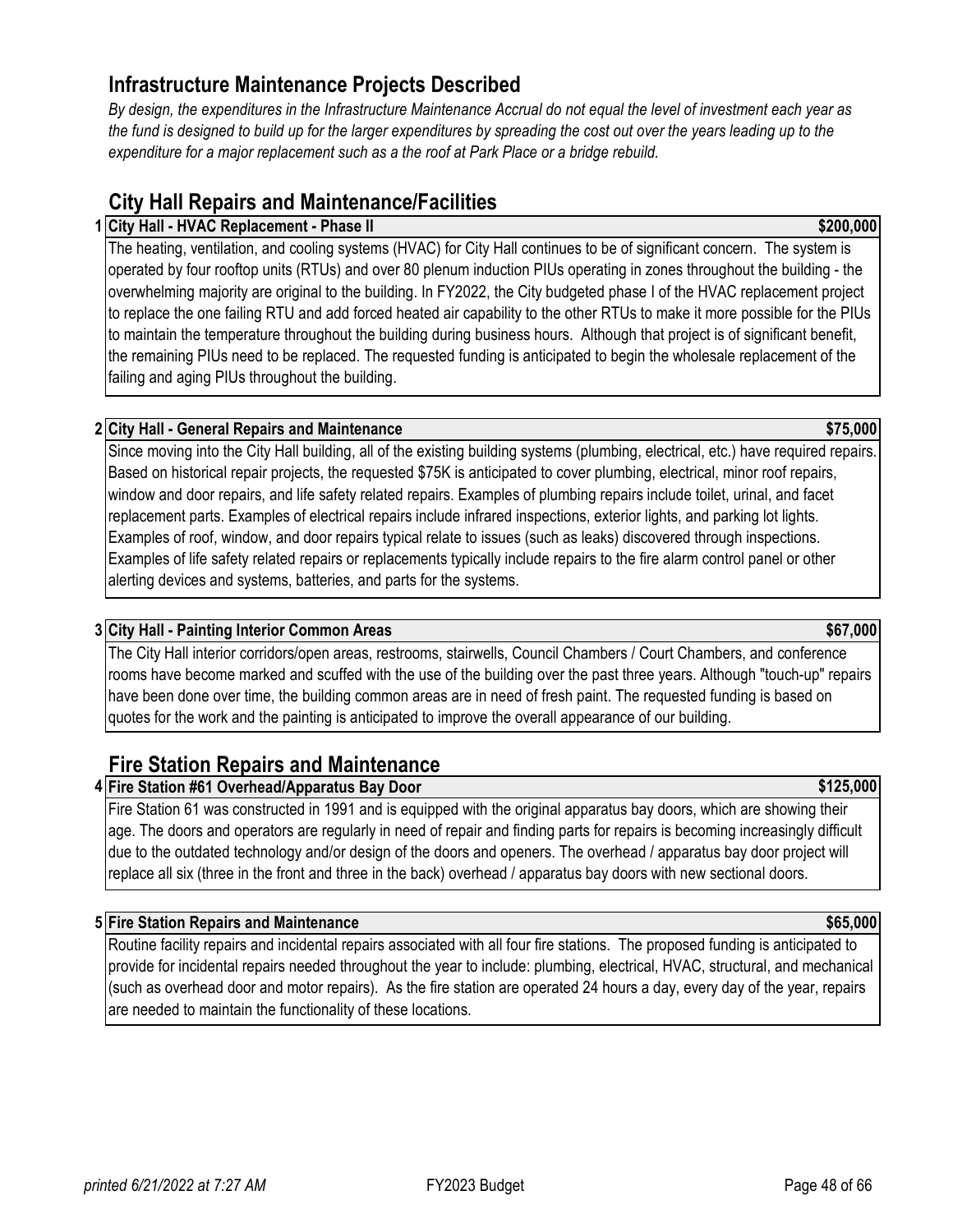## Infrastructure Maintenance Projects Described

*By design, the expenditures in the Infrastructure Maintenance Accrual do not equal the level of investment each year as the fund is designed to build up for the larger expenditures by spreading the cost out over the years leading up to the expenditure for a major replacement such as a the roof at Park Place or a bridge rebuild.*

## City Hall Repairs and Maintenance/Facilities

### 1 City Hall - HVAC Replacement - Phase II — $200,000

The heating, ventilation, and cooling systems (HVAC) for City Hall continues to be of significant concern. The system is operated by four rooftop units (RTUs) and over 80 plenum induction PIUs operating in zones throughout the building - the overwhelming majority are original to the building. In FY2022, the City budgeted phase I of the HVAC replacement project to replace the one failing RTU and add forced heated air capability to the other RTUs to make it more possible for the PIUs to maintain the temperature throughout the building during business hours. Although that project is of significant benefit, the remaining PIUs need to be replaced. The requested funding is anticipated to begin the wholesale replacement of the failing and aging PIUs throughout the building.

### 2 City Hall - General Repairs and Maintenance — $75,000

Since moving into the City Hall building, all of the existing building systems (plumbing, electrical, etc.) have required repairs. Based on historical repair projects, the requested $75K is anticipated to cover plumbing, electrical, minor roof repairs, window and door repairs, and life safety related repairs. Examples of plumbing repairs include toilet, urinal, and facet replacement parts. Examples of electrical repairs include infrared inspections, exterior lights, and parking lot lights. Examples of roof, window, and door repairs typical relate to issues (such as leaks) discovered through inspections. Examples of life safety related repairs or replacements typically include repairs to the fire alarm control panel or other alerting devices and systems, batteries, and parts for the systems.

### 3 City Hall - Painting Interior Common Areas — $67,000

The City Hall interior corridors/open areas, restrooms, stairwells, Council Chambers / Court Chambers, and conference rooms have become marked and scuffed with the use of the building over the past three years. Although "touch-up" repairs have been done over time, the building common areas are in need of fresh paint. The requested funding is based on quotes for the work and the painting is anticipated to improve the overall appearance of our building.

## Fire Station Repairs and Maintenance

### 4 Fire Station #61 Overhead/Apparatus Bay Door — $125,000

Fire Station 61 was constructed in 1991 and is equipped with the original apparatus bay doors, which are showing their age. The doors and operators are regularly in need of repair and finding parts for repairs is becoming increasingly difficult due to the outdated technology and/or design of the doors and openers. The overhead / apparatus bay door project will replace all six (three in the front and three in the back) overhead / apparatus bay doors with new sectional doors.

### 5 Fire Station Repairs and Maintenance — $65,000

Routine facility repairs and incidental repairs associated with all four fire stations. The proposed funding is anticipated to provide for incidental repairs needed throughout the year to include: plumbing, electrical, HVAC, structural, and mechanical (such as overhead door and motor repairs). As the fire station are operated 24 hours a day, every day of the year, repairs are needed to maintain the functionality of these locations.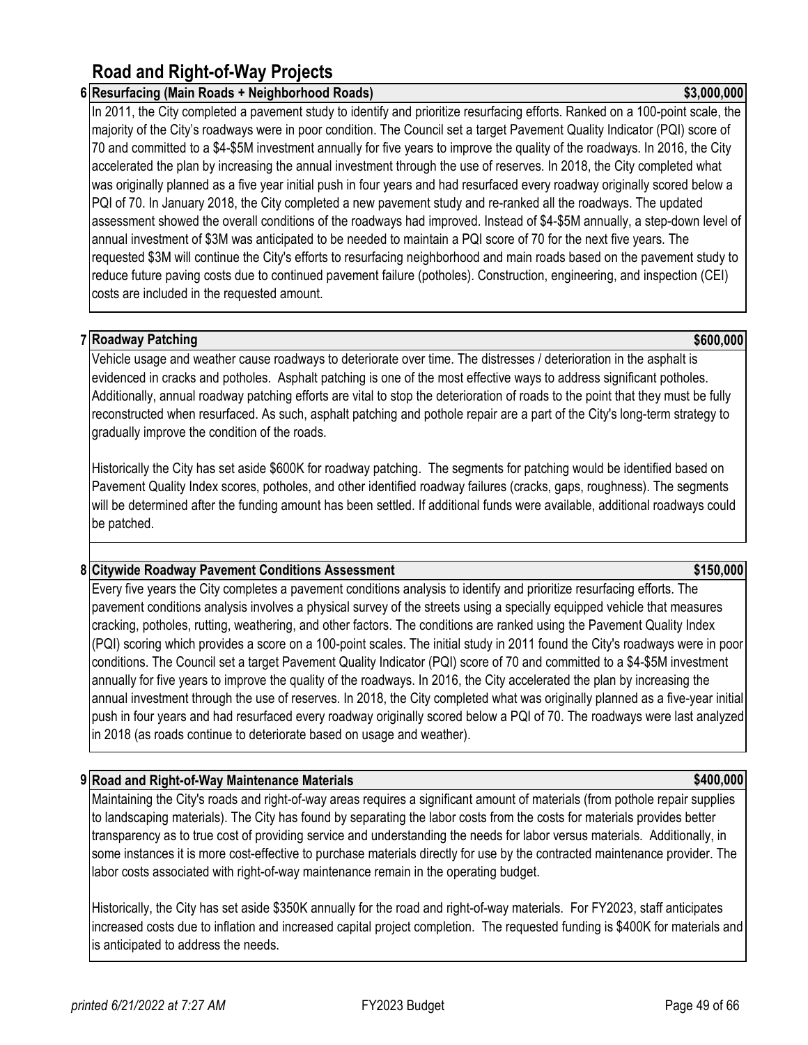## Road and Right-of-Way Projects

### 6 Resurfacing (Main Roads + Neighborhood Roads) — $3,000,000

In 2011, the City completed a pavement study to identify and prioritize resurfacing efforts. Ranked on a 100-point scale, the majority of the City's roadways were in poor condition. The Council set a target Pavement Quality Indicator (PQI) score of 70 and committed to a $4-$5M investment annually for five years to improve the quality of the roadways. In 2016, the City accelerated the plan by increasing the annual investment through the use of reserves. In 2018, the City completed what was originally planned as a five year initial push in four years and had resurfaced every roadway originally scored below a PQI of 70. In January 2018, the City completed a new pavement study and re-ranked all the roadways. The updated assessment showed the overall conditions of the roadways had improved. Instead of $4-$5M annually, a step-down level of annual investment of $3M was anticipated to be needed to maintain a PQI score of 70 for the next five years. The requested $3M will continue the City's efforts to resurfacing neighborhood and main roads based on the pavement study to reduce future paving costs due to continued pavement failure (potholes). Construction, engineering, and inspection (CEI) costs are included in the requested amount.

### 7 Roadway Patching — $600,000

Vehicle usage and weather cause roadways to deteriorate over time. The distresses / deterioration in the asphalt is evidenced in cracks and potholes. Asphalt patching is one of the most effective ways to address significant potholes. Additionally, annual roadway patching efforts are vital to stop the deterioration of roads to the point that they must be fully reconstructed when resurfaced. As such, asphalt patching and pothole repair are a part of the City's long-term strategy to gradually improve the condition of the roads.

Historically the City has set aside $600K for roadway patching. The segments for patching would be identified based on Pavement Quality Index scores, potholes, and other identified roadway failures (cracks, gaps, roughness). The segments will be determined after the funding amount has been settled. If additional funds were available, additional roadways could be patched.

### 8 Citywide Roadway Pavement Conditions Assessment — $150,000

Every five years the City completes a pavement conditions analysis to identify and prioritize resurfacing efforts. The pavement conditions analysis involves a physical survey of the streets using a specially equipped vehicle that measures cracking, potholes, rutting, weathering, and other factors. The conditions are ranked using the Pavement Quality Index (PQI) scoring which provides a score on a 100-point scales. The initial study in 2011 found the City's roadways were in poor conditions. The Council set a target Pavement Quality Indicator (PQI) score of 70 and committed to a $4-$5M investment annually for five years to improve the quality of the roadways. In 2016, the City accelerated the plan by increasing the annual investment through the use of reserves. In 2018, the City completed what was originally planned as a five-year initial push in four years and had resurfaced every roadway originally scored below a PQI of 70. The roadways were last analyzed in 2018 (as roads continue to deteriorate based on usage and weather).

### 9 Road and Right-of-Way Maintenance Materials — $400,000

Maintaining the City's roads and right-of-way areas requires a significant amount of materials (from pothole repair supplies to landscaping materials). The City has found by separating the labor costs from the costs for materials provides better transparency as to true cost of providing service and understanding the needs for labor versus materials. Additionally, in some instances it is more cost-effective to purchase materials directly for use by the contracted maintenance provider. The labor costs associated with right-of-way maintenance remain in the operating budget.

Historically, the City has set aside $350K annually for the road and right-of-way materials. For FY2023, staff anticipates increased costs due to inflation and increased capital project completion. The requested funding is $400K for materials and is anticipated to address the needs.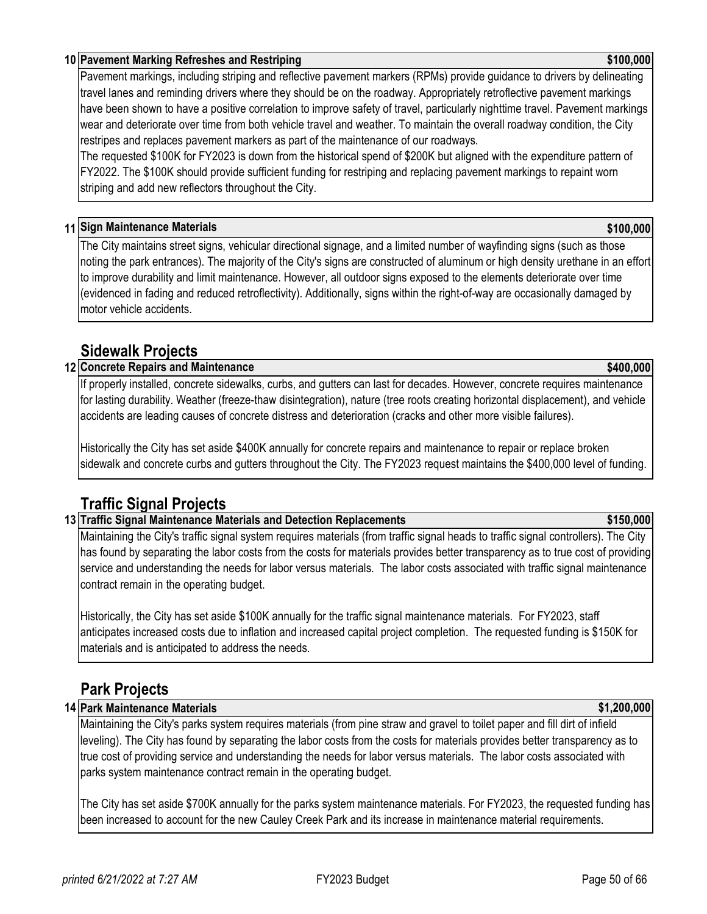### 10 Pavement Marking Refreshes and Restriping — $100,000

Pavement markings, including striping and reflective pavement markers (RPMs) provide guidance to drivers by delineating travel lanes and reminding drivers where they should be on the roadway. Appropriately retroflective pavement markings have been shown to have a positive correlation to improve safety of travel, particularly nighttime travel. Pavement markings wear and deteriorate over time from both vehicle travel and weather. To maintain the overall roadway condition, the City restripes and replaces pavement markers as part of the maintenance of our roadways.
The requested $100K for FY2023 is down from the historical spend of $200K but aligned with the expenditure pattern of FY2022. The $100K should provide sufficient funding for restriping and replacing pavement markings to repaint worn striping and add new reflectors throughout the City.

### 11 Sign Maintenance Materials — $100,000

The City maintains street signs, vehicular directional signage, and a limited number of wayfinding signs (such as those noting the park entrances). The majority of the City's signs are constructed of aluminum or high density urethane in an effort to improve durability and limit maintenance. However, all outdoor signs exposed to the elements deteriorate over time (evidenced in fading and reduced retroflectivity). Additionally, signs within the right-of-way are occasionally damaged by motor vehicle accidents.

## Sidewalk Projects

### 12 Concrete Repairs and Maintenance — $400,000

If properly installed, concrete sidewalks, curbs, and gutters can last for decades. However, concrete requires maintenance for lasting durability. Weather (freeze-thaw disintegration), nature (tree roots creating horizontal displacement), and vehicle accidents are leading causes of concrete distress and deterioration (cracks and other more visible failures).

Historically the City has set aside $400K annually for concrete repairs and maintenance to repair or replace broken sidewalk and concrete curbs and gutters throughout the City. The FY2023 request maintains the $400,000 level of funding.

## Traffic Signal Projects

### 13 Traffic Signal Maintenance Materials and Detection Replacements — $150,000

Maintaining the City's traffic signal system requires materials (from traffic signal heads to traffic signal controllers). The City has found by separating the labor costs from the costs for materials provides better transparency as to true cost of providing service and understanding the needs for labor versus materials. The labor costs associated with traffic signal maintenance contract remain in the operating budget.

Historically, the City has set aside $100K annually for the traffic signal maintenance materials. For FY2023, staff anticipates increased costs due to inflation and increased capital project completion. The requested funding is $150K for materials and is anticipated to address the needs.

## Park Projects

### 14 Park Maintenance Materials — $1,200,000

Maintaining the City's parks system requires materials (from pine straw and gravel to toilet paper and fill dirt of infield leveling). The City has found by separating the labor costs from the costs for materials provides better transparency as to true cost of providing service and understanding the needs for labor versus materials. The labor costs associated with parks system maintenance contract remain in the operating budget.

The City has set aside $700K annually for the parks system maintenance materials. For FY2023, the requested funding has been increased to account for the new Cauley Creek Park and its increase in maintenance material requirements.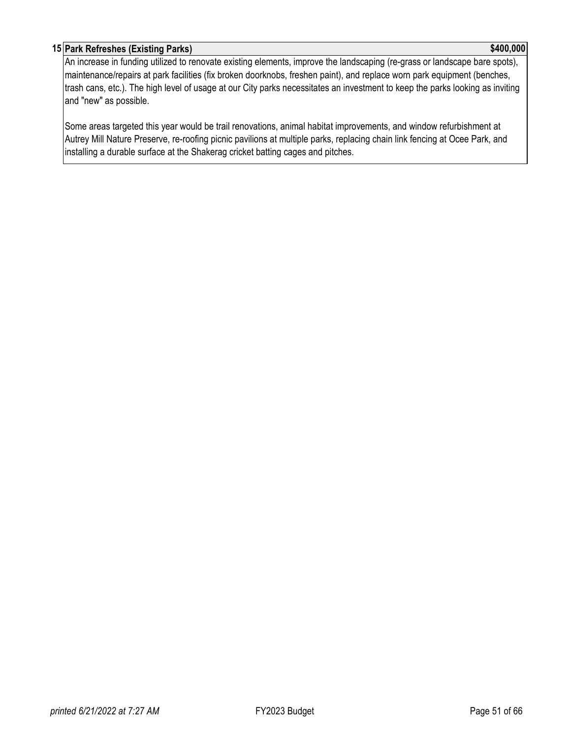**15 Park Refreshes (Existing Parks)** **$400,000**

An increase in funding utilized to renovate existing elements, improve the landscaping (re-grass or landscape bare spots), maintenance/repairs at park facilities (fix broken doorknobs, freshen paint), and replace worn park equipment (benches, trash cans, etc.). The high level of usage at our City parks necessitates an investment to keep the parks looking as inviting and "new" as possible.

Some areas targeted this year would be trail renovations, animal habitat improvements, and window refurbishment at Autrey Mill Nature Preserve, re-roofing picnic pavilions at multiple parks, replacing chain link fencing at Ocee Park, and installing a durable surface at the Shakerag cricket batting cages and pitches.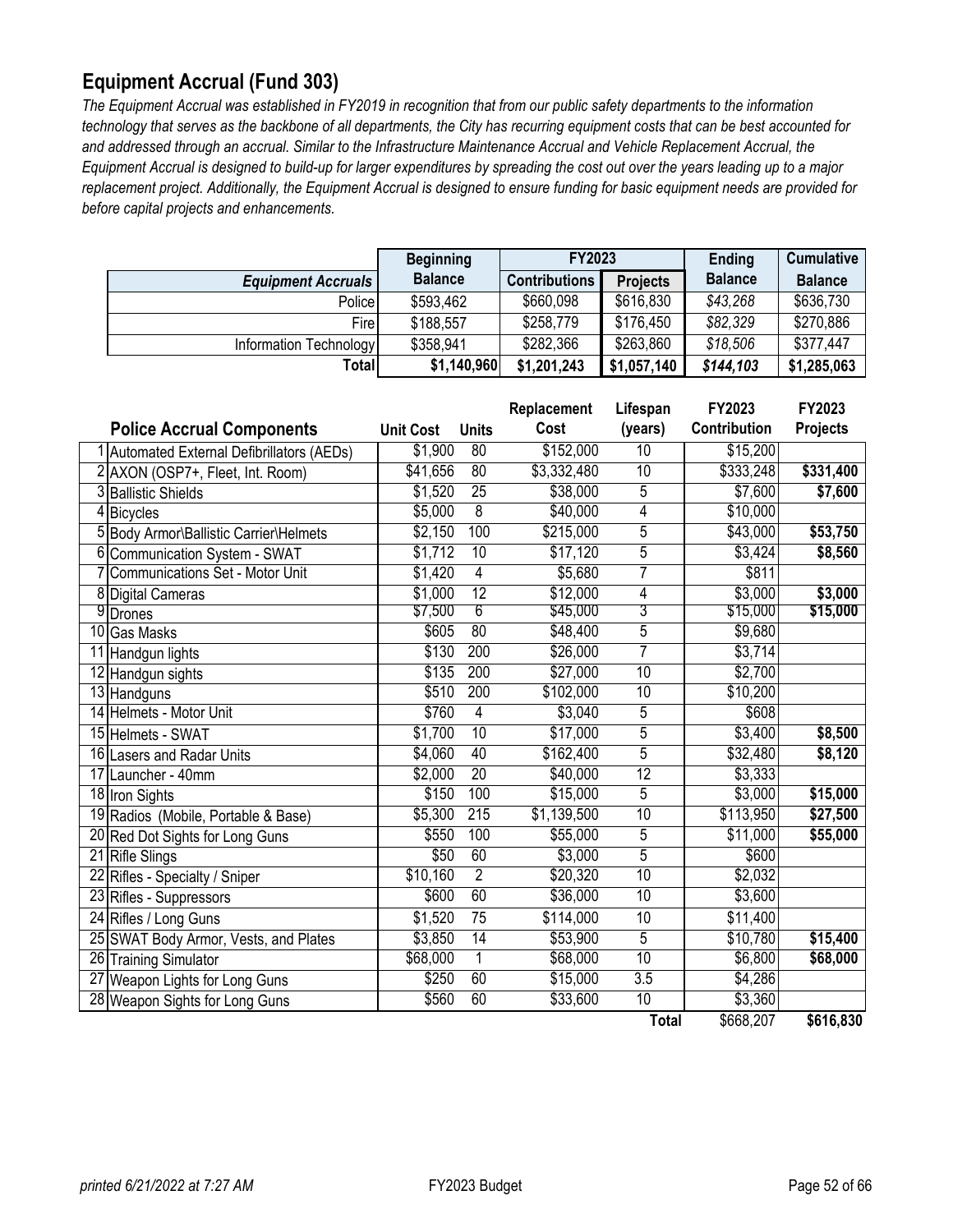## Equipment Accrual (Fund 303)

*The Equipment Accrual was established in FY2019 in recognition that from our public safety departments to the information technology that serves as the backbone of all departments, the City has recurring equipment costs that can be best accounted for and addressed through an accrual. Similar to the Infrastructure Maintenance Accrual and Vehicle Replacement Accrual, the Equipment Accrual is designed to build-up for larger expenditures by spreading the cost out over the years leading up to a major replacement project. Additionally, the Equipment Accrual is designed to ensure funding for basic equipment needs are provided for before capital projects and enhancements.*

| Equipment Accruals | Beginning Balance | FY2023 Contributions | FY2023 Projects | Ending Balance | Cumulative Balance |
|---|---|---|---|---|---|
| Police | $593,462 | $660,098 | $616,830 | *$43,268* | $636,730 |
| Fire | $188,557 | $258,779 | $176,450 | *$82,329* | $270,886 |
| Information Technology | $358,941 | $282,366 | $263,860 | *$18,506* | $377,447 |
| **Total** | **$1,140,960** | **$1,201,243** | **$1,057,140** | ***$144,103*** | **$1,285,063** |

| | Police Accrual Components | Unit Cost | Units | Replacement Cost | Lifespan (years) | FY2023 Contribution | FY2023 Projects |
|---|---|---|---|---|---|---|---|
| 1 | Automated External Defibrillators (AEDs) | $1,900 | 80 | $152,000 | 10 | $15,200 | |
| 2 | AXON (OSP7+, Fleet, Int. Room) | $41,656 | 80 | $3,332,480 | 10 | $333,248 | **$331,400** |
| 3 | Ballistic Shields | $1,520 | 25 | $38,000 | 5 | $7,600 | **$7,600** |
| 4 | Bicycles | $5,000 | 8 | $40,000 | 4 | $10,000 | |
| 5 | Body Armor\Ballistic Carrier\Helmets | $2,150 | 100 | $215,000 | 5 | $43,000 | **$53,750** |
| 6 | Communication System - SWAT | $1,712 | 10 | $17,120 | 5 | $3,424 | **$8,560** |
| 7 | Communications Set - Motor Unit | $1,420 | 4 | $5,680 | 7 | $811 | |
| 8 | Digital Cameras | $1,000 | 12 | $12,000 | 4 | $3,000 | **$3,000** |
| 9 | Drones | $7,500 | 6 | $45,000 | 3 | $15,000 | **$15,000** |
| 10 | Gas Masks | $605 | 80 | $48,400 | 5 | $9,680 | |
| 11 | Handgun lights | $130 | 200 | $26,000 | 7 | $3,714 | |
| 12 | Handgun sights | $135 | 200 | $27,000 | 10 | $2,700 | |
| 13 | Handguns | $510 | 200 | $102,000 | 10 | $10,200 | |
| 14 | Helmets - Motor Unit | $760 | 4 | $3,040 | 5 | $608 | |
| 15 | Helmets - SWAT | $1,700 | 10 | $17,000 | 5 | $3,400 | **$8,500** |
| 16 | Lasers and Radar Units | $4,060 | 40 | $162,400 | 5 | $32,480 | **$8,120** |
| 17 | Launcher - 40mm | $2,000 | 20 | $40,000 | 12 | $3,333 | |
| 18 | Iron Sights | $150 | 100 | $15,000 | 5 | $3,000 | **$15,000** |
| 19 | Radios (Mobile, Portable & Base) | $5,300 | 215 | $1,139,500 | 10 | $113,950 | **$27,500** |
| 20 | Red Dot Sights for Long Guns | $550 | 100 | $55,000 | 5 | $11,000 | **$55,000** |
| 21 | Rifle Slings | $50 | 60 | $3,000 | 5 | $600 | |
| 22 | Rifles - Specialty / Sniper | $10,160 | 2 | $20,320 | 10 | $2,032 | |
| 23 | Rifles - Suppressors | $600 | 60 | $36,000 | 10 | $3,600 | |
| 24 | Rifles / Long Guns | $1,520 | 75 | $114,000 | 10 | $11,400 | |
| 25 | SWAT Body Armor, Vests, and Plates | $3,850 | 14 | $53,900 | 5 | $10,780 | **$15,400** |
| 26 | Training Simulator | $68,000 | 1 | $68,000 | 10 | $6,800 | **$68,000** |
| 27 | Weapon Lights for Long Guns | $250 | 60 | $15,000 | 3.5 | $4,286 | |
| 28 | Weapon Sights for Long Guns | $560 | 60 | $33,600 | 10 | $3,360 | |
| | | | | | **Total** | $668,207 | **$616,830** |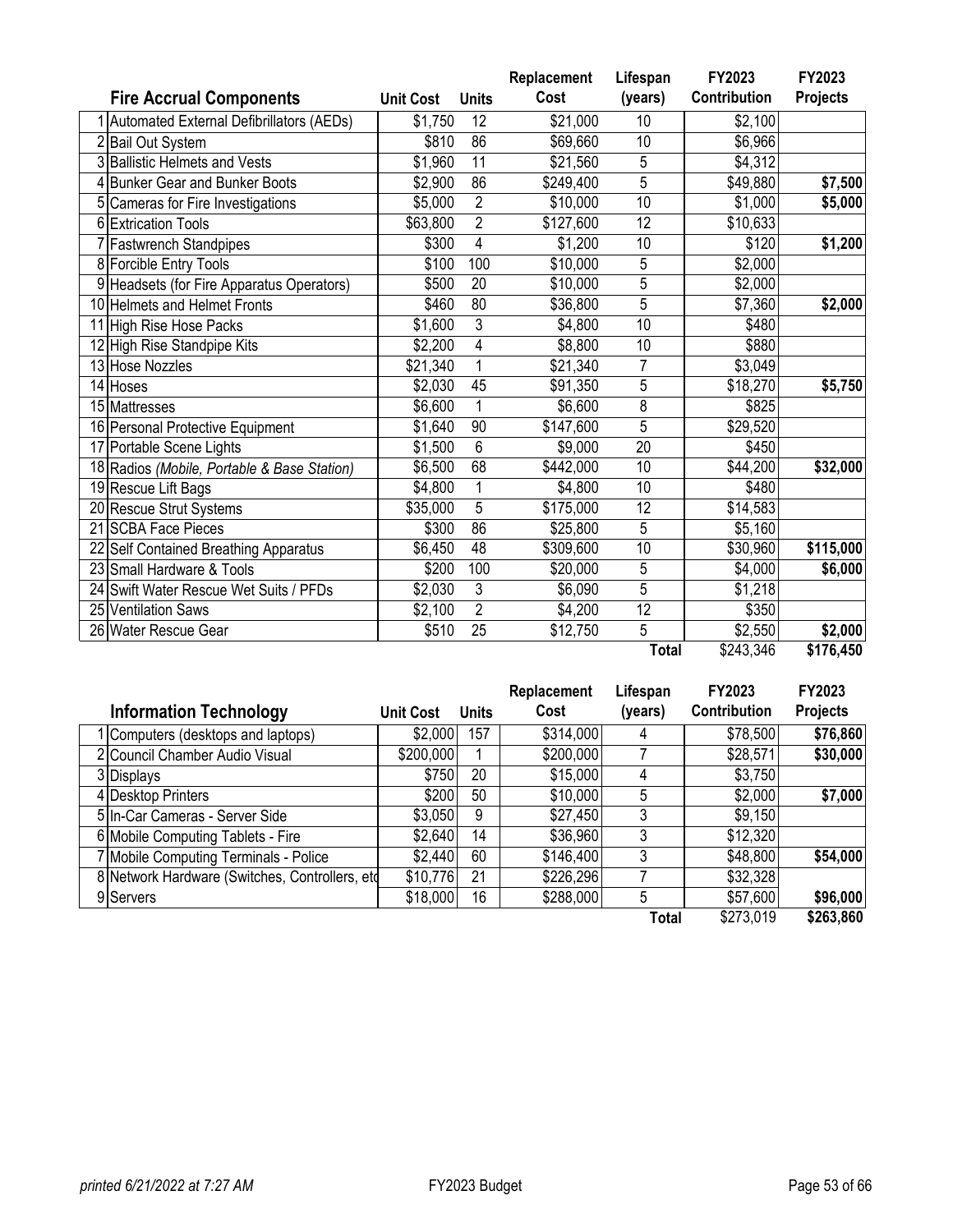| | Fire Accrual Components | Unit Cost | Units | Replacement Cost | Lifespan (years) | FY2023 Contribution | FY2023 Projects |
|---|---|---|---|---|---|---|---|
| 1 | Automated External Defibrillators (AEDs) | $1,750 | 12 | $21,000 | 10 | $2,100 | |
| 2 | Bail Out System | $810 | 86 | $69,660 | 10 | $6,966 | |
| 3 | Ballistic Helmets and Vests | $1,960 | 11 | $21,560 | 5 | $4,312 | |
| 4 | Bunker Gear and Bunker Boots | $2,900 | 86 | $249,400 | 5 | $49,880 | **$7,500** |
| 5 | Cameras for Fire Investigations | $5,000 | 2 | $10,000 | 10 | $1,000 | **$5,000** |
| 6 | Extrication Tools | $63,800 | 2 | $127,600 | 12 | $10,633 | |
| 7 | Fastwrench Standpipes | $300 | 4 | $1,200 | 10 | $120 | **$1,200** |
| 8 | Forcible Entry Tools | $100 | 100 | $10,000 | 5 | $2,000 | |
| 9 | Headsets (for Fire Apparatus Operators) | $500 | 20 | $10,000 | 5 | $2,000 | |
| 10 | Helmets and Helmet Fronts | $460 | 80 | $36,800 | 5 | $7,360 | **$2,000** |
| 11 | High Rise Hose Packs | $1,600 | 3 | $4,800 | 10 | $480 | |
| 12 | High Rise Standpipe Kits | $2,200 | 4 | $8,800 | 10 | $880 | |
| 13 | Hose Nozzles | $21,340 | 1 | $21,340 | 7 | $3,049 | |
| 14 | Hoses | $2,030 | 45 | $91,350 | 5 | $18,270 | **$5,750** |
| 15 | Mattresses | $6,600 | 1 | $6,600 | 8 | $825 | |
| 16 | Personal Protective Equipment | $1,640 | 90 | $147,600 | 5 | $29,520 | |
| 17 | Portable Scene Lights | $1,500 | 6 | $9,000 | 20 | $450 | |
| 18 | Radios *(Mobile, Portable & Base Station)* | $6,500 | 68 | $442,000 | 10 | $44,200 | **$32,000** |
| 19 | Rescue Lift Bags | $4,800 | 1 | $4,800 | 10 | $480 | |
| 20 | Rescue Strut Systems | $35,000 | 5 | $175,000 | 12 | $14,583 | |
| 21 | SCBA Face Pieces | $300 | 86 | $25,800 | 5 | $5,160 | |
| 22 | Self Contained Breathing Apparatus | $6,450 | 48 | $309,600 | 10 | $30,960 | **$115,000** |
| 23 | Small Hardware & Tools | $200 | 100 | $20,000 | 5 | $4,000 | **$6,000** |
| 24 | Swift Water Rescue Wet Suits / PFDs | $2,030 | 3 | $6,090 | 5 | $1,218 | |
| 25 | Ventilation Saws | $2,100 | 2 | $4,200 | 12 | $350 | |
| 26 | Water Rescue Gear | $510 | 25 | $12,750 | 5 | $2,550 | **$2,000** |
| | | | | | **Total** | $243,346 | **$176,450** |

| | Information Technology | Unit Cost | Units | Replacement Cost | Lifespan (years) | FY2023 Contribution | FY2023 Projects |
|---|---|---|---|---|---|---|---|
| 1 | Computers (desktops and laptops) | $2,000 | 157 | $314,000 | 4 | $78,500 | **$76,860** |
| 2 | Council Chamber Audio Visual | $200,000 | 1 | $200,000 | 7 | $28,571 | **$30,000** |
| 3 | Displays | $750 | 20 | $15,000 | 4 | $3,750 | |
| 4 | Desktop Printers | $200 | 50 | $10,000 | 5 | $2,000 | **$7,000** |
| 5 | In-Car Cameras - Server Side | $3,050 | 9 | $27,450 | 3 | $9,150 | |
| 6 | Mobile Computing Tablets - Fire | $2,640 | 14 | $36,960 | 3 | $12,320 | |
| 7 | Mobile Computing Terminals - Police | $2,440 | 60 | $146,400 | 3 | $48,800 | **$54,000** |
| 8 | Network Hardware (Switches, Controllers, etc | $10,776 | 21 | $226,296 | 7 | $32,328 | |
| 9 | Servers | $18,000 | 16 | $288,000 | 5 | $57,600 | **$96,000** |
| | | | | | **Total** | $273,019 | **$263,860** |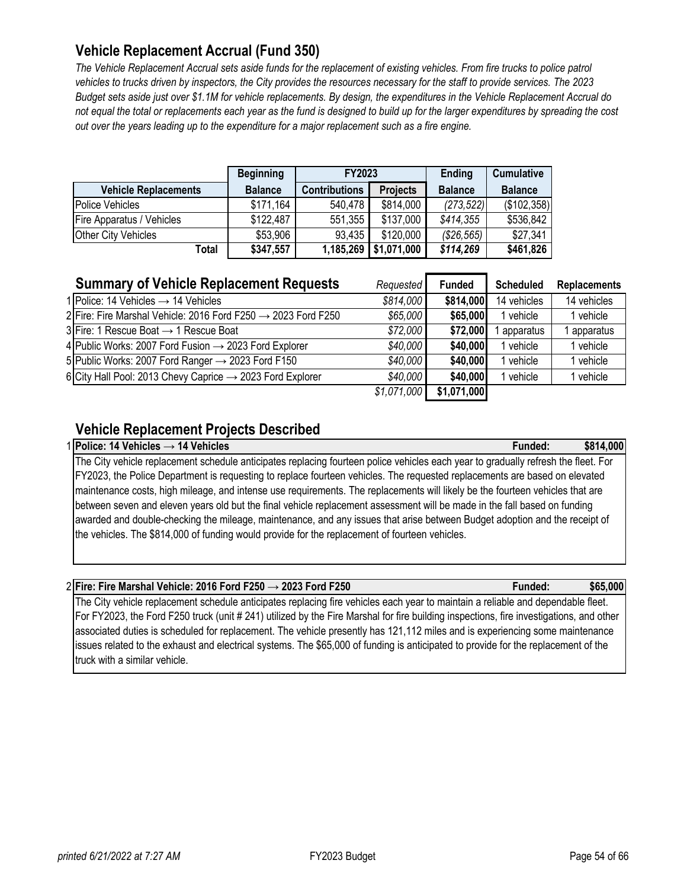## Vehicle Replacement Accrual (Fund 350)

*The Vehicle Replacement Accrual sets aside funds for the replacement of existing vehicles. From fire trucks to police patrol vehicles to trucks driven by inspectors, the City provides the resources necessary for the staff to provide services. The 2023 Budget sets aside just over $1.1M for vehicle replacements. By design, the expenditures in the Vehicle Replacement Accrual do not equal the total or replacements each year as the fund is designed to build up for the larger expenditures by spreading the cost out over the years leading up to the expenditure for a major replacement such as a fire engine.*

| | Beginning | FY2023 | | Ending | Cumulative |
|---|---|---|---|---|---|
| **Vehicle Replacements** | **Balance** | **Contributions** | **Projects** | **Balance** | **Balance** |
| Police Vehicles | $171,164 | 540,478 | $814,000 | *(273,522)* | ($102,358) |
| Fire Apparatus / Vehicles | $122,487 | 551,355 | $137,000 | *$414,355* | $536,842 |
| Other City Vehicles | $53,906 | 93,435 | $120,000 | *($26,565)* | $27,341 |
| **Total** | **$347,557** | **1,185,269** | **$1,071,000** | ***$114,269*** | **$461,826** |

### Summary of Vehicle Replacement Requests

| | | *Requested* | **Funded** | **Scheduled** | **Replacements** |
|---|---|---|---|---|---|
| 1 | Police: 14 Vehicles → 14 Vehicles | *$814,000* | **$814,000** | 14 vehicles | 14 vehicles |
| 2 | Fire: Fire Marshal Vehicle: 2016 Ford F250 → 2023 Ford F250 | *$65,000* | **$65,000** | 1 vehicle | 1 vehicle |
| 3 | Fire: 1 Rescue Boat → 1 Rescue Boat | *$72,000* | **$72,000** | 1 apparatus | 1 apparatus |
| 4 | Public Works: 2007 Ford Fusion → 2023 Ford Explorer | *$40,000* | **$40,000** | 1 vehicle | 1 vehicle |
| 5 | Public Works: 2007 Ford Ranger → 2023 Ford F150 | *$40,000* | **$40,000** | 1 vehicle | 1 vehicle |
| 6 | City Hall Pool: 2013 Chevy Caprice → 2023 Ford Explorer | *$40,000* | **$40,000** | 1 vehicle | 1 vehicle |
| | | *$1,071,000* | **$1,071,000** | | |

### Vehicle Replacement Projects Described

**1 Police: 14 Vehicles → 14 Vehicles** — **Funded: $814,000**

The City vehicle replacement schedule anticipates replacing fourteen police vehicles each year to gradually refresh the fleet. For FY2023, the Police Department is requesting to replace fourteen vehicles. The requested replacements are based on elevated maintenance costs, high mileage, and intense use requirements. The replacements will likely be the fourteen vehicles that are between seven and eleven years old but the final vehicle replacement assessment will be made in the fall based on funding awarded and double-checking the mileage, maintenance, and any issues that arise between Budget adoption and the receipt of the vehicles. The $814,000 of funding would provide for the replacement of fourteen vehicles.

**2 Fire: Fire Marshal Vehicle: 2016 Ford F250 → 2023 Ford F250** — **Funded: $65,000**

The City vehicle replacement schedule anticipates replacing fire vehicles each year to maintain a reliable and dependable fleet. For FY2023, the Ford F250 truck (unit # 241) utilized by the Fire Marshal for fire building inspections, fire investigations, and other associated duties is scheduled for replacement. The vehicle presently has 121,112 miles and is experiencing some maintenance issues related to the exhaust and electrical systems. The $65,000 of funding is anticipated to provide for the replacement of the truck with a similar vehicle.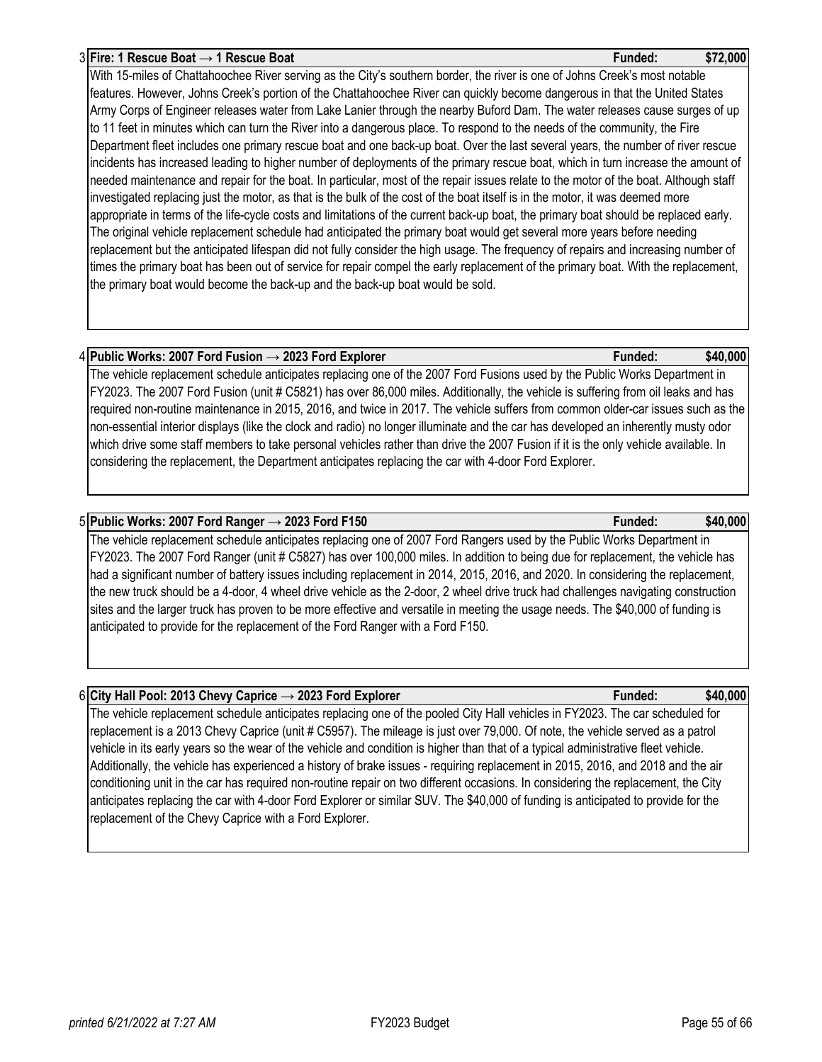### 3 Fire: 1 Rescue Boat → 1 Rescue Boat — Funded: $72,000

With 15-miles of Chattahoochee River serving as the City's southern border, the river is one of Johns Creek's most notable features. However, Johns Creek's portion of the Chattahoochee River can quickly become dangerous in that the United States Army Corps of Engineer releases water from Lake Lanier through the nearby Buford Dam. The water releases cause surges of up to 11 feet in minutes which can turn the River into a dangerous place. To respond to the needs of the community, the Fire Department fleet includes one primary rescue boat and one back-up boat. Over the last several years, the number of river rescue incidents has increased leading to higher number of deployments of the primary rescue boat, which in turn increase the amount of needed maintenance and repair for the boat. In particular, most of the repair issues relate to the motor of the boat. Although staff investigated replacing just the motor, as that is the bulk of the cost of the boat itself is in the motor, it was deemed more appropriate in terms of the life-cycle costs and limitations of the current back-up boat, the primary boat should be replaced early. The original vehicle replacement schedule had anticipated the primary boat would get several more years before needing replacement but the anticipated lifespan did not fully consider the high usage. The frequency of repairs and increasing number of times the primary boat has been out of service for repair compel the early replacement of the primary boat. With the replacement, the primary boat would become the back-up and the back-up boat would be sold.

### 4 Public Works: 2007 Ford Fusion → 2023 Ford Explorer — Funded: $40,000

The vehicle replacement schedule anticipates replacing one of the 2007 Ford Fusions used by the Public Works Department in FY2023. The 2007 Ford Fusion (unit # C5821) has over 86,000 miles. Additionally, the vehicle is suffering from oil leaks and has required non-routine maintenance in 2015, 2016, and twice in 2017. The vehicle suffers from common older-car issues such as the non-essential interior displays (like the clock and radio) no longer illuminate and the car has developed an inherently musty odor which drive some staff members to take personal vehicles rather than drive the 2007 Fusion if it is the only vehicle available. In considering the replacement, the Department anticipates replacing the car with 4-door Ford Explorer.

### 5 Public Works: 2007 Ford Ranger → 2023 Ford F150 — Funded: $40,000

The vehicle replacement schedule anticipates replacing one of 2007 Ford Rangers used by the Public Works Department in FY2023. The 2007 Ford Ranger (unit # C5827) has over 100,000 miles. In addition to being due for replacement, the vehicle has had a significant number of battery issues including replacement in 2014, 2015, 2016, and 2020. In considering the replacement, the new truck should be a 4-door, 4 wheel drive vehicle as the 2-door, 2 wheel drive truck had challenges navigating construction sites and the larger truck has proven to be more effective and versatile in meeting the usage needs. The $40,000 of funding is anticipated to provide for the replacement of the Ford Ranger with a Ford F150.

### 6 City Hall Pool: 2013 Chevy Caprice → 2023 Ford Explorer — Funded: $40,000

The vehicle replacement schedule anticipates replacing one of the pooled City Hall vehicles in FY2023. The car scheduled for replacement is a 2013 Chevy Caprice (unit # C5957). The mileage is just over 79,000. Of note, the vehicle served as a patrol vehicle in its early years so the wear of the vehicle and condition is higher than that of a typical administrative fleet vehicle. Additionally, the vehicle has experienced a history of brake issues - requiring replacement in 2015, 2016, and 2018 and the air conditioning unit in the car has required non-routine repair on two different occasions. In considering the replacement, the City anticipates replacing the car with 4-door Ford Explorer or similar SUV. The $40,000 of funding is anticipated to provide for the replacement of the Chevy Caprice with a Ford Explorer.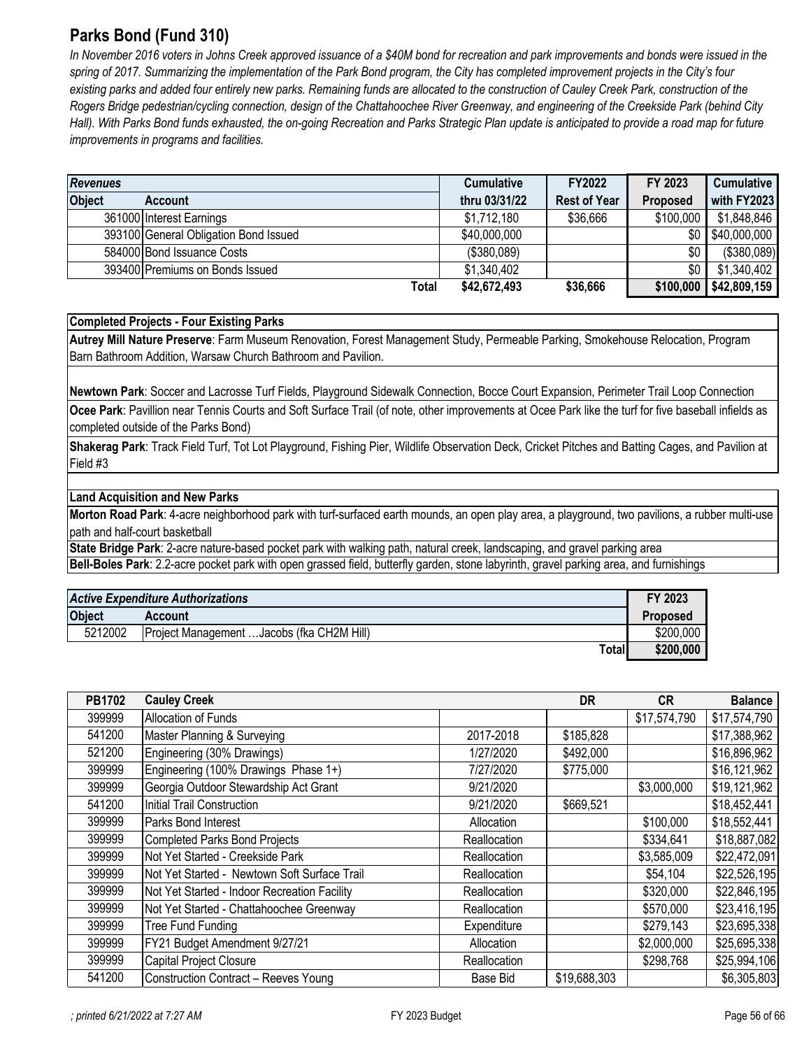# Parks Bond (Fund 310)

*In November 2016 voters in Johns Creek approved issuance of a $40M bond for recreation and park improvements and bonds were issued in the spring of 2017. Summarizing the implementation of the Park Bond program, the City has completed improvement projects in the City's four existing parks and added four entirely new parks. Remaining funds are allocated to the construction of Cauley Creek Park, construction of the Rogers Bridge pedestrian/cycling connection, design of the Chattahoochee River Greenway, and engineering of the Creekside Park (behind City Hall). With Parks Bond funds exhausted, the on-going Recreation and Parks Strategic Plan update is anticipated to provide a road map for future improvements in programs and facilities.*

| *Revenues* | | Cumulative | FY2022 | FY 2023 | Cumulative |
|---|---|---|---|---|---|
| **Object** | **Account** | **thru 03/31/22** | **Rest of Year** | **Proposed** | **with FY2023** |
| 361000 | Interest Earnings | $1,712,180 | $36,666 | $100,000 | $1,848,846 |
| 393100 | General Obligation Bond Issued | $40,000,000 | | $0 | $40,000,000 |
| 584000 | Bond Issuance Costs | ($380,089) | | $0 | ($380,089) |
| 393400 | Premiums on Bonds Issued | $1,340,402 | | $0 | $1,340,402 |
| | **Total** | **$42,672,493** | **$36,666** | **$100,000** | **$42,809,159** |

**Completed Projects - Four Existing Parks**

**Autrey Mill Nature Preserve**: Farm Museum Renovation, Forest Management Study, Permeable Parking, Smokehouse Relocation, Program Barn Bathroom Addition, Warsaw Church Bathroom and Pavilion.

**Newtown Park**: Soccer and Lacrosse Turf Fields, Playground Sidewalk Connection, Bocce Court Expansion, Perimeter Trail Loop Connection

**Ocee Park**: Pavillion near Tennis Courts and Soft Surface Trail (of note, other improvements at Ocee Park like the turf for five baseball infields as completed outside of the Parks Bond)

**Shakerag Park**: Track Field Turf, Tot Lot Playground, Fishing Pier, Wildlife Observation Deck, Cricket Pitches and Batting Cages, and Pavilion at Field #3

**Land Acquisition and New Parks**

**Morton Road Park**: 4-acre neighborhood park with turf-surfaced earth mounds, an open play area, a playground, two pavilions, a rubber multi-use path and half-court basketball

**State Bridge Park**: 2-acre nature-based pocket park with walking path, natural creek, landscaping, and gravel parking area

**Bell-Boles Park**: 2.2-acre pocket park with open grassed field, butterfly garden, stone labyrinth, gravel parking area, and furnishings

| *Active Expenditure Authorizations* | | FY 2023 |
|---|---|---|
| **Object** | **Account** | **Proposed** |
| 5212002 | Project Management …Jacobs (fka CH2M Hill) | $200,000 |
| | **Total** | **$200,000** |

| PB1702 | Cauley Creek | | DR | CR | Balance |
|---|---|---|---|---|---|
| 399999 | Allocation of Funds | | | $17,574,790 | $17,574,790 |
| 541200 | Master Planning & Surveying | 2017-2018 | $185,828 | | $17,388,962 |
| 521200 | Engineering (30% Drawings) | 1/27/2020 | $492,000 | | $16,896,962 |
| 399999 | Engineering (100% Drawings Phase 1+) | 7/27/2020 | $775,000 | | $16,121,962 |
| 399999 | Georgia Outdoor Stewardship Act Grant | 9/21/2020 | | $3,000,000 | $19,121,962 |
| 541200 | Initial Trail Construction | 9/21/2020 | $669,521 | | $18,452,441 |
| 399999 | Parks Bond Interest | Allocation | | $100,000 | $18,552,441 |
| 399999 | Completed Parks Bond Projects | Reallocation | | $334,641 | $18,887,082 |
| 399999 | Not Yet Started - Creekside Park | Reallocation | | $3,585,009 | $22,472,091 |
| 399999 | Not Yet Started - Newtown Soft Surface Trail | Reallocation | | $54,104 | $22,526,195 |
| 399999 | Not Yet Started - Indoor Recreation Facility | Reallocation | | $320,000 | $22,846,195 |
| 399999 | Not Yet Started - Chattahoochee Greenway | Reallocation | | $570,000 | $23,416,195 |
| 399999 | Tree Fund Funding | Expenditure | | $279,143 | $23,695,338 |
| 399999 | FY21 Budget Amendment 9/27/21 | Allocation | | $2,000,000 | $25,695,338 |
| 399999 | Capital Project Closure | Reallocation | | $298,768 | $25,994,106 |
| 541200 | Construction Contract – Reeves Young | Base Bid | $19,688,303 | | $6,305,803 |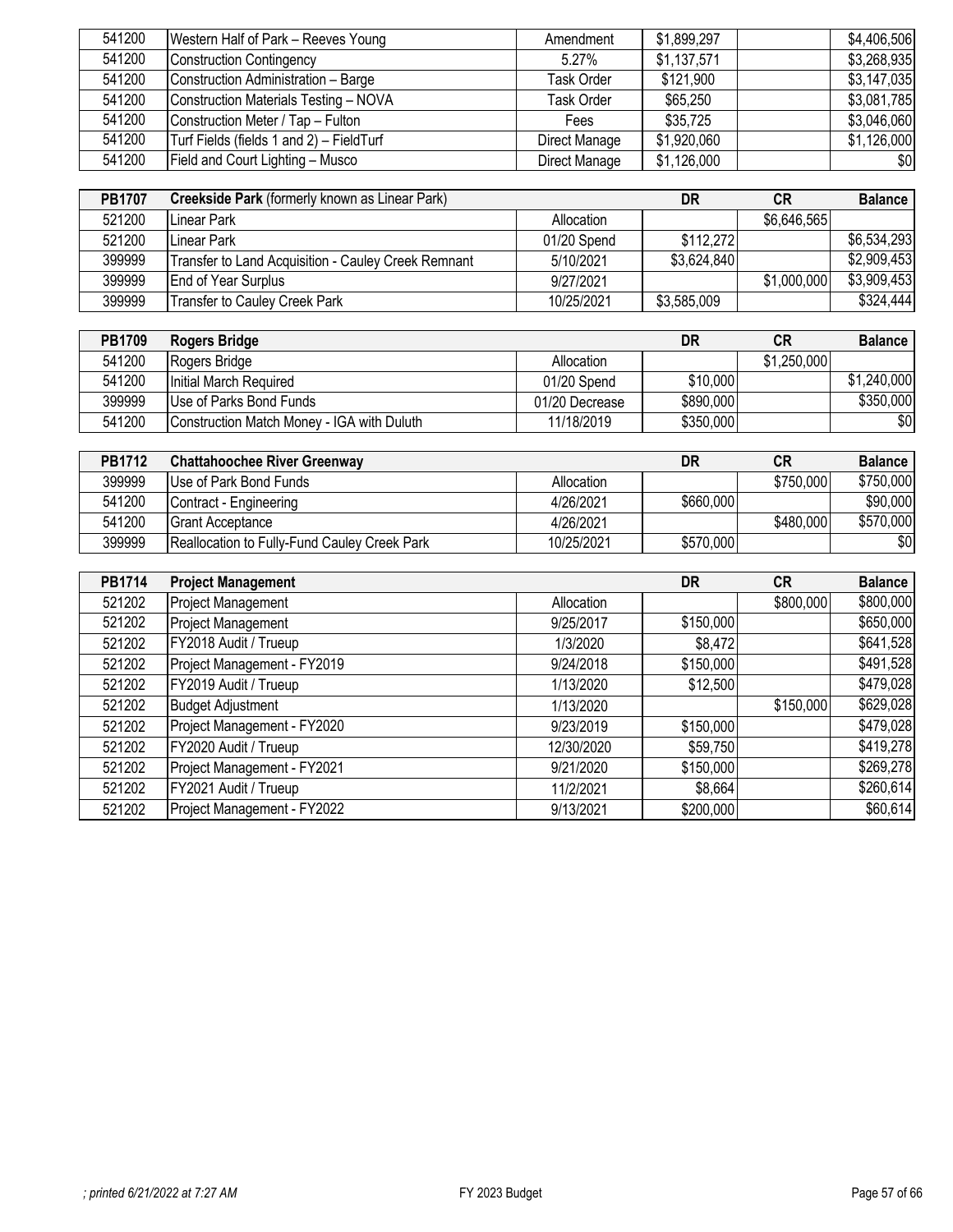| | | | | | |
|---|---|---|---|---|---|
| 541200 | Western Half of Park – Reeves Young | Amendment | $1,899,297 | | $4,406,506 |
| 541200 | Construction Contingency | 5.27% | $1,137,571 | | $3,268,935 |
| 541200 | Construction Administration – Barge | Task Order | $121,900 | | $3,147,035 |
| 541200 | Construction Materials Testing – NOVA | Task Order | $65,250 | | $3,081,785 |
| 541200 | Construction Meter / Tap – Fulton | Fees | $35,725 | | $3,046,060 |
| 541200 | Turf Fields (fields 1 and 2) – FieldTurf | Direct Manage | $1,920,060 | | $1,126,000 |
| 541200 | Field and Court Lighting – Musco | Direct Manage | $1,126,000 | | $0 |

| PB1707 | Creekside Park (formerly known as Linear Park) | | DR | CR | Balance |
|---|---|---|---|---|---|
| 521200 | Linear Park | Allocation | | $6,646,565 | |
| 521200 | Linear Park | 01/20 Spend | $112,272 | | $6,534,293 |
| 399999 | Transfer to Land Acquisition - Cauley Creek Remnant | 5/10/2021 | $3,624,840 | | $2,909,453 |
| 399999 | End of Year Surplus | 9/27/2021 | | $1,000,000 | $3,909,453 |
| 399999 | Transfer to Cauley Creek Park | 10/25/2021 | $3,585,009 | | $324,444 |

| PB1709 | Rogers Bridge | | DR | CR | Balance |
|---|---|---|---|---|---|
| 541200 | Rogers Bridge | Allocation | | $1,250,000 | |
| 541200 | Initial March Required | 01/20 Spend | $10,000 | | $1,240,000 |
| 399999 | Use of Parks Bond Funds | 01/20 Decrease | $890,000 | | $350,000 |
| 541200 | Construction Match Money - IGA with Duluth | 11/18/2019 | $350,000 | | $0 |

| PB1712 | Chattahoochee River Greenway | | DR | CR | Balance |
|---|---|---|---|---|---|
| 399999 | Use of Park Bond Funds | Allocation | | $750,000 | $750,000 |
| 541200 | Contract - Engineering | 4/26/2021 | $660,000 | | $90,000 |
| 541200 | Grant Acceptance | 4/26/2021 | | $480,000 | $570,000 |
| 399999 | Reallocation to Fully-Fund Cauley Creek Park | 10/25/2021 | $570,000 | | $0 |

| PB1714 | Project Management | | DR | CR | Balance |
|---|---|---|---|---|---|
| 521202 | Project Management | Allocation | | $800,000 | $800,000 |
| 521202 | Project Management | 9/25/2017 | $150,000 | | $650,000 |
| 521202 | FY2018 Audit / Trueup | 1/3/2020 | $8,472 | | $641,528 |
| 521202 | Project Management - FY2019 | 9/24/2018 | $150,000 | | $491,528 |
| 521202 | FY2019 Audit / Trueup | 1/13/2020 | $12,500 | | $479,028 |
| 521202 | Budget Adjustment | 1/13/2020 | | $150,000 | $629,028 |
| 521202 | Project Management - FY2020 | 9/23/2019 | $150,000 | | $479,028 |
| 521202 | FY2020 Audit / Trueup | 12/30/2020 | $59,750 | | $419,278 |
| 521202 | Project Management - FY2021 | 9/21/2020 | $150,000 | | $269,278 |
| 521202 | FY2021 Audit / Trueup | 11/2/2021 | $8,664 | | $260,614 |
| 521202 | Project Management - FY2022 | 9/13/2021 | $200,000 | | $60,614 |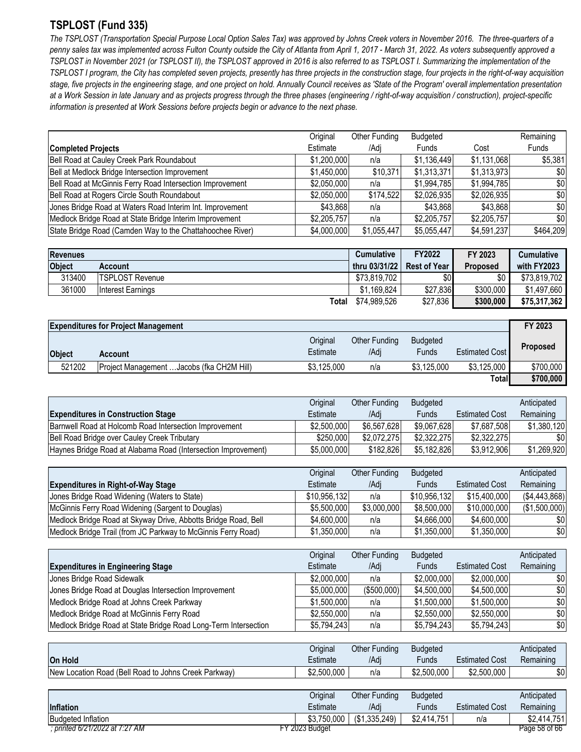## TSPLOST (Fund 335)

*The TSPLOST (Transportation Special Purpose Local Option Sales Tax) was approved by Johns Creek voters in November 2016. The three-quarters of a penny sales tax was implemented across Fulton County outside the City of Atlanta from April 1, 2017 - March 31, 2022. As voters subsequently approved a TSPLOST in November 2021 (or TSPLOST II), the TSPLOST approved in 2016 is also referred to as TSPLOST I. Summarizing the implementation of the TSPLOST I program, the City has completed seven projects, presently has three projects in the construction stage, four projects in the right-of-way acquisition stage, five projects in the engineering stage, and one project on hold. Annually Council receives as 'State of the Program' overall implementation presentation at a Work Session in late January and as projects progress through the three phases (engineering / right-of-way acquisition / construction), project-specific information is presented at Work Sessions before projects begin or advance to the next phase.*

| Completed Projects | Original Estimate | Other Funding /Adj | Budgeted Funds | Cost | Remaining Funds |
|---|---|---|---|---|---|
| Bell Road at Cauley Creek Park Roundabout | $1,200,000 | n/a | $1,136,449 | $1,131,068 | $5,381 |
| Bell at Medlock Bridge Intersection Improvement | $1,450,000 | $10,371 | $1,313,371 | $1,313,973 | $0 |
| Bell Road at McGinnis Ferry Road Intersection Improvement | $2,050,000 | n/a | $1,994,785 | $1,994,785 | $0 |
| Bell Road at Rogers Circle South Roundabout | $2,050,000 | $174,522 | $2,026,935 | $2,026,935 | $0 |
| Jones Bridge Road at Waters Road Interim Int. Improvement | $43,868 | n/a | $43,868 | $43,868 | $0 |
| Medlock Bridge Road at State Bridge Interim Improvement | $2,205,757 | n/a | $2,205,757 | $2,205,757 | $0 |
| State Bridge Road (Camden Way to the Chattahoochee River) | $4,000,000 | $1,055,447 | $5,055,447 | $4,591,237 | $464,209 |

| Revenues | | Cumulative | FY2022 | FY 2023 | Cumulative |
|---|---|---|---|---|---|
| **Object** | **Account** | **thru 03/31/22** | **Rest of Year** | **Proposed** | **with FY2023** |
| 313400 | TSPLOST Revenue | $73,819,702 | $0 | $0 | $73,819,702 |
| 361000 | Interest Earnings | $1,169,824 | $27,836 | $300,000 | $1,497,660 |
| | Total | $74,989,526 | $27,836 | **$300,000** | **$75,317,362** |

| Expenditures for Project Management | | | | | | FY 2023 |
|---|---|---|---|---|---|---|
| **Object** | **Account** | Original Estimate | Other Funding /Adj | Budgeted Funds | Estimated Cost | **Proposed** |
| 521202 | Project Management …Jacobs (fka CH2M Hill) | $3,125,000 | n/a | $3,125,000 | $3,125,000 | $700,000 |
| | | | | | **Total** | **$700,000** |

| Expenditures in Construction Stage | Original Estimate | Other Funding /Adj | Budgeted Funds | Estimated Cost | Anticipated Remaining |
|---|---|---|---|---|---|
| Barnwell Road at Holcomb Road Intersection Improvement | $2,500,000 | $6,567,628 | $9,067,628 | $7,687,508 | $1,380,120 |
| Bell Road Bridge over Cauley Creek Tributary | $250,000 | $2,072,275 | $2,322,275 | $2,322,275 | $0 |
| Haynes Bridge Road at Alabama Road (Intersection Improvement) | $5,000,000 | $182,826 | $5,182,826 | $3,912,906 | $1,269,920 |

| Expenditures in Right-of-Way Stage | Original Estimate | Other Funding /Adj | Budgeted Funds | Estimated Cost | Anticipated Remaining |
|---|---|---|---|---|---|
| Jones Bridge Road Widening (Waters to State) | $10,956,132 | n/a | $10,956,132 | $15,400,000 | ($4,443,868) |
| McGinnis Ferry Road Widening (Sargent to Douglas) | $5,500,000 | $3,000,000 | $8,500,000 | $10,000,000 | ($1,500,000) |
| Medlock Bridge Road at Skyway Drive, Abbotts Bridge Road, Bell | $4,600,000 | n/a | $4,666,000 | $4,600,000 | $0 |
| Medlock Bridge Trail (from JC Parkway to McGinnis Ferry Road) | $1,350,000 | n/a | $1,350,000 | $1,350,000 | $0 |

| Expenditures in Engineering Stage | Original Estimate | Other Funding /Adj | Budgeted Funds | Estimated Cost | Anticipated Remaining |
|---|---|---|---|---|---|
| Jones Bridge Road Sidewalk | $2,000,000 | n/a | $2,000,000 | $2,000,000 | $0 |
| Jones Bridge Road at Douglas Intersection Improvement | $5,000,000 | ($500,000) | $4,500,000 | $4,500,000 | $0 |
| Medlock Bridge Road at Johns Creek Parkway | $1,500,000 | n/a | $1,500,000 | $1,500,000 | $0 |
| Medlock Bridge Road at McGinnis Ferry Road | $2,550,000 | n/a | $2,550,000 | $2,550,000 | $0 |
| Medlock Bridge Road at State Bridge Road Long-Term Intersection | $5,794,243 | n/a | $5,794,243 | $5,794,243 | $0 |

| On Hold | Original Estimate | Other Funding /Adj | Budgeted Funds | Estimated Cost | Anticipated Remaining |
|---|---|---|---|---|---|
| New Location Road (Bell Road to Johns Creek Parkway) | $2,500,000 | n/a | $2,500,000 | $2,500,000 | $0 |

| Inflation | Original Estimate | Other Funding /Adj | Budgeted Funds | Estimated Cost | Anticipated Remaining |
|---|---|---|---|---|---|
| Budgeted Inflation | $3,750,000 | ($1,335,249) | $2,414,751 | n/a | $2,414,751 |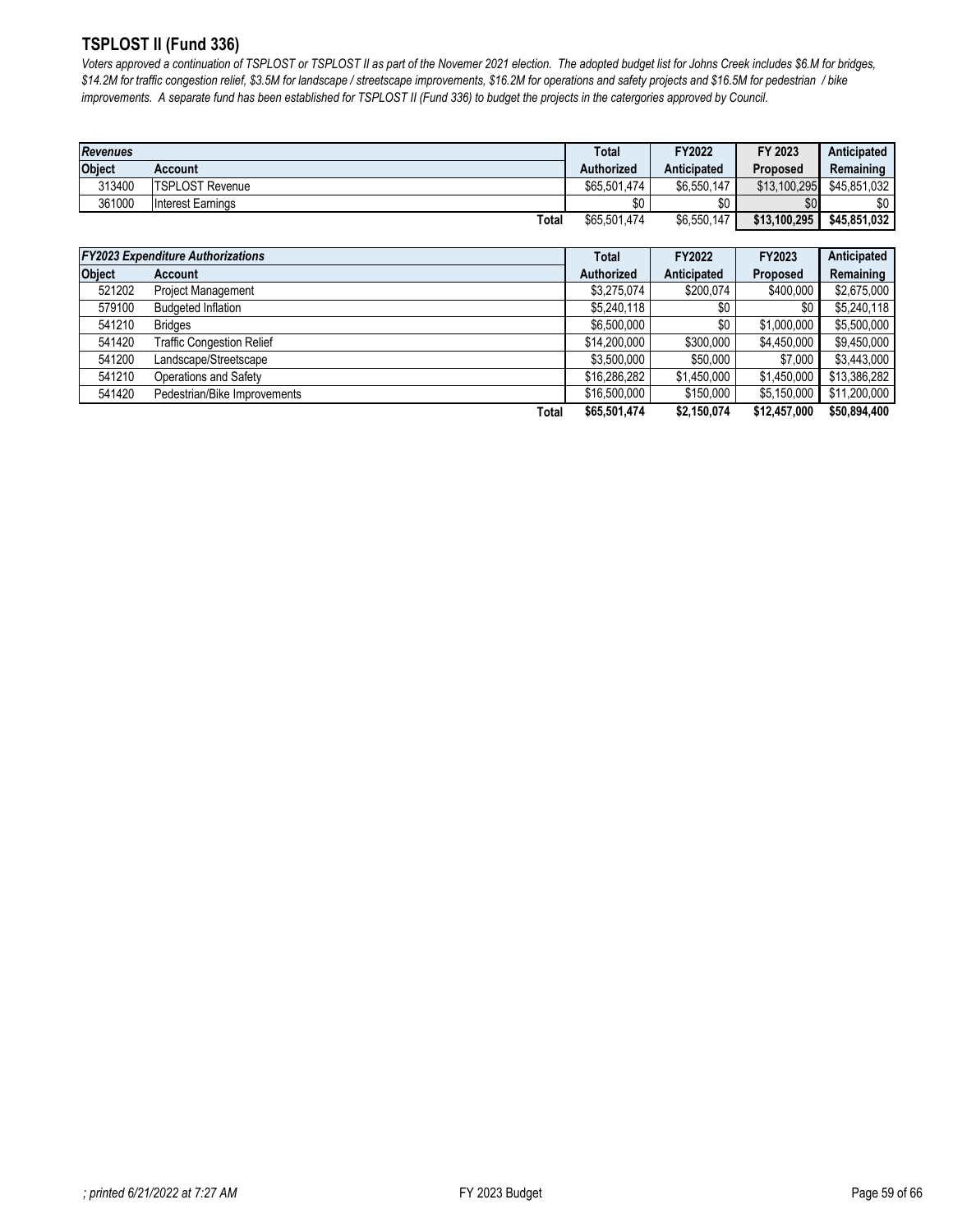## TSPLOST II (Fund 336)

*Voters approved a continuation of TSPLOST or TSPLOST II as part of the Novemer 2021 election. The adopted budget list for Johns Creek includes $6.M for bridges, $14.2M for traffic congestion relief, $3.5M for landscape / streetscape improvements, $16.2M for operations and safety projects and $16.5M for pedestrian / bike improvements. A separate fund has been established for TSPLOST II (Fund 336) to budget the projects in the catergories approved by Council.*

| ***Revenues*** | | Total | FY2022 | FY 2023 | Anticipated |
|---|---|---|---|---|---|
| **Object** | **Account** | **Authorized** | **Anticipated** | **Proposed** | **Remaining** |
| 313400 | TSPLOST Revenue | $65,501,474 | $6,550,147 | $13,100,295 | $45,851,032 |
| 361000 | Interest Earnings | $0 | $0 | $0 | $0 |
| | **Total** | $65,501,474 | $6,550,147 | **$13,100,295** | **$45,851,032** |

| ***FY2023 Expenditure Authorizations*** | | Total | FY2022 | FY2023 | Anticipated |
|---|---|---|---|---|---|
| **Object** | **Account** | **Authorized** | **Anticipated** | **Proposed** | **Remaining** |
| 521202 | Project Management | $3,275,074 | $200,074 | $400,000 | $2,675,000 |
| 579100 | Budgeted Inflation | $5,240,118 | $0 | $0 | $5,240,118 |
| 541210 | Bridges | $6,500,000 | $0 | $1,000,000 | $5,500,000 |
| 541420 | Traffic Congestion Relief | $14,200,000 | $300,000 | $4,450,000 | $9,450,000 |
| 541200 | Landscape/Streetscape | $3,500,000 | $50,000 | $7,000 | $3,443,000 |
| 541210 | Operations and Safety | $16,286,282 | $1,450,000 | $1,450,000 | $13,386,282 |
| 541420 | Pedestrian/Bike Improvements | $16,500,000 | $150,000 | $5,150,000 | $11,200,000 |
| | **Total** | **$65,501,474** | **$2,150,074** | **$12,457,000** | **$50,894,400** |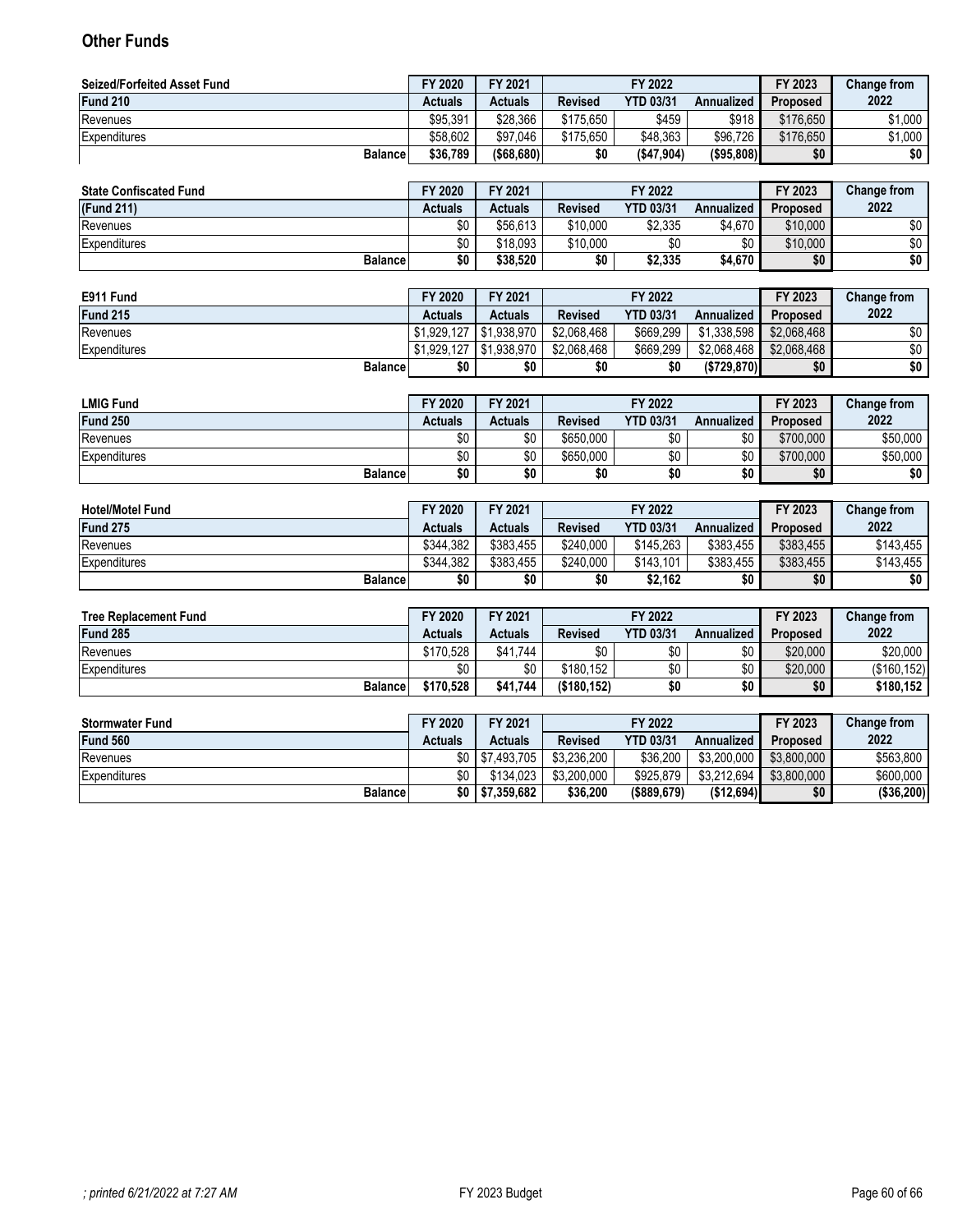## Other Funds

| Seized/Forfeited Asset Fund | FY 2020 | FY 2021 | FY 2022 | | | FY 2023 | Change from |
|---|---|---|---|---|---|---|---|
| Fund 210 | Actuals | Actuals | Revised | YTD 03/31 | Annualized | Proposed | 2022 |
| Revenues | $95,391 | $28,366 | $175,650 | $459 | $918 | $176,650 | $1,000 |
| Expenditures | $58,602 | $97,046 | $175,650 | $48,363 | $96,726 | $176,650 | $1,000 |
| **Balance** | **$36,789** | **($68,680)** | **$0** | **($47,904)** | **($95,808)** | **$0** | **$0** |

| State Confiscated Fund | FY 2020 | FY 2021 | FY 2022 | | | FY 2023 | Change from |
|---|---|---|---|---|---|---|---|
| (Fund 211) | Actuals | Actuals | Revised | YTD 03/31 | Annualized | Proposed | 2022 |
| Revenues | $0 | $56,613 | $10,000 | $2,335 | $4,670 | $10,000 | $0 |
| Expenditures | $0 | $18,093 | $10,000 | $0 | $0 | $10,000 | $0 |
| **Balance** | **$0** | **$38,520** | **$0** | **$2,335** | **$4,670** | **$0** | **$0** |

| E911 Fund | FY 2020 | FY 2021 | FY 2022 | | | FY 2023 | Change from |
|---|---|---|---|---|---|---|---|
| Fund 215 | Actuals | Actuals | Revised | YTD 03/31 | Annualized | Proposed | 2022 |
| Revenues | $1,929,127 | $1,938,970 | $2,068,468 | $669,299 | $1,338,598 | $2,068,468 | $0 |
| Expenditures | $1,929,127 | $1,938,970 | $2,068,468 | $669,299 | $2,068,468 | $2,068,468 | $0 |
| **Balance** | **$0** | **$0** | **$0** | **$0** | **($729,870)** | **$0** | **$0** |

| LMIG Fund | FY 2020 | FY 2021 | FY 2022 | | | FY 2023 | Change from |
|---|---|---|---|---|---|---|---|
| Fund 250 | Actuals | Actuals | Revised | YTD 03/31 | Annualized | Proposed | 2022 |
| Revenues | $0 | $0 | $650,000 | $0 | $0 | $700,000 | $50,000 |
| Expenditures | $0 | $0 | $650,000 | $0 | $0 | $700,000 | $50,000 |
| **Balance** | **$0** | **$0** | **$0** | **$0** | **$0** | **$0** | **$0** |

| Hotel/Motel Fund | FY 2020 | FY 2021 | FY 2022 | | | FY 2023 | Change from |
|---|---|---|---|---|---|---|---|
| Fund 275 | Actuals | Actuals | Revised | YTD 03/31 | Annualized | Proposed | 2022 |
| Revenues | $344,382 | $383,455 | $240,000 | $145,263 | $383,455 | $383,455 | $143,455 |
| Expenditures | $344,382 | $383,455 | $240,000 | $143,101 | $383,455 | $383,455 | $143,455 |
| **Balance** | **$0** | **$0** | **$0** | **$2,162** | **$0** | **$0** | **$0** |

| Tree Replacement Fund | FY 2020 | FY 2021 | FY 2022 | | | FY 2023 | Change from |
|---|---|---|---|---|---|---|---|
| Fund 285 | Actuals | Actuals | Revised | YTD 03/31 | Annualized | Proposed | 2022 |
| Revenues | $170,528 | $41,744 | $0 | $0 | $0 | $20,000 | $20,000 |
| Expenditures | $0 | $0 | $180,152 | $0 | $0 | $20,000 | ($160,152) |
| **Balance** | **$170,528** | **$41,744** | **($180,152)** | **$0** | **$0** | **$0** | **$180,152** |

| Stormwater Fund | FY 2020 | FY 2021 | FY 2022 | | | FY 2023 | Change from |
|---|---|---|---|---|---|---|---|
| Fund 560 | Actuals | Actuals | Revised | YTD 03/31 | Annualized | Proposed | 2022 |
| Revenues | $0 | $7,493,705 | $3,236,200 | $36,200 | $3,200,000 | $3,800,000 | $563,800 |
| Expenditures | $0 | $134,023 | $3,200,000 | $925,879 | $3,212,694 | $3,800,000 | $600,000 |
| **Balance** | **$0** | **$7,359,682** | **$36,200** | **($889,679)** | **($12,694)** | **$0** | **($36,200)** |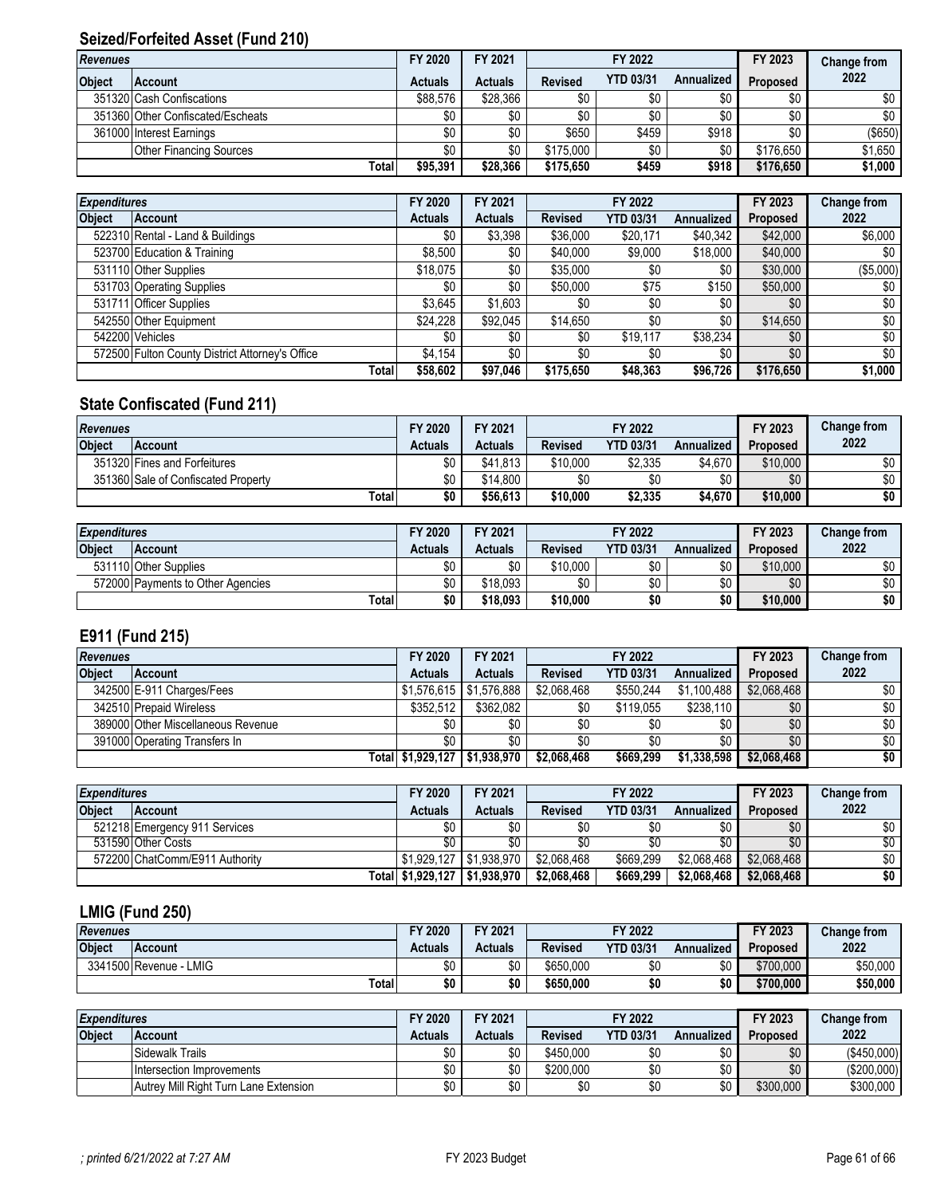## Seized/Forfeited Asset (Fund 210)

| *Revenues* | | FY 2020 | FY 2021 | FY 2022 | | | FY 2023 | Change from 2022 |
|---|---|---|---|---|---|---|---|---|
| **Object** | **Account** | **Actuals** | **Actuals** | **Revised** | **YTD 03/31** | **Annualized** | **Proposed** | |
| 351320 | Cash Confiscations | $88,576 | $28,366 | $0 | $0 | $0 | $0 | $0 |
| 351360 | Other Confiscated/Escheats | $0 | $0 | $0 | $0 | $0 | $0 | $0 |
| 361000 | Interest Earnings | $0 | $0 | $650 | $459 | $918 | $0 | ($650) |
| | Other Financing Sources | $0 | $0 | $175,000 | $0 | $0 | $176,650 | $1,650 |
| | **Total** | **$95,391** | **$28,366** | **$175,650** | **$459** | **$918** | **$176,650** | **$1,000** |

| *Expenditures* | | FY 2020 | FY 2021 | FY 2022 | | | FY 2023 | Change from 2022 |
|---|---|---|---|---|---|---|---|---|
| **Object** | **Account** | **Actuals** | **Actuals** | **Revised** | **YTD 03/31** | **Annualized** | **Proposed** | |
| 522310 | Rental - Land & Buildings | $0 | $3,398 | $36,000 | $20,171 | $40,342 | $42,000 | $6,000 |
| 523700 | Education & Training | $8,500 | $0 | $40,000 | $9,000 | $18,000 | $40,000 | $0 |
| 531110 | Other Supplies | $18,075 | $0 | $35,000 | $0 | $0 | $30,000 | ($5,000) |
| 531703 | Operating Supplies | $0 | $0 | $50,000 | $75 | $150 | $50,000 | $0 |
| 531711 | Officer Supplies | $3,645 | $1,603 | $0 | $0 | $0 | $0 | $0 |
| 542550 | Other Equipment | $24,228 | $92,045 | $14,650 | $0 | $0 | $14,650 | $0 |
| 542200 | Vehicles | $0 | $0 | $0 | $19,117 | $38,234 | $0 | $0 |
| 572500 | Fulton County District Attorney's Office | $4,154 | $0 | $0 | $0 | $0 | $0 | $0 |
| | **Total** | **$58,602** | **$97,046** | **$175,650** | **$48,363** | **$96,726** | **$176,650** | **$1,000** |

## State Confiscated (Fund 211)

| *Revenues* | | FY 2020 | FY 2021 | FY 2022 | | | FY 2023 | Change from 2022 |
|---|---|---|---|---|---|---|---|---|
| **Object** | **Account** | **Actuals** | **Actuals** | **Revised** | **YTD 03/31** | **Annualized** | **Proposed** | |
| 351320 | Fines and Forfeitures | $0 | $41,813 | $10,000 | $2,335 | $4,670 | $10,000 | $0 |
| 351360 | Sale of Confiscated Property | $0 | $14,800 | $0 | $0 | $0 | $0 | $0 |
| | **Total** | **$0** | **$56,613** | **$10,000** | **$2,335** | **$4,670** | **$10,000** | **$0** |

| *Expenditures* | | FY 2020 | FY 2021 | FY 2022 | | | FY 2023 | Change from 2022 |
|---|---|---|---|---|---|---|---|---|
| **Object** | **Account** | **Actuals** | **Actuals** | **Revised** | **YTD 03/31** | **Annualized** | **Proposed** | |
| 531110 | Other Supplies | $0 | $0 | $10,000 | $0 | $0 | $10,000 | $0 |
| 572000 | Payments to Other Agencies | $0 | $18,093 | $0 | $0 | $0 | $0 | $0 |
| | **Total** | **$0** | **$18,093** | **$10,000** | **$0** | **$0** | **$10,000** | **$0** |

## E911 (Fund 215)

| *Revenues* | | FY 2020 | FY 2021 | FY 2022 | | | FY 2023 | Change from 2022 |
|---|---|---|---|---|---|---|---|---|
| **Object** | **Account** | **Actuals** | **Actuals** | **Revised** | **YTD 03/31** | **Annualized** | **Proposed** | |
| 342500 | E-911 Charges/Fees | $1,576,615 | $1,576,888 | $2,068,468 | $550,244 | $1,100,488 | $2,068,468 | $0 |
| 342510 | Prepaid Wireless | $352,512 | $362,082 | $0 | $119,055 | $238,110 | $0 | $0 |
| 389000 | Other Miscellaneous Revenue | $0 | $0 | $0 | $0 | $0 | $0 | $0 |
| 391000 | Operating Transfers In | $0 | $0 | $0 | $0 | $0 | $0 | $0 |
| | **Total** | **$1,929,127** | **$1,938,970** | **$2,068,468** | **$669,299** | **$1,338,598** | **$2,068,468** | **$0** |

| *Expenditures* | | FY 2020 | FY 2021 | FY 2022 | | | FY 2023 | Change from 2022 |
|---|---|---|---|---|---|---|---|---|
| **Object** | **Account** | **Actuals** | **Actuals** | **Revised** | **YTD 03/31** | **Annualized** | **Proposed** | |
| 521218 | Emergency 911 Services | $0 | $0 | $0 | $0 | $0 | $0 | $0 |
| 531590 | Other Costs | $0 | $0 | $0 | $0 | $0 | $0 | $0 |
| 572200 | ChatComm/E911 Authority | $1,929,127 | $1,938,970 | $2,068,468 | $669,299 | $2,068,468 | $2,068,468 | $0 |
| | **Total** | **$1,929,127** | **$1,938,970** | **$2,068,468** | **$669,299** | **$2,068,468** | **$2,068,468** | **$0** |

## LMIG (Fund 250)

| *Revenues* | | FY 2020 | FY 2021 | FY 2022 | | | FY 2023 | Change from 2022 |
|---|---|---|---|---|---|---|---|---|
| **Object** | **Account** | **Actuals** | **Actuals** | **Revised** | **YTD 03/31** | **Annualized** | **Proposed** | |
| 3341500 | Revenue - LMIG | $0 | $0 | $650,000 | $0 | $0 | $700,000 | $50,000 |
| | **Total** | **$0** | **$0** | **$650,000** | **$0** | **$0** | **$700,000** | **$50,000** |

| *Expenditures* | | FY 2020 | FY 2021 | FY 2022 | | | FY 2023 | Change from 2022 |
|---|---|---|---|---|---|---|---|---|
| **Object** | **Account** | **Actuals** | **Actuals** | **Revised** | **YTD 03/31** | **Annualized** | **Proposed** | |
| | Sidewalk Trails | $0 | $0 | $450,000 | $0 | $0 | $0 | ($450,000) |
| | Intersection Improvements | $0 | $0 | $200,000 | $0 | $0 | $0 | ($200,000) |
| | Autrey Mill Right Turn Lane Extension | $0 | $0 | $0 | $0 | $0 | $300,000 | $300,000 |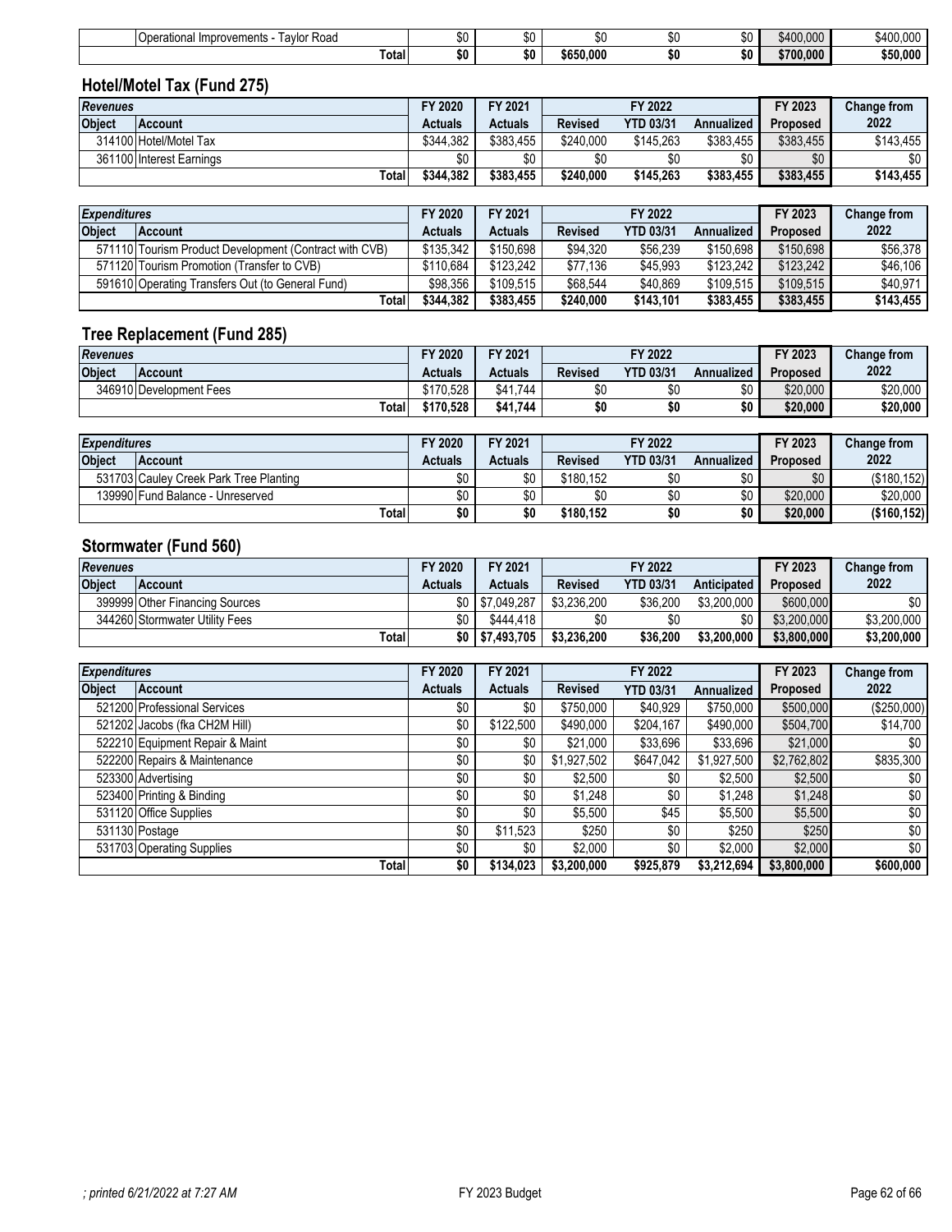| | | | | | | | | |
|---|---|---|---|---|---|---|---|---|
| | Operational Improvements - Taylor Road | $0 | $0 | $0 | $0 | $0 | $400,000 | $400,000 |
| | Total | $0 | $0 | $650,000 | $0 | $0 | $700,000 | $50,000 |

## Hotel/Motel Tax (Fund 275)

| *Revenues* | | FY 2020 | FY 2021 | FY 2022 | | | FY 2023 | Change from |
|---|---|---|---|---|---|---|---|---|
| **Object** | **Account** | **Actuals** | **Actuals** | **Revised** | **YTD 03/31** | **Annualized** | **Proposed** | **2022** |
| 314100 | Hotel/Motel Tax | $344,382 | $383,455 | $240,000 | $145,263 | $383,455 | $383,455 | $143,455 |
| 361100 | Interest Earnings | $0 | $0 | $0 | $0 | $0 | $0 | $0 |
| | Total | $344,382 | $383,455 | $240,000 | $145,263 | $383,455 | $383,455 | $143,455 |

| *Expenditures* | | FY 2020 | FY 2021 | FY 2022 | | | FY 2023 | Change from |
|---|---|---|---|---|---|---|---|---|
| **Object** | **Account** | **Actuals** | **Actuals** | **Revised** | **YTD 03/31** | **Annualized** | **Proposed** | **2022** |
| 571110 | Tourism Product Development (Contract with CVB) | $135,342 | $150,698 | $94,320 | $56,239 | $150,698 | $150,698 | $56,378 |
| 571120 | Tourism Promotion (Transfer to CVB) | $110,684 | $123,242 | $77,136 | $45,993 | $123,242 | $123,242 | $46,106 |
| 591610 | Operating Transfers Out (to General Fund) | $98,356 | $109,515 | $68,544 | $40,869 | $109,515 | $109,515 | $40,971 |
| | Total | $344,382 | $383,455 | $240,000 | $143,101 | $383,455 | $383,455 | $143,455 |

## Tree Replacement (Fund 285)

| *Revenues* | | FY 2020 | FY 2021 | FY 2022 | | | FY 2023 | Change from |
|---|---|---|---|---|---|---|---|---|
| **Object** | **Account** | **Actuals** | **Actuals** | **Revised** | **YTD 03/31** | **Annualized** | **Proposed** | **2022** |
| 346910 | Development Fees | $170,528 | $41,744 | $0 | $0 | $0 | $20,000 | $20,000 |
| | Total | $170,528 | $41,744 | $0 | $0 | $0 | $20,000 | $20,000 |

| *Expenditures* | | FY 2020 | FY 2021 | FY 2022 | | | FY 2023 | Change from |
|---|---|---|---|---|---|---|---|---|
| **Object** | **Account** | **Actuals** | **Actuals** | **Revised** | **YTD 03/31** | **Annualized** | **Proposed** | **2022** |
| 531703 | Cauley Creek Park Tree Planting | $0 | $0 | $180,152 | $0 | $0 | $0 | ($180,152) |
| 139990 | Fund Balance - Unreserved | $0 | $0 | $0 | $0 | $0 | $20,000 | $20,000 |
| | Total | $0 | $0 | $180,152 | $0 | $0 | $20,000 | ($160,152) |

## Stormwater (Fund 560)

| *Revenues* | | FY 2020 | FY 2021 | FY 2022 | | | FY 2023 | Change from |
|---|---|---|---|---|---|---|---|---|
| **Object** | **Account** | **Actuals** | **Actuals** | **Revised** | **YTD 03/31** | **Anticipated** | **Proposed** | **2022** |
| 399999 | Other Financing Sources | $0 | $7,049,287 | $3,236,200 | $36,200 | $3,200,000 | $600,000 | $0 |
| 344260 | Stormwater Utility Fees | $0 | $444,418 | $0 | $0 | $0 | $3,200,000 | $3,200,000 |
| | Total | $0 | $7,493,705 | $3,236,200 | $36,200 | $3,200,000 | $3,800,000 | $3,200,000 |

| *Expenditures* | | FY 2020 | FY 2021 | FY 2022 | | | FY 2023 | Change from |
|---|---|---|---|---|---|---|---|---|
| **Object** | **Account** | **Actuals** | **Actuals** | **Revised** | **YTD 03/31** | **Annualized** | **Proposed** | **2022** |
| 521200 | Professional Services | $0 | $0 | $750,000 | $40,929 | $750,000 | $500,000 | ($250,000) |
| 521202 | Jacobs (fka CH2M Hill) | $0 | $122,500 | $490,000 | $204,167 | $490,000 | $504,700 | $14,700 |
| 522210 | Equipment Repair & Maint | $0 | $0 | $21,000 | $33,696 | $33,696 | $21,000 | $0 |
| 522200 | Repairs & Maintenance | $0 | $0 | $1,927,502 | $647,042 | $1,927,500 | $2,762,802 | $835,300 |
| 523300 | Advertising | $0 | $0 | $2,500 | $0 | $2,500 | $2,500 | $0 |
| 523400 | Printing & Binding | $0 | $0 | $1,248 | $0 | $1,248 | $1,248 | $0 |
| 531120 | Office Supplies | $0 | $0 | $5,500 | $45 | $5,500 | $5,500 | $0 |
| 531130 | Postage | $0 | $11,523 | $250 | $0 | $250 | $250 | $0 |
| 531703 | Operating Supplies | $0 | $0 | $2,000 | $0 | $2,000 | $2,000 | $0 |
| | Total | $0 | $134,023 | $3,200,000 | $925,879 | $3,212,694 | $3,800,000 | $600,000 |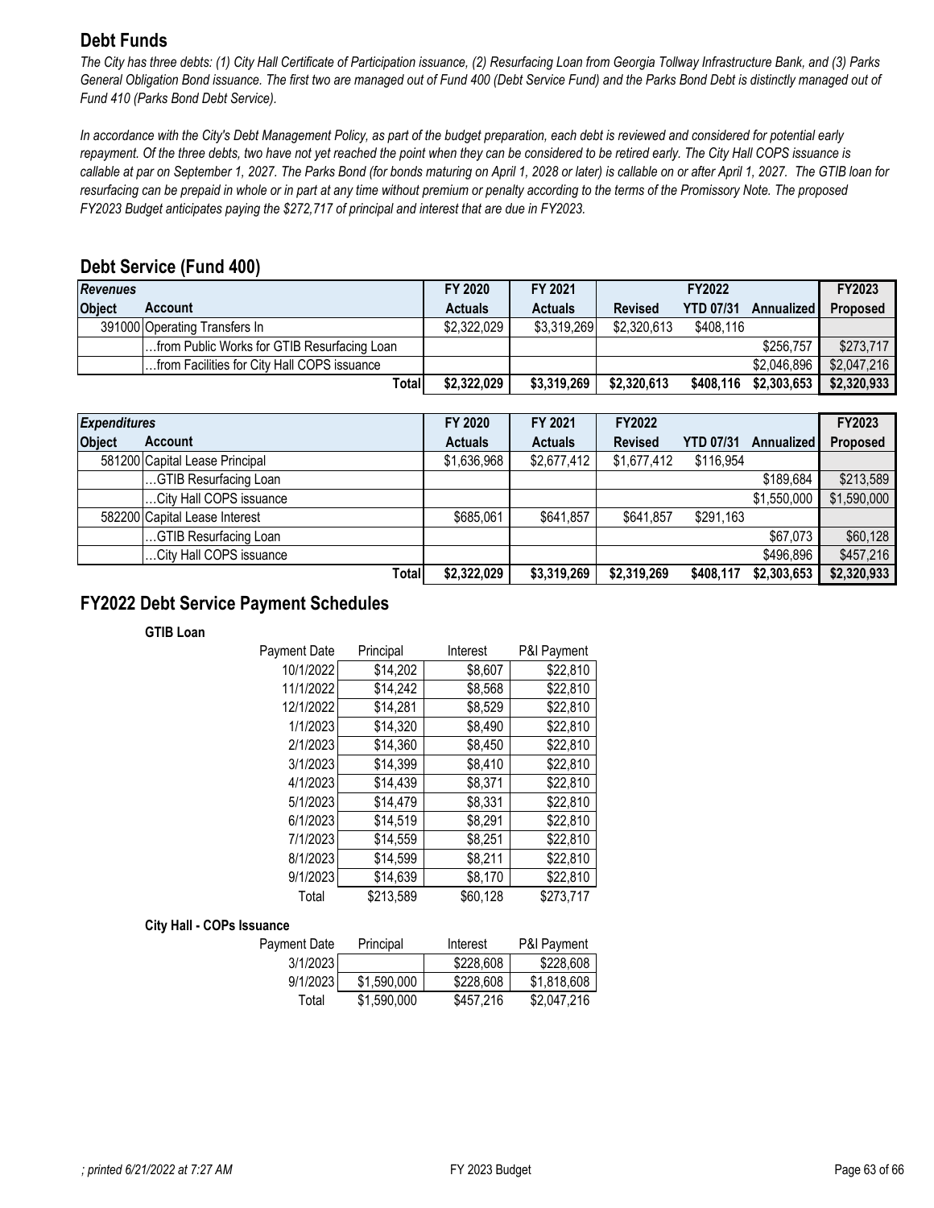## Debt Funds

*The City has three debts: (1) City Hall Certificate of Participation issuance, (2) Resurfacing Loan from Georgia Tollway Infrastructure Bank, and (3) Parks General Obligation Bond issuance. The first two are managed out of Fund 400 (Debt Service Fund) and the Parks Bond Debt is distinctly managed out of Fund 410 (Parks Bond Debt Service).*

*In accordance with the City's Debt Management Policy, as part of the budget preparation, each debt is reviewed and considered for potential early repayment. Of the three debts, two have not yet reached the point when they can be considered to be retired early. The City Hall COPS issuance is callable at par on September 1, 2027. The Parks Bond (for bonds maturing on April 1, 2028 or later) is callable on or after April 1, 2027. The GTIB loan for resurfacing can be prepaid in whole or in part at any time without premium or penalty according to the terms of the Promissory Note. The proposed FY2023 Budget anticipates paying the $272,717 of principal and interest that are due in FY2023.*

## Debt Service (Fund 400)

| *Revenues* | | FY 2020 | FY 2021 | FY2022 | | | FY2023 |
|---|---|---|---|---|---|---|---|
| **Object** | **Account** | **Actuals** | **Actuals** | **Revised** | **YTD 07/31** | **Annualized** | **Proposed** |
| 391000 | Operating Transfers In | $2,322,029 | $3,319,269 | $2,320,613 | $408,116 | | |
| | …from Public Works for GTIB Resurfacing Loan | | | | | $256,757 | $273,717 |
| | …from Facilities for City Hall COPS issuance | | | | | $2,046,896 | $2,047,216 |
| | **Total** | **$2,322,029** | **$3,319,269** | **$2,320,613** | **$408,116** | **$2,303,653** | **$2,320,933** |

| *Expenditures* | | FY 2020 | FY 2021 | FY2022 | | | FY2023 |
|---|---|---|---|---|---|---|---|
| **Object** | **Account** | **Actuals** | **Actuals** | **Revised** | **YTD 07/31** | **Annualized** | **Proposed** |
| 581200 | Capital Lease Principal | $1,636,968 | $2,677,412 | $1,677,412 | $116,954 | | |
| | …GTIB Resurfacing Loan | | | | | $189,684 | $213,589 |
| | …City Hall COPS issuance | | | | | $1,550,000 | $1,590,000 |
| 582200 | Capital Lease Interest | $685,061 | $641,857 | $641,857 | $291,163 | | |
| | …GTIB Resurfacing Loan | | | | | $67,073 | $60,128 |
| | …City Hall COPS issuance | | | | | $496,896 | $457,216 |
| | **Total** | **$2,322,029** | **$3,319,269** | **$2,319,269** | **$408,117** | **$2,303,653** | **$2,320,933** |

## FY2022 Debt Service Payment Schedules

**GTIB Loan**

| Payment Date | Principal | Interest | P&I Payment |
|---|---|---|---|
| 10/1/2022 | $14,202 | $8,607 | $22,810 |
| 11/1/2022 | $14,242 | $8,568 | $22,810 |
| 12/1/2022 | $14,281 | $8,529 | $22,810 |
| 1/1/2023 | $14,320 | $8,490 | $22,810 |
| 2/1/2023 | $14,360 | $8,450 | $22,810 |
| 3/1/2023 | $14,399 | $8,410 | $22,810 |
| 4/1/2023 | $14,439 | $8,371 | $22,810 |
| 5/1/2023 | $14,479 | $8,331 | $22,810 |
| 6/1/2023 | $14,519 | $8,291 | $22,810 |
| 7/1/2023 | $14,559 | $8,251 | $22,810 |
| 8/1/2023 | $14,599 | $8,211 | $22,810 |
| 9/1/2023 | $14,639 | $8,170 | $22,810 |
| Total | $213,589 | $60,128 | $273,717 |

**City Hall - COPs Issuance**

| Payment Date | Principal | Interest | P&I Payment |
|---|---|---|---|
| 3/1/2023 | | $228,608 | $228,608 |
| 9/1/2023 | $1,590,000 | $228,608 | $1,818,608 |
| Total | $1,590,000 | $457,216 | $2,047,216 |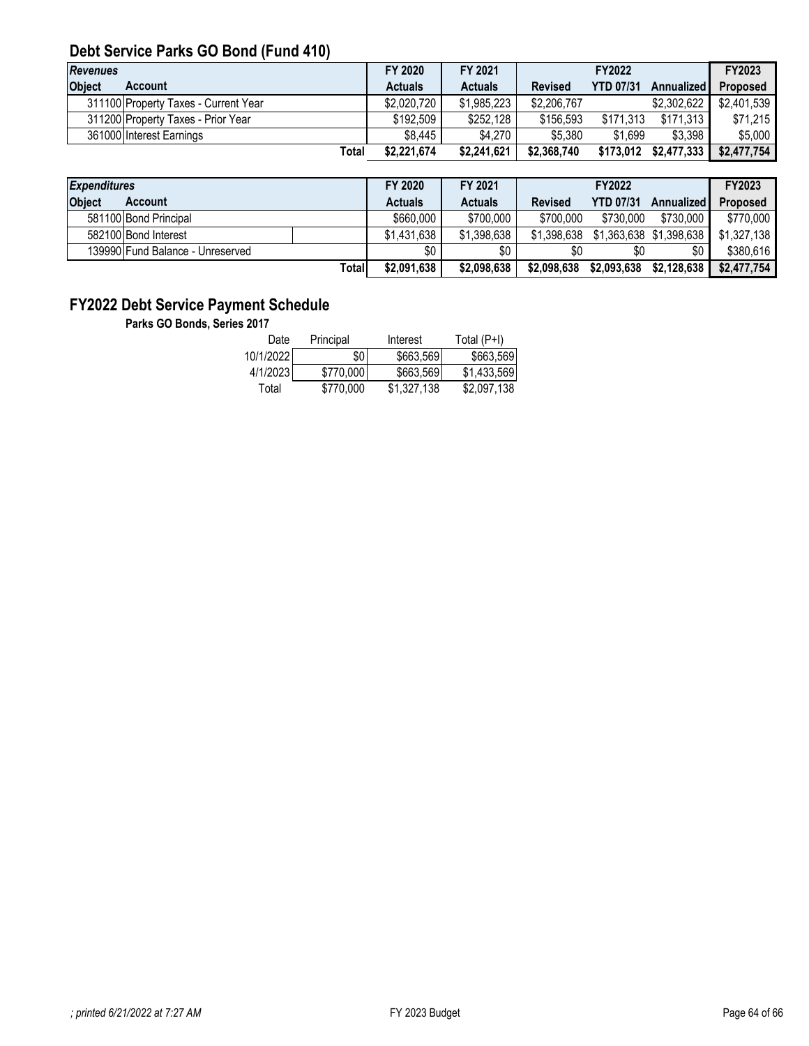## Debt Service Parks GO Bond (Fund 410)

| *Revenues* | | FY 2020 | FY 2021 | FY2022 | | | FY2023 |
|---|---|---|---|---|---|---|---|
| **Object** | **Account** | **Actuals** | **Actuals** | **Revised** | **YTD 07/31** | **Annualized** | **Proposed** |
| 311100 | Property Taxes - Current Year | $2,020,720 | $1,985,223 | $2,206,767 | | $2,302,622 | $2,401,539 |
| 311200 | Property Taxes - Prior Year | $192,509 | $252,128 | $156,593 | $171,313 | $171,313 | $71,215 |
| 361000 | Interest Earnings | $8,445 | $4,270 | $5,380 | $1,699 | $3,398 | $5,000 |
| | **Total** | **$2,221,674** | **$2,241,621** | **$2,368,740** | **$173,012** | **$2,477,333** | **$2,477,754** |

| *Expenditures* | | FY 2020 | FY 2021 | FY2022 | | | FY2023 |
|---|---|---|---|---|---|---|---|
| **Object** | **Account** | **Actuals** | **Actuals** | **Revised** | **YTD 07/31** | **Annualized** | **Proposed** |
| 581100 | Bond Principal | $660,000 | $700,000 | $700,000 | $730,000 | $730,000 | $770,000 |
| 582100 | Bond Interest | $1,431,638 | $1,398,638 | $1,398,638 | $1,363,638 | $1,398,638 | $1,327,138 |
| 139990 | Fund Balance - Unreserved | $0 | $0 | $0 | $0 | $0 | $380,616 |
| | **Total** | **$2,091,638** | **$2,098,638** | **$2,098,638** | **$2,093,638** | **$2,128,638** | **$2,477,754** |

## FY2022 Debt Service Payment Schedule

**Parks GO Bonds, Series 2017**

| Date | Principal | Interest | Total (P+I) |
|---|---|---|---|
| 10/1/2022 | $0 | $663,569 | $663,569 |
| 4/1/2023 | $770,000 | $663,569 | $1,433,569 |
| Total | $770,000 | $1,327,138 | $2,097,138 |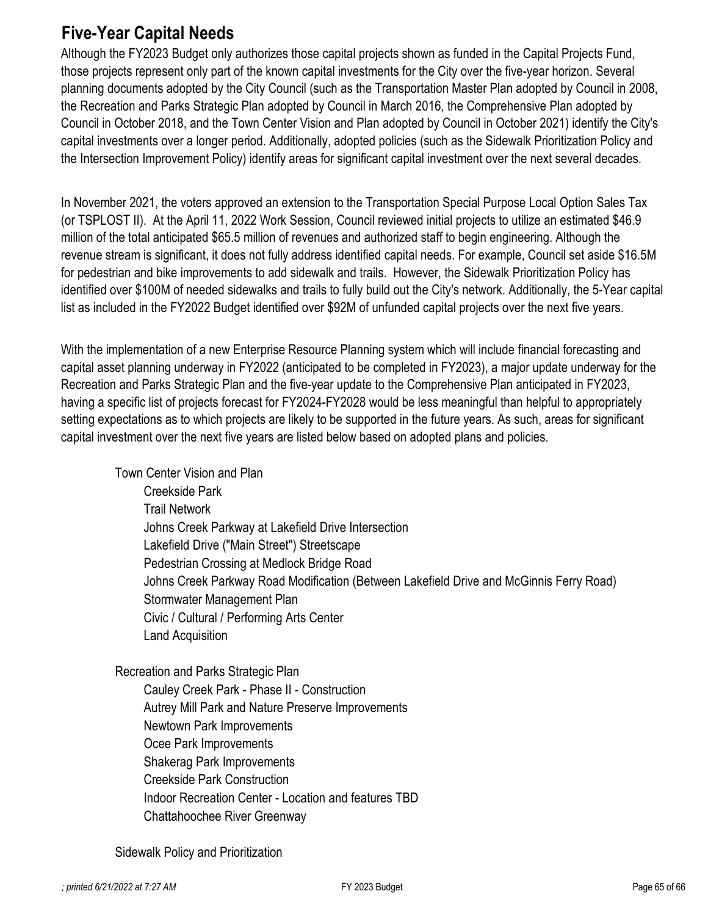## Five-Year Capital Needs

Although the FY2023 Budget only authorizes those capital projects shown as funded in the Capital Projects Fund, those projects represent only part of the known capital investments for the City over the five-year horizon. Several planning documents adopted by the City Council (such as the Transportation Master Plan adopted by Council in 2008, the Recreation and Parks Strategic Plan adopted by Council in March 2016, the Comprehensive Plan adopted by Council in October 2018, and the Town Center Vision and Plan adopted by Council in October 2021) identify the City's capital investments over a longer period. Additionally, adopted policies (such as the Sidewalk Prioritization Policy and the Intersection Improvement Policy) identify areas for significant capital investment over the next several decades.

In November 2021, the voters approved an extension to the Transportation Special Purpose Local Option Sales Tax (or TSPLOST II). At the April 11, 2022 Work Session, Council reviewed initial projects to utilize an estimated $46.9 million of the total anticipated $65.5 million of revenues and authorized staff to begin engineering. Although the revenue stream is significant, it does not fully address identified capital needs. For example, Council set aside $16.5M for pedestrian and bike improvements to add sidewalk and trails. However, the Sidewalk Prioritization Policy has identified over $100M of needed sidewalks and trails to fully build out the City's network. Additionally, the 5-Year capital list as included in the FY2022 Budget identified over $92M of unfunded capital projects over the next five years.

With the implementation of a new Enterprise Resource Planning system which will include financial forecasting and capital asset planning underway in FY2022 (anticipated to be completed in FY2023), a major update underway for the Recreation and Parks Strategic Plan and the five-year update to the Comprehensive Plan anticipated in FY2023, having a specific list of projects forecast for FY2024-FY2028 would be less meaningful than helpful to appropriately setting expectations as to which projects are likely to be supported in the future years. As such, areas for significant capital investment over the next five years are listed below based on adopted plans and policies.

- Town Center Vision and Plan
  - Creekside Park
  - Trail Network
  - Johns Creek Parkway at Lakefield Drive Intersection
  - Lakefield Drive ("Main Street") Streetscape
  - Pedestrian Crossing at Medlock Bridge Road
  - Johns Creek Parkway Road Modification (Between Lakefield Drive and McGinnis Ferry Road)
  - Stormwater Management Plan
  - Civic / Cultural / Performing Arts Center
  - Land Acquisition
- Recreation and Parks Strategic Plan
  - Cauley Creek Park - Phase II - Construction
  - Autrey Mill Park and Nature Preserve Improvements
  - Newtown Park Improvements
  - Ocee Park Improvements
  - Shakerag Park Improvements
  - Creekside Park Construction
  - Indoor Recreation Center - Location and features TBD
  - Chattahoochee River Greenway
- Sidewalk Policy and Prioritization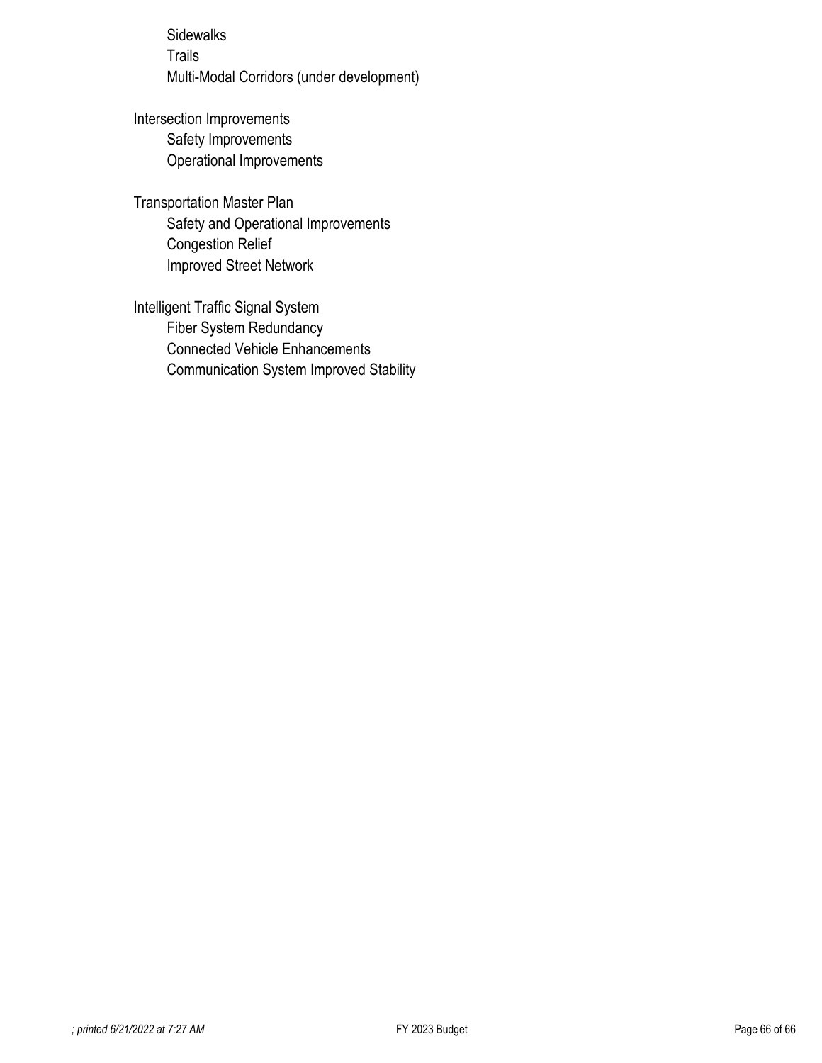- Sidewalks
- Trails
- Multi-Modal Corridors (under development)

Intersection Improvements
- Safety Improvements
- Operational Improvements

Transportation Master Plan
- Safety and Operational Improvements
- Congestion Relief
- Improved Street Network

Intelligent Traffic Signal System
- Fiber System Redundancy
- Connected Vehicle Enhancements
- Communication System Improved Stability